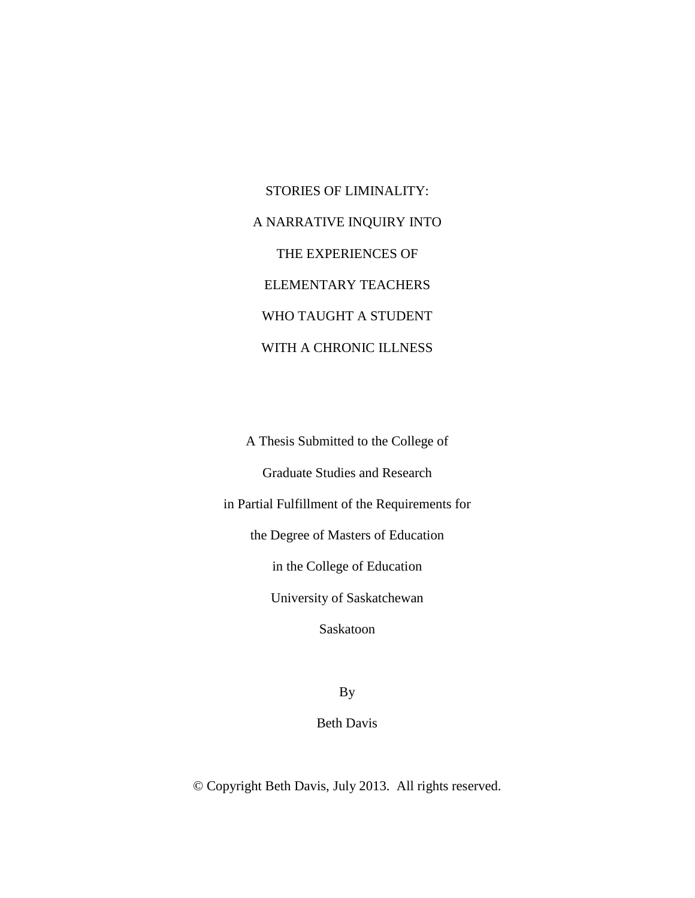# STORIES OF LIMINALITY:

# A NARRATIVE INQUIRY INTO

# THE EXPERIENCES OF

# ELEMENTARY TEACHERS

# WHO TAUGHT A STUDENT

# WITH A CHRONIC ILLNESS

A Thesis Submitted to the College of

Graduate Studies and Research

in Partial Fulfillment of the Requirements for

the Degree of Masters of Education

in the College of Education

University of Saskatchewan

Saskatoon

By

Beth Davis

© Copyright Beth Davis, July 2013. All rights reserved.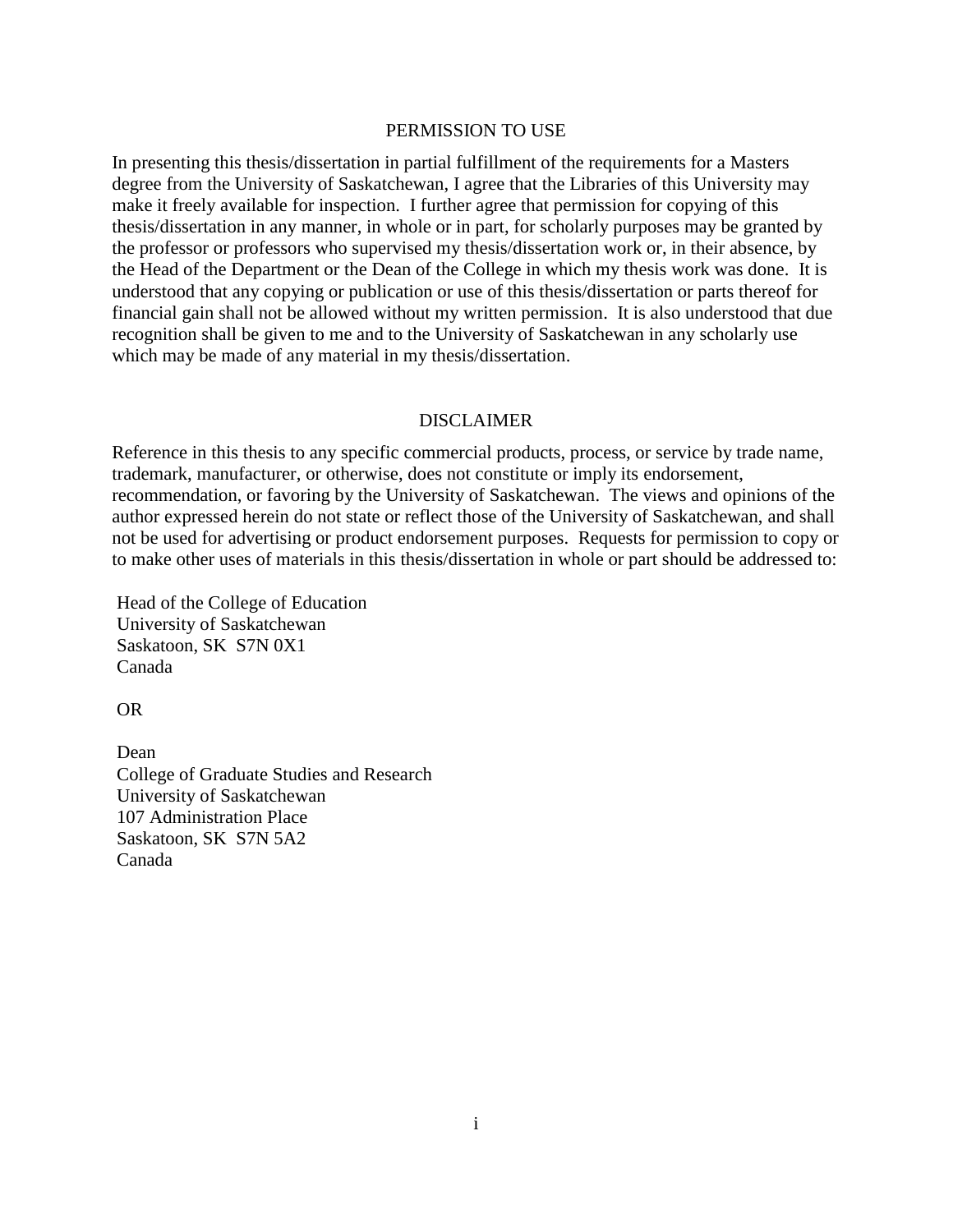## PERMISSION TO USE

In presenting this thesis/dissertation in partial fulfillment of the requirements for a Masters degree from the University of Saskatchewan, I agree that the Libraries of this University may make it freely available for inspection. I further agree that permission for copying of this thesis/dissertation in any manner, in whole or in part, for scholarly purposes may be granted by the professor or professors who supervised my thesis/dissertation work or, in their absence, by the Head of the Department or the Dean of the College in which my thesis work was done. It is understood that any copying or publication or use of this thesis/dissertation or parts thereof for financial gain shall not be allowed without my written permission. It is also understood that due recognition shall be given to me and to the University of Saskatchewan in any scholarly use which may be made of any material in my thesis/dissertation.

## DISCLAIMER

Reference in this thesis to any specific commercial products, process, or service by trade name, trademark, manufacturer, or otherwise, does not constitute or imply its endorsement, recommendation, or favoring by the University of Saskatchewan. The views and opinions of the author expressed herein do not state or reflect those of the University of Saskatchewan, and shall not be used for advertising or product endorsement purposes. Requests for permission to copy or to make other uses of materials in this thesis/dissertation in whole or part should be addressed to:

Head of the College of Education
University of Saskatchewan
Saskatoon, SK S7N 0X1
Canada

OR

Dean
College of Graduate Studies and Research
University of Saskatchewan
107 Administration Place
Saskatoon, SK S7N 5A2
Canada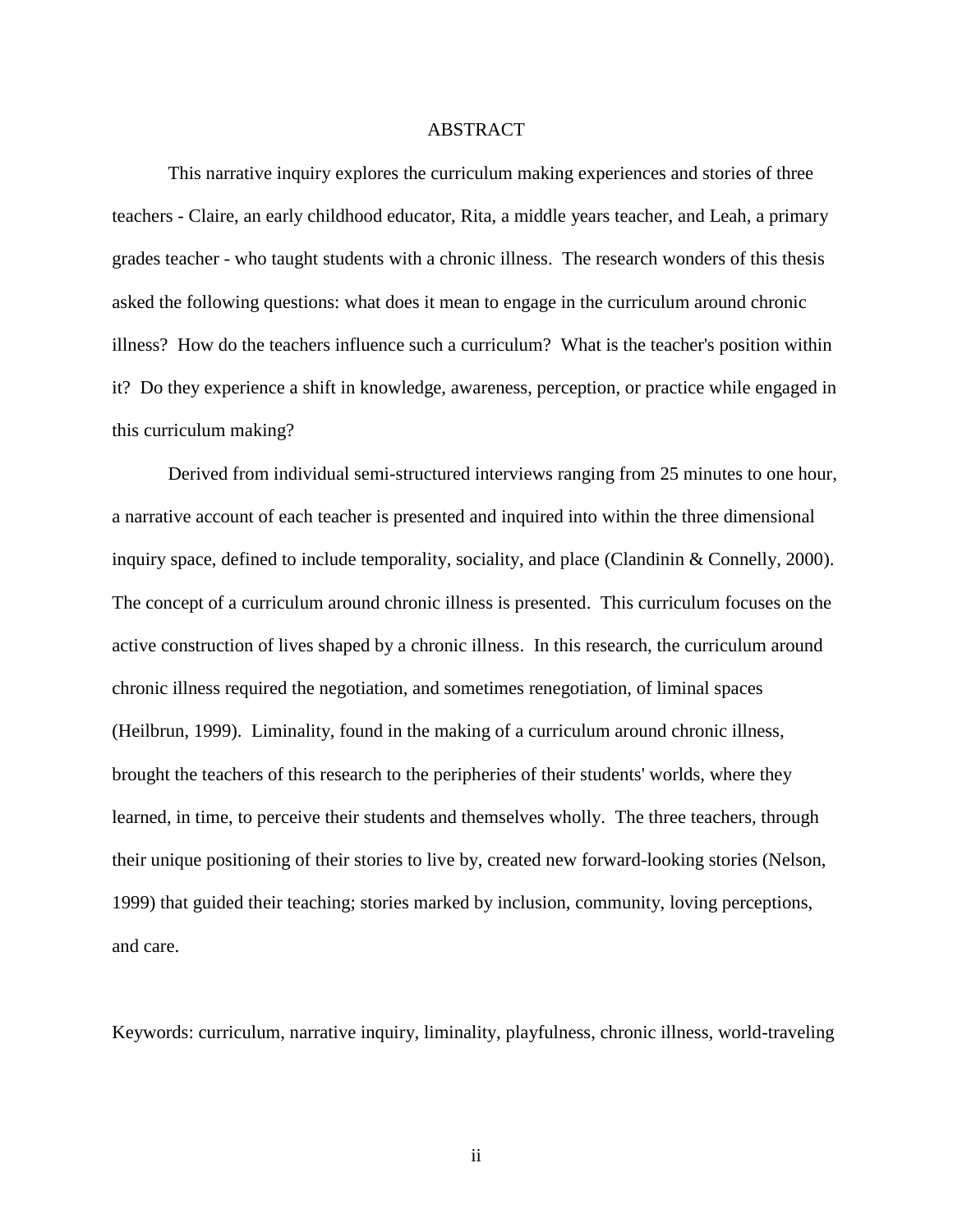# ABSTRACT

This narrative inquiry explores the curriculum making experiences and stories of three teachers - Claire, an early childhood educator, Rita, a middle years teacher, and Leah, a primary grades teacher - who taught students with a chronic illness. The research wonders of this thesis asked the following questions: what does it mean to engage in the curriculum around chronic illness? How do the teachers influence such a curriculum? What is the teacher's position within it? Do they experience a shift in knowledge, awareness, perception, or practice while engaged in this curriculum making?

Derived from individual semi-structured interviews ranging from 25 minutes to one hour, a narrative account of each teacher is presented and inquired into within the three dimensional inquiry space, defined to include temporality, sociality, and place (Clandinin & Connelly, 2000). The concept of a curriculum around chronic illness is presented. This curriculum focuses on the active construction of lives shaped by a chronic illness. In this research, the curriculum around chronic illness required the negotiation, and sometimes renegotiation, of liminal spaces (Heilbrun, 1999). Liminality, found in the making of a curriculum around chronic illness, brought the teachers of this research to the peripheries of their students' worlds, where they learned, in time, to perceive their students and themselves wholly. The three teachers, through their unique positioning of their stories to live by, created new forward-looking stories (Nelson, 1999) that guided their teaching; stories marked by inclusion, community, loving perceptions, and care.

Keywords: curriculum, narrative inquiry, liminality, playfulness, chronic illness, world-traveling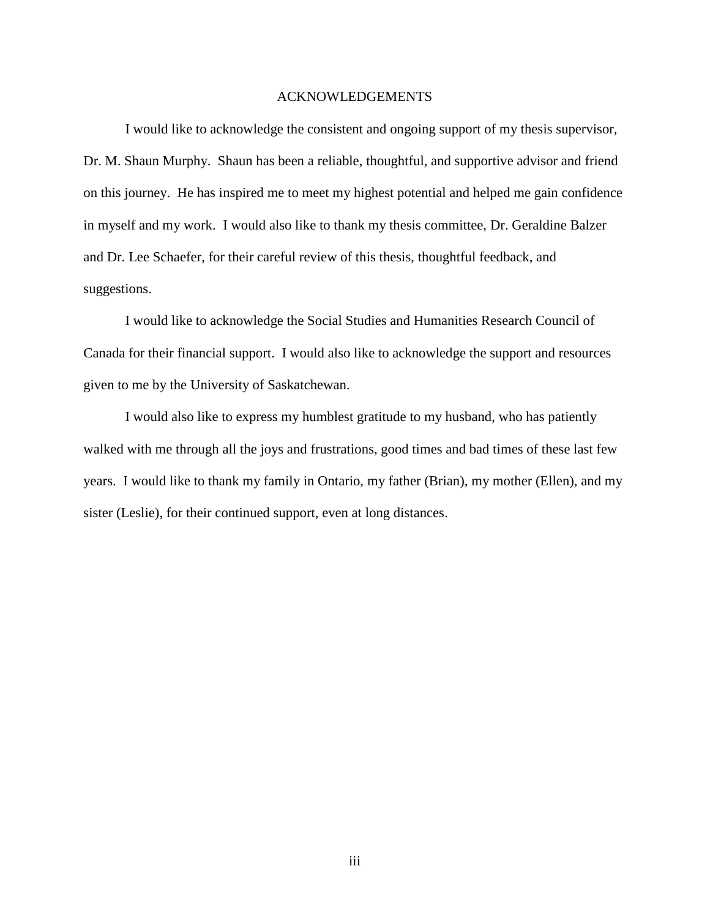# ACKNOWLEDGEMENTS

I would like to acknowledge the consistent and ongoing support of my thesis supervisor, Dr. M. Shaun Murphy. Shaun has been a reliable, thoughtful, and supportive advisor and friend on this journey. He has inspired me to meet my highest potential and helped me gain confidence in myself and my work. I would also like to thank my thesis committee, Dr. Geraldine Balzer and Dr. Lee Schaefer, for their careful review of this thesis, thoughtful feedback, and suggestions.

I would like to acknowledge the Social Studies and Humanities Research Council of Canada for their financial support. I would also like to acknowledge the support and resources given to me by the University of Saskatchewan.

I would also like to express my humblest gratitude to my husband, who has patiently walked with me through all the joys and frustrations, good times and bad times of these last few years. I would like to thank my family in Ontario, my father (Brian), my mother (Ellen), and my sister (Leslie), for their continued support, even at long distances.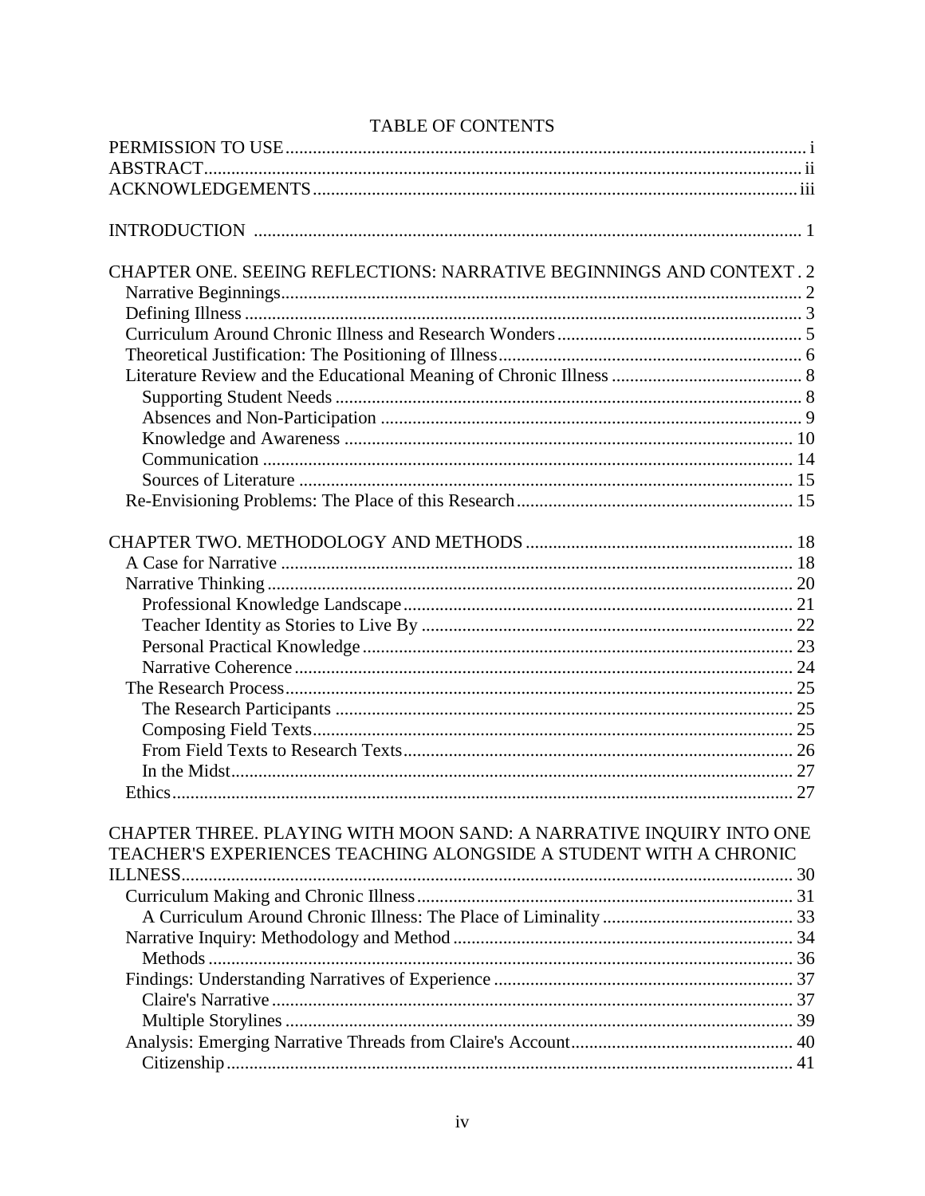# TABLE OF CONTENTS

PERMISSION TO USE ..... i
ABSTRACT ..... ii
ACKNOWLEDGEMENTS ..... iii

INTRODUCTION ..... 1

CHAPTER ONE. SEEING REFLECTIONS: NARRATIVE BEGINNINGS AND CONTEXT . 2
- Narrative Beginnings ..... 2
- Defining Illness ..... 3
- Curriculum Around Chronic Illness and Research Wonders ..... 5
- Theoretical Justification: The Positioning of Illness ..... 6
- Literature Review and the Educational Meaning of Chronic Illness ..... 8
  - Supporting Student Needs ..... 8
  - Absences and Non-Participation ..... 9
  - Knowledge and Awareness ..... 10
  - Communication ..... 14
  - Sources of Literature ..... 15
- Re-Envisioning Problems: The Place of this Research ..... 15

CHAPTER TWO. METHODOLOGY AND METHODS ..... 18
- A Case for Narrative ..... 18
- Narrative Thinking ..... 20
  - Professional Knowledge Landscape ..... 21
  - Teacher Identity as Stories to Live By ..... 22
  - Personal Practical Knowledge ..... 23
  - Narrative Coherence ..... 24
- The Research Process ..... 25
  - The Research Participants ..... 25
  - Composing Field Texts ..... 25
  - From Field Texts to Research Texts ..... 26
  - In the Midst ..... 27
- Ethics ..... 27

CHAPTER THREE. PLAYING WITH MOON SAND: A NARRATIVE INQUIRY INTO ONE TEACHER'S EXPERIENCES TEACHING ALONGSIDE A STUDENT WITH A CHRONIC ILLNESS ..... 30
- Curriculum Making and Chronic Illness ..... 31
  - A Curriculum Around Chronic Illness: The Place of Liminality ..... 33
- Narrative Inquiry: Methodology and Method ..... 34
  - Methods ..... 36
- Findings: Understanding Narratives of Experience ..... 37
  - Claire's Narrative ..... 37
  - Multiple Storylines ..... 39
- Analysis: Emerging Narrative Threads from Claire's Account ..... 40
  - Citizenship ..... 41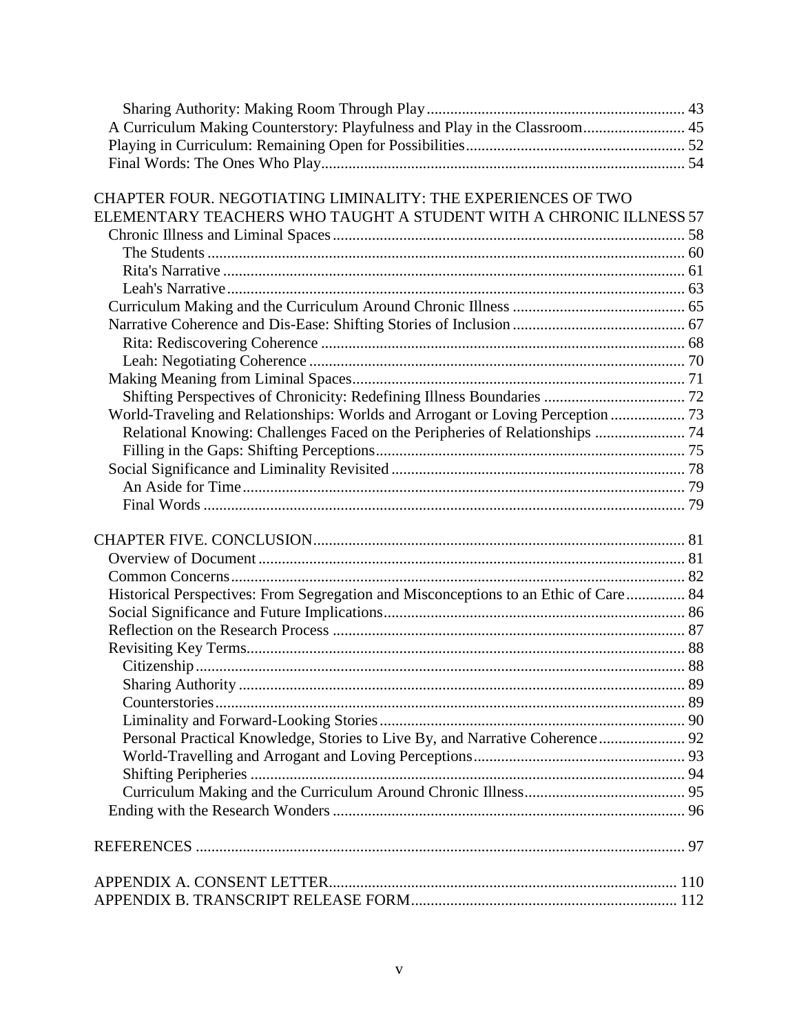Sharing Authority: Making Room Through Play ........................................................................ 43
A Curriculum Making Counterstory: Playfulness and Play in the Classroom.......................... 45
Playing in Curriculum: Remaining Open for Possibilities....................................................... 52
Final Words: The Ones Who Play............................................................................................ 54

CHAPTER FOUR. NEGOTIATING LIMINALITY: THE EXPERIENCES OF TWO ELEMENTARY TEACHERS WHO TAUGHT A STUDENT WITH A CHRONIC ILLNESS 57
Chronic Illness and Liminal Spaces.......................................................................................... 58
The Students .......................................................................................................................... 60
Rita's Narrative ...................................................................................................................... 61
Leah's Narrative..................................................................................................................... 63
Curriculum Making and the Curriculum Around Chronic Illness ............................................ 65
Narrative Coherence and Dis-Ease: Shifting Stories of Inclusion ............................................ 67
Rita: Rediscovering Coherence ............................................................................................. 68
Leah: Negotiating Coherence ................................................................................................ 70
Making Meaning from Liminal Spaces..................................................................................... 71
Shifting Perspectives of Chronicity: Redefining Illness Boundaries .................................... 72
World-Traveling and Relationships: Worlds and Arrogant or Loving Perception ................... 73
Relational Knowing: Challenges Faced on the Peripheries of Relationships ....................... 74
Filling in the Gaps: Shifting Perceptions............................................................................... 75
Social Significance and Liminality Revisited ........................................................................... 78
An Aside for Time................................................................................................................. 79
Final Words ........................................................................................................................... 79

CHAPTER FIVE. CONCLUSION............................................................................................... 81
Overview of Document ............................................................................................................. 81
Common Concerns.................................................................................................................... 82
Historical Perspectives: From Segregation and Misconceptions to an Ethic of Care............... 84
Social Significance and Future Implications............................................................................. 86
Reflection on the Research Process .......................................................................................... 87
Revisiting Key Terms................................................................................................................ 88
Citizenship............................................................................................................................. 88
Sharing Authority .................................................................................................................. 89
Counterstories........................................................................................................................ 89
Liminality and Forward-Looking Stories .............................................................................. 90
Personal Practical Knowledge, Stories to Live By, and Narrative Coherence ...................... 92
World-Travelling and Arrogant and Loving Perceptions...................................................... 93
Shifting Peripheries ............................................................................................................... 94
Curriculum Making and the Curriculum Around Chronic Illness......................................... 95
Ending with the Research Wonders .......................................................................................... 96

REFERENCES ............................................................................................................................. 97

APPENDIX A. CONSENT LETTER......................................................................................... 110
APPENDIX B. TRANSCRIPT RELEASE FORM.................................................................... 112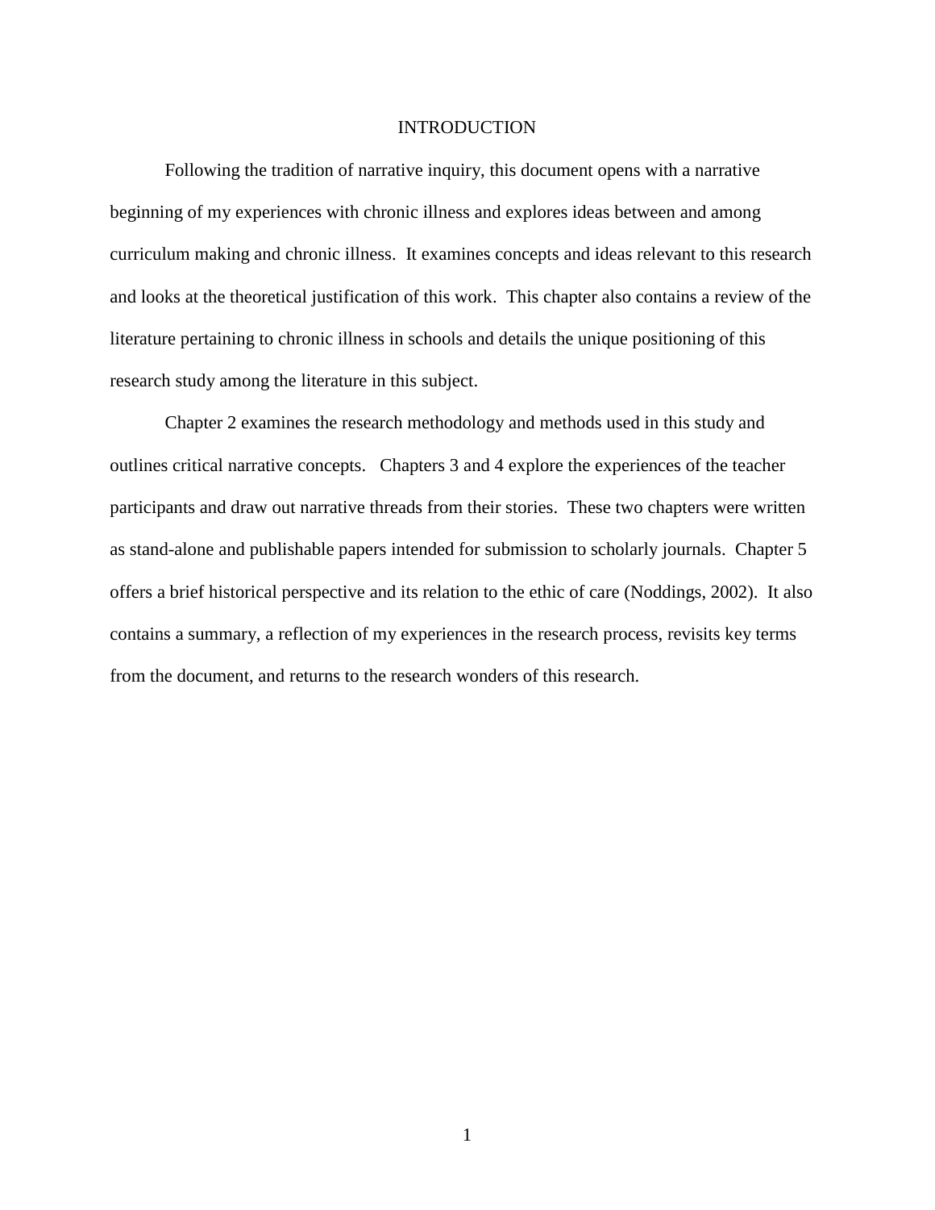# INTRODUCTION

Following the tradition of narrative inquiry, this document opens with a narrative beginning of my experiences with chronic illness and explores ideas between and among curriculum making and chronic illness. It examines concepts and ideas relevant to this research and looks at the theoretical justification of this work. This chapter also contains a review of the literature pertaining to chronic illness in schools and details the unique positioning of this research study among the literature in this subject.

Chapter 2 examines the research methodology and methods used in this study and outlines critical narrative concepts. Chapters 3 and 4 explore the experiences of the teacher participants and draw out narrative threads from their stories. These two chapters were written as stand-alone and publishable papers intended for submission to scholarly journals. Chapter 5 offers a brief historical perspective and its relation to the ethic of care (Noddings, 2002). It also contains a summary, a reflection of my experiences in the research process, revisits key terms from the document, and returns to the research wonders of this research.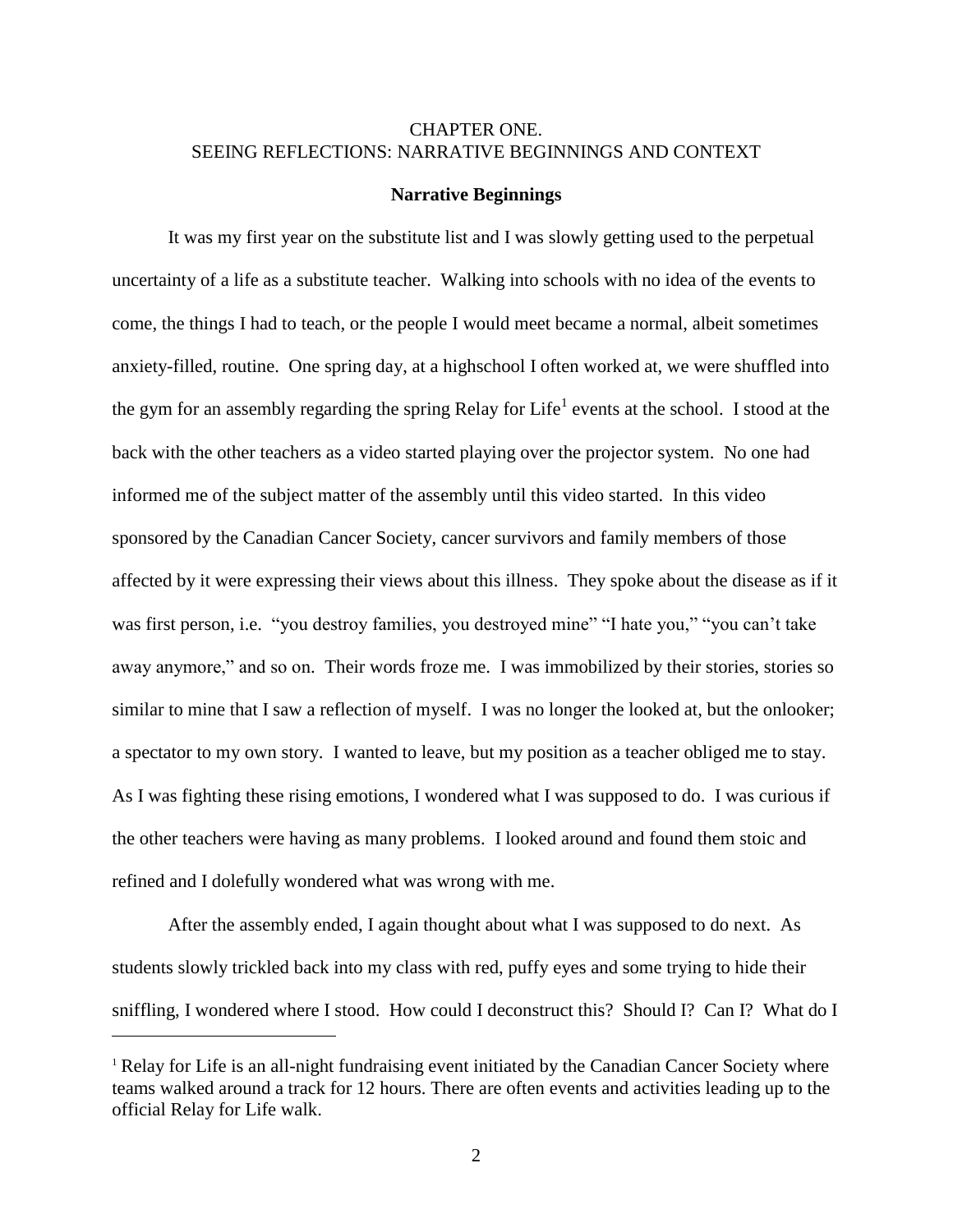# CHAPTER ONE.
# SEEING REFLECTIONS: NARRATIVE BEGINNINGS AND CONTEXT

## Narrative Beginnings

It was my first year on the substitute list and I was slowly getting used to the perpetual uncertainty of a life as a substitute teacher. Walking into schools with no idea of the events to come, the things I had to teach, or the people I would meet became a normal, albeit sometimes anxiety-filled, routine. One spring day, at a highschool I often worked at, we were shuffled into the gym for an assembly regarding the spring Relay for Life[1] events at the school. I stood at the back with the other teachers as a video started playing over the projector system. No one had informed me of the subject matter of the assembly until this video started. In this video sponsored by the Canadian Cancer Society, cancer survivors and family members of those affected by it were expressing their views about this illness. They spoke about the disease as if it was first person, i.e. "you destroy families, you destroyed mine" "I hate you," "you can't take away anymore," and so on. Their words froze me. I was immobilized by their stories, stories so similar to mine that I saw a reflection of myself. I was no longer the looked at, but the onlooker; a spectator to my own story. I wanted to leave, but my position as a teacher obliged me to stay. As I was fighting these rising emotions, I wondered what I was supposed to do. I was curious if the other teachers were having as many problems. I looked around and found them stoic and refined and I dolefully wondered what was wrong with me.

After the assembly ended, I again thought about what I was supposed to do next. As students slowly trickled back into my class with red, puffy eyes and some trying to hide their sniffling, I wondered where I stood. How could I deconstruct this? Should I? Can I? What do I

[1] Relay for Life is an all-night fundraising event initiated by the Canadian Cancer Society where teams walked around a track for 12 hours. There are often events and activities leading up to the official Relay for Life walk.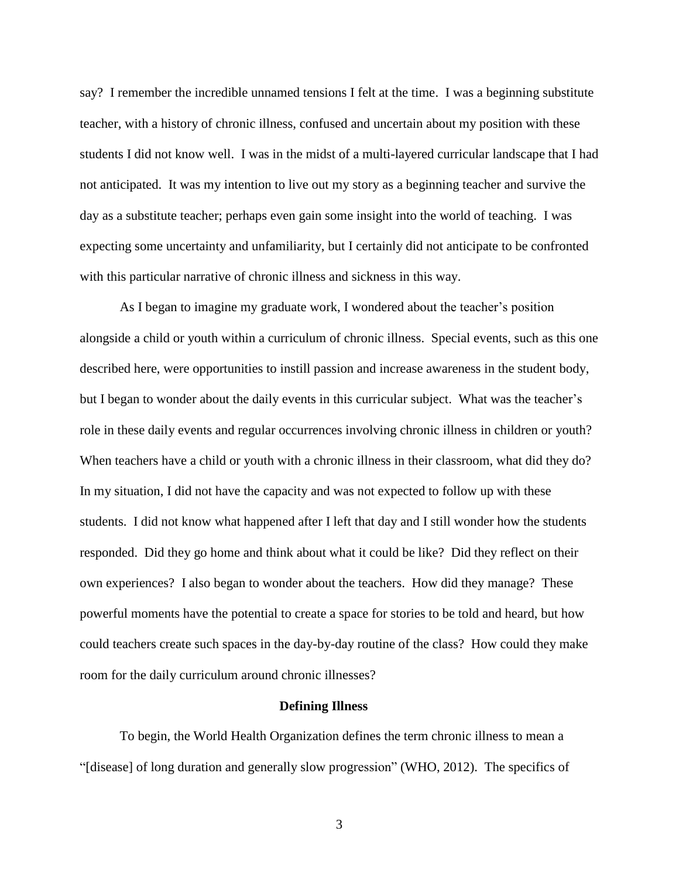say? I remember the incredible unnamed tensions I felt at the time. I was a beginning substitute teacher, with a history of chronic illness, confused and uncertain about my position with these students I did not know well. I was in the midst of a multi-layered curricular landscape that I had not anticipated. It was my intention to live out my story as a beginning teacher and survive the day as a substitute teacher; perhaps even gain some insight into the world of teaching. I was expecting some uncertainty and unfamiliarity, but I certainly did not anticipate to be confronted with this particular narrative of chronic illness and sickness in this way.

As I began to imagine my graduate work, I wondered about the teacher's position alongside a child or youth within a curriculum of chronic illness. Special events, such as this one described here, were opportunities to instill passion and increase awareness in the student body, but I began to wonder about the daily events in this curricular subject. What was the teacher's role in these daily events and regular occurrences involving chronic illness in children or youth? When teachers have a child or youth with a chronic illness in their classroom, what did they do? In my situation, I did not have the capacity and was not expected to follow up with these students. I did not know what happened after I left that day and I still wonder how the students responded. Did they go home and think about what it could be like? Did they reflect on their own experiences? I also began to wonder about the teachers. How did they manage? These powerful moments have the potential to create a space for stories to be told and heard, but how could teachers create such spaces in the day-by-day routine of the class? How could they make room for the daily curriculum around chronic illnesses?

## Defining Illness

To begin, the World Health Organization defines the term chronic illness to mean a "[disease] of long duration and generally slow progression" (WHO, 2012). The specifics of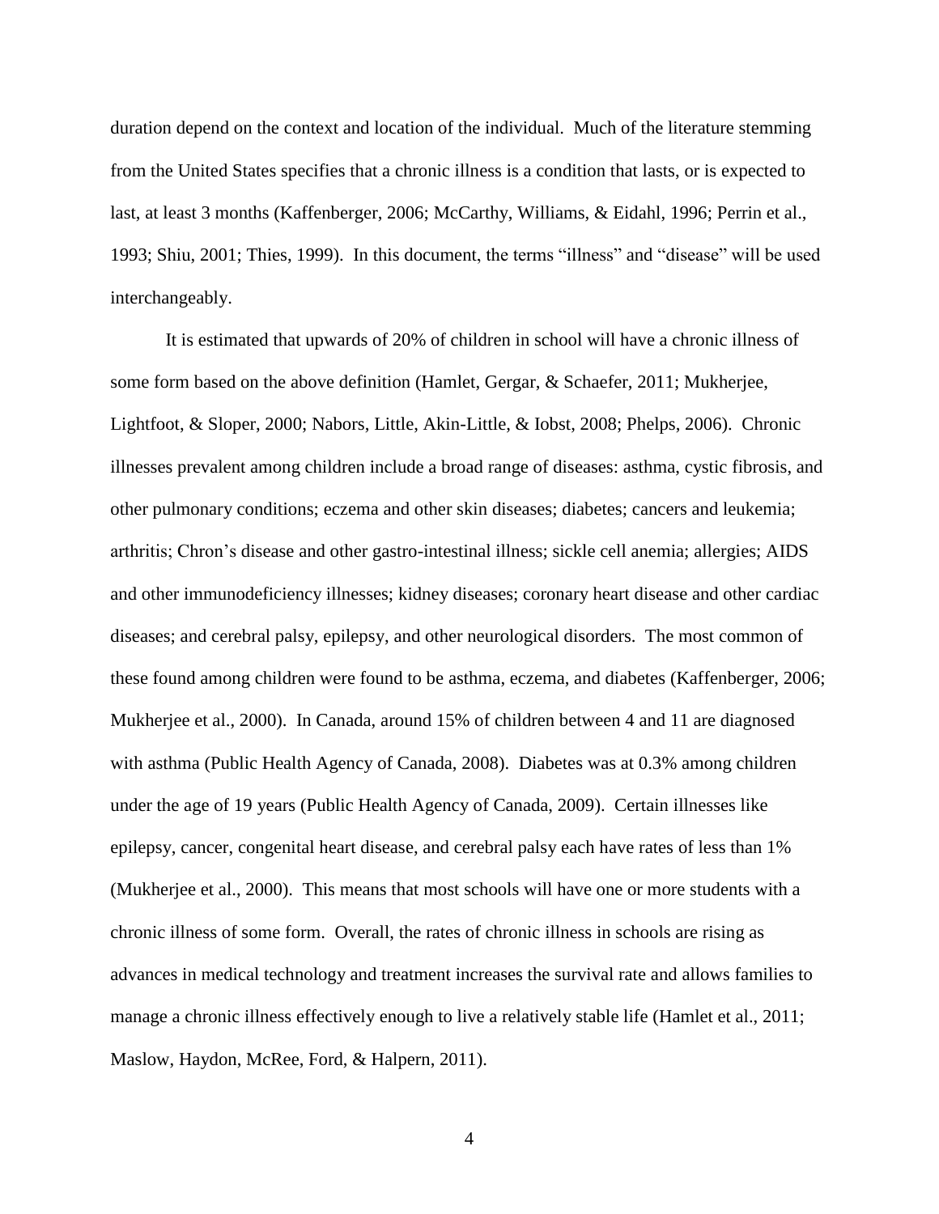duration depend on the context and location of the individual. Much of the literature stemming from the United States specifies that a chronic illness is a condition that lasts, or is expected to last, at least 3 months (Kaffenberger, 2006; McCarthy, Williams, & Eidahl, 1996; Perrin et al., 1993; Shiu, 2001; Thies, 1999). In this document, the terms "illness" and "disease" will be used interchangeably.

It is estimated that upwards of 20% of children in school will have a chronic illness of some form based on the above definition (Hamlet, Gergar, & Schaefer, 2011; Mukherjee, Lightfoot, & Sloper, 2000; Nabors, Little, Akin-Little, & Iobst, 2008; Phelps, 2006). Chronic illnesses prevalent among children include a broad range of diseases: asthma, cystic fibrosis, and other pulmonary conditions; eczema and other skin diseases; diabetes; cancers and leukemia; arthritis; Chron's disease and other gastro-intestinal illness; sickle cell anemia; allergies; AIDS and other immunodeficiency illnesses; kidney diseases; coronary heart disease and other cardiac diseases; and cerebral palsy, epilepsy, and other neurological disorders. The most common of these found among children were found to be asthma, eczema, and diabetes (Kaffenberger, 2006; Mukherjee et al., 2000). In Canada, around 15% of children between 4 and 11 are diagnosed with asthma (Public Health Agency of Canada, 2008). Diabetes was at 0.3% among children under the age of 19 years (Public Health Agency of Canada, 2009). Certain illnesses like epilepsy, cancer, congenital heart disease, and cerebral palsy each have rates of less than 1% (Mukherjee et al., 2000). This means that most schools will have one or more students with a chronic illness of some form. Overall, the rates of chronic illness in schools are rising as advances in medical technology and treatment increases the survival rate and allows families to manage a chronic illness effectively enough to live a relatively stable life (Hamlet et al., 2011; Maslow, Haydon, McRee, Ford, & Halpern, 2011).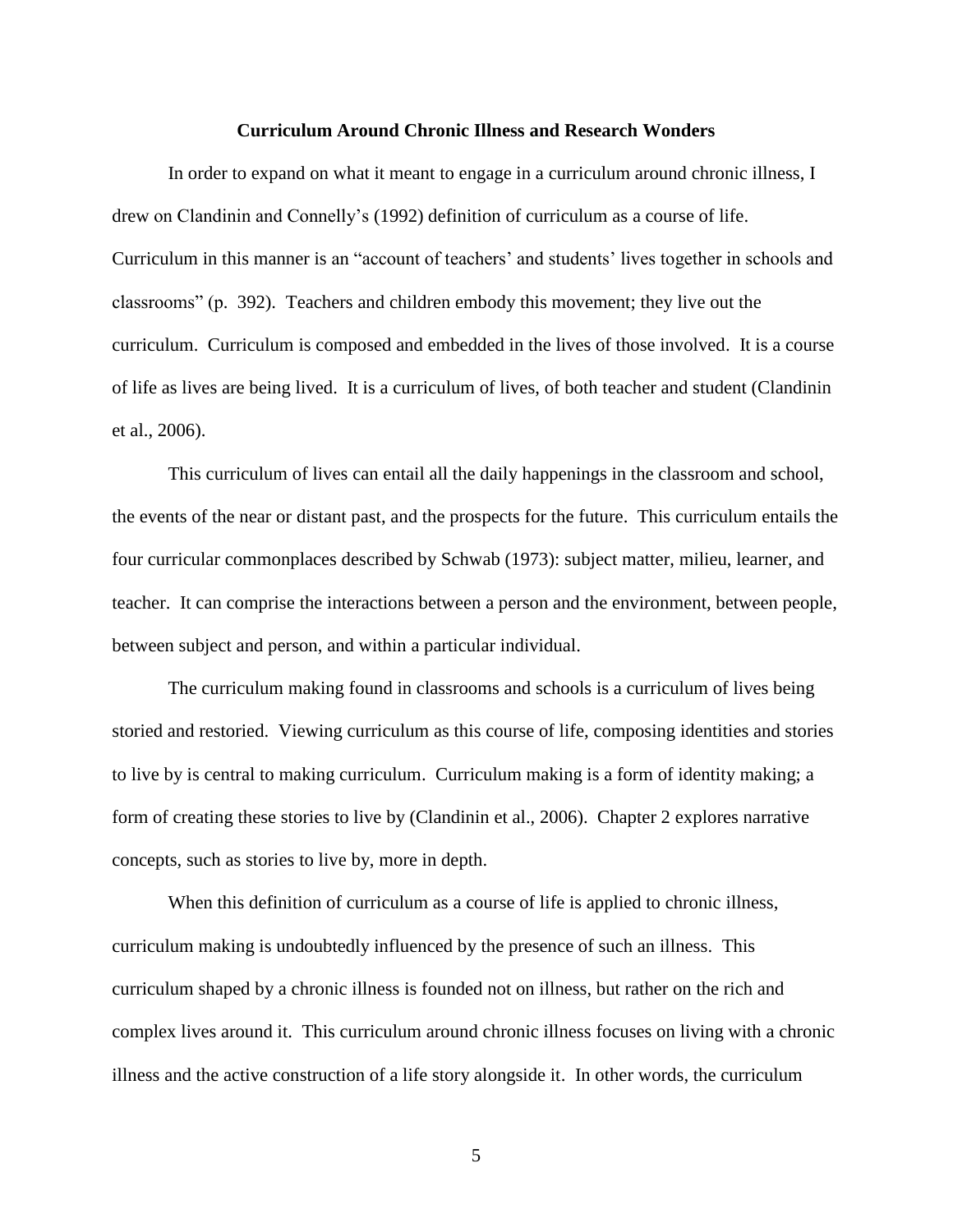## Curriculum Around Chronic Illness and Research Wonders

In order to expand on what it meant to engage in a curriculum around chronic illness, I drew on Clandinin and Connelly's (1992) definition of curriculum as a course of life. Curriculum in this manner is an "account of teachers' and students' lives together in schools and classrooms" (p. 392). Teachers and children embody this movement; they live out the curriculum. Curriculum is composed and embedded in the lives of those involved. It is a course of life as lives are being lived. It is a curriculum of lives, of both teacher and student (Clandinin et al., 2006).

This curriculum of lives can entail all the daily happenings in the classroom and school, the events of the near or distant past, and the prospects for the future. This curriculum entails the four curricular commonplaces described by Schwab (1973): subject matter, milieu, learner, and teacher. It can comprise the interactions between a person and the environment, between people, between subject and person, and within a particular individual.

The curriculum making found in classrooms and schools is a curriculum of lives being storied and restoried. Viewing curriculum as this course of life, composing identities and stories to live by is central to making curriculum. Curriculum making is a form of identity making; a form of creating these stories to live by (Clandinin et al., 2006). Chapter 2 explores narrative concepts, such as stories to live by, more in depth.

When this definition of curriculum as a course of life is applied to chronic illness, curriculum making is undoubtedly influenced by the presence of such an illness. This curriculum shaped by a chronic illness is founded not on illness, but rather on the rich and complex lives around it. This curriculum around chronic illness focuses on living with a chronic illness and the active construction of a life story alongside it. In other words, the curriculum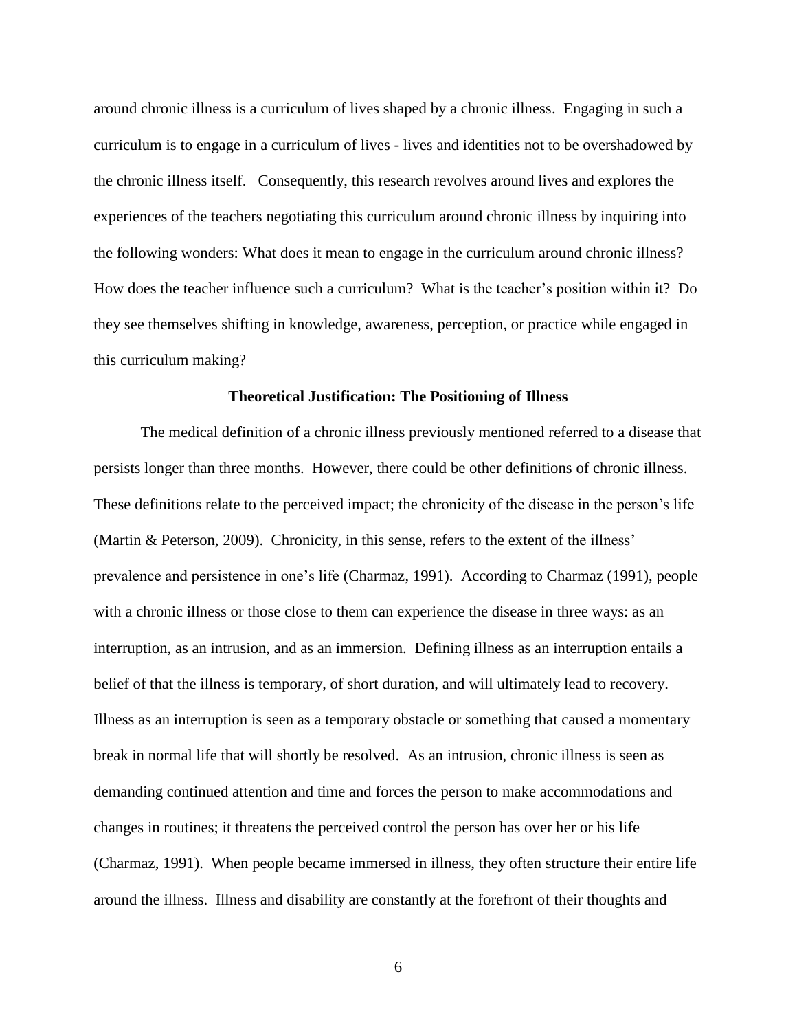around chronic illness is a curriculum of lives shaped by a chronic illness. Engaging in such a curriculum is to engage in a curriculum of lives - lives and identities not to be overshadowed by the chronic illness itself. Consequently, this research revolves around lives and explores the experiences of the teachers negotiating this curriculum around chronic illness by inquiring into the following wonders: What does it mean to engage in the curriculum around chronic illness? How does the teacher influence such a curriculum? What is the teacher's position within it? Do they see themselves shifting in knowledge, awareness, perception, or practice while engaged in this curriculum making?

## Theoretical Justification: The Positioning of Illness

The medical definition of a chronic illness previously mentioned referred to a disease that persists longer than three months. However, there could be other definitions of chronic illness. These definitions relate to the perceived impact; the chronicity of the disease in the person's life (Martin & Peterson, 2009). Chronicity, in this sense, refers to the extent of the illness' prevalence and persistence in one's life (Charmaz, 1991). According to Charmaz (1991), people with a chronic illness or those close to them can experience the disease in three ways: as an interruption, as an intrusion, and as an immersion. Defining illness as an interruption entails a belief of that the illness is temporary, of short duration, and will ultimately lead to recovery. Illness as an interruption is seen as a temporary obstacle or something that caused a momentary break in normal life that will shortly be resolved. As an intrusion, chronic illness is seen as demanding continued attention and time and forces the person to make accommodations and changes in routines; it threatens the perceived control the person has over her or his life (Charmaz, 1991). When people became immersed in illness, they often structure their entire life around the illness. Illness and disability are constantly at the forefront of their thoughts and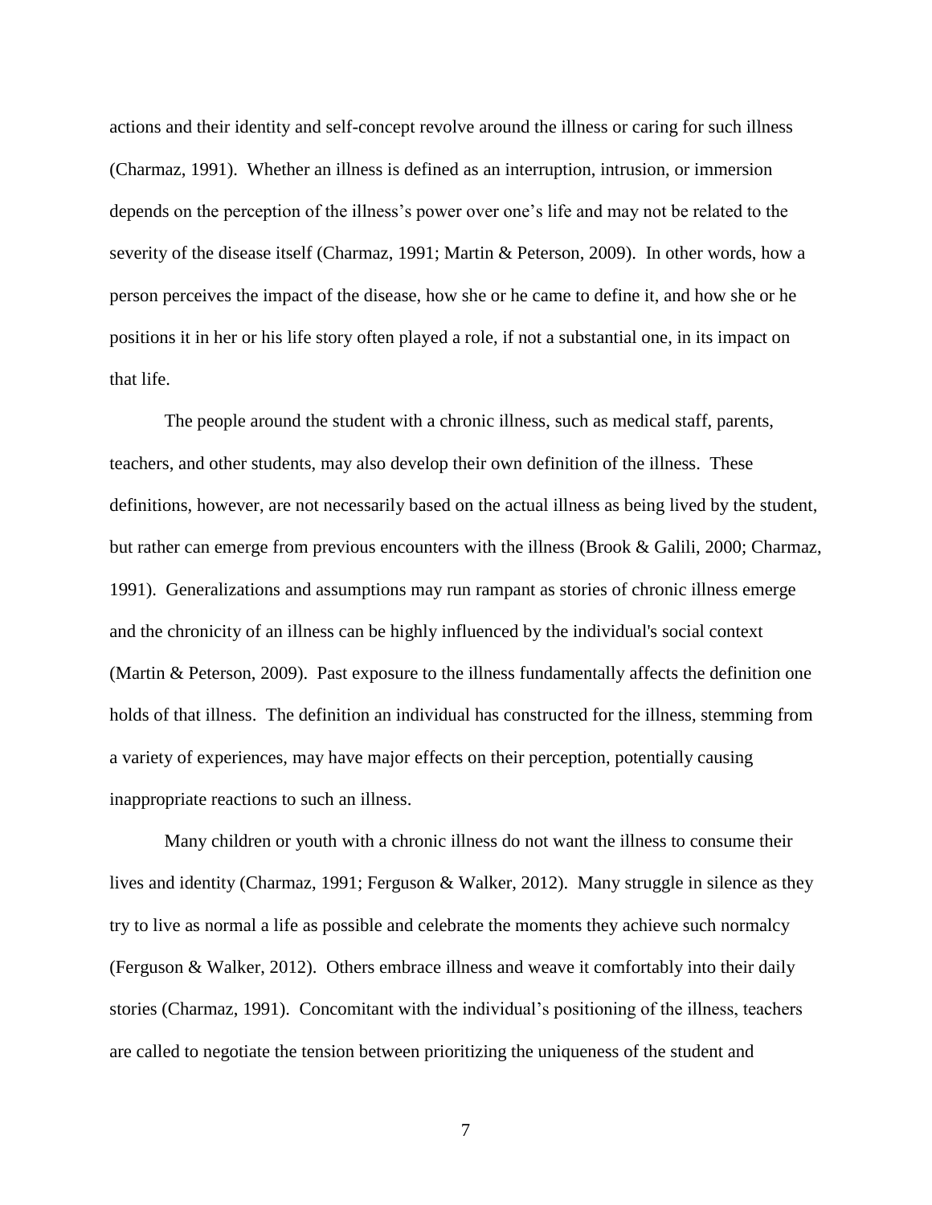actions and their identity and self-concept revolve around the illness or caring for such illness (Charmaz, 1991). Whether an illness is defined as an interruption, intrusion, or immersion depends on the perception of the illness's power over one's life and may not be related to the severity of the disease itself (Charmaz, 1991; Martin & Peterson, 2009). In other words, how a person perceives the impact of the disease, how she or he came to define it, and how she or he positions it in her or his life story often played a role, if not a substantial one, in its impact on that life.

The people around the student with a chronic illness, such as medical staff, parents, teachers, and other students, may also develop their own definition of the illness. These definitions, however, are not necessarily based on the actual illness as being lived by the student, but rather can emerge from previous encounters with the illness (Brook & Galili, 2000; Charmaz, 1991). Generalizations and assumptions may run rampant as stories of chronic illness emerge and the chronicity of an illness can be highly influenced by the individual's social context (Martin & Peterson, 2009). Past exposure to the illness fundamentally affects the definition one holds of that illness. The definition an individual has constructed for the illness, stemming from a variety of experiences, may have major effects on their perception, potentially causing inappropriate reactions to such an illness.

Many children or youth with a chronic illness do not want the illness to consume their lives and identity (Charmaz, 1991; Ferguson & Walker, 2012). Many struggle in silence as they try to live as normal a life as possible and celebrate the moments they achieve such normalcy (Ferguson & Walker, 2012). Others embrace illness and weave it comfortably into their daily stories (Charmaz, 1991). Concomitant with the individual's positioning of the illness, teachers are called to negotiate the tension between prioritizing the uniqueness of the student and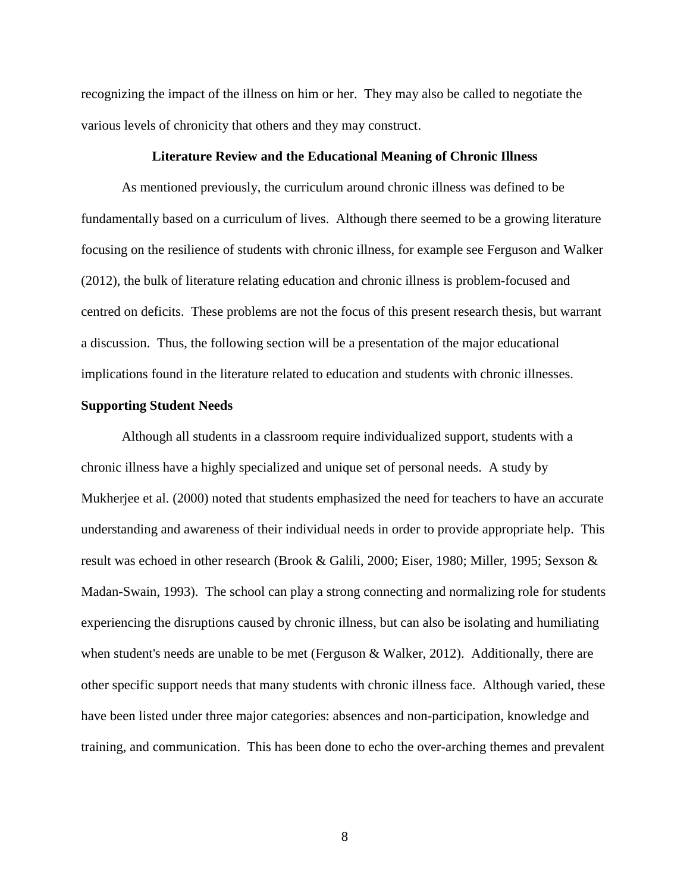recognizing the impact of the illness on him or her. They may also be called to negotiate the various levels of chronicity that others and they may construct.

## Literature Review and the Educational Meaning of Chronic Illness

As mentioned previously, the curriculum around chronic illness was defined to be fundamentally based on a curriculum of lives. Although there seemed to be a growing literature focusing on the resilience of students with chronic illness, for example see Ferguson and Walker (2012), the bulk of literature relating education and chronic illness is problem-focused and centred on deficits. These problems are not the focus of this present research thesis, but warrant a discussion. Thus, the following section will be a presentation of the major educational implications found in the literature related to education and students with chronic illnesses.

### Supporting Student Needs

Although all students in a classroom require individualized support, students with a chronic illness have a highly specialized and unique set of personal needs. A study by Mukherjee et al. (2000) noted that students emphasized the need for teachers to have an accurate understanding and awareness of their individual needs in order to provide appropriate help. This result was echoed in other research (Brook & Galili, 2000; Eiser, 1980; Miller, 1995; Sexson & Madan-Swain, 1993). The school can play a strong connecting and normalizing role for students experiencing the disruptions caused by chronic illness, but can also be isolating and humiliating when student's needs are unable to be met (Ferguson & Walker, 2012). Additionally, there are other specific support needs that many students with chronic illness face. Although varied, these have been listed under three major categories: absences and non-participation, knowledge and training, and communication. This has been done to echo the over-arching themes and prevalent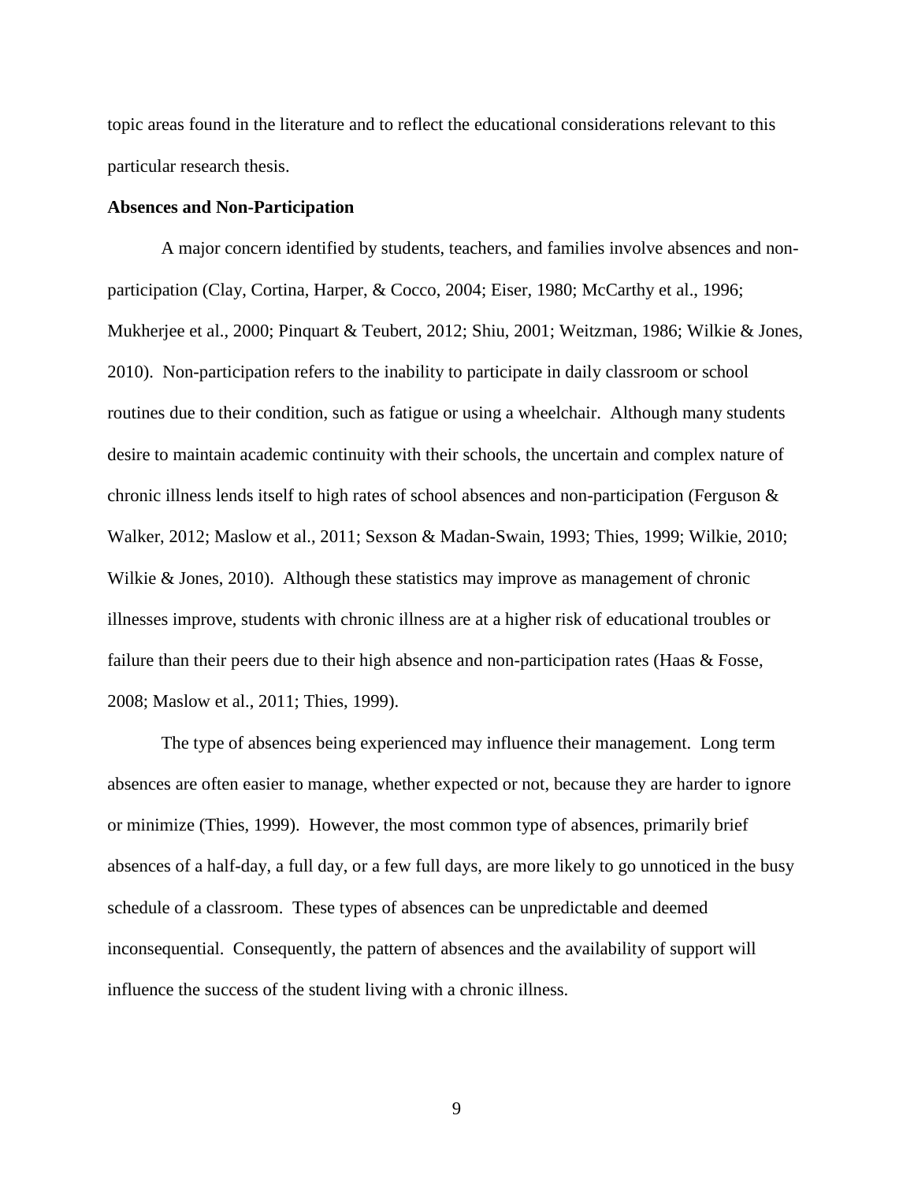topic areas found in the literature and to reflect the educational considerations relevant to this particular research thesis.

**Absences and Non-Participation**

A major concern identified by students, teachers, and families involve absences and non-participation (Clay, Cortina, Harper, & Cocco, 2004; Eiser, 1980; McCarthy et al., 1996; Mukherjee et al., 2000; Pinquart & Teubert, 2012; Shiu, 2001; Weitzman, 1986; Wilkie & Jones, 2010). Non-participation refers to the inability to participate in daily classroom or school routines due to their condition, such as fatigue or using a wheelchair. Although many students desire to maintain academic continuity with their schools, the uncertain and complex nature of chronic illness lends itself to high rates of school absences and non-participation (Ferguson & Walker, 2012; Maslow et al., 2011; Sexson & Madan-Swain, 1993; Thies, 1999; Wilkie, 2010; Wilkie & Jones, 2010). Although these statistics may improve as management of chronic illnesses improve, students with chronic illness are at a higher risk of educational troubles or failure than their peers due to their high absence and non-participation rates (Haas & Fosse, 2008; Maslow et al., 2011; Thies, 1999).

The type of absences being experienced may influence their management. Long term absences are often easier to manage, whether expected or not, because they are harder to ignore or minimize (Thies, 1999). However, the most common type of absences, primarily brief absences of a half-day, a full day, or a few full days, are more likely to go unnoticed in the busy schedule of a classroom. These types of absences can be unpredictable and deemed inconsequential. Consequently, the pattern of absences and the availability of support will influence the success of the student living with a chronic illness.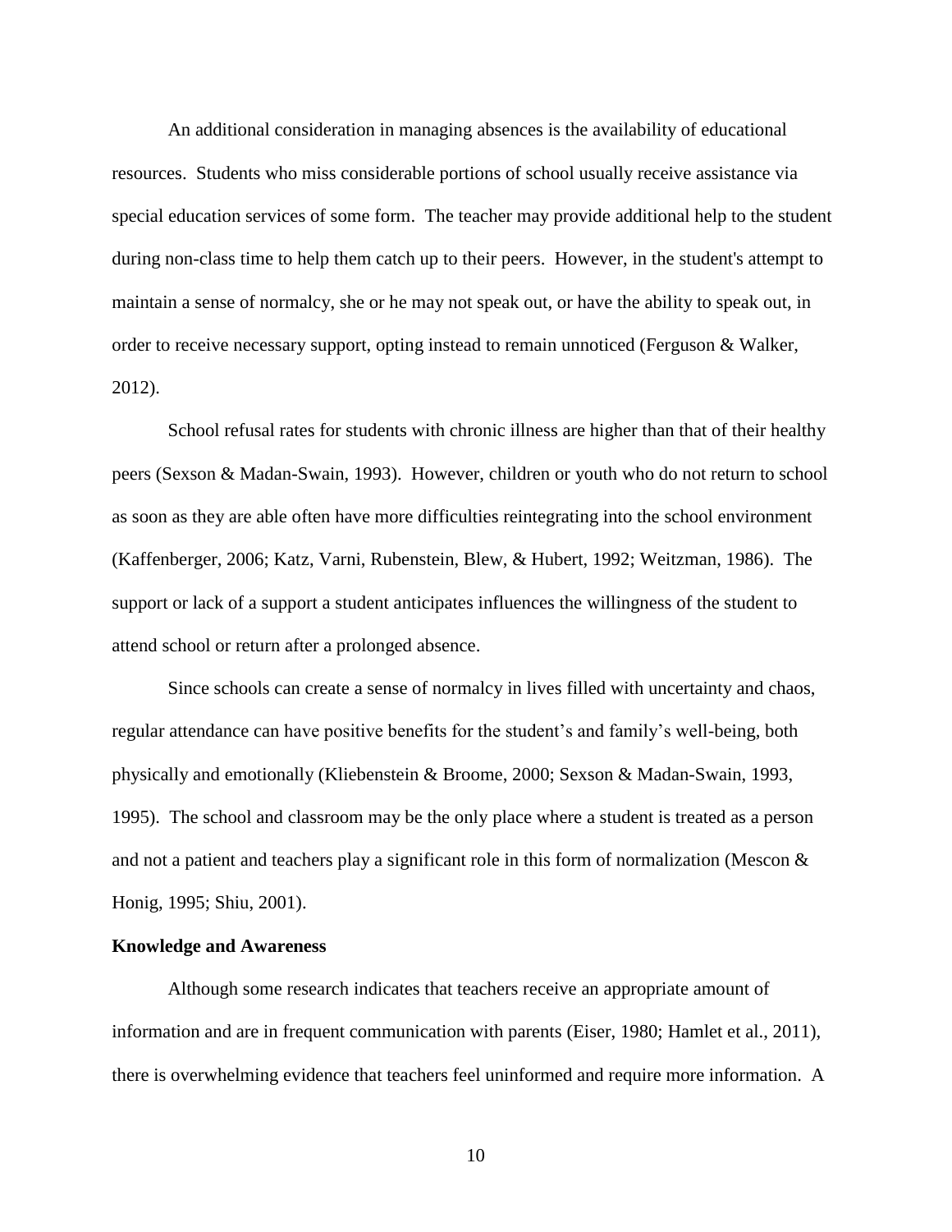An additional consideration in managing absences is the availability of educational resources. Students who miss considerable portions of school usually receive assistance via special education services of some form. The teacher may provide additional help to the student during non-class time to help them catch up to their peers. However, in the student's attempt to maintain a sense of normalcy, she or he may not speak out, or have the ability to speak out, in order to receive necessary support, opting instead to remain unnoticed (Ferguson & Walker, 2012).

School refusal rates for students with chronic illness are higher than that of their healthy peers (Sexson & Madan-Swain, 1993). However, children or youth who do not return to school as soon as they are able often have more difficulties reintegrating into the school environment (Kaffenberger, 2006; Katz, Varni, Rubenstein, Blew, & Hubert, 1992; Weitzman, 1986). The support or lack of a support a student anticipates influences the willingness of the student to attend school or return after a prolonged absence.

Since schools can create a sense of normalcy in lives filled with uncertainty and chaos, regular attendance can have positive benefits for the student's and family's well-being, both physically and emotionally (Kliebenstein & Broome, 2000; Sexson & Madan-Swain, 1993, 1995). The school and classroom may be the only place where a student is treated as a person and not a patient and teachers play a significant role in this form of normalization (Mescon & Honig, 1995; Shiu, 2001).

**Knowledge and Awareness**

Although some research indicates that teachers receive an appropriate amount of information and are in frequent communication with parents (Eiser, 1980; Hamlet et al., 2011), there is overwhelming evidence that teachers feel uninformed and require more information. A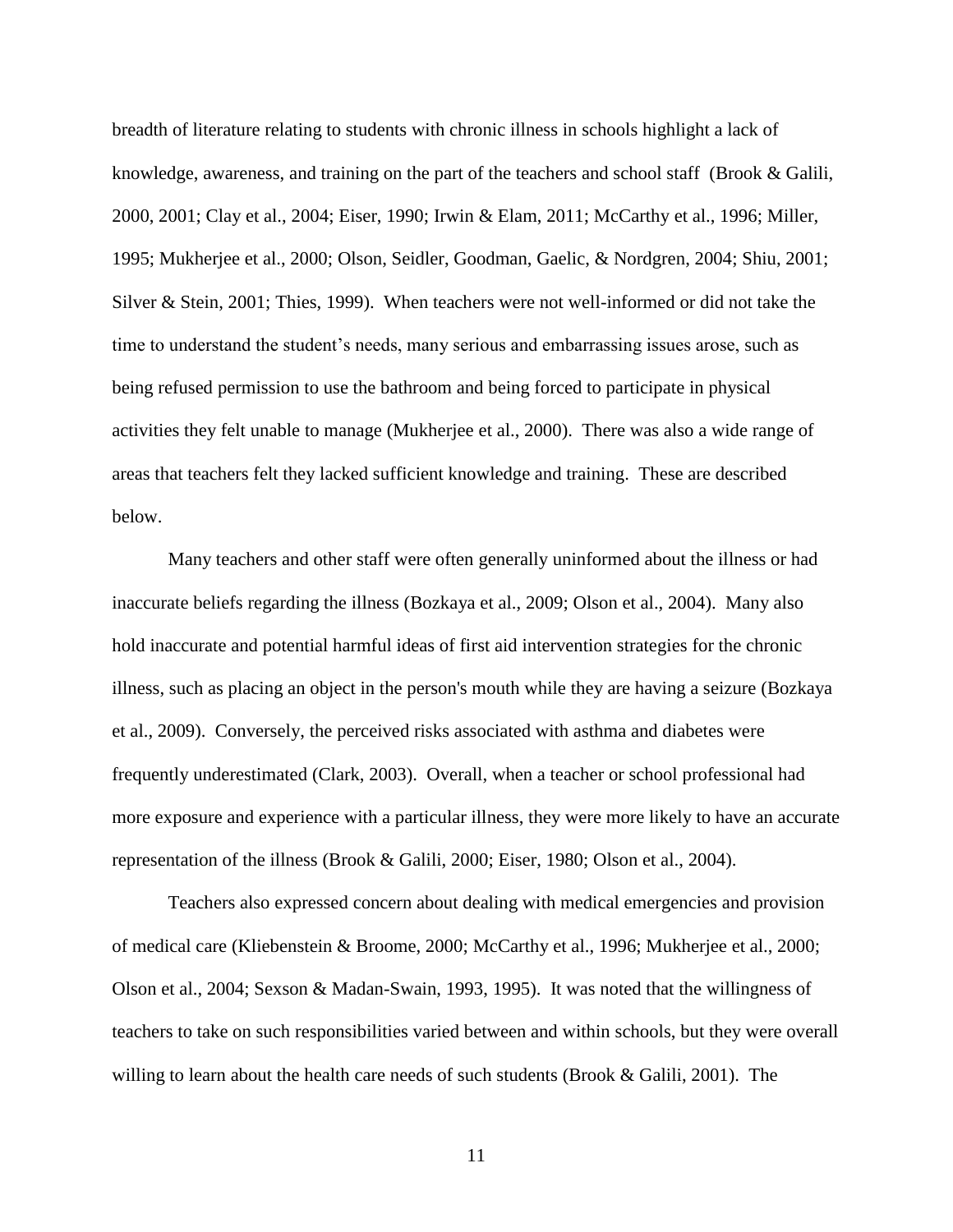breadth of literature relating to students with chronic illness in schools highlight a lack of knowledge, awareness, and training on the part of the teachers and school staff (Brook & Galili, 2000, 2001; Clay et al., 2004; Eiser, 1990; Irwin & Elam, 2011; McCarthy et al., 1996; Miller, 1995; Mukherjee et al., 2000; Olson, Seidler, Goodman, Gaelic, & Nordgren, 2004; Shiu, 2001; Silver & Stein, 2001; Thies, 1999). When teachers were not well-informed or did not take the time to understand the student's needs, many serious and embarrassing issues arose, such as being refused permission to use the bathroom and being forced to participate in physical activities they felt unable to manage (Mukherjee et al., 2000). There was also a wide range of areas that teachers felt they lacked sufficient knowledge and training. These are described below.

Many teachers and other staff were often generally uninformed about the illness or had inaccurate beliefs regarding the illness (Bozkaya et al., 2009; Olson et al., 2004). Many also hold inaccurate and potential harmful ideas of first aid intervention strategies for the chronic illness, such as placing an object in the person's mouth while they are having a seizure (Bozkaya et al., 2009). Conversely, the perceived risks associated with asthma and diabetes were frequently underestimated (Clark, 2003). Overall, when a teacher or school professional had more exposure and experience with a particular illness, they were more likely to have an accurate representation of the illness (Brook & Galili, 2000; Eiser, 1980; Olson et al., 2004).

Teachers also expressed concern about dealing with medical emergencies and provision of medical care (Kliebenstein & Broome, 2000; McCarthy et al., 1996; Mukherjee et al., 2000; Olson et al., 2004; Sexson & Madan-Swain, 1993, 1995). It was noted that the willingness of teachers to take on such responsibilities varied between and within schools, but they were overall willing to learn about the health care needs of such students (Brook & Galili, 2001). The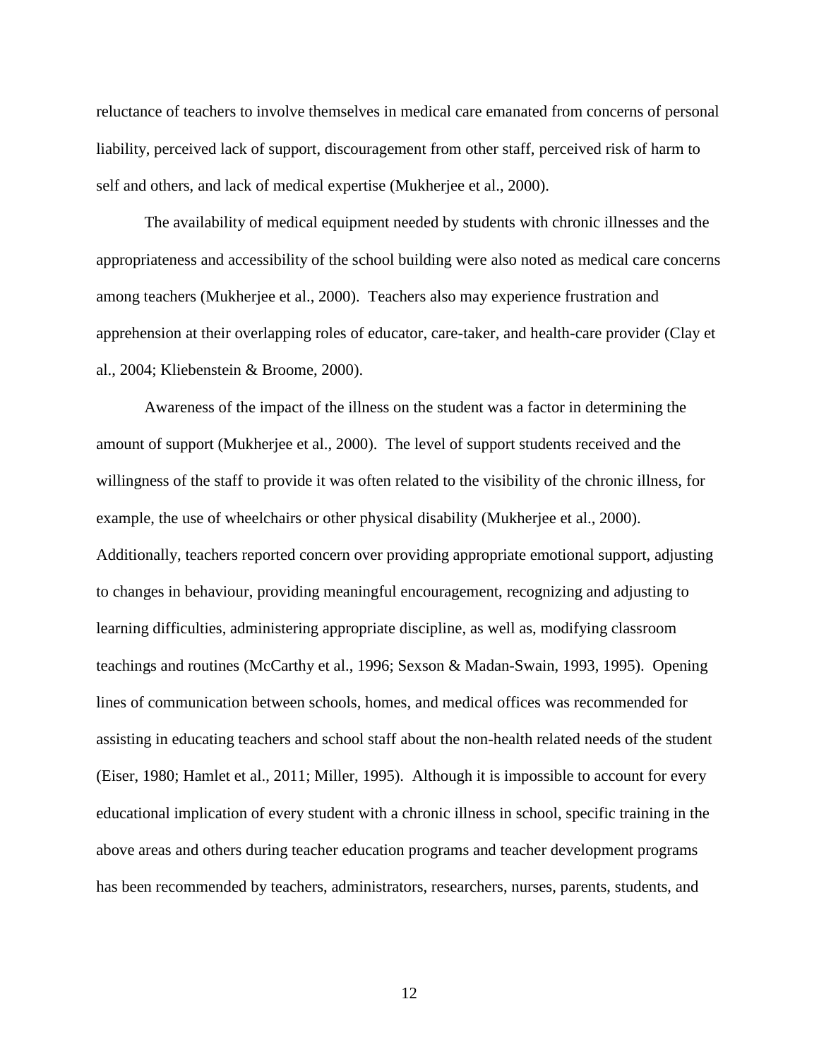reluctance of teachers to involve themselves in medical care emanated from concerns of personal liability, perceived lack of support, discouragement from other staff, perceived risk of harm to self and others, and lack of medical expertise (Mukherjee et al., 2000).

The availability of medical equipment needed by students with chronic illnesses and the appropriateness and accessibility of the school building were also noted as medical care concerns among teachers (Mukherjee et al., 2000). Teachers also may experience frustration and apprehension at their overlapping roles of educator, care-taker, and health-care provider (Clay et al., 2004; Kliebenstein & Broome, 2000).

Awareness of the impact of the illness on the student was a factor in determining the amount of support (Mukherjee et al., 2000). The level of support students received and the willingness of the staff to provide it was often related to the visibility of the chronic illness, for example, the use of wheelchairs or other physical disability (Mukherjee et al., 2000). Additionally, teachers reported concern over providing appropriate emotional support, adjusting to changes in behaviour, providing meaningful encouragement, recognizing and adjusting to learning difficulties, administering appropriate discipline, as well as, modifying classroom teachings and routines (McCarthy et al., 1996; Sexson & Madan-Swain, 1993, 1995). Opening lines of communication between schools, homes, and medical offices was recommended for assisting in educating teachers and school staff about the non-health related needs of the student (Eiser, 1980; Hamlet et al., 2011; Miller, 1995). Although it is impossible to account for every educational implication of every student with a chronic illness in school, specific training in the above areas and others during teacher education programs and teacher development programs has been recommended by teachers, administrators, researchers, nurses, parents, students, and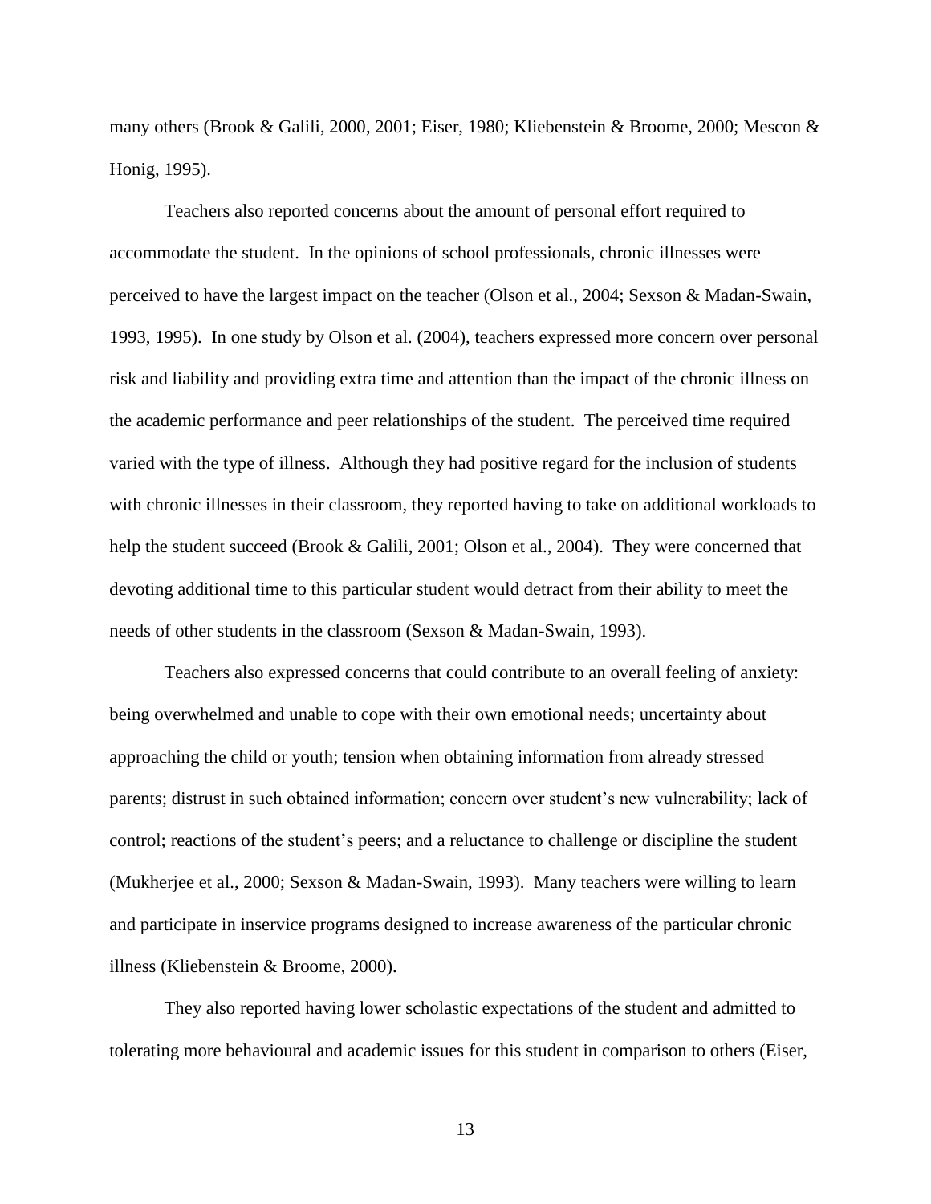many others (Brook & Galili, 2000, 2001; Eiser, 1980; Kliebenstein & Broome, 2000; Mescon & Honig, 1995).

Teachers also reported concerns about the amount of personal effort required to accommodate the student. In the opinions of school professionals, chronic illnesses were perceived to have the largest impact on the teacher (Olson et al., 2004; Sexson & Madan-Swain, 1993, 1995). In one study by Olson et al. (2004), teachers expressed more concern over personal risk and liability and providing extra time and attention than the impact of the chronic illness on the academic performance and peer relationships of the student. The perceived time required varied with the type of illness. Although they had positive regard for the inclusion of students with chronic illnesses in their classroom, they reported having to take on additional workloads to help the student succeed (Brook & Galili, 2001; Olson et al., 2004). They were concerned that devoting additional time to this particular student would detract from their ability to meet the needs of other students in the classroom (Sexson & Madan-Swain, 1993).

Teachers also expressed concerns that could contribute to an overall feeling of anxiety: being overwhelmed and unable to cope with their own emotional needs; uncertainty about approaching the child or youth; tension when obtaining information from already stressed parents; distrust in such obtained information; concern over student's new vulnerability; lack of control; reactions of the student's peers; and a reluctance to challenge or discipline the student (Mukherjee et al., 2000; Sexson & Madan-Swain, 1993). Many teachers were willing to learn and participate in inservice programs designed to increase awareness of the particular chronic illness (Kliebenstein & Broome, 2000).

They also reported having lower scholastic expectations of the student and admitted to tolerating more behavioural and academic issues for this student in comparison to others (Eiser,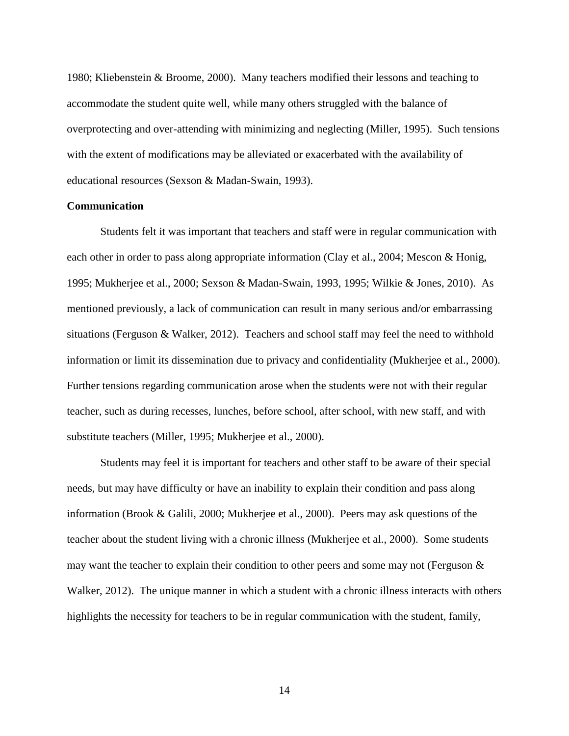1980; Kliebenstein & Broome, 2000). Many teachers modified their lessons and teaching to accommodate the student quite well, while many others struggled with the balance of overprotecting and over-attending with minimizing and neglecting (Miller, 1995). Such tensions with the extent of modifications may be alleviated or exacerbated with the availability of educational resources (Sexson & Madan-Swain, 1993).

**Communication**

Students felt it was important that teachers and staff were in regular communication with each other in order to pass along appropriate information (Clay et al., 2004; Mescon & Honig, 1995; Mukherjee et al., 2000; Sexson & Madan-Swain, 1993, 1995; Wilkie & Jones, 2010). As mentioned previously, a lack of communication can result in many serious and/or embarrassing situations (Ferguson & Walker, 2012). Teachers and school staff may feel the need to withhold information or limit its dissemination due to privacy and confidentiality (Mukherjee et al., 2000). Further tensions regarding communication arose when the students were not with their regular teacher, such as during recesses, lunches, before school, after school, with new staff, and with substitute teachers (Miller, 1995; Mukherjee et al., 2000).

Students may feel it is important for teachers and other staff to be aware of their special needs, but may have difficulty or have an inability to explain their condition and pass along information (Brook & Galili, 2000; Mukherjee et al., 2000). Peers may ask questions of the teacher about the student living with a chronic illness (Mukherjee et al., 2000). Some students may want the teacher to explain their condition to other peers and some may not (Ferguson & Walker, 2012). The unique manner in which a student with a chronic illness interacts with others highlights the necessity for teachers to be in regular communication with the student, family,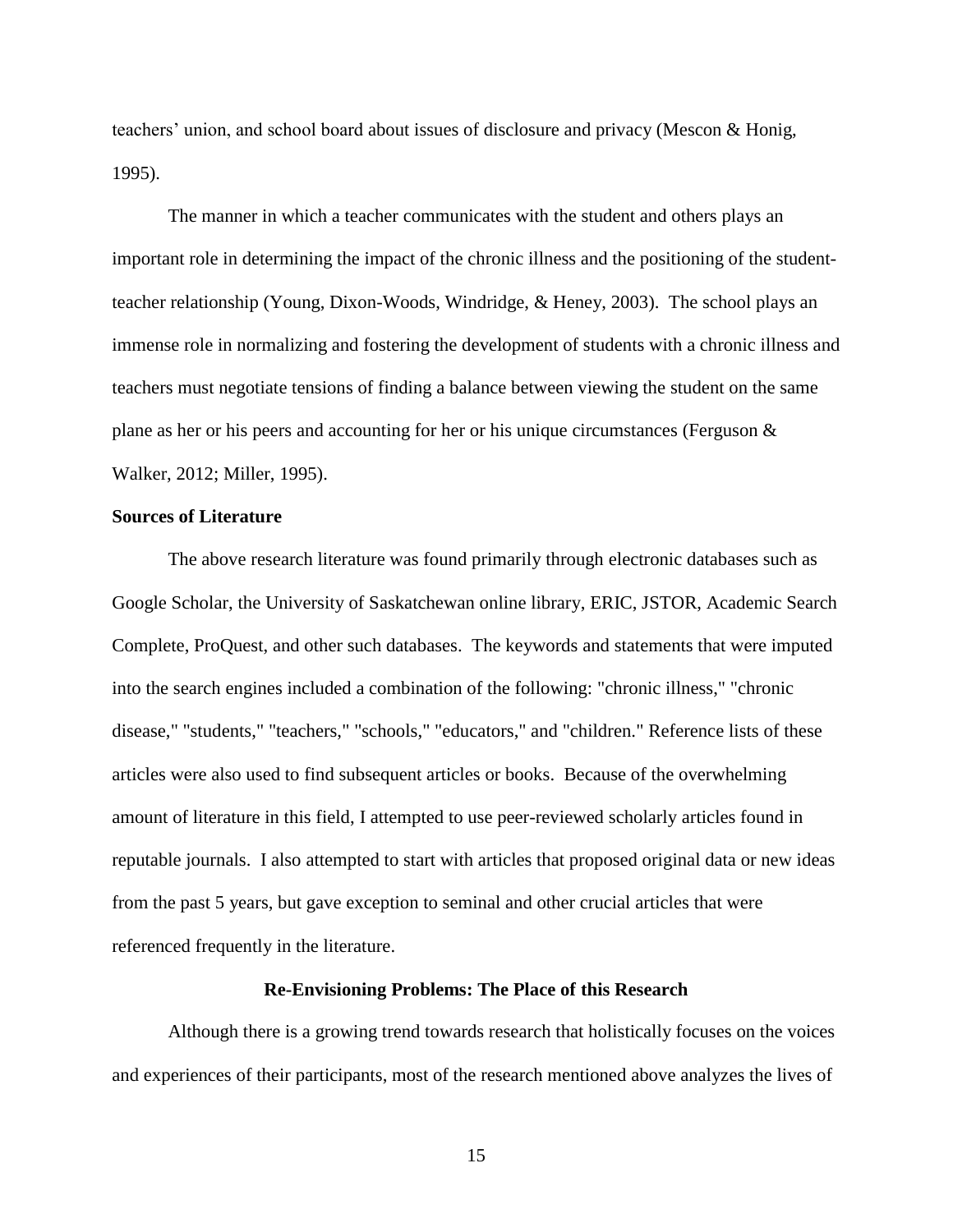teachers' union, and school board about issues of disclosure and privacy (Mescon & Honig, 1995).

The manner in which a teacher communicates with the student and others plays an important role in determining the impact of the chronic illness and the positioning of the student-teacher relationship (Young, Dixon-Woods, Windridge, & Heney, 2003). The school plays an immense role in normalizing and fostering the development of students with a chronic illness and teachers must negotiate tensions of finding a balance between viewing the student on the same plane as her or his peers and accounting for her or his unique circumstances (Ferguson & Walker, 2012; Miller, 1995).

**Sources of Literature**

The above research literature was found primarily through electronic databases such as Google Scholar, the University of Saskatchewan online library, ERIC, JSTOR, Academic Search Complete, ProQuest, and other such databases. The keywords and statements that were imputed into the search engines included a combination of the following: "chronic illness," "chronic disease," "students," "teachers," "schools," "educators," and "children." Reference lists of these articles were also used to find subsequent articles or books. Because of the overwhelming amount of literature in this field, I attempted to use peer-reviewed scholarly articles found in reputable journals. I also attempted to start with articles that proposed original data or new ideas from the past 5 years, but gave exception to seminal and other crucial articles that were referenced frequently in the literature.

## Re-Envisioning Problems: The Place of this Research

Although there is a growing trend towards research that holistically focuses on the voices and experiences of their participants, most of the research mentioned above analyzes the lives of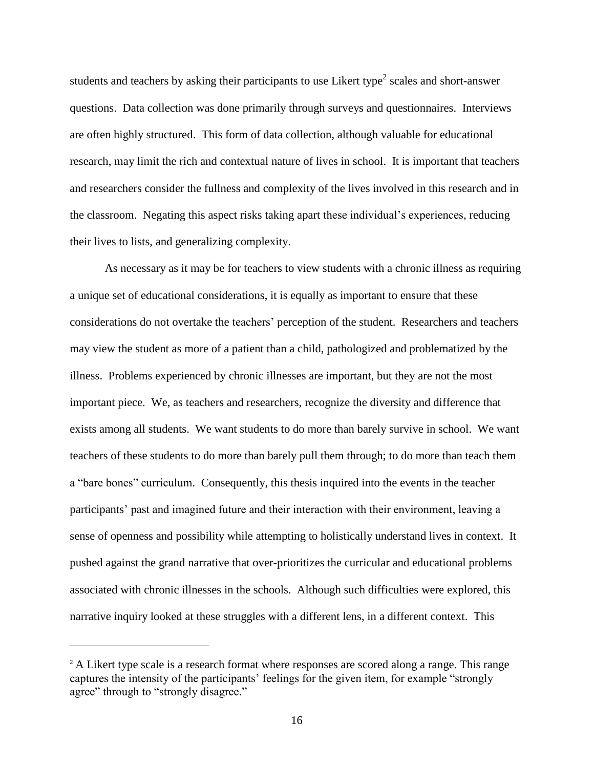students and teachers by asking their participants to use Likert type[2] scales and short-answer questions. Data collection was done primarily through surveys and questionnaires. Interviews are often highly structured. This form of data collection, although valuable for educational research, may limit the rich and contextual nature of lives in school. It is important that teachers and researchers consider the fullness and complexity of the lives involved in this research and in the classroom. Negating this aspect risks taking apart these individual's experiences, reducing their lives to lists, and generalizing complexity.

As necessary as it may be for teachers to view students with a chronic illness as requiring a unique set of educational considerations, it is equally as important to ensure that these considerations do not overtake the teachers' perception of the student. Researchers and teachers may view the student as more of a patient than a child, pathologized and problematized by the illness. Problems experienced by chronic illnesses are important, but they are not the most important piece. We, as teachers and researchers, recognize the diversity and difference that exists among all students. We want students to do more than barely survive in school. We want teachers of these students to do more than barely pull them through; to do more than teach them a "bare bones" curriculum. Consequently, this thesis inquired into the events in the teacher participants' past and imagined future and their interaction with their environment, leaving a sense of openness and possibility while attempting to holistically understand lives in context. It pushed against the grand narrative that over-prioritizes the curricular and educational problems associated with chronic illnesses in the schools. Although such difficulties were explored, this narrative inquiry looked at these struggles with a different lens, in a different context. This

---

[2] A Likert type scale is a research format where responses are scored along a range. This range captures the intensity of the participants' feelings for the given item, for example "strongly agree" through to "strongly disagree."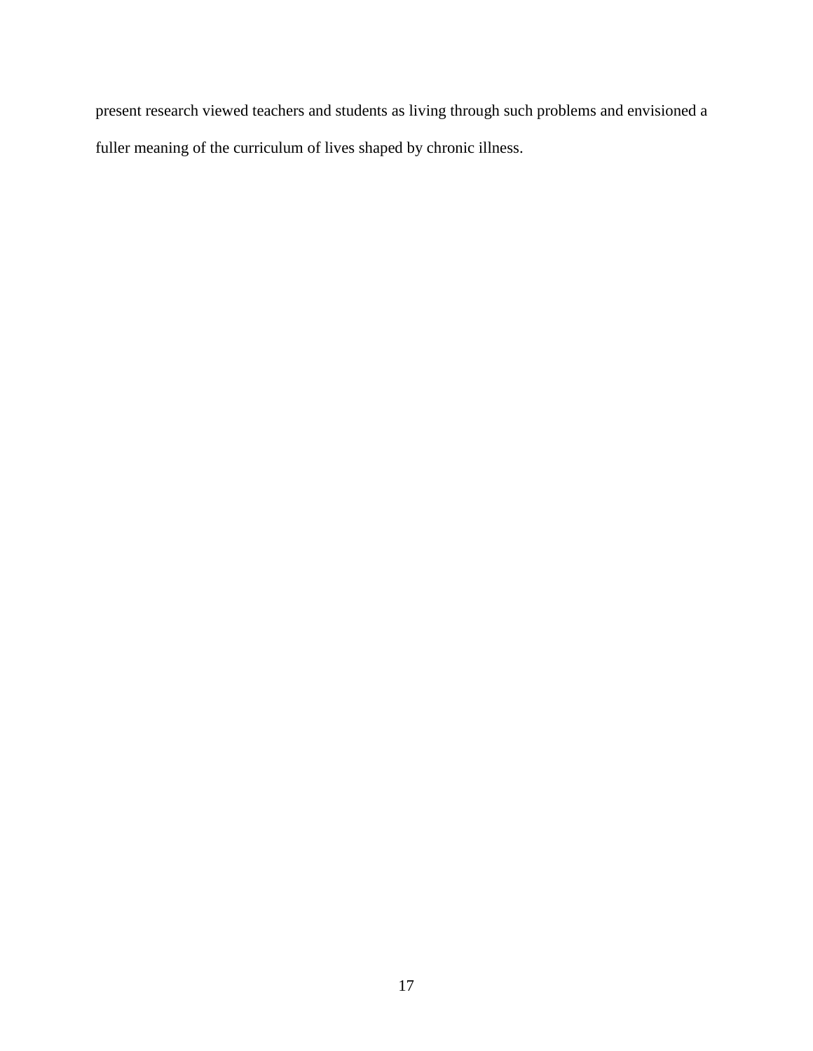present research viewed teachers and students as living through such problems and envisioned a fuller meaning of the curriculum of lives shaped by chronic illness.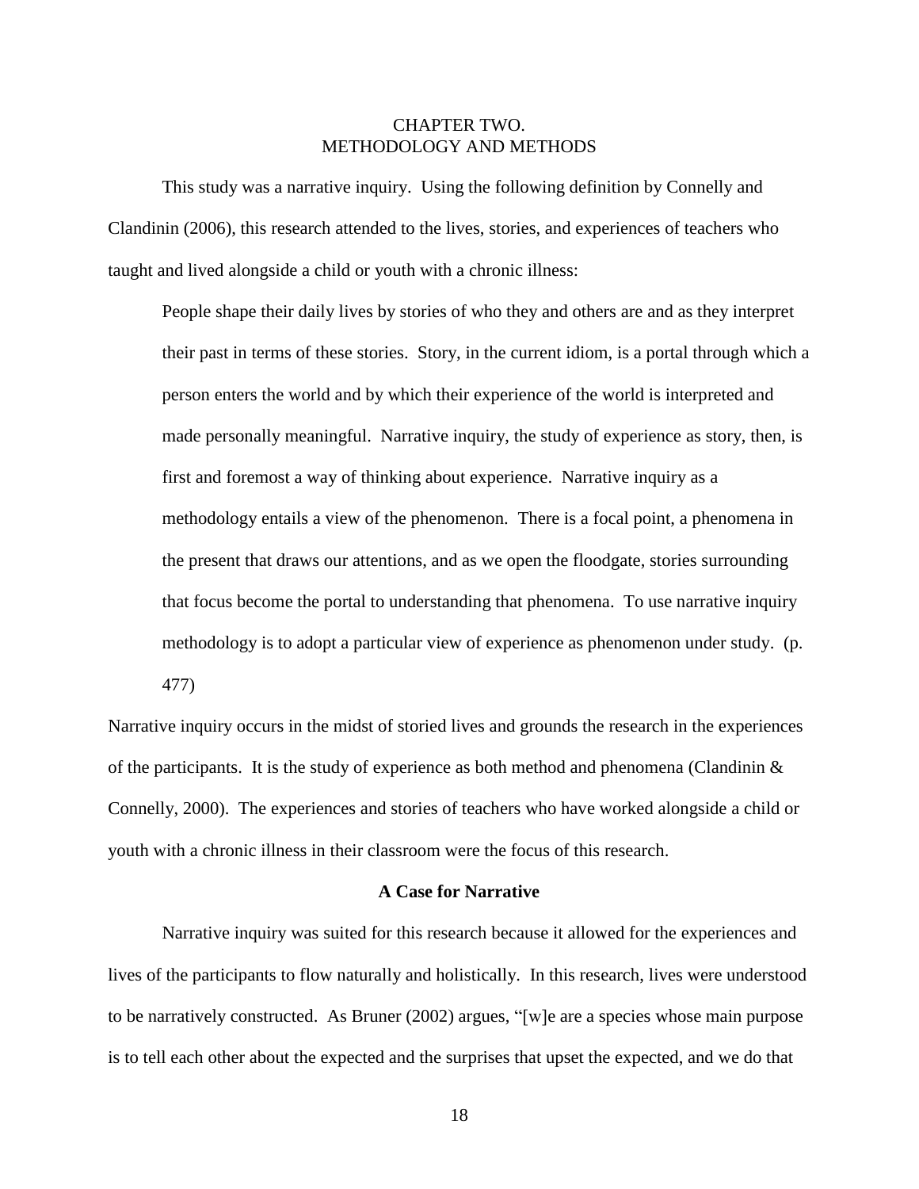# CHAPTER TWO.
# METHODOLOGY AND METHODS

This study was a narrative inquiry. Using the following definition by Connelly and Clandinin (2006), this research attended to the lives, stories, and experiences of teachers who taught and lived alongside a child or youth with a chronic illness:

> People shape their daily lives by stories of who they and others are and as they interpret their past in terms of these stories. Story, in the current idiom, is a portal through which a person enters the world and by which their experience of the world is interpreted and made personally meaningful. Narrative inquiry, the study of experience as story, then, is first and foremost a way of thinking about experience. Narrative inquiry as a methodology entails a view of the phenomenon. There is a focal point, a phenomena in the present that draws our attentions, and as we open the floodgate, stories surrounding that focus become the portal to understanding that phenomena. To use narrative inquiry methodology is to adopt a particular view of experience as phenomenon under study. (p. 477)

Narrative inquiry occurs in the midst of storied lives and grounds the research in the experiences of the participants. It is the study of experience as both method and phenomena (Clandinin & Connelly, 2000). The experiences and stories of teachers who have worked alongside a child or youth with a chronic illness in their classroom were the focus of this research.

## A Case for Narrative

Narrative inquiry was suited for this research because it allowed for the experiences and lives of the participants to flow naturally and holistically. In this research, lives were understood to be narratively constructed. As Bruner (2002) argues, "[w]e are a species whose main purpose is to tell each other about the expected and the surprises that upset the expected, and we do that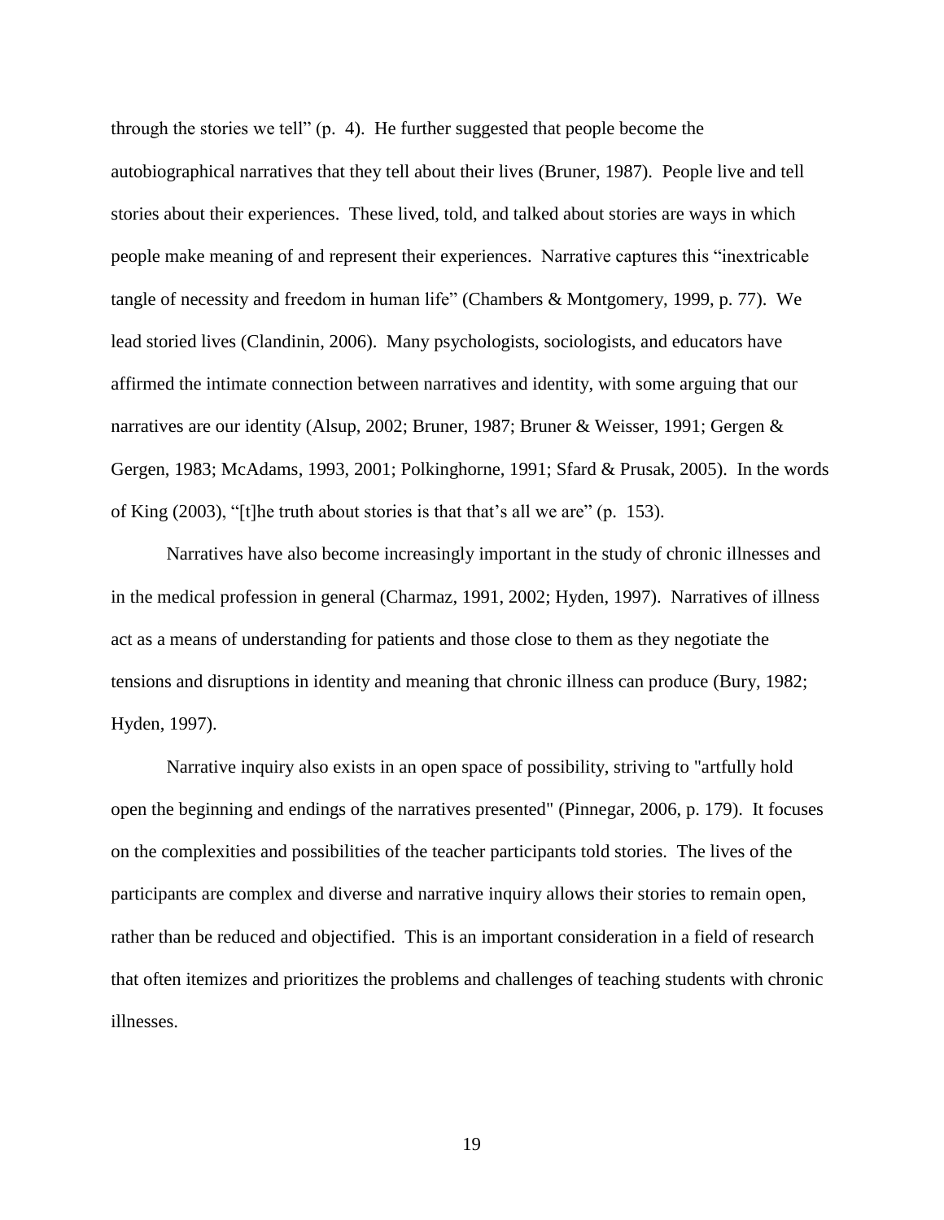through the stories we tell" (p. 4). He further suggested that people become the autobiographical narratives that they tell about their lives (Bruner, 1987). People live and tell stories about their experiences. These lived, told, and talked about stories are ways in which people make meaning of and represent their experiences. Narrative captures this "inextricable tangle of necessity and freedom in human life" (Chambers & Montgomery, 1999, p. 77). We lead storied lives (Clandinin, 2006). Many psychologists, sociologists, and educators have affirmed the intimate connection between narratives and identity, with some arguing that our narratives are our identity (Alsup, 2002; Bruner, 1987; Bruner & Weisser, 1991; Gergen & Gergen, 1983; McAdams, 1993, 2001; Polkinghorne, 1991; Sfard & Prusak, 2005). In the words of King (2003), "[t]he truth about stories is that that's all we are" (p. 153).

Narratives have also become increasingly important in the study of chronic illnesses and in the medical profession in general (Charmaz, 1991, 2002; Hyden, 1997). Narratives of illness act as a means of understanding for patients and those close to them as they negotiate the tensions and disruptions in identity and meaning that chronic illness can produce (Bury, 1982; Hyden, 1997).

Narrative inquiry also exists in an open space of possibility, striving to "artfully hold open the beginning and endings of the narratives presented" (Pinnegar, 2006, p. 179). It focuses on the complexities and possibilities of the teacher participants told stories. The lives of the participants are complex and diverse and narrative inquiry allows their stories to remain open, rather than be reduced and objectified. This is an important consideration in a field of research that often itemizes and prioritizes the problems and challenges of teaching students with chronic illnesses.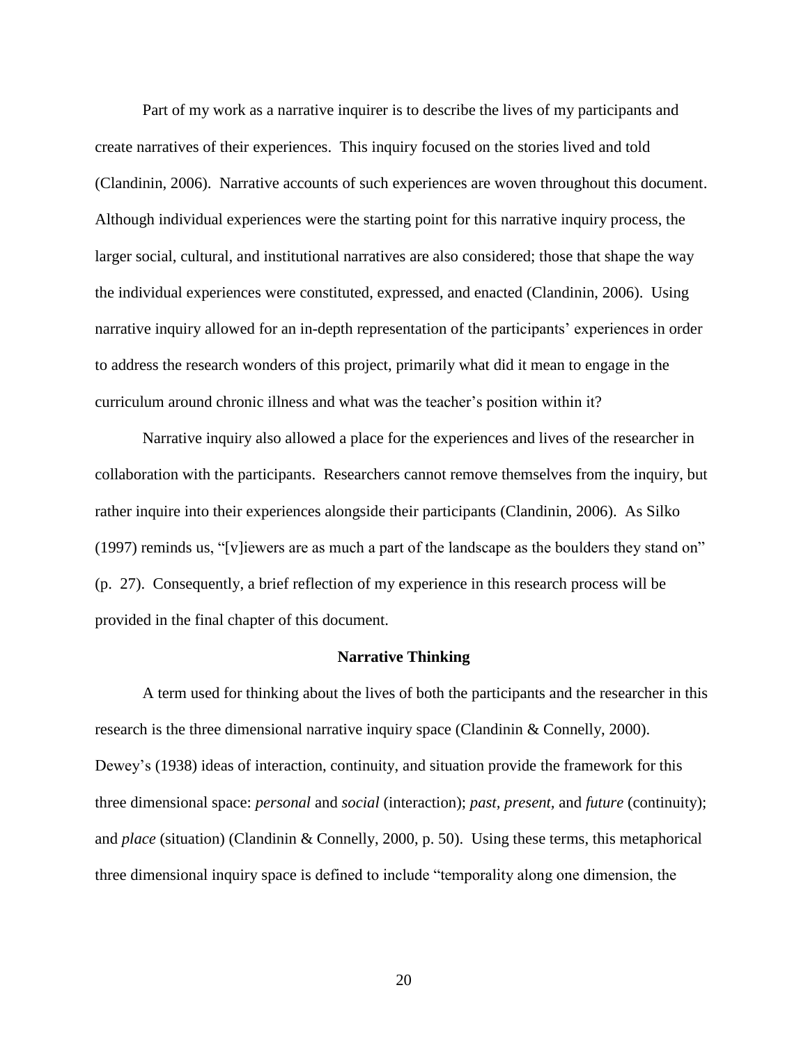Part of my work as a narrative inquirer is to describe the lives of my participants and create narratives of their experiences. This inquiry focused on the stories lived and told (Clandinin, 2006). Narrative accounts of such experiences are woven throughout this document. Although individual experiences were the starting point for this narrative inquiry process, the larger social, cultural, and institutional narratives are also considered; those that shape the way the individual experiences were constituted, expressed, and enacted (Clandinin, 2006). Using narrative inquiry allowed for an in-depth representation of the participants' experiences in order to address the research wonders of this project, primarily what did it mean to engage in the curriculum around chronic illness and what was the teacher's position within it?

Narrative inquiry also allowed a place for the experiences and lives of the researcher in collaboration with the participants. Researchers cannot remove themselves from the inquiry, but rather inquire into their experiences alongside their participants (Clandinin, 2006). As Silko (1997) reminds us, "[v]iewers are as much a part of the landscape as the boulders they stand on" (p. 27). Consequently, a brief reflection of my experience in this research process will be provided in the final chapter of this document.

## Narrative Thinking

A term used for thinking about the lives of both the participants and the researcher in this research is the three dimensional narrative inquiry space (Clandinin & Connelly, 2000). Dewey's (1938) ideas of interaction, continuity, and situation provide the framework for this three dimensional space: *personal* and *social* (interaction); *past, present,* and *future* (continuity); and *place* (situation) (Clandinin & Connelly, 2000, p. 50). Using these terms, this metaphorical three dimensional inquiry space is defined to include "temporality along one dimension, the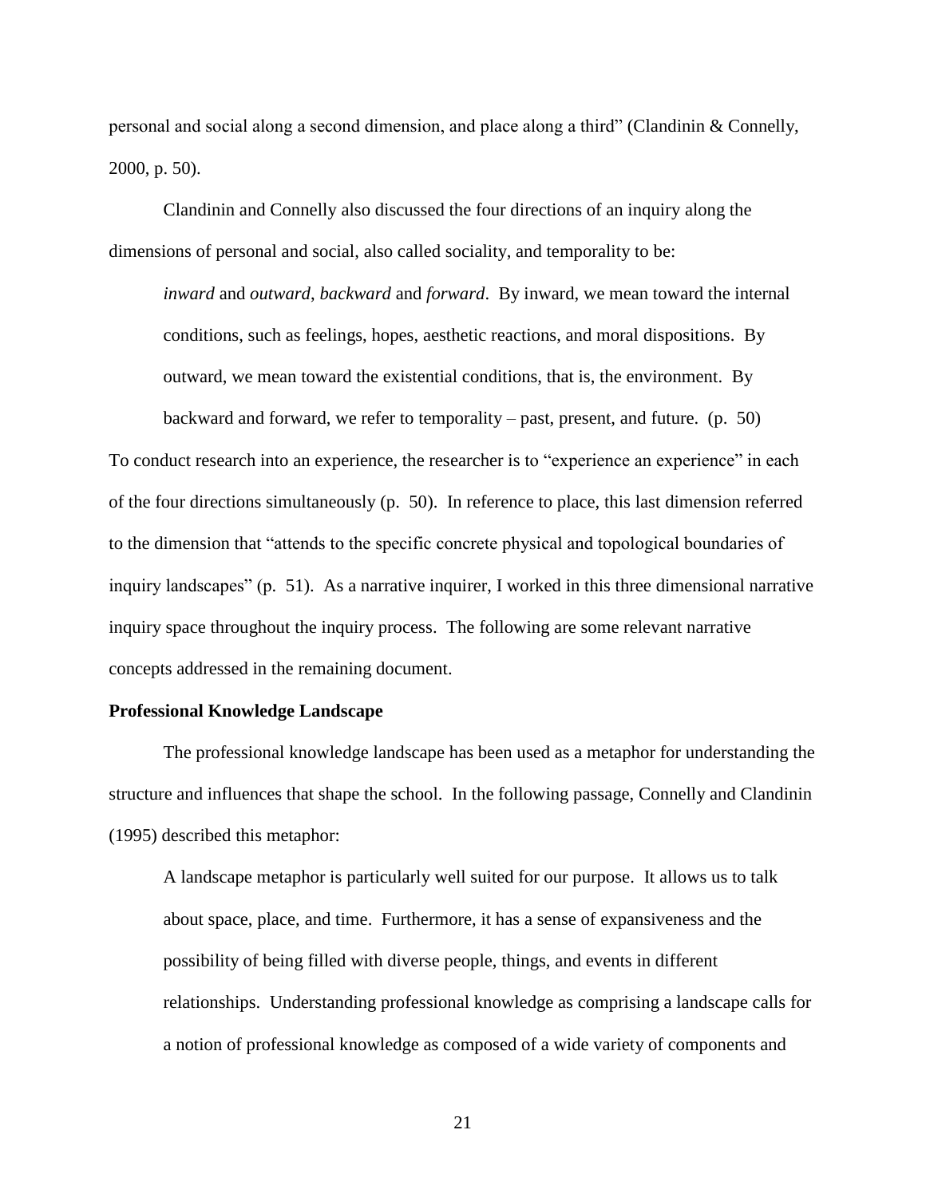personal and social along a second dimension, and place along a third" (Clandinin & Connelly, 2000, p. 50).

Clandinin and Connelly also discussed the four directions of an inquiry along the dimensions of personal and social, also called sociality, and temporality to be:

> *inward* and *outward*, *backward* and *forward*. By inward, we mean toward the internal conditions, such as feelings, hopes, aesthetic reactions, and moral dispositions. By outward, we mean toward the existential conditions, that is, the environment. By backward and forward, we refer to temporality – past, present, and future. (p. 50)

To conduct research into an experience, the researcher is to "experience an experience" in each of the four directions simultaneously (p. 50). In reference to place, this last dimension referred to the dimension that "attends to the specific concrete physical and topological boundaries of inquiry landscapes" (p. 51). As a narrative inquirer, I worked in this three dimensional narrative inquiry space throughout the inquiry process. The following are some relevant narrative concepts addressed in the remaining document.

**Professional Knowledge Landscape**

The professional knowledge landscape has been used as a metaphor for understanding the structure and influences that shape the school. In the following passage, Connelly and Clandinin (1995) described this metaphor:

> A landscape metaphor is particularly well suited for our purpose. It allows us to talk about space, place, and time. Furthermore, it has a sense of expansiveness and the possibility of being filled with diverse people, things, and events in different relationships. Understanding professional knowledge as comprising a landscape calls for a notion of professional knowledge as composed of a wide variety of components and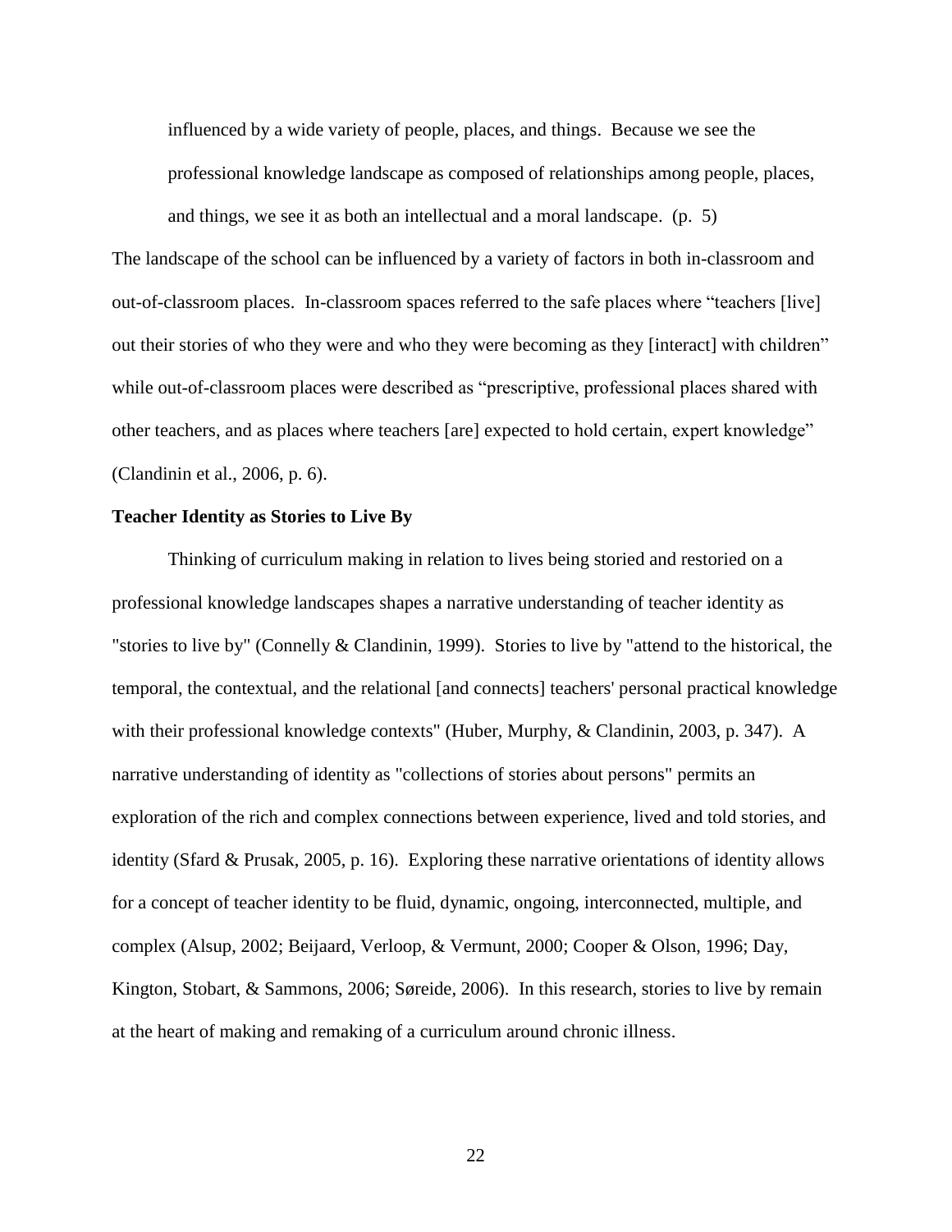> influenced by a wide variety of people, places, and things. Because we see the professional knowledge landscape as composed of relationships among people, places, and things, we see it as both an intellectual and a moral landscape. (p. 5)

The landscape of the school can be influenced by a variety of factors in both in-classroom and out-of-classroom places. In-classroom spaces referred to the safe places where “teachers [live] out their stories of who they were and who they were becoming as they [interact] with children” while out-of-classroom places were described as “prescriptive, professional places shared with other teachers, and as places where teachers [are] expected to hold certain, expert knowledge” (Clandinin et al., 2006, p. 6).

**Teacher Identity as Stories to Live By**

Thinking of curriculum making in relation to lives being storied and restoried on a professional knowledge landscapes shapes a narrative understanding of teacher identity as "stories to live by" (Connelly & Clandinin, 1999). Stories to live by "attend to the historical, the temporal, the contextual, and the relational [and connects] teachers' personal practical knowledge with their professional knowledge contexts" (Huber, Murphy, & Clandinin, 2003, p. 347). A narrative understanding of identity as "collections of stories about persons" permits an exploration of the rich and complex connections between experience, lived and told stories, and identity (Sfard & Prusak, 2005, p. 16). Exploring these narrative orientations of identity allows for a concept of teacher identity to be fluid, dynamic, ongoing, interconnected, multiple, and complex (Alsup, 2002; Beijaard, Verloop, & Vermunt, 2000; Cooper & Olson, 1996; Day, Kington, Stobart, & Sammons, 2006; Søreide, 2006). In this research, stories to live by remain at the heart of making and remaking of a curriculum around chronic illness.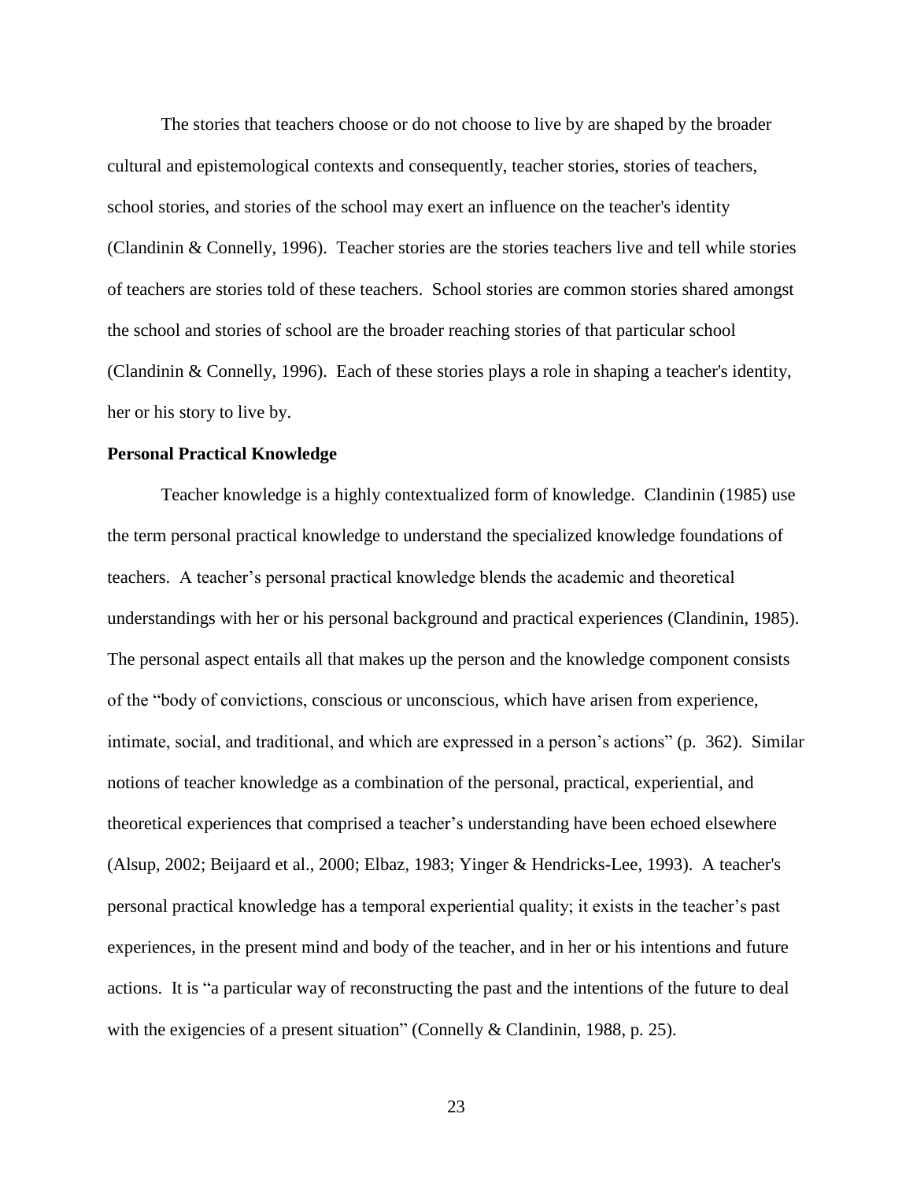The stories that teachers choose or do not choose to live by are shaped by the broader cultural and epistemological contexts and consequently, teacher stories, stories of teachers, school stories, and stories of the school may exert an influence on the teacher's identity (Clandinin & Connelly, 1996). Teacher stories are the stories teachers live and tell while stories of teachers are stories told of these teachers. School stories are common stories shared amongst the school and stories of school are the broader reaching stories of that particular school (Clandinin & Connelly, 1996). Each of these stories plays a role in shaping a teacher's identity, her or his story to live by.

**Personal Practical Knowledge**

Teacher knowledge is a highly contextualized form of knowledge. Clandinin (1985) use the term personal practical knowledge to understand the specialized knowledge foundations of teachers. A teacher's personal practical knowledge blends the academic and theoretical understandings with her or his personal background and practical experiences (Clandinin, 1985). The personal aspect entails all that makes up the person and the knowledge component consists of the "body of convictions, conscious or unconscious, which have arisen from experience, intimate, social, and traditional, and which are expressed in a person's actions" (p. 362). Similar notions of teacher knowledge as a combination of the personal, practical, experiential, and theoretical experiences that comprised a teacher's understanding have been echoed elsewhere (Alsup, 2002; Beijaard et al., 2000; Elbaz, 1983; Yinger & Hendricks-Lee, 1993). A teacher's personal practical knowledge has a temporal experiential quality; it exists in the teacher's past experiences, in the present mind and body of the teacher, and in her or his intentions and future actions. It is "a particular way of reconstructing the past and the intentions of the future to deal with the exigencies of a present situation" (Connelly & Clandinin, 1988, p. 25).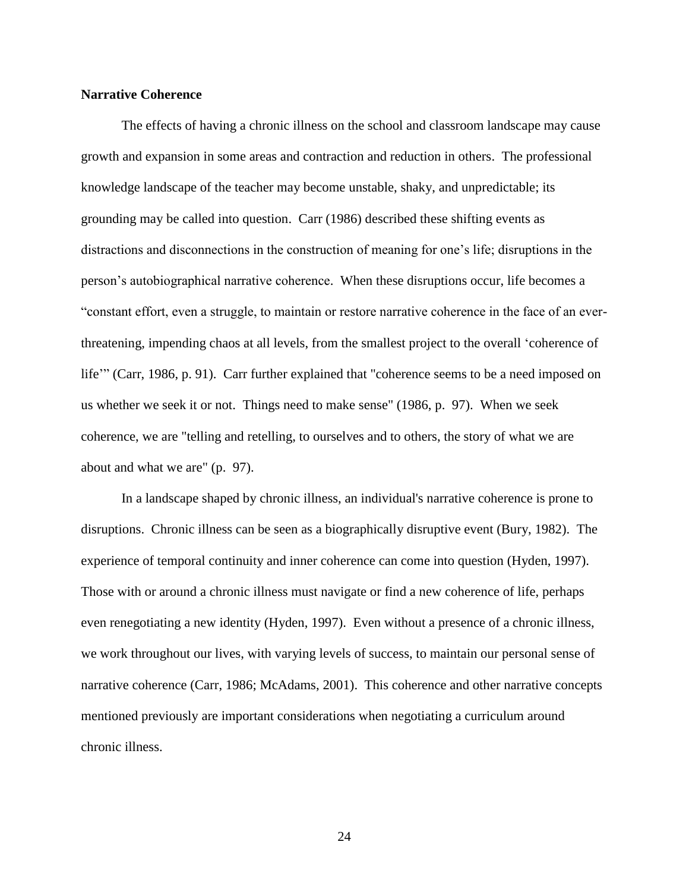**Narrative Coherence**

The effects of having a chronic illness on the school and classroom landscape may cause growth and expansion in some areas and contraction and reduction in others. The professional knowledge landscape of the teacher may become unstable, shaky, and unpredictable; its grounding may be called into question. Carr (1986) described these shifting events as distractions and disconnections in the construction of meaning for one's life; disruptions in the person's autobiographical narrative coherence. When these disruptions occur, life becomes a "constant effort, even a struggle, to maintain or restore narrative coherence in the face of an ever-threatening, impending chaos at all levels, from the smallest project to the overall 'coherence of life'" (Carr, 1986, p. 91). Carr further explained that "coherence seems to be a need imposed on us whether we seek it or not. Things need to make sense" (1986, p. 97). When we seek coherence, we are "telling and retelling, to ourselves and to others, the story of what we are about and what we are" (p. 97).

In a landscape shaped by chronic illness, an individual's narrative coherence is prone to disruptions. Chronic illness can be seen as a biographically disruptive event (Bury, 1982). The experience of temporal continuity and inner coherence can come into question (Hyden, 1997). Those with or around a chronic illness must navigate or find a new coherence of life, perhaps even renegotiating a new identity (Hyden, 1997). Even without a presence of a chronic illness, we work throughout our lives, with varying levels of success, to maintain our personal sense of narrative coherence (Carr, 1986; McAdams, 2001). This coherence and other narrative concepts mentioned previously are important considerations when negotiating a curriculum around chronic illness.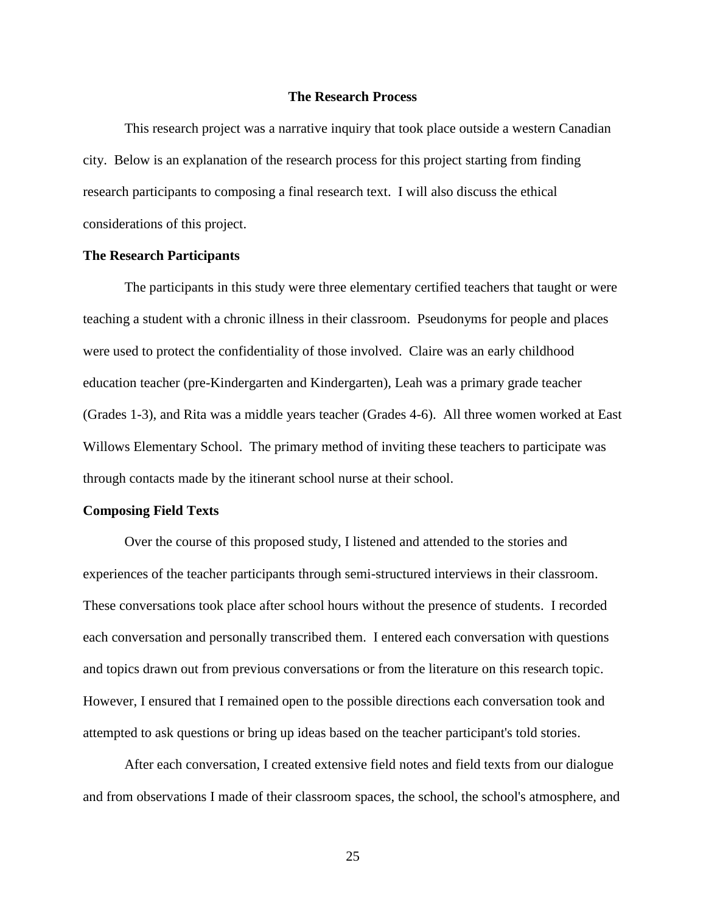## The Research Process

This research project was a narrative inquiry that took place outside a western Canadian city. Below is an explanation of the research process for this project starting from finding research participants to composing a final research text. I will also discuss the ethical considerations of this project.

### The Research Participants

The participants in this study were three elementary certified teachers that taught or were teaching a student with a chronic illness in their classroom. Pseudonyms for people and places were used to protect the confidentiality of those involved. Claire was an early childhood education teacher (pre-Kindergarten and Kindergarten), Leah was a primary grade teacher (Grades 1-3), and Rita was a middle years teacher (Grades 4-6). All three women worked at East Willows Elementary School. The primary method of inviting these teachers to participate was through contacts made by the itinerant school nurse at their school.

### Composing Field Texts

Over the course of this proposed study, I listened and attended to the stories and experiences of the teacher participants through semi-structured interviews in their classroom. These conversations took place after school hours without the presence of students. I recorded each conversation and personally transcribed them. I entered each conversation with questions and topics drawn out from previous conversations or from the literature on this research topic. However, I ensured that I remained open to the possible directions each conversation took and attempted to ask questions or bring up ideas based on the teacher participant's told stories.

After each conversation, I created extensive field notes and field texts from our dialogue and from observations I made of their classroom spaces, the school, the school's atmosphere, and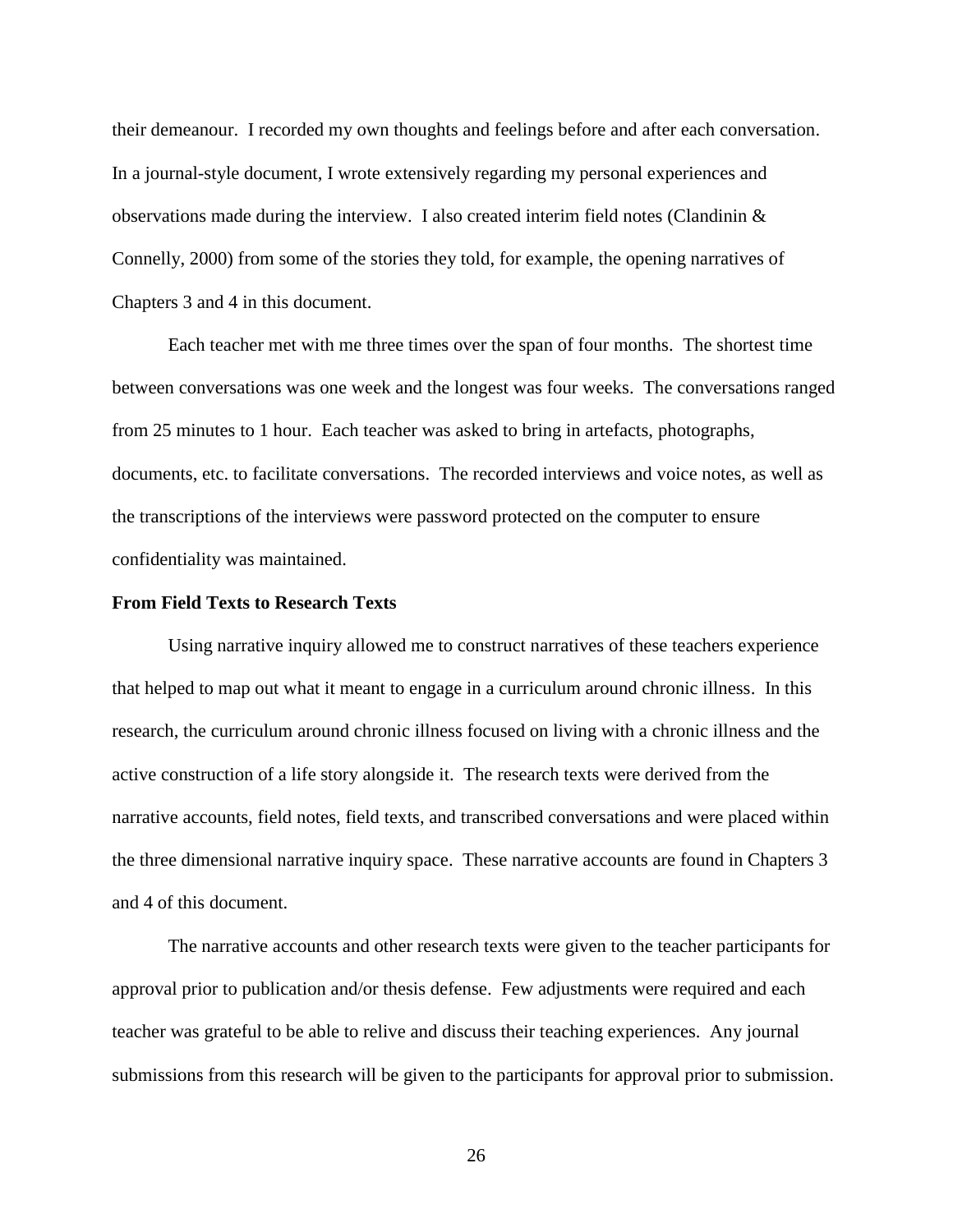their demeanour. I recorded my own thoughts and feelings before and after each conversation. In a journal-style document, I wrote extensively regarding my personal experiences and observations made during the interview. I also created interim field notes (Clandinin & Connelly, 2000) from some of the stories they told, for example, the opening narratives of Chapters 3 and 4 in this document.

Each teacher met with me three times over the span of four months. The shortest time between conversations was one week and the longest was four weeks. The conversations ranged from 25 minutes to 1 hour. Each teacher was asked to bring in artefacts, photographs, documents, etc. to facilitate conversations. The recorded interviews and voice notes, as well as the transcriptions of the interviews were password protected on the computer to ensure confidentiality was maintained.

**From Field Texts to Research Texts**

Using narrative inquiry allowed me to construct narratives of these teachers experience that helped to map out what it meant to engage in a curriculum around chronic illness. In this research, the curriculum around chronic illness focused on living with a chronic illness and the active construction of a life story alongside it. The research texts were derived from the narrative accounts, field notes, field texts, and transcribed conversations and were placed within the three dimensional narrative inquiry space. These narrative accounts are found in Chapters 3 and 4 of this document.

The narrative accounts and other research texts were given to the teacher participants for approval prior to publication and/or thesis defense. Few adjustments were required and each teacher was grateful to be able to relive and discuss their teaching experiences. Any journal submissions from this research will be given to the participants for approval prior to submission.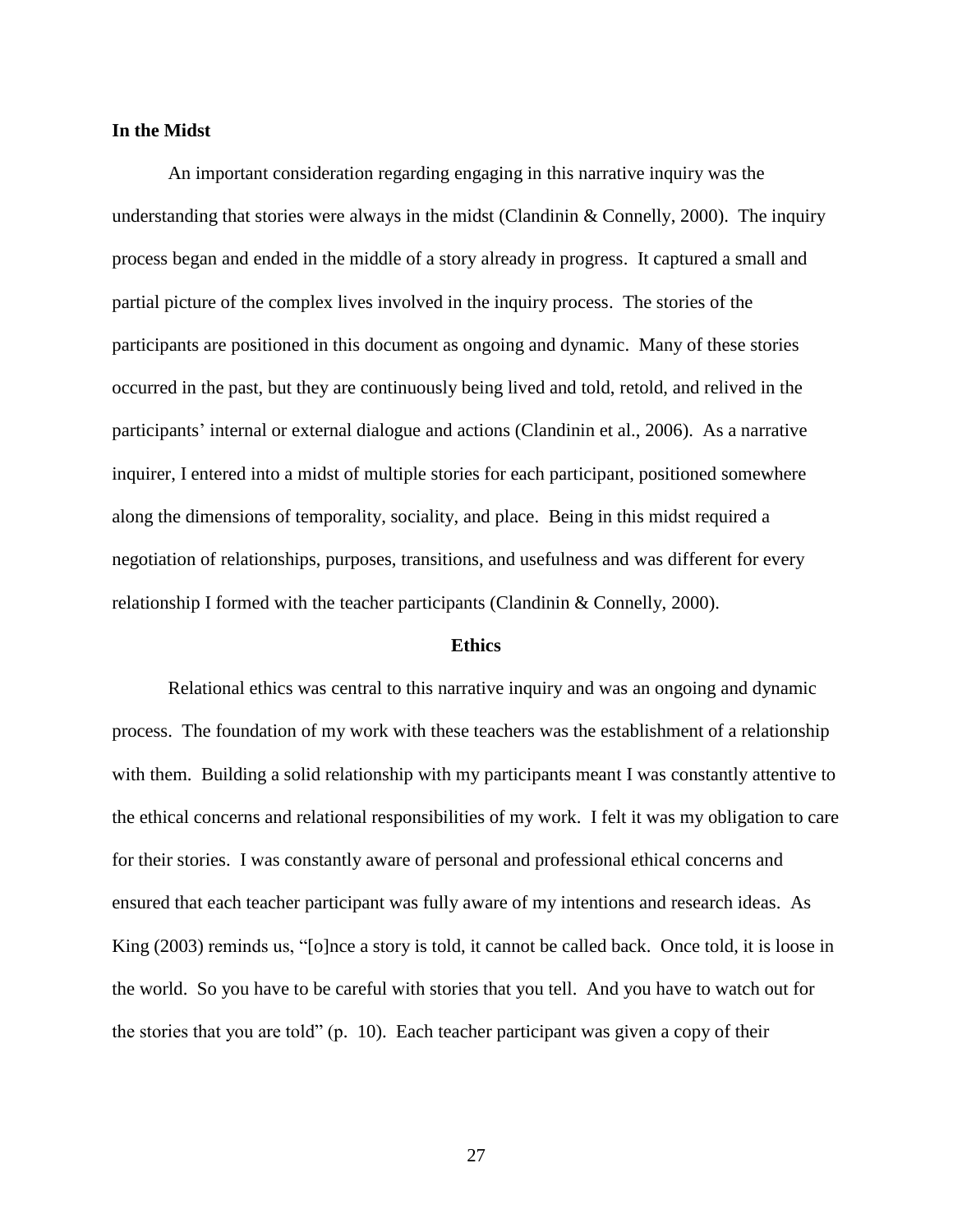**In the Midst**

An important consideration regarding engaging in this narrative inquiry was the understanding that stories were always in the midst (Clandinin & Connelly, 2000). The inquiry process began and ended in the middle of a story already in progress. It captured a small and partial picture of the complex lives involved in the inquiry process. The stories of the participants are positioned in this document as ongoing and dynamic. Many of these stories occurred in the past, but they are continuously being lived and told, retold, and relived in the participants' internal or external dialogue and actions (Clandinin et al., 2006). As a narrative inquirer, I entered into a midst of multiple stories for each participant, positioned somewhere along the dimensions of temporality, sociality, and place. Being in this midst required a negotiation of relationships, purposes, transitions, and usefulness and was different for every relationship I formed with the teacher participants (Clandinin & Connelly, 2000).

## Ethics

Relational ethics was central to this narrative inquiry and was an ongoing and dynamic process. The foundation of my work with these teachers was the establishment of a relationship with them. Building a solid relationship with my participants meant I was constantly attentive to the ethical concerns and relational responsibilities of my work. I felt it was my obligation to care for their stories. I was constantly aware of personal and professional ethical concerns and ensured that each teacher participant was fully aware of my intentions and research ideas. As King (2003) reminds us, "[o]nce a story is told, it cannot be called back. Once told, it is loose in the world. So you have to be careful with stories that you tell. And you have to watch out for the stories that you are told" (p. 10). Each teacher participant was given a copy of their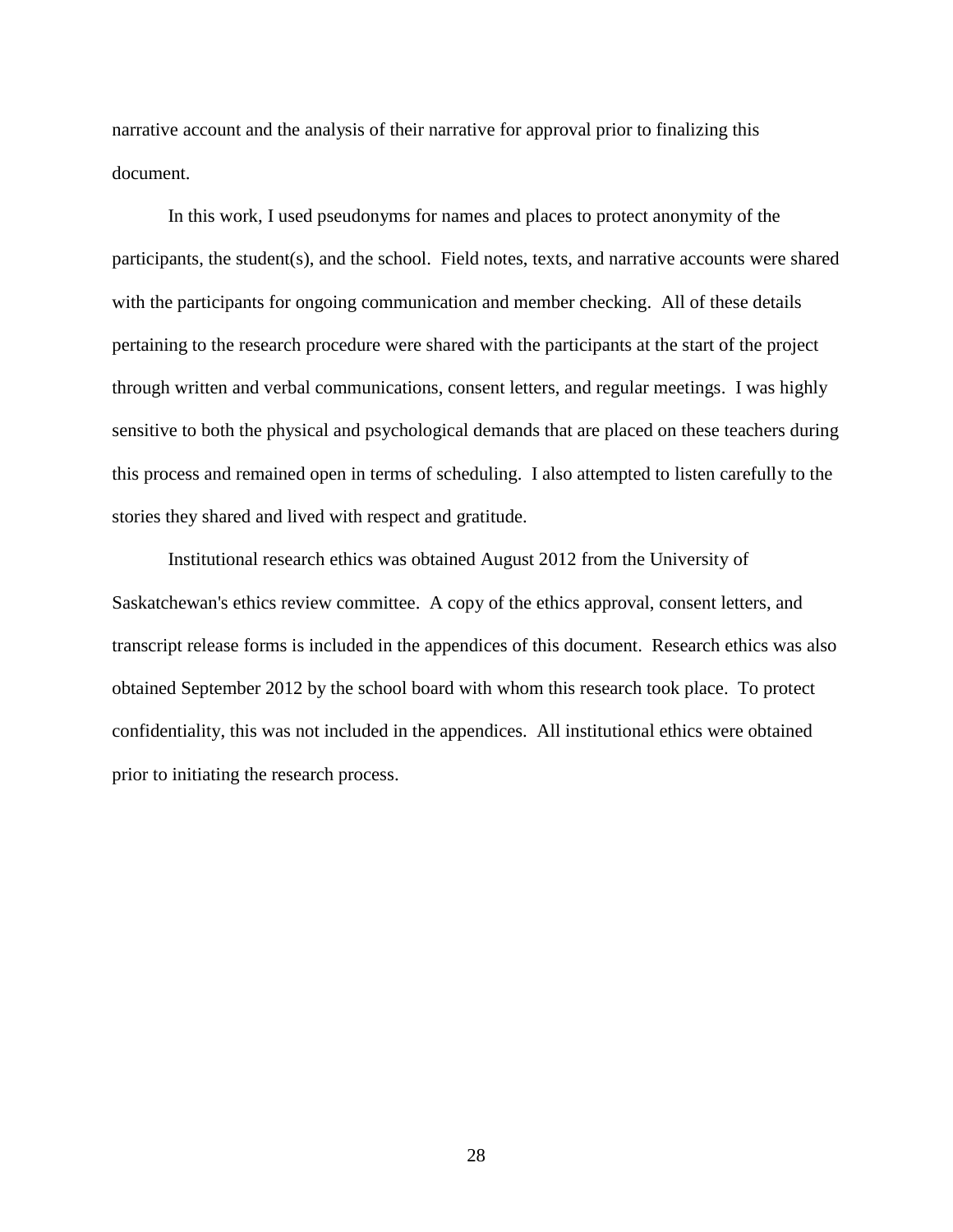narrative account and the analysis of their narrative for approval prior to finalizing this document.

In this work, I used pseudonyms for names and places to protect anonymity of the participants, the student(s), and the school. Field notes, texts, and narrative accounts were shared with the participants for ongoing communication and member checking. All of these details pertaining to the research procedure were shared with the participants at the start of the project through written and verbal communications, consent letters, and regular meetings. I was highly sensitive to both the physical and psychological demands that are placed on these teachers during this process and remained open in terms of scheduling. I also attempted to listen carefully to the stories they shared and lived with respect and gratitude.

Institutional research ethics was obtained August 2012 from the University of Saskatchewan's ethics review committee. A copy of the ethics approval, consent letters, and transcript release forms is included in the appendices of this document. Research ethics was also obtained September 2012 by the school board with whom this research took place. To protect confidentiality, this was not included in the appendices. All institutional ethics were obtained prior to initiating the research process.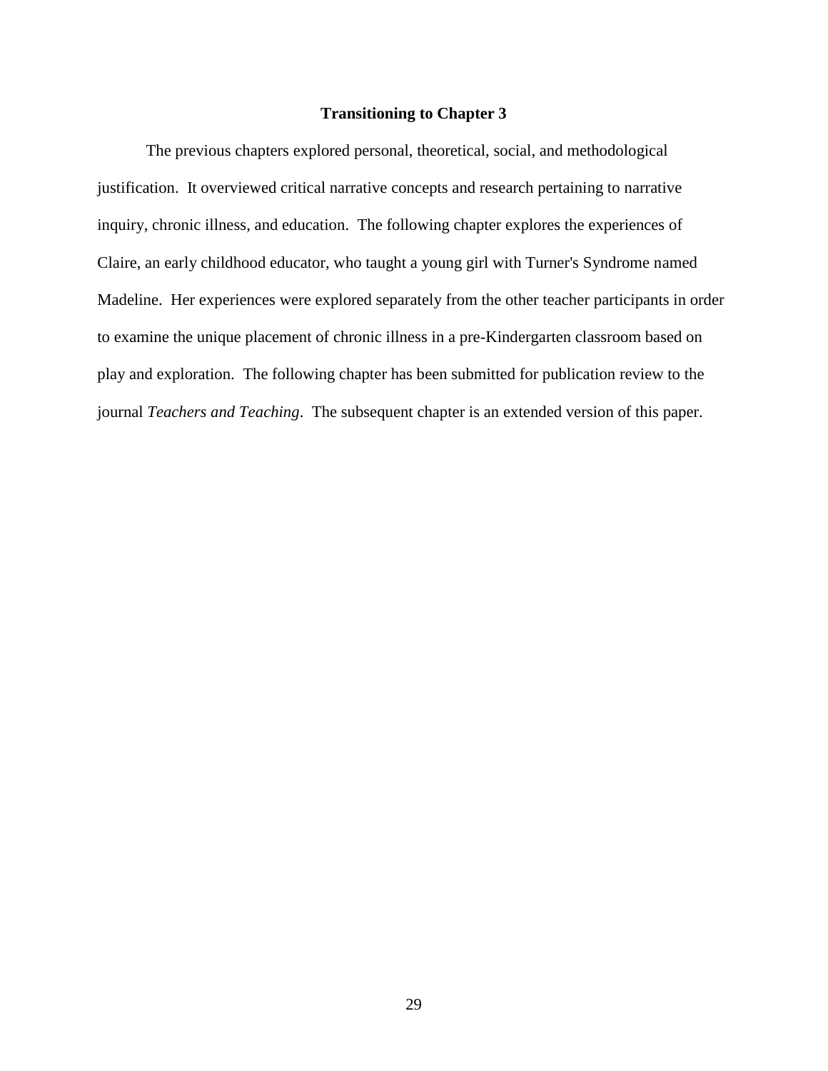## Transitioning to Chapter 3

The previous chapters explored personal, theoretical, social, and methodological justification. It overviewed critical narrative concepts and research pertaining to narrative inquiry, chronic illness, and education. The following chapter explores the experiences of Claire, an early childhood educator, who taught a young girl with Turner's Syndrome named Madeline. Her experiences were explored separately from the other teacher participants in order to examine the unique placement of chronic illness in a pre-Kindergarten classroom based on play and exploration. The following chapter has been submitted for publication review to the journal *Teachers and Teaching*. The subsequent chapter is an extended version of this paper.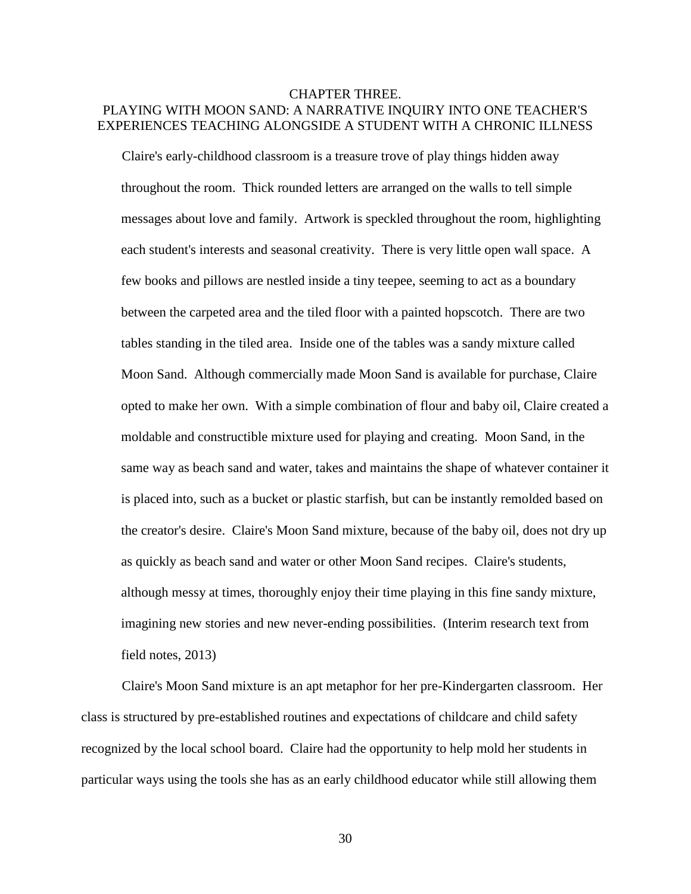# CHAPTER THREE.
# PLAYING WITH MOON SAND: A NARRATIVE INQUIRY INTO ONE TEACHER'S EXPERIENCES TEACHING ALONGSIDE A STUDENT WITH A CHRONIC ILLNESS

> Claire's early-childhood classroom is a treasure trove of play things hidden away throughout the room. Thick rounded letters are arranged on the walls to tell simple messages about love and family. Artwork is speckled throughout the room, highlighting each student's interests and seasonal creativity. There is very little open wall space. A few books and pillows are nestled inside a tiny teepee, seeming to act as a boundary between the carpeted area and the tiled floor with a painted hopscotch. There are two tables standing in the tiled area. Inside one of the tables was a sandy mixture called Moon Sand. Although commercially made Moon Sand is available for purchase, Claire opted to make her own. With a simple combination of flour and baby oil, Claire created a moldable and constructible mixture used for playing and creating. Moon Sand, in the same way as beach sand and water, takes and maintains the shape of whatever container it is placed into, such as a bucket or plastic starfish, but can be instantly remolded based on the creator's desire. Claire's Moon Sand mixture, because of the baby oil, does not dry up as quickly as beach sand and water or other Moon Sand recipes. Claire's students, although messy at times, thoroughly enjoy their time playing in this fine sandy mixture, imagining new stories and new never-ending possibilities. (Interim research text from field notes, 2013)

Claire's Moon Sand mixture is an apt metaphor for her pre-Kindergarten classroom. Her class is structured by pre-established routines and expectations of childcare and child safety recognized by the local school board. Claire had the opportunity to help mold her students in particular ways using the tools she has as an early childhood educator while still allowing them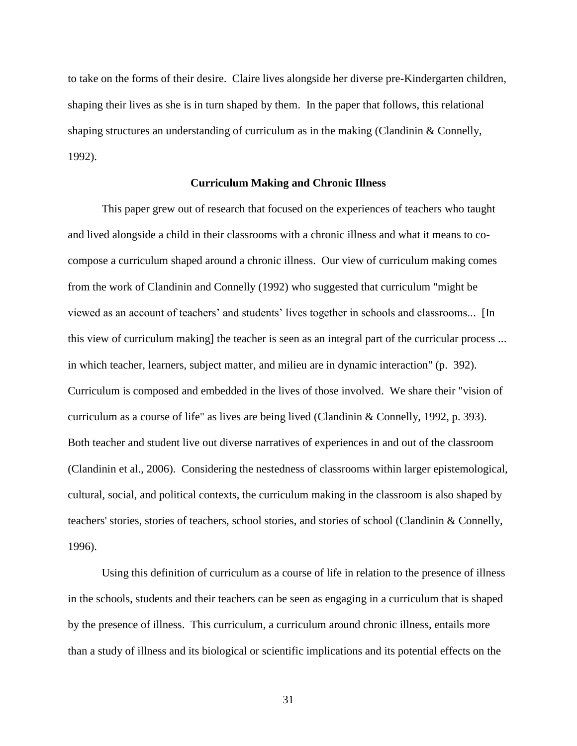to take on the forms of their desire. Claire lives alongside her diverse pre-Kindergarten children, shaping their lives as she is in turn shaped by them. In the paper that follows, this relational shaping structures an understanding of curriculum as in the making (Clandinin & Connelly, 1992).

## Curriculum Making and Chronic Illness

This paper grew out of research that focused on the experiences of teachers who taught and lived alongside a child in their classrooms with a chronic illness and what it means to co-compose a curriculum shaped around a chronic illness. Our view of curriculum making comes from the work of Clandinin and Connelly (1992) who suggested that curriculum "might be viewed as an account of teachers' and students' lives together in schools and classrooms... [In this view of curriculum making] the teacher is seen as an integral part of the curricular process ... in which teacher, learners, subject matter, and milieu are in dynamic interaction" (p. 392). Curriculum is composed and embedded in the lives of those involved. We share their "vision of curriculum as a course of life" as lives are being lived (Clandinin & Connelly, 1992, p. 393). Both teacher and student live out diverse narratives of experiences in and out of the classroom (Clandinin et al., 2006). Considering the nestedness of classrooms within larger epistemological, cultural, social, and political contexts, the curriculum making in the classroom is also shaped by teachers' stories, stories of teachers, school stories, and stories of school (Clandinin & Connelly, 1996).

Using this definition of curriculum as a course of life in relation to the presence of illness in the schools, students and their teachers can be seen as engaging in a curriculum that is shaped by the presence of illness. This curriculum, a curriculum around chronic illness, entails more than a study of illness and its biological or scientific implications and its potential effects on the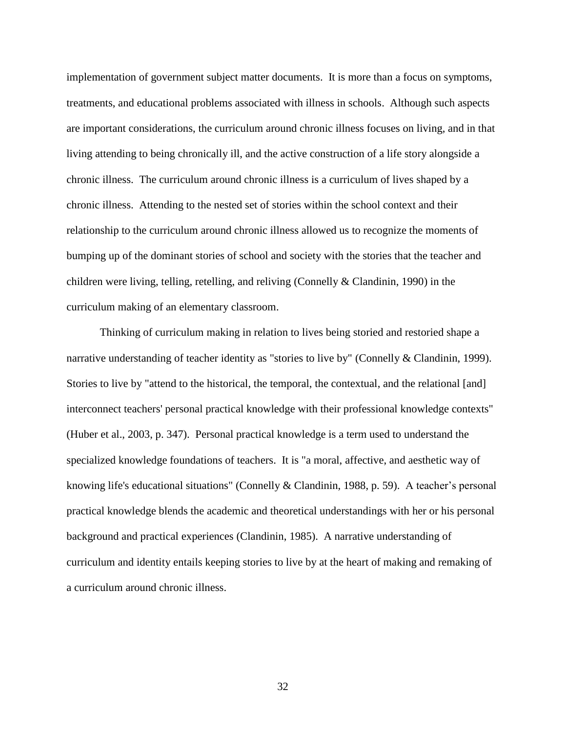implementation of government subject matter documents. It is more than a focus on symptoms, treatments, and educational problems associated with illness in schools. Although such aspects are important considerations, the curriculum around chronic illness focuses on living, and in that living attending to being chronically ill, and the active construction of a life story alongside a chronic illness. The curriculum around chronic illness is a curriculum of lives shaped by a chronic illness. Attending to the nested set of stories within the school context and their relationship to the curriculum around chronic illness allowed us to recognize the moments of bumping up of the dominant stories of school and society with the stories that the teacher and children were living, telling, retelling, and reliving (Connelly & Clandinin, 1990) in the curriculum making of an elementary classroom.

Thinking of curriculum making in relation to lives being storied and restoried shape a narrative understanding of teacher identity as "stories to live by" (Connelly & Clandinin, 1999). Stories to live by "attend to the historical, the temporal, the contextual, and the relational [and] interconnect teachers' personal practical knowledge with their professional knowledge contexts" (Huber et al., 2003, p. 347). Personal practical knowledge is a term used to understand the specialized knowledge foundations of teachers. It is "a moral, affective, and aesthetic way of knowing life's educational situations" (Connelly & Clandinin, 1988, p. 59). A teacher's personal practical knowledge blends the academic and theoretical understandings with her or his personal background and practical experiences (Clandinin, 1985). A narrative understanding of curriculum and identity entails keeping stories to live by at the heart of making and remaking of a curriculum around chronic illness.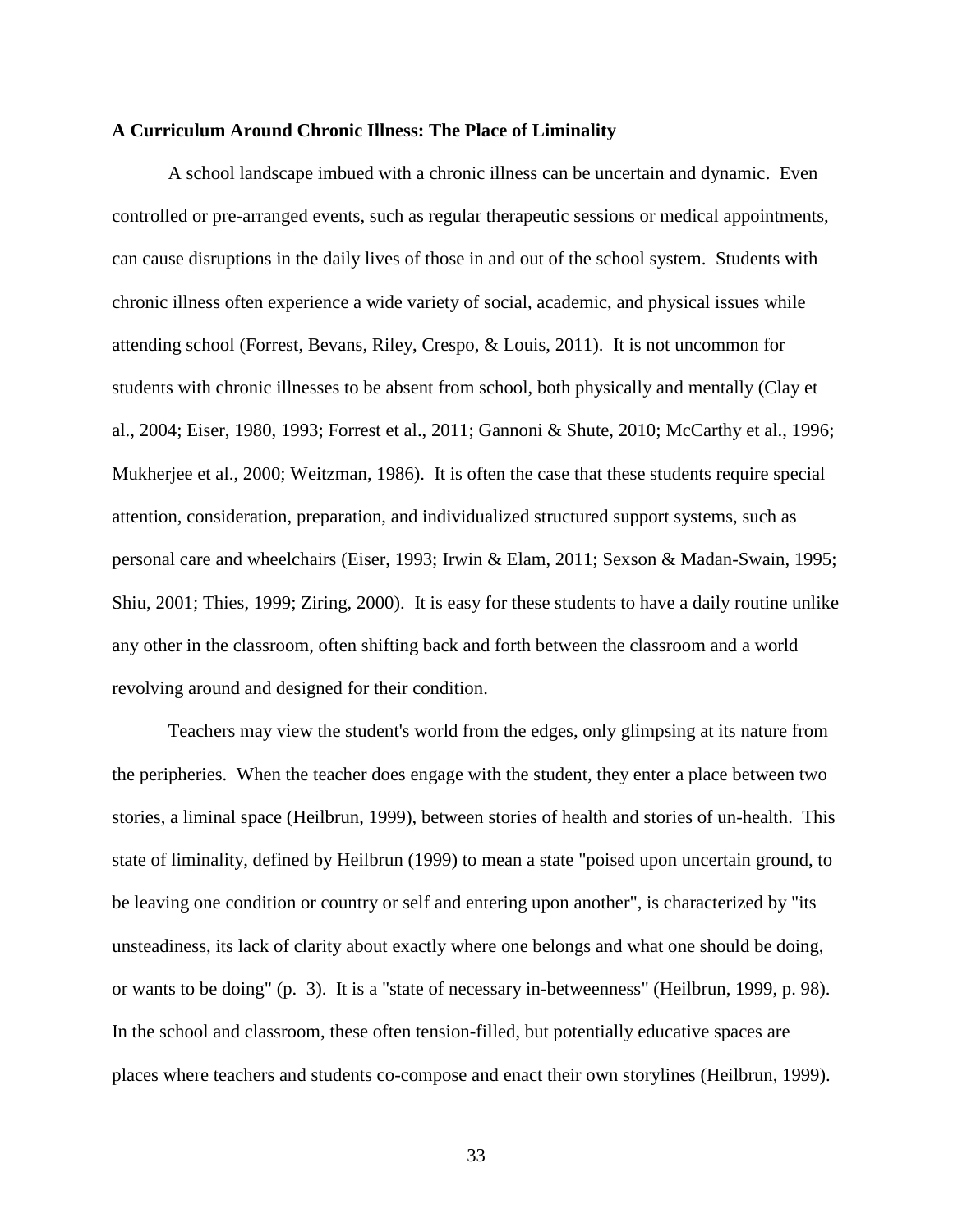**A Curriculum Around Chronic Illness: The Place of Liminality**

A school landscape imbued with a chronic illness can be uncertain and dynamic. Even controlled or pre-arranged events, such as regular therapeutic sessions or medical appointments, can cause disruptions in the daily lives of those in and out of the school system. Students with chronic illness often experience a wide variety of social, academic, and physical issues while attending school (Forrest, Bevans, Riley, Crespo, & Louis, 2011). It is not uncommon for students with chronic illnesses to be absent from school, both physically and mentally (Clay et al., 2004; Eiser, 1980, 1993; Forrest et al., 2011; Gannoni & Shute, 2010; McCarthy et al., 1996; Mukherjee et al., 2000; Weitzman, 1986). It is often the case that these students require special attention, consideration, preparation, and individualized structured support systems, such as personal care and wheelchairs (Eiser, 1993; Irwin & Elam, 2011; Sexson & Madan-Swain, 1995; Shiu, 2001; Thies, 1999; Ziring, 2000). It is easy for these students to have a daily routine unlike any other in the classroom, often shifting back and forth between the classroom and a world revolving around and designed for their condition.

Teachers may view the student's world from the edges, only glimpsing at its nature from the peripheries. When the teacher does engage with the student, they enter a place between two stories, a liminal space (Heilbrun, 1999), between stories of health and stories of un-health. This state of liminality, defined by Heilbrun (1999) to mean a state "poised upon uncertain ground, to be leaving one condition or country or self and entering upon another", is characterized by "its unsteadiness, its lack of clarity about exactly where one belongs and what one should be doing, or wants to be doing" (p. 3). It is a "state of necessary in-betweenness" (Heilbrun, 1999, p. 98). In the school and classroom, these often tension-filled, but potentially educative spaces are places where teachers and students co-compose and enact their own storylines (Heilbrun, 1999).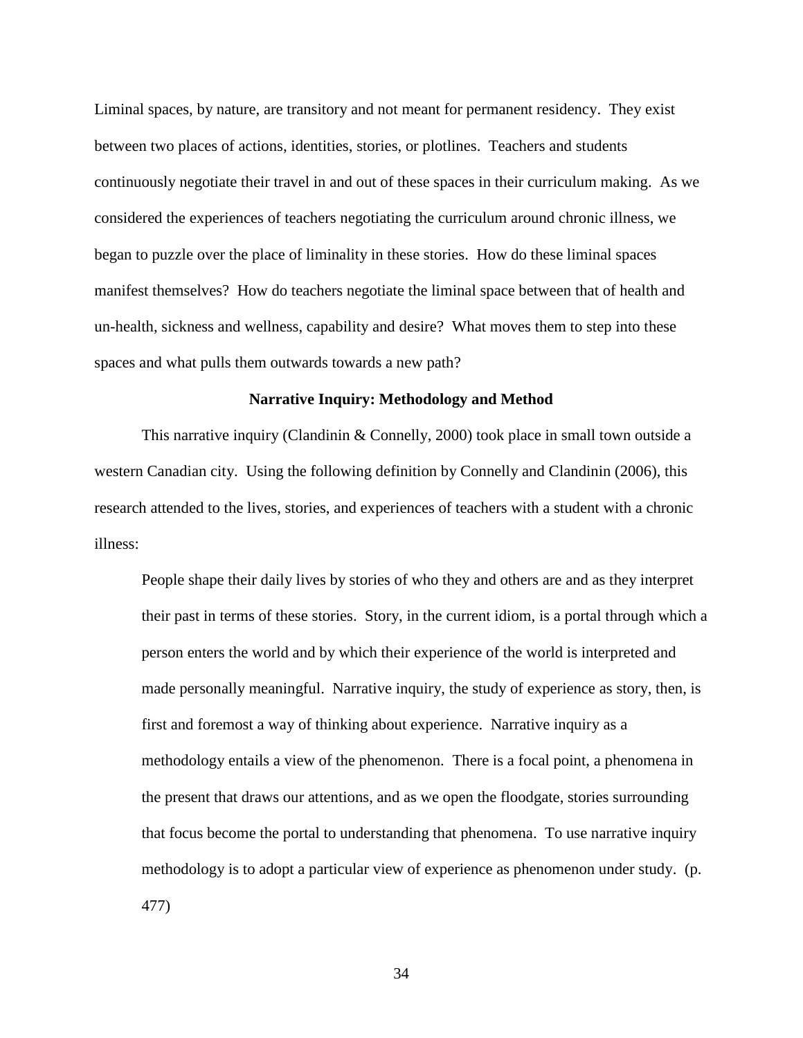Liminal spaces, by nature, are transitory and not meant for permanent residency. They exist between two places of actions, identities, stories, or plotlines. Teachers and students continuously negotiate their travel in and out of these spaces in their curriculum making. As we considered the experiences of teachers negotiating the curriculum around chronic illness, we began to puzzle over the place of liminality in these stories. How do these liminal spaces manifest themselves? How do teachers negotiate the liminal space between that of health and un-health, sickness and wellness, capability and desire? What moves them to step into these spaces and what pulls them outwards towards a new path?

## Narrative Inquiry: Methodology and Method

This narrative inquiry (Clandinin & Connelly, 2000) took place in small town outside a western Canadian city. Using the following definition by Connelly and Clandinin (2006), this research attended to the lives, stories, and experiences of teachers with a student with a chronic illness:

> People shape their daily lives by stories of who they and others are and as they interpret their past in terms of these stories. Story, in the current idiom, is a portal through which a person enters the world and by which their experience of the world is interpreted and made personally meaningful. Narrative inquiry, the study of experience as story, then, is first and foremost a way of thinking about experience. Narrative inquiry as a methodology entails a view of the phenomenon. There is a focal point, a phenomena in the present that draws our attentions, and as we open the floodgate, stories surrounding that focus become the portal to understanding that phenomena. To use narrative inquiry methodology is to adopt a particular view of experience as phenomenon under study. (p. 477)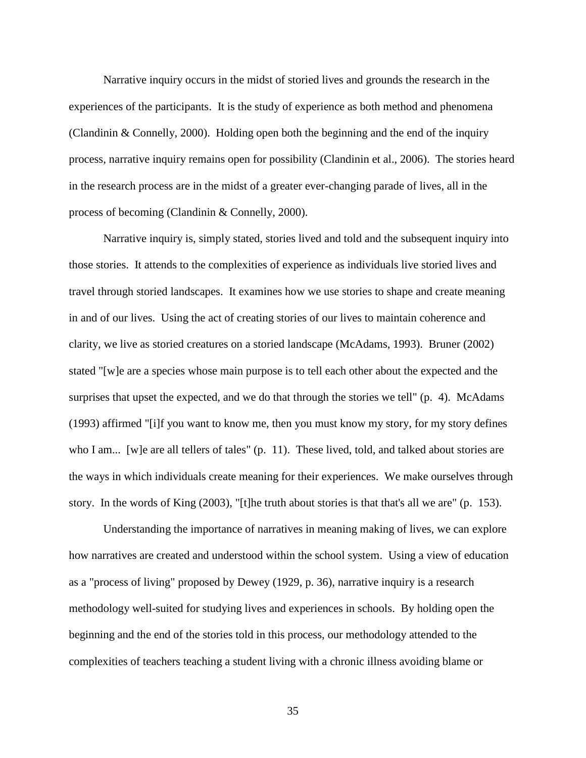Narrative inquiry occurs in the midst of storied lives and grounds the research in the experiences of the participants. It is the study of experience as both method and phenomena (Clandinin & Connelly, 2000). Holding open both the beginning and the end of the inquiry process, narrative inquiry remains open for possibility (Clandinin et al., 2006). The stories heard in the research process are in the midst of a greater ever-changing parade of lives, all in the process of becoming (Clandinin & Connelly, 2000).

Narrative inquiry is, simply stated, stories lived and told and the subsequent inquiry into those stories. It attends to the complexities of experience as individuals live storied lives and travel through storied landscapes. It examines how we use stories to shape and create meaning in and of our lives. Using the act of creating stories of our lives to maintain coherence and clarity, we live as storied creatures on a storied landscape (McAdams, 1993). Bruner (2002) stated "[w]e are a species whose main purpose is to tell each other about the expected and the surprises that upset the expected, and we do that through the stories we tell" (p. 4). McAdams (1993) affirmed "[i]f you want to know me, then you must know my story, for my story defines who I am... [w]e are all tellers of tales" (p. 11). These lived, told, and talked about stories are the ways in which individuals create meaning for their experiences. We make ourselves through story. In the words of King (2003), "[t]he truth about stories is that that's all we are" (p. 153).

Understanding the importance of narratives in meaning making of lives, we can explore how narratives are created and understood within the school system. Using a view of education as a "process of living" proposed by Dewey (1929, p. 36), narrative inquiry is a research methodology well-suited for studying lives and experiences in schools. By holding open the beginning and the end of the stories told in this process, our methodology attended to the complexities of teachers teaching a student living with a chronic illness avoiding blame or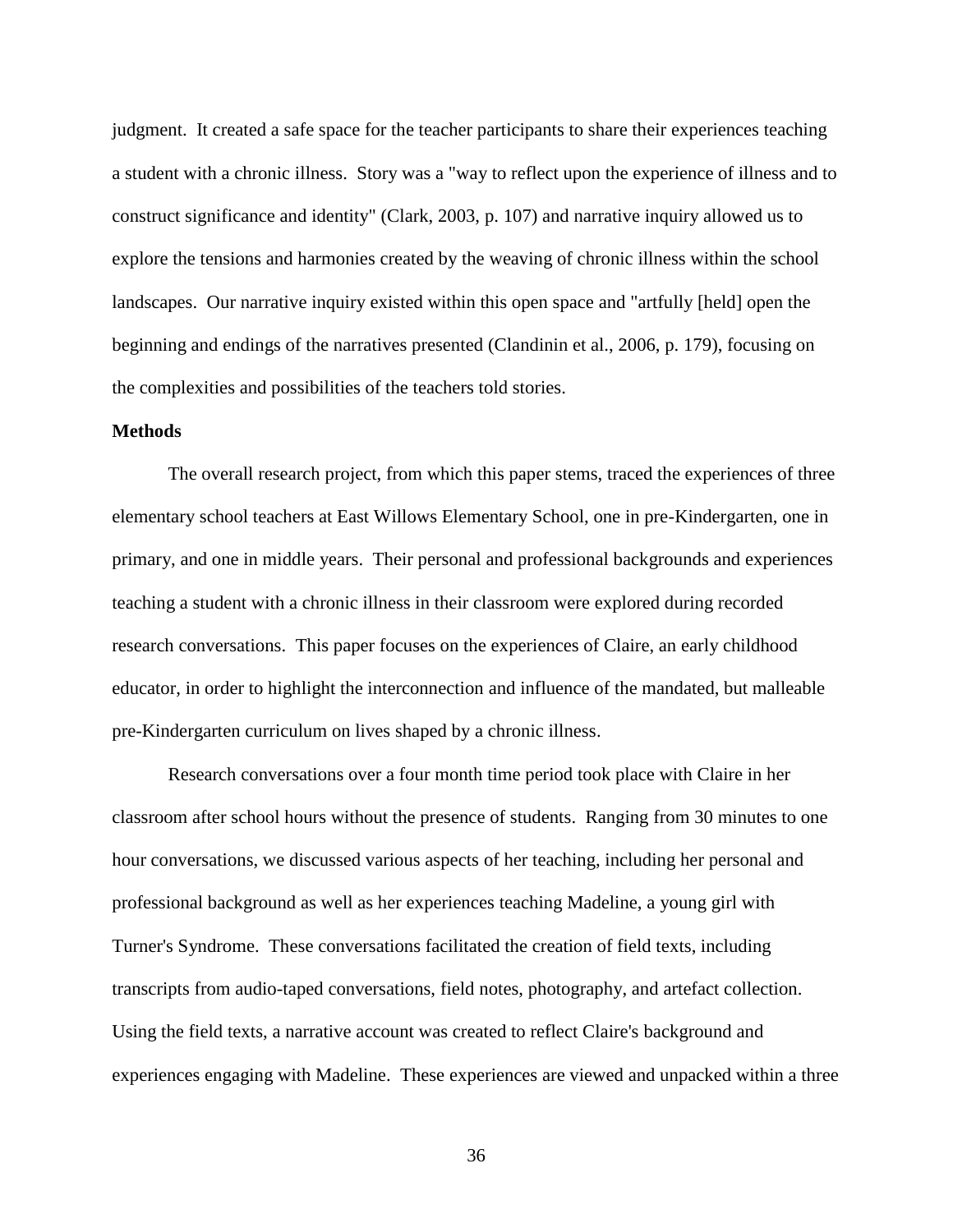judgment. It created a safe space for the teacher participants to share their experiences teaching a student with a chronic illness. Story was a "way to reflect upon the experience of illness and to construct significance and identity" (Clark, 2003, p. 107) and narrative inquiry allowed us to explore the tensions and harmonies created by the weaving of chronic illness within the school landscapes. Our narrative inquiry existed within this open space and "artfully [held] open the beginning and endings of the narratives presented (Clandinin et al., 2006, p. 179), focusing on the complexities and possibilities of the teachers told stories.

**Methods**

The overall research project, from which this paper stems, traced the experiences of three elementary school teachers at East Willows Elementary School, one in pre-Kindergarten, one in primary, and one in middle years. Their personal and professional backgrounds and experiences teaching a student with a chronic illness in their classroom were explored during recorded research conversations. This paper focuses on the experiences of Claire, an early childhood educator, in order to highlight the interconnection and influence of the mandated, but malleable pre-Kindergarten curriculum on lives shaped by a chronic illness.

Research conversations over a four month time period took place with Claire in her classroom after school hours without the presence of students. Ranging from 30 minutes to one hour conversations, we discussed various aspects of her teaching, including her personal and professional background as well as her experiences teaching Madeline, a young girl with Turner's Syndrome. These conversations facilitated the creation of field texts, including transcripts from audio-taped conversations, field notes, photography, and artefact collection. Using the field texts, a narrative account was created to reflect Claire's background and experiences engaging with Madeline. These experiences are viewed and unpacked within a three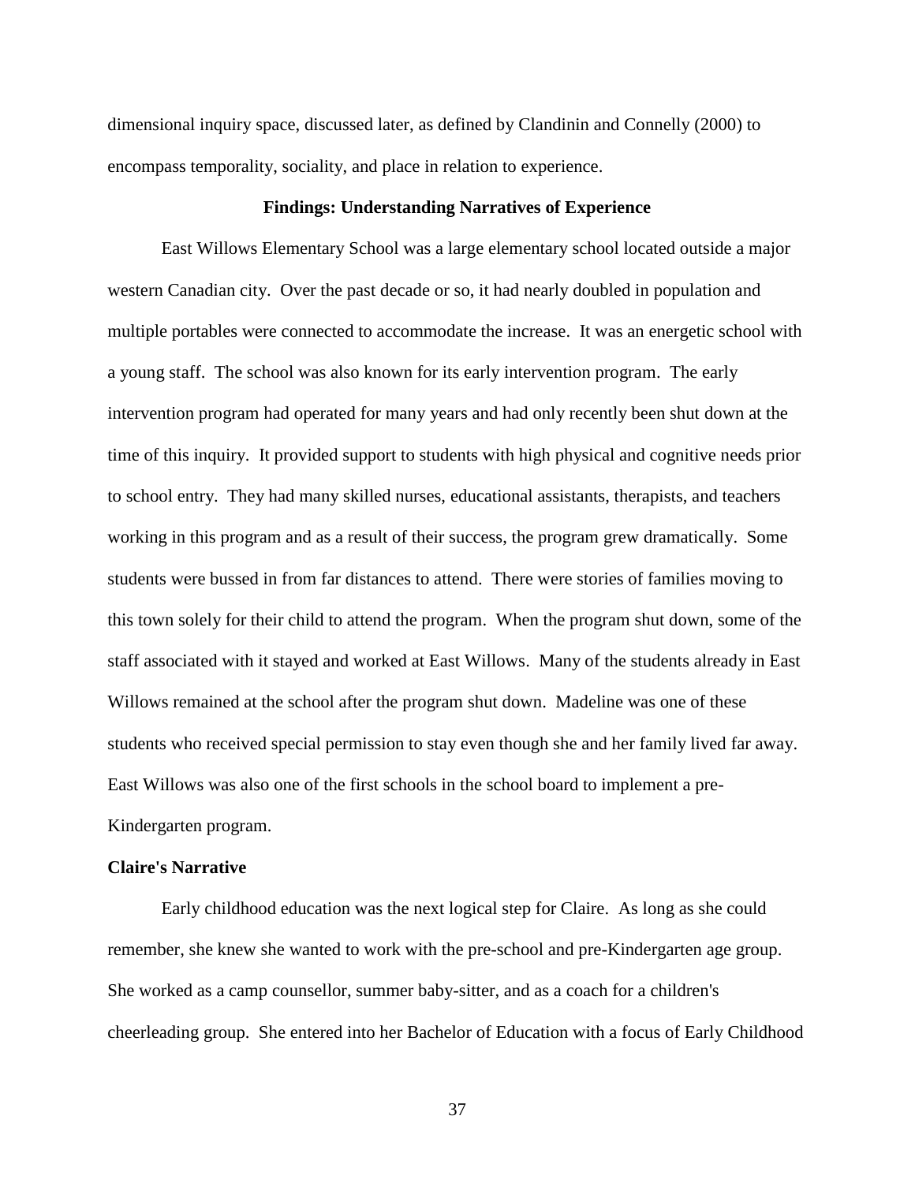dimensional inquiry space, discussed later, as defined by Clandinin and Connelly (2000) to encompass temporality, sociality, and place in relation to experience.

## Findings: Understanding Narratives of Experience

East Willows Elementary School was a large elementary school located outside a major western Canadian city. Over the past decade or so, it had nearly doubled in population and multiple portables were connected to accommodate the increase. It was an energetic school with a young staff. The school was also known for its early intervention program. The early intervention program had operated for many years and had only recently been shut down at the time of this inquiry. It provided support to students with high physical and cognitive needs prior to school entry. They had many skilled nurses, educational assistants, therapists, and teachers working in this program and as a result of their success, the program grew dramatically. Some students were bussed in from far distances to attend. There were stories of families moving to this town solely for their child to attend the program. When the program shut down, some of the staff associated with it stayed and worked at East Willows. Many of the students already in East Willows remained at the school after the program shut down. Madeline was one of these students who received special permission to stay even though she and her family lived far away. East Willows was also one of the first schools in the school board to implement a pre-Kindergarten program.

### Claire's Narrative

Early childhood education was the next logical step for Claire. As long as she could remember, she knew she wanted to work with the pre-school and pre-Kindergarten age group. She worked as a camp counsellor, summer baby-sitter, and as a coach for a children's cheerleading group. She entered into her Bachelor of Education with a focus of Early Childhood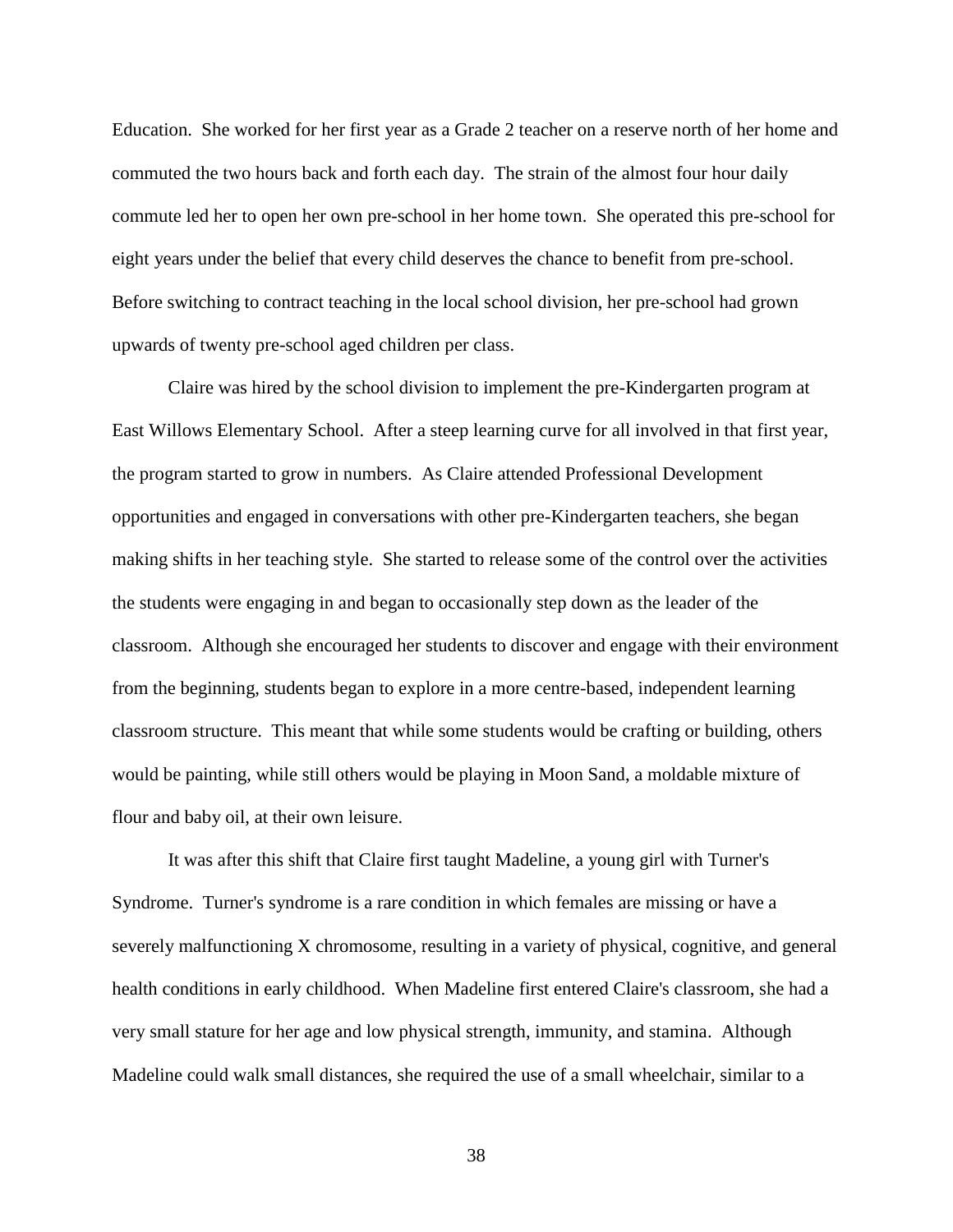Education. She worked for her first year as a Grade 2 teacher on a reserve north of her home and commuted the two hours back and forth each day. The strain of the almost four hour daily commute led her to open her own pre-school in her home town. She operated this pre-school for eight years under the belief that every child deserves the chance to benefit from pre-school. Before switching to contract teaching in the local school division, her pre-school had grown upwards of twenty pre-school aged children per class.

Claire was hired by the school division to implement the pre-Kindergarten program at East Willows Elementary School. After a steep learning curve for all involved in that first year, the program started to grow in numbers. As Claire attended Professional Development opportunities and engaged in conversations with other pre-Kindergarten teachers, she began making shifts in her teaching style. She started to release some of the control over the activities the students were engaging in and began to occasionally step down as the leader of the classroom. Although she encouraged her students to discover and engage with their environment from the beginning, students began to explore in a more centre-based, independent learning classroom structure. This meant that while some students would be crafting or building, others would be painting, while still others would be playing in Moon Sand, a moldable mixture of flour and baby oil, at their own leisure.

It was after this shift that Claire first taught Madeline, a young girl with Turner's Syndrome. Turner's syndrome is a rare condition in which females are missing or have a severely malfunctioning X chromosome, resulting in a variety of physical, cognitive, and general health conditions in early childhood. When Madeline first entered Claire's classroom, she had a very small stature for her age and low physical strength, immunity, and stamina. Although Madeline could walk small distances, she required the use of a small wheelchair, similar to a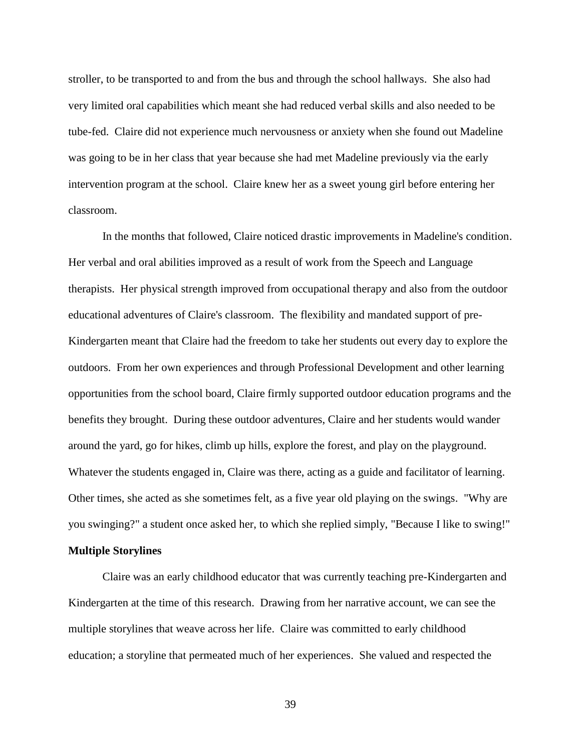stroller, to be transported to and from the bus and through the school hallways. She also had very limited oral capabilities which meant she had reduced verbal skills and also needed to be tube-fed. Claire did not experience much nervousness or anxiety when she found out Madeline was going to be in her class that year because she had met Madeline previously via the early intervention program at the school. Claire knew her as a sweet young girl before entering her classroom.

In the months that followed, Claire noticed drastic improvements in Madeline's condition. Her verbal and oral abilities improved as a result of work from the Speech and Language therapists. Her physical strength improved from occupational therapy and also from the outdoor educational adventures of Claire's classroom. The flexibility and mandated support of pre-Kindergarten meant that Claire had the freedom to take her students out every day to explore the outdoors. From her own experiences and through Professional Development and other learning opportunities from the school board, Claire firmly supported outdoor education programs and the benefits they brought. During these outdoor adventures, Claire and her students would wander around the yard, go for hikes, climb up hills, explore the forest, and play on the playground. Whatever the students engaged in, Claire was there, acting as a guide and facilitator of learning. Other times, she acted as she sometimes felt, as a five year old playing on the swings. "Why are you swinging?" a student once asked her, to which she replied simply, "Because I like to swing!"

**Multiple Storylines**

Claire was an early childhood educator that was currently teaching pre-Kindergarten and Kindergarten at the time of this research. Drawing from her narrative account, we can see the multiple storylines that weave across her life. Claire was committed to early childhood education; a storyline that permeated much of her experiences. She valued and respected the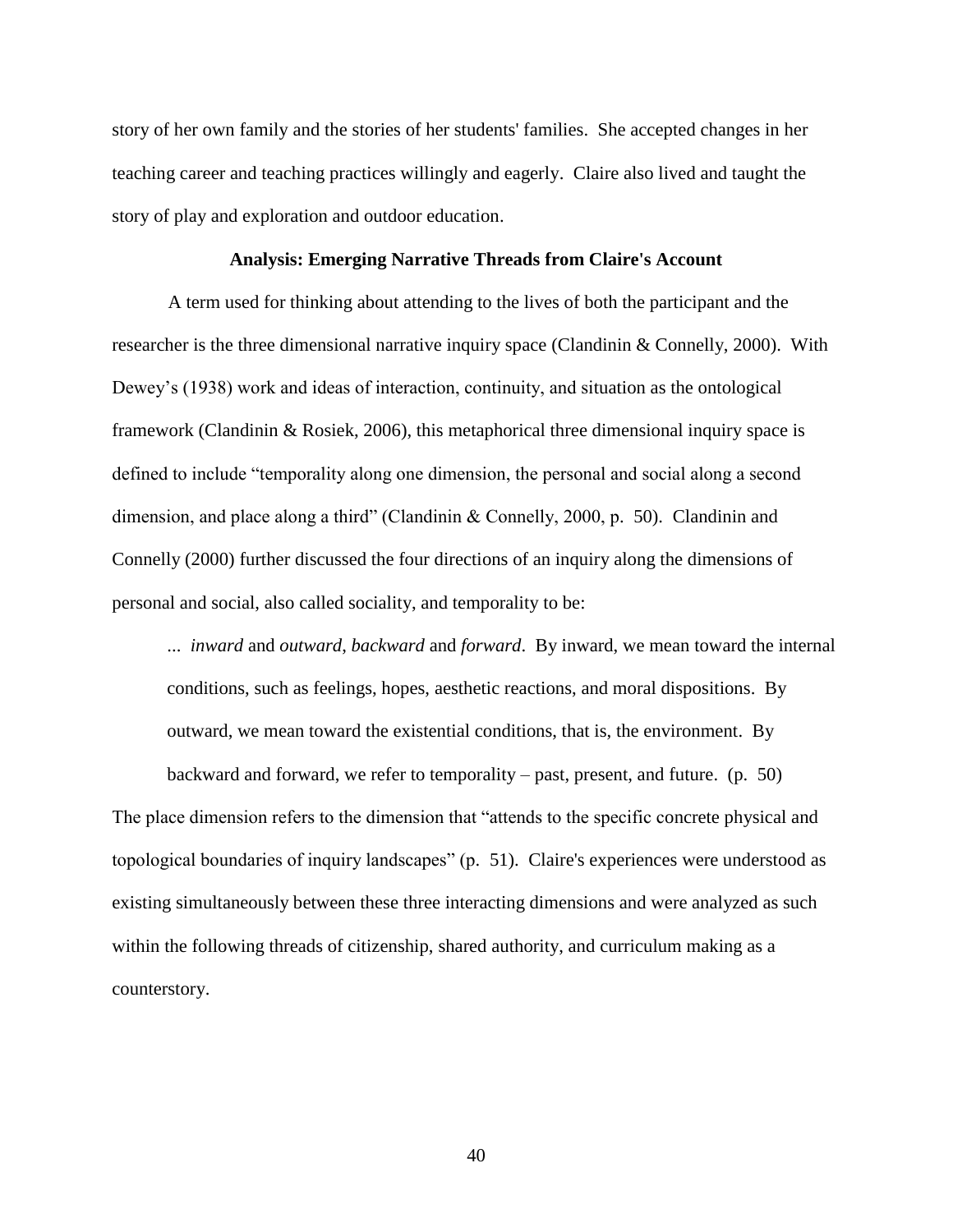story of her own family and the stories of her students' families. She accepted changes in her teaching career and teaching practices willingly and eagerly. Claire also lived and taught the story of play and exploration and outdoor education.

### Analysis: Emerging Narrative Threads from Claire's Account

A term used for thinking about attending to the lives of both the participant and the researcher is the three dimensional narrative inquiry space (Clandinin & Connelly, 2000). With Dewey's (1938) work and ideas of interaction, continuity, and situation as the ontological framework (Clandinin & Rosiek, 2006), this metaphorical three dimensional inquiry space is defined to include "temporality along one dimension, the personal and social along a second dimension, and place along a third" (Clandinin & Connelly, 2000, p. 50). Clandinin and Connelly (2000) further discussed the four directions of an inquiry along the dimensions of personal and social, also called sociality, and temporality to be:

> ... *inward* and *outward*, *backward* and *forward*. By inward, we mean toward the internal conditions, such as feelings, hopes, aesthetic reactions, and moral dispositions. By outward, we mean toward the existential conditions, that is, the environment. By backward and forward, we refer to temporality – past, present, and future. (p. 50)

The place dimension refers to the dimension that "attends to the specific concrete physical and topological boundaries of inquiry landscapes" (p. 51). Claire's experiences were understood as existing simultaneously between these three interacting dimensions and were analyzed as such within the following threads of citizenship, shared authority, and curriculum making as a counterstory.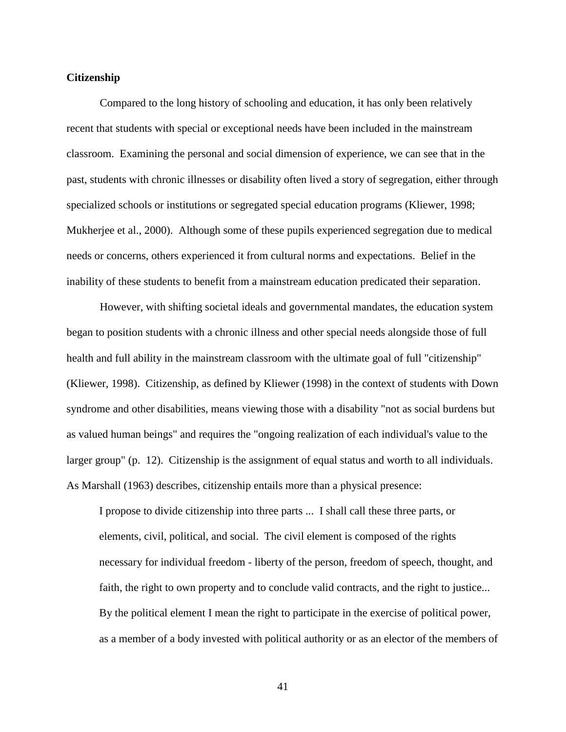**Citizenship**

Compared to the long history of schooling and education, it has only been relatively recent that students with special or exceptional needs have been included in the mainstream classroom. Examining the personal and social dimension of experience, we can see that in the past, students with chronic illnesses or disability often lived a story of segregation, either through specialized schools or institutions or segregated special education programs (Kliewer, 1998; Mukherjee et al., 2000). Although some of these pupils experienced segregation due to medical needs or concerns, others experienced it from cultural norms and expectations. Belief in the inability of these students to benefit from a mainstream education predicated their separation.

However, with shifting societal ideals and governmental mandates, the education system began to position students with a chronic illness and other special needs alongside those of full health and full ability in the mainstream classroom with the ultimate goal of full "citizenship" (Kliewer, 1998). Citizenship, as defined by Kliewer (1998) in the context of students with Down syndrome and other disabilities, means viewing those with a disability "not as social burdens but as valued human beings" and requires the "ongoing realization of each individual's value to the larger group" (p. 12). Citizenship is the assignment of equal status and worth to all individuals. As Marshall (1963) describes, citizenship entails more than a physical presence:

> I propose to divide citizenship into three parts ... I shall call these three parts, or elements, civil, political, and social. The civil element is composed of the rights necessary for individual freedom - liberty of the person, freedom of speech, thought, and faith, the right to own property and to conclude valid contracts, and the right to justice... By the political element I mean the right to participate in the exercise of political power, as a member of a body invested with political authority or as an elector of the members of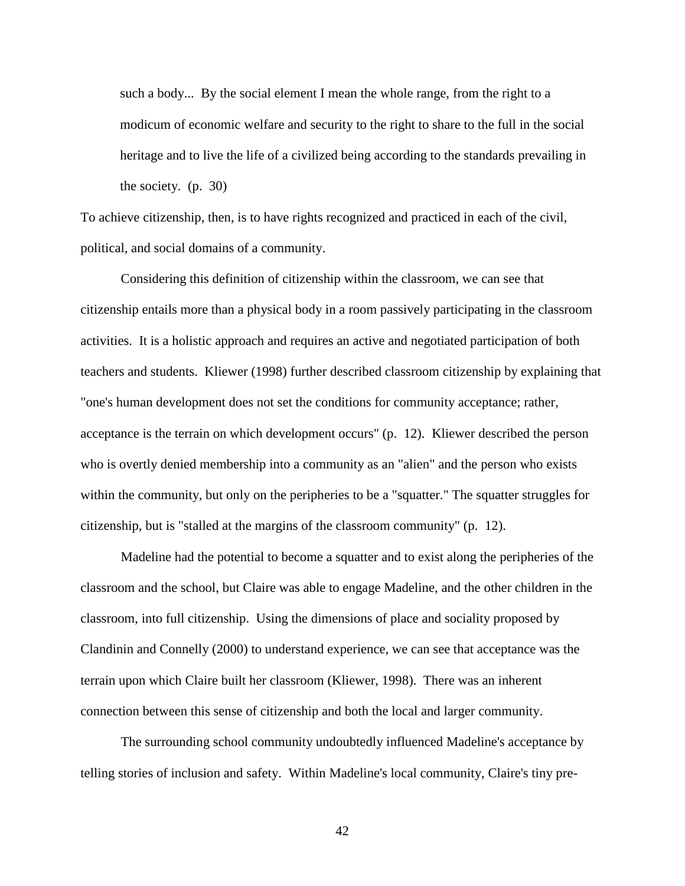> such a body... By the social element I mean the whole range, from the right to a modicum of economic welfare and security to the right to share to the full in the social heritage and to live the life of a civilized being according to the standards prevailing in the society. (p. 30)

To achieve citizenship, then, is to have rights recognized and practiced in each of the civil, political, and social domains of a community.

Considering this definition of citizenship within the classroom, we can see that citizenship entails more than a physical body in a room passively participating in the classroom activities. It is a holistic approach and requires an active and negotiated participation of both teachers and students. Kliewer (1998) further described classroom citizenship by explaining that "one's human development does not set the conditions for community acceptance; rather, acceptance is the terrain on which development occurs" (p. 12). Kliewer described the person who is overtly denied membership into a community as an "alien" and the person who exists within the community, but only on the peripheries to be a "squatter." The squatter struggles for citizenship, but is "stalled at the margins of the classroom community" (p. 12).

Madeline had the potential to become a squatter and to exist along the peripheries of the classroom and the school, but Claire was able to engage Madeline, and the other children in the classroom, into full citizenship. Using the dimensions of place and sociality proposed by Clandinin and Connelly (2000) to understand experience, we can see that acceptance was the terrain upon which Claire built her classroom (Kliewer, 1998). There was an inherent connection between this sense of citizenship and both the local and larger community.

The surrounding school community undoubtedly influenced Madeline's acceptance by telling stories of inclusion and safety. Within Madeline's local community, Claire's tiny pre-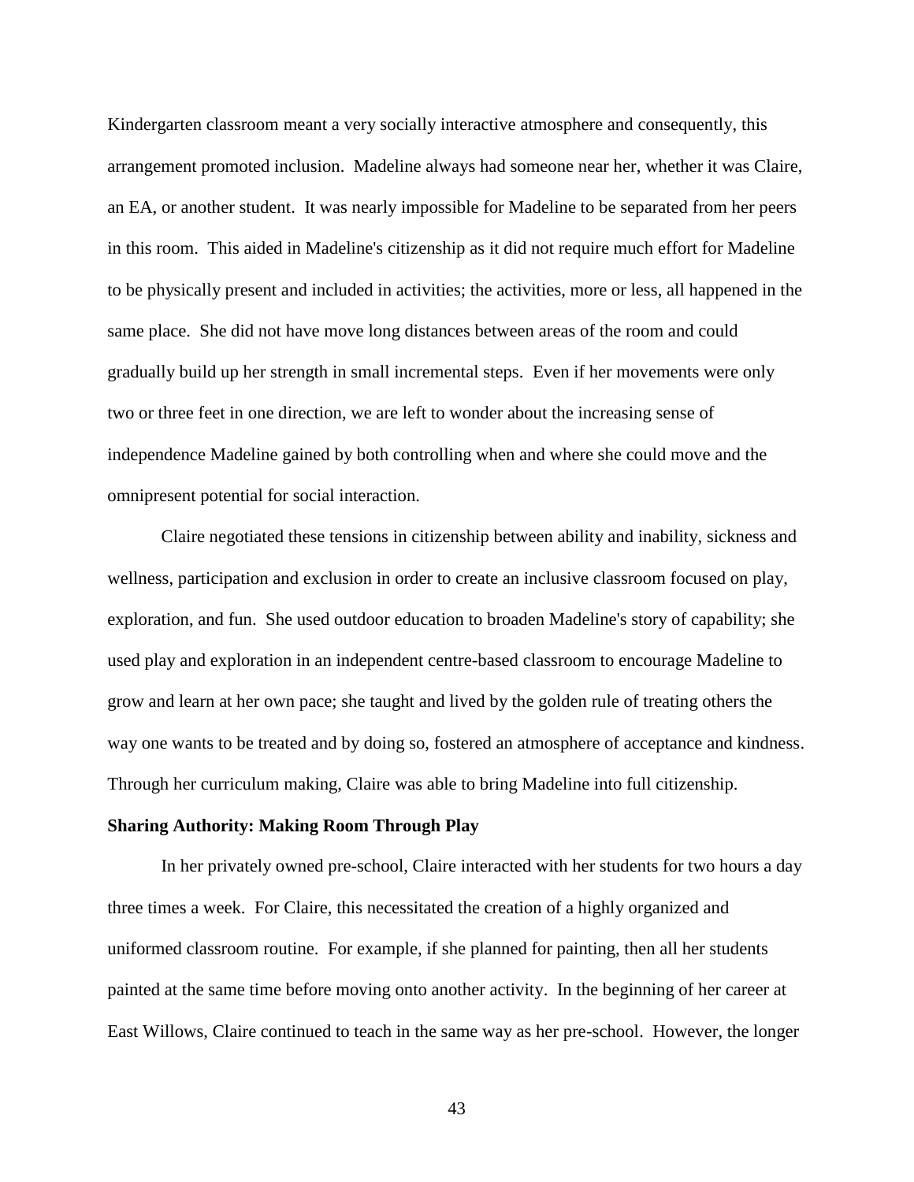Kindergarten classroom meant a very socially interactive atmosphere and consequently, this arrangement promoted inclusion. Madeline always had someone near her, whether it was Claire, an EA, or another student. It was nearly impossible for Madeline to be separated from her peers in this room. This aided in Madeline's citizenship as it did not require much effort for Madeline to be physically present and included in activities; the activities, more or less, all happened in the same place. She did not have move long distances between areas of the room and could gradually build up her strength in small incremental steps. Even if her movements were only two or three feet in one direction, we are left to wonder about the increasing sense of independence Madeline gained by both controlling when and where she could move and the omnipresent potential for social interaction.

Claire negotiated these tensions in citizenship between ability and inability, sickness and wellness, participation and exclusion in order to create an inclusive classroom focused on play, exploration, and fun. She used outdoor education to broaden Madeline's story of capability; she used play and exploration in an independent centre-based classroom to encourage Madeline to grow and learn at her own pace; she taught and lived by the golden rule of treating others the way one wants to be treated and by doing so, fostered an atmosphere of acceptance and kindness. Through her curriculum making, Claire was able to bring Madeline into full citizenship.

**Sharing Authority: Making Room Through Play**

In her privately owned pre-school, Claire interacted with her students for two hours a day three times a week. For Claire, this necessitated the creation of a highly organized and uniformed classroom routine. For example, if she planned for painting, then all her students painted at the same time before moving onto another activity. In the beginning of her career at East Willows, Claire continued to teach in the same way as her pre-school. However, the longer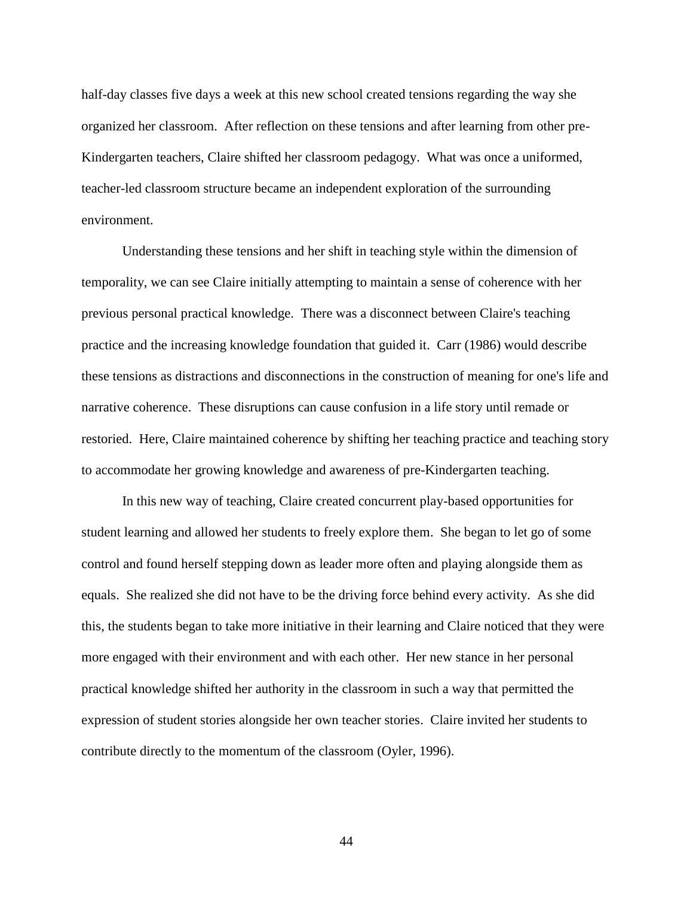half-day classes five days a week at this new school created tensions regarding the way she organized her classroom. After reflection on these tensions and after learning from other pre-Kindergarten teachers, Claire shifted her classroom pedagogy. What was once a uniformed, teacher-led classroom structure became an independent exploration of the surrounding environment.

Understanding these tensions and her shift in teaching style within the dimension of temporality, we can see Claire initially attempting to maintain a sense of coherence with her previous personal practical knowledge. There was a disconnect between Claire's teaching practice and the increasing knowledge foundation that guided it. Carr (1986) would describe these tensions as distractions and disconnections in the construction of meaning for one's life and narrative coherence. These disruptions can cause confusion in a life story until remade or restoried. Here, Claire maintained coherence by shifting her teaching practice and teaching story to accommodate her growing knowledge and awareness of pre-Kindergarten teaching.

In this new way of teaching, Claire created concurrent play-based opportunities for student learning and allowed her students to freely explore them. She began to let go of some control and found herself stepping down as leader more often and playing alongside them as equals. She realized she did not have to be the driving force behind every activity. As she did this, the students began to take more initiative in their learning and Claire noticed that they were more engaged with their environment and with each other. Her new stance in her personal practical knowledge shifted her authority in the classroom in such a way that permitted the expression of student stories alongside her own teacher stories. Claire invited her students to contribute directly to the momentum of the classroom (Oyler, 1996).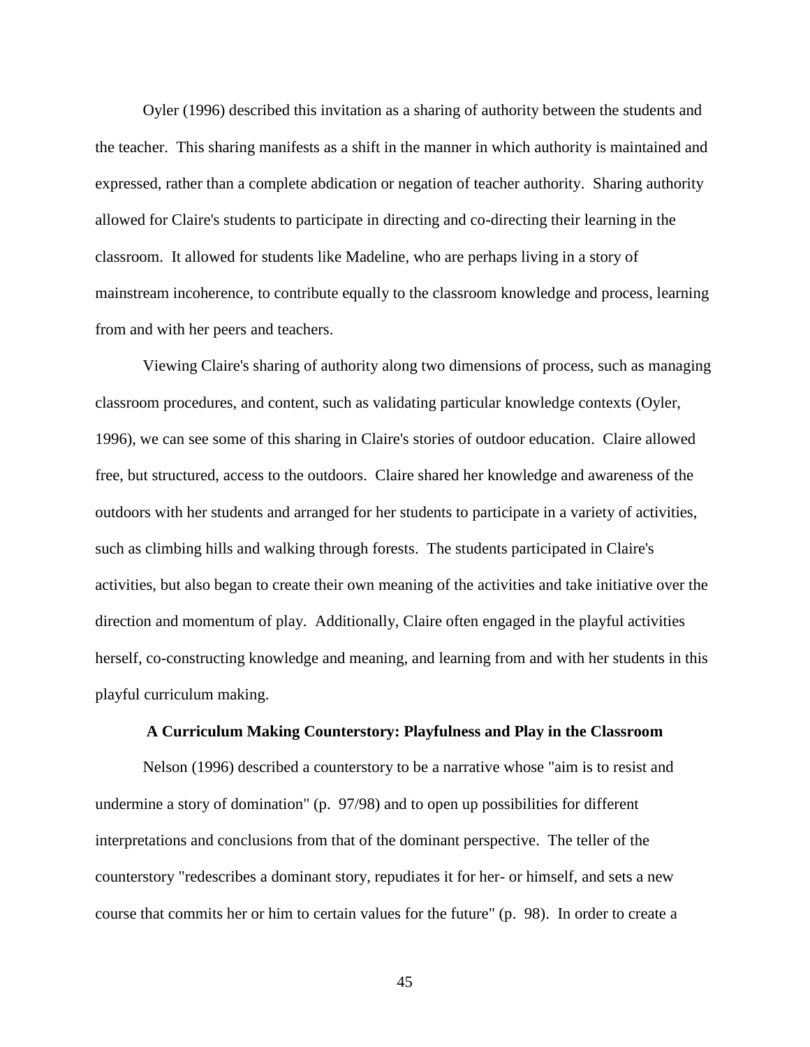Oyler (1996) described this invitation as a sharing of authority between the students and the teacher. This sharing manifests as a shift in the manner in which authority is maintained and expressed, rather than a complete abdication or negation of teacher authority. Sharing authority allowed for Claire's students to participate in directing and co-directing their learning in the classroom. It allowed for students like Madeline, who are perhaps living in a story of mainstream incoherence, to contribute equally to the classroom knowledge and process, learning from and with her peers and teachers.

Viewing Claire's sharing of authority along two dimensions of process, such as managing classroom procedures, and content, such as validating particular knowledge contexts (Oyler, 1996), we can see some of this sharing in Claire's stories of outdoor education. Claire allowed free, but structured, access to the outdoors. Claire shared her knowledge and awareness of the outdoors with her students and arranged for her students to participate in a variety of activities, such as climbing hills and walking through forests. The students participated in Claire's activities, but also began to create their own meaning of the activities and take initiative over the direction and momentum of play. Additionally, Claire often engaged in the playful activities herself, co-constructing knowledge and meaning, and learning from and with her students in this playful curriculum making.

## A Curriculum Making Counterstory: Playfulness and Play in the Classroom

Nelson (1996) described a counterstory to be a narrative whose "aim is to resist and undermine a story of domination" (p. 97/98) and to open up possibilities for different interpretations and conclusions from that of the dominant perspective. The teller of the counterstory "redescribes a dominant story, repudiates it for her- or himself, and sets a new course that commits her or him to certain values for the future" (p. 98). In order to create a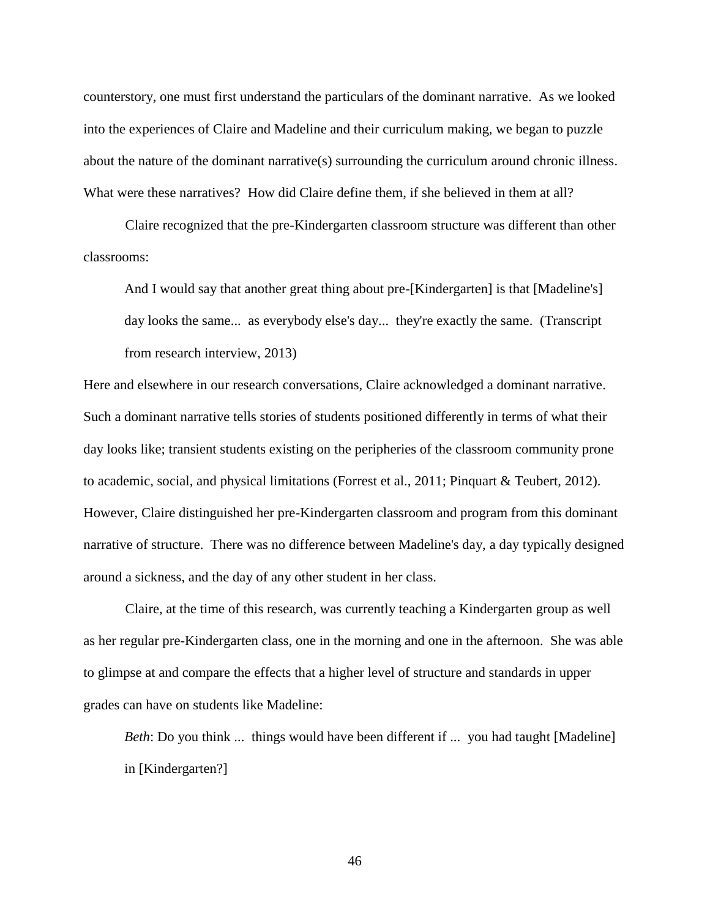counterstory, one must first understand the particulars of the dominant narrative. As we looked into the experiences of Claire and Madeline and their curriculum making, we began to puzzle about the nature of the dominant narrative(s) surrounding the curriculum around chronic illness. What were these narratives? How did Claire define them, if she believed in them at all?

Claire recognized that the pre-Kindergarten classroom structure was different than other classrooms:

> And I would say that another great thing about pre-[Kindergarten] is that [Madeline's] day looks the same... as everybody else's day... they're exactly the same. (Transcript from research interview, 2013)

Here and elsewhere in our research conversations, Claire acknowledged a dominant narrative. Such a dominant narrative tells stories of students positioned differently in terms of what their day looks like; transient students existing on the peripheries of the classroom community prone to academic, social, and physical limitations (Forrest et al., 2011; Pinquart & Teubert, 2012). However, Claire distinguished her pre-Kindergarten classroom and program from this dominant narrative of structure. There was no difference between Madeline's day, a day typically designed around a sickness, and the day of any other student in her class.

Claire, at the time of this research, was currently teaching a Kindergarten group as well as her regular pre-Kindergarten class, one in the morning and one in the afternoon. She was able to glimpse at and compare the effects that a higher level of structure and standards in upper grades can have on students like Madeline:

> *Beth*: Do you think ... things would have been different if ... you had taught [Madeline] in [Kindergarten?]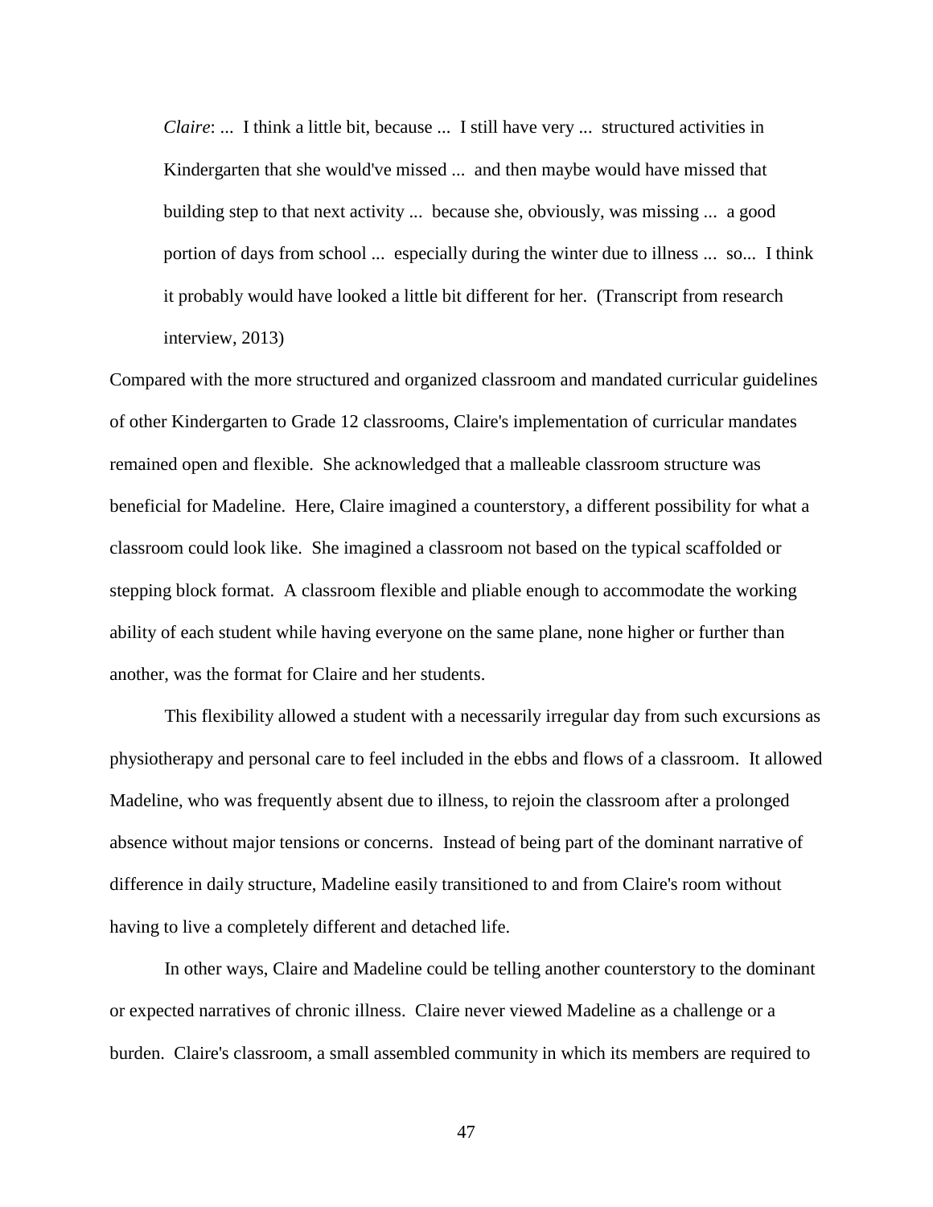> *Claire*: ... I think a little bit, because ... I still have very ... structured activities in Kindergarten that she would've missed ... and then maybe would have missed that building step to that next activity ... because she, obviously, was missing ... a good portion of days from school ... especially during the winter due to illness ... so... I think it probably would have looked a little bit different for her. (Transcript from research interview, 2013)

Compared with the more structured and organized classroom and mandated curricular guidelines of other Kindergarten to Grade 12 classrooms, Claire's implementation of curricular mandates remained open and flexible. She acknowledged that a malleable classroom structure was beneficial for Madeline. Here, Claire imagined a counterstory, a different possibility for what a classroom could look like. She imagined a classroom not based on the typical scaffolded or stepping block format. A classroom flexible and pliable enough to accommodate the working ability of each student while having everyone on the same plane, none higher or further than another, was the format for Claire and her students.

This flexibility allowed a student with a necessarily irregular day from such excursions as physiotherapy and personal care to feel included in the ebbs and flows of a classroom. It allowed Madeline, who was frequently absent due to illness, to rejoin the classroom after a prolonged absence without major tensions or concerns. Instead of being part of the dominant narrative of difference in daily structure, Madeline easily transitioned to and from Claire's room without having to live a completely different and detached life.

In other ways, Claire and Madeline could be telling another counterstory to the dominant or expected narratives of chronic illness. Claire never viewed Madeline as a challenge or a burden. Claire's classroom, a small assembled community in which its members are required to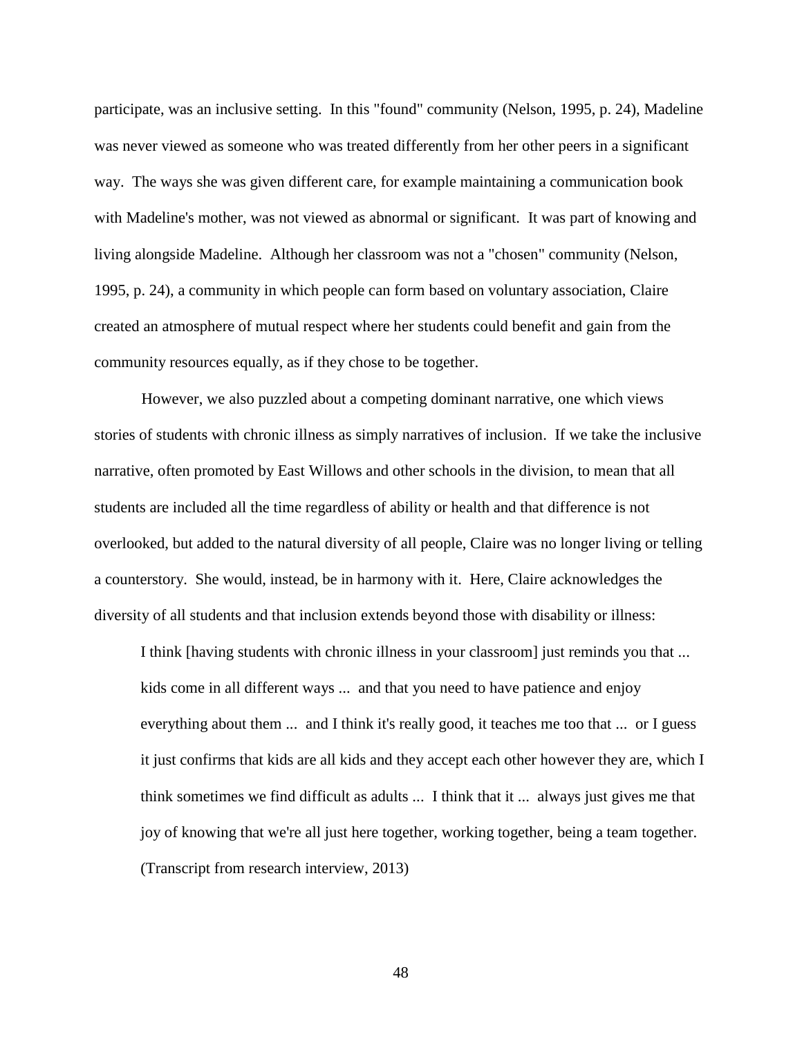participate, was an inclusive setting. In this "found" community (Nelson, 1995, p. 24), Madeline was never viewed as someone who was treated differently from her other peers in a significant way. The ways she was given different care, for example maintaining a communication book with Madeline's mother, was not viewed as abnormal or significant. It was part of knowing and living alongside Madeline. Although her classroom was not a "chosen" community (Nelson, 1995, p. 24), a community in which people can form based on voluntary association, Claire created an atmosphere of mutual respect where her students could benefit and gain from the community resources equally, as if they chose to be together.

However, we also puzzled about a competing dominant narrative, one which views stories of students with chronic illness as simply narratives of inclusion. If we take the inclusive narrative, often promoted by East Willows and other schools in the division, to mean that all students are included all the time regardless of ability or health and that difference is not overlooked, but added to the natural diversity of all people, Claire was no longer living or telling a counterstory. She would, instead, be in harmony with it. Here, Claire acknowledges the diversity of all students and that inclusion extends beyond those with disability or illness:

> I think [having students with chronic illness in your classroom] just reminds you that ... kids come in all different ways ... and that you need to have patience and enjoy everything about them ... and I think it's really good, it teaches me too that ... or I guess it just confirms that kids are all kids and they accept each other however they are, which I think sometimes we find difficult as adults ... I think that it ... always just gives me that joy of knowing that we're all just here together, working together, being a team together. (Transcript from research interview, 2013)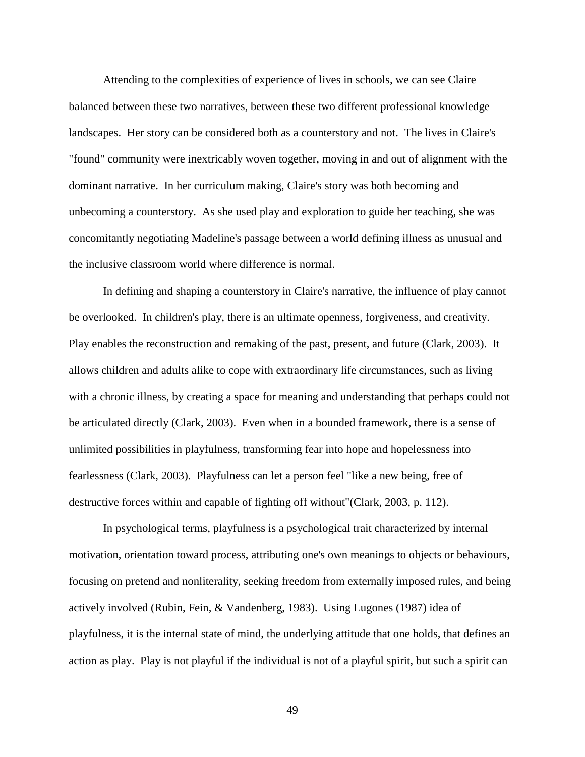Attending to the complexities of experience of lives in schools, we can see Claire balanced between these two narratives, between these two different professional knowledge landscapes. Her story can be considered both as a counterstory and not. The lives in Claire's "found" community were inextricably woven together, moving in and out of alignment with the dominant narrative. In her curriculum making, Claire's story was both becoming and unbecoming a counterstory. As she used play and exploration to guide her teaching, she was concomitantly negotiating Madeline's passage between a world defining illness as unusual and the inclusive classroom world where difference is normal.

In defining and shaping a counterstory in Claire's narrative, the influence of play cannot be overlooked. In children's play, there is an ultimate openness, forgiveness, and creativity. Play enables the reconstruction and remaking of the past, present, and future (Clark, 2003). It allows children and adults alike to cope with extraordinary life circumstances, such as living with a chronic illness, by creating a space for meaning and understanding that perhaps could not be articulated directly (Clark, 2003). Even when in a bounded framework, there is a sense of unlimited possibilities in playfulness, transforming fear into hope and hopelessness into fearlessness (Clark, 2003). Playfulness can let a person feel "like a new being, free of destructive forces within and capable of fighting off without"(Clark, 2003, p. 112).

In psychological terms, playfulness is a psychological trait characterized by internal motivation, orientation toward process, attributing one's own meanings to objects or behaviours, focusing on pretend and nonliterality, seeking freedom from externally imposed rules, and being actively involved (Rubin, Fein, & Vandenberg, 1983). Using Lugones (1987) idea of playfulness, it is the internal state of mind, the underlying attitude that one holds, that defines an action as play. Play is not playful if the individual is not of a playful spirit, but such a spirit can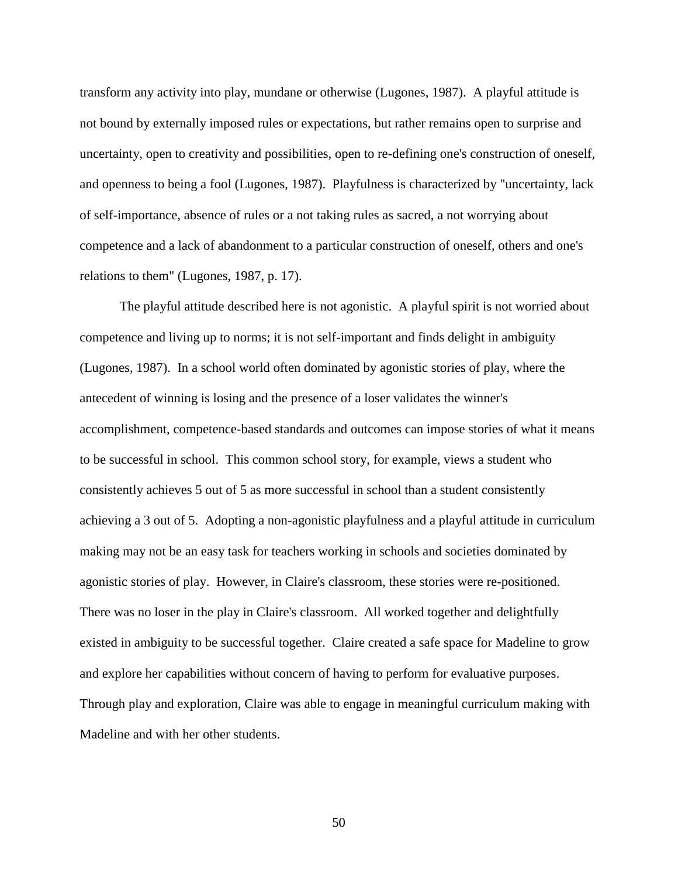transform any activity into play, mundane or otherwise (Lugones, 1987). A playful attitude is not bound by externally imposed rules or expectations, but rather remains open to surprise and uncertainty, open to creativity and possibilities, open to re-defining one's construction of oneself, and openness to being a fool (Lugones, 1987). Playfulness is characterized by "uncertainty, lack of self-importance, absence of rules or a not taking rules as sacred, a not worrying about competence and a lack of abandonment to a particular construction of oneself, others and one's relations to them" (Lugones, 1987, p. 17).

The playful attitude described here is not agonistic. A playful spirit is not worried about competence and living up to norms; it is not self-important and finds delight in ambiguity (Lugones, 1987). In a school world often dominated by agonistic stories of play, where the antecedent of winning is losing and the presence of a loser validates the winner's accomplishment, competence-based standards and outcomes can impose stories of what it means to be successful in school. This common school story, for example, views a student who consistently achieves 5 out of 5 as more successful in school than a student consistently achieving a 3 out of 5. Adopting a non-agonistic playfulness and a playful attitude in curriculum making may not be an easy task for teachers working in schools and societies dominated by agonistic stories of play. However, in Claire's classroom, these stories were re-positioned. There was no loser in the play in Claire's classroom. All worked together and delightfully existed in ambiguity to be successful together. Claire created a safe space for Madeline to grow and explore her capabilities without concern of having to perform for evaluative purposes. Through play and exploration, Claire was able to engage in meaningful curriculum making with Madeline and with her other students.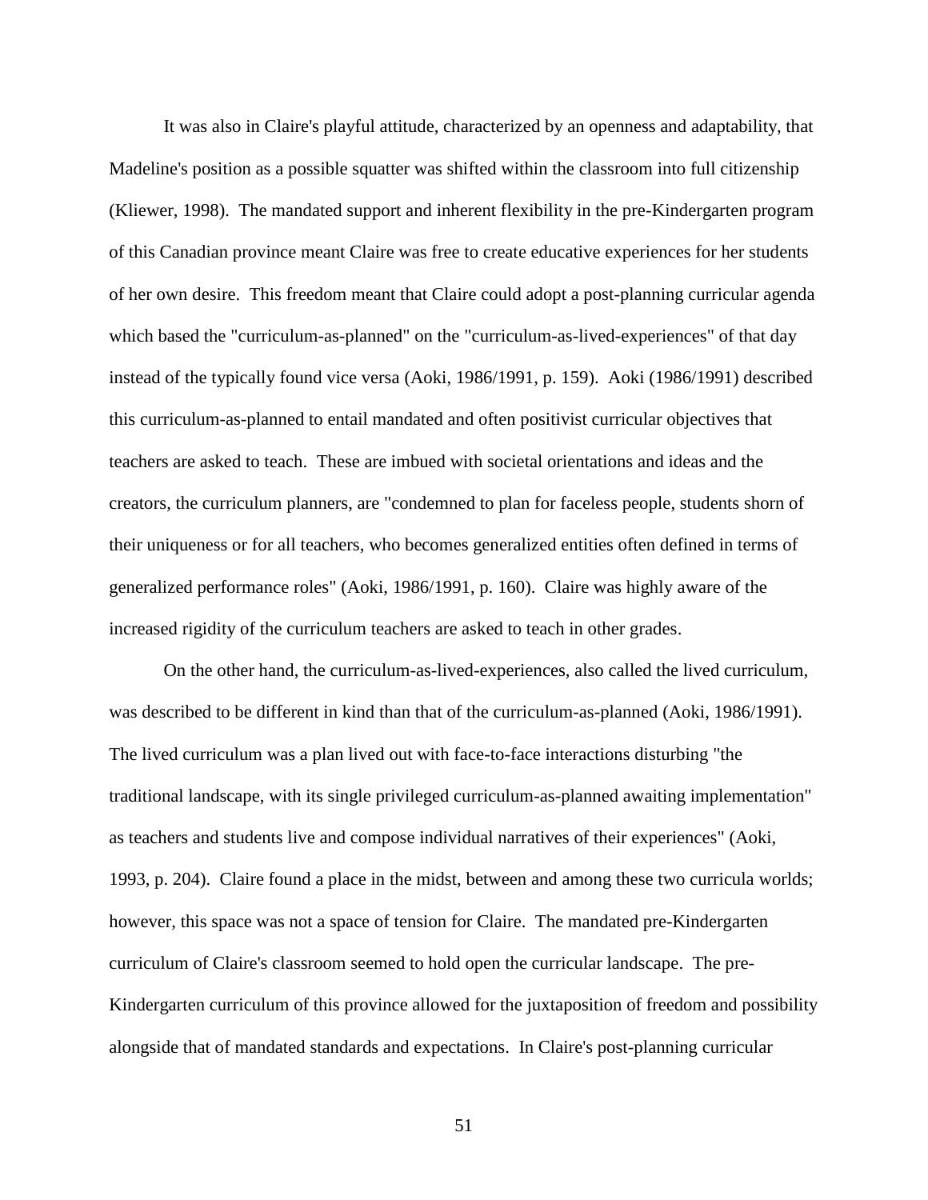It was also in Claire's playful attitude, characterized by an openness and adaptability, that Madeline's position as a possible squatter was shifted within the classroom into full citizenship (Kliewer, 1998). The mandated support and inherent flexibility in the pre-Kindergarten program of this Canadian province meant Claire was free to create educative experiences for her students of her own desire. This freedom meant that Claire could adopt a post-planning curricular agenda which based the "curriculum-as-planned" on the "curriculum-as-lived-experiences" of that day instead of the typically found vice versa (Aoki, 1986/1991, p. 159). Aoki (1986/1991) described this curriculum-as-planned to entail mandated and often positivist curricular objectives that teachers are asked to teach. These are imbued with societal orientations and ideas and the creators, the curriculum planners, are "condemned to plan for faceless people, students shorn of their uniqueness or for all teachers, who becomes generalized entities often defined in terms of generalized performance roles" (Aoki, 1986/1991, p. 160). Claire was highly aware of the increased rigidity of the curriculum teachers are asked to teach in other grades.

On the other hand, the curriculum-as-lived-experiences, also called the lived curriculum, was described to be different in kind than that of the curriculum-as-planned (Aoki, 1986/1991). The lived curriculum was a plan lived out with face-to-face interactions disturbing "the traditional landscape, with its single privileged curriculum-as-planned awaiting implementation" as teachers and students live and compose individual narratives of their experiences" (Aoki, 1993, p. 204). Claire found a place in the midst, between and among these two curricula worlds; however, this space was not a space of tension for Claire. The mandated pre-Kindergarten curriculum of Claire's classroom seemed to hold open the curricular landscape. The pre-Kindergarten curriculum of this province allowed for the juxtaposition of freedom and possibility alongside that of mandated standards and expectations. In Claire's post-planning curricular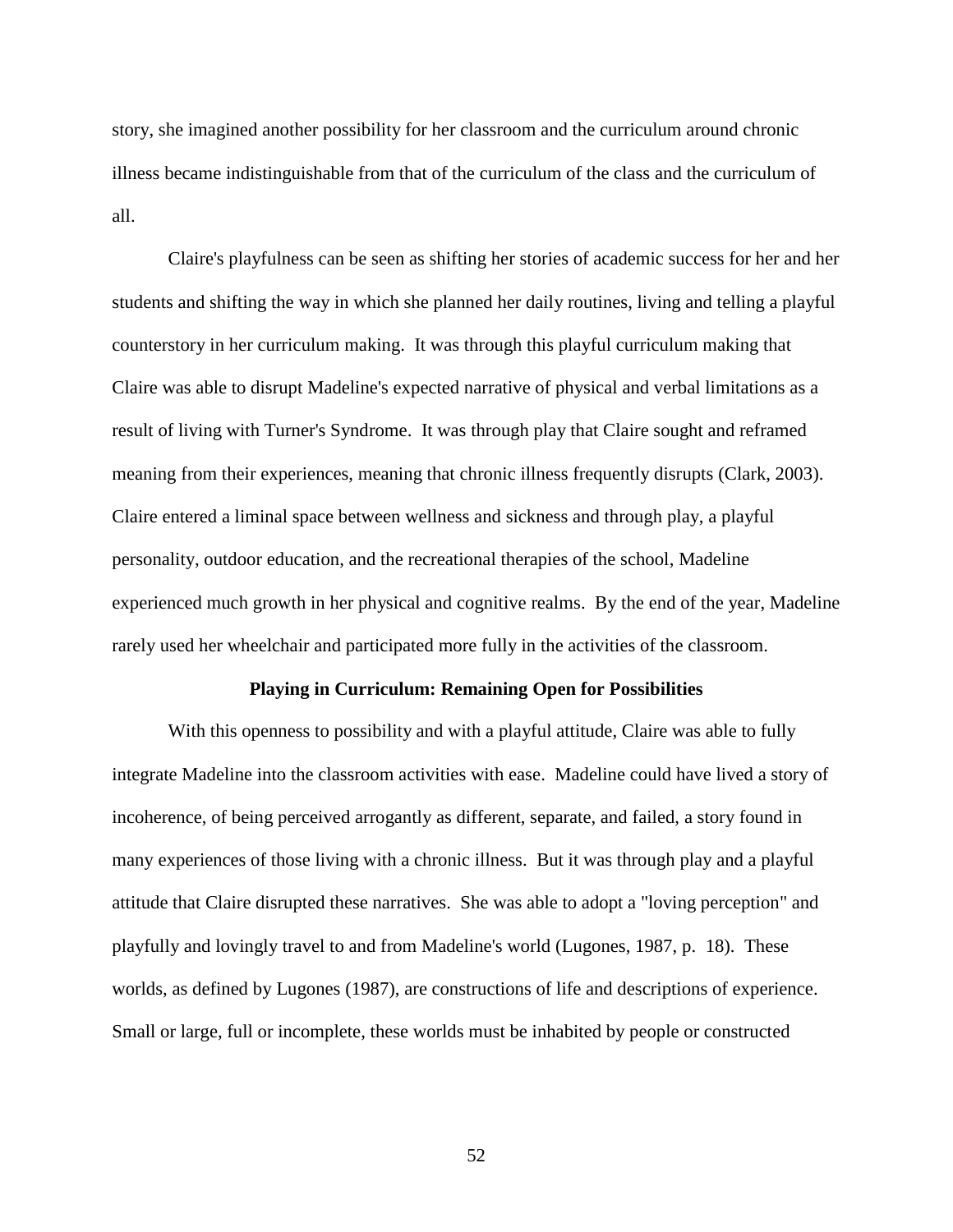story, she imagined another possibility for her classroom and the curriculum around chronic illness became indistinguishable from that of the curriculum of the class and the curriculum of all.

Claire's playfulness can be seen as shifting her stories of academic success for her and her students and shifting the way in which she planned her daily routines, living and telling a playful counterstory in her curriculum making. It was through this playful curriculum making that Claire was able to disrupt Madeline's expected narrative of physical and verbal limitations as a result of living with Turner's Syndrome. It was through play that Claire sought and reframed meaning from their experiences, meaning that chronic illness frequently disrupts (Clark, 2003). Claire entered a liminal space between wellness and sickness and through play, a playful personality, outdoor education, and the recreational therapies of the school, Madeline experienced much growth in her physical and cognitive realms. By the end of the year, Madeline rarely used her wheelchair and participated more fully in the activities of the classroom.

### Playing in Curriculum: Remaining Open for Possibilities

With this openness to possibility and with a playful attitude, Claire was able to fully integrate Madeline into the classroom activities with ease. Madeline could have lived a story of incoherence, of being perceived arrogantly as different, separate, and failed, a story found in many experiences of those living with a chronic illness. But it was through play and a playful attitude that Claire disrupted these narratives. She was able to adopt a "loving perception" and playfully and lovingly travel to and from Madeline's world (Lugones, 1987, p. 18). These worlds, as defined by Lugones (1987), are constructions of life and descriptions of experience. Small or large, full or incomplete, these worlds must be inhabited by people or constructed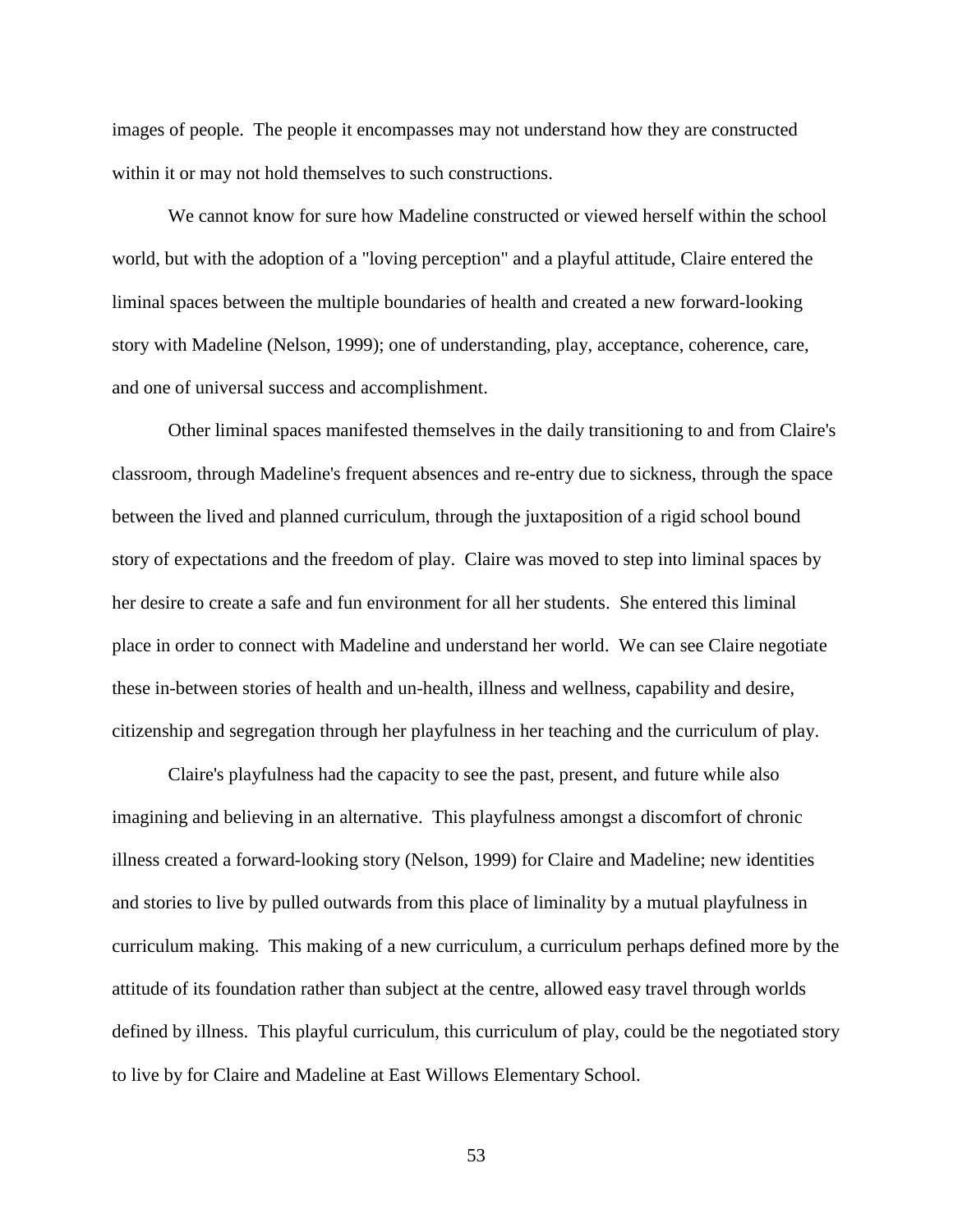images of people. The people it encompasses may not understand how they are constructed within it or may not hold themselves to such constructions.

We cannot know for sure how Madeline constructed or viewed herself within the school world, but with the adoption of a "loving perception" and a playful attitude, Claire entered the liminal spaces between the multiple boundaries of health and created a new forward-looking story with Madeline (Nelson, 1999); one of understanding, play, acceptance, coherence, care, and one of universal success and accomplishment.

Other liminal spaces manifested themselves in the daily transitioning to and from Claire's classroom, through Madeline's frequent absences and re-entry due to sickness, through the space between the lived and planned curriculum, through the juxtaposition of a rigid school bound story of expectations and the freedom of play. Claire was moved to step into liminal spaces by her desire to create a safe and fun environment for all her students. She entered this liminal place in order to connect with Madeline and understand her world. We can see Claire negotiate these in-between stories of health and un-health, illness and wellness, capability and desire, citizenship and segregation through her playfulness in her teaching and the curriculum of play.

Claire's playfulness had the capacity to see the past, present, and future while also imagining and believing in an alternative. This playfulness amongst a discomfort of chronic illness created a forward-looking story (Nelson, 1999) for Claire and Madeline; new identities and stories to live by pulled outwards from this place of liminality by a mutual playfulness in curriculum making. This making of a new curriculum, a curriculum perhaps defined more by the attitude of its foundation rather than subject at the centre, allowed easy travel through worlds defined by illness. This playful curriculum, this curriculum of play, could be the negotiated story to live by for Claire and Madeline at East Willows Elementary School.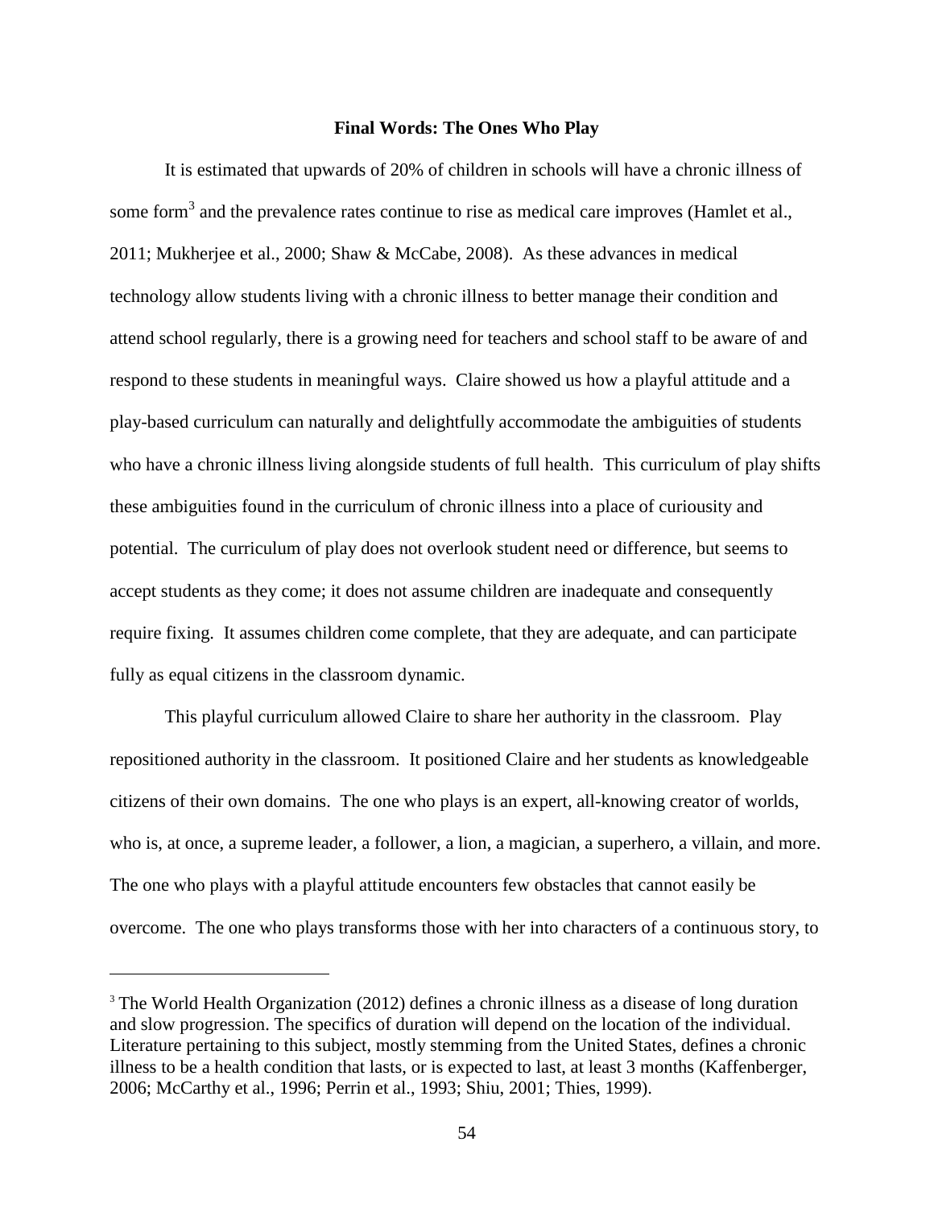## Final Words: The Ones Who Play

It is estimated that upwards of 20% of children in schools will have a chronic illness of some form[3] and the prevalence rates continue to rise as medical care improves (Hamlet et al., 2011; Mukherjee et al., 2000; Shaw & McCabe, 2008). As these advances in medical technology allow students living with a chronic illness to better manage their condition and attend school regularly, there is a growing need for teachers and school staff to be aware of and respond to these students in meaningful ways. Claire showed us how a playful attitude and a play-based curriculum can naturally and delightfully accommodate the ambiguities of students who have a chronic illness living alongside students of full health. This curriculum of play shifts these ambiguities found in the curriculum of chronic illness into a place of curiousity and potential. The curriculum of play does not overlook student need or difference, but seems to accept students as they come; it does not assume children are inadequate and consequently require fixing. It assumes children come complete, that they are adequate, and can participate fully as equal citizens in the classroom dynamic.

This playful curriculum allowed Claire to share her authority in the classroom. Play repositioned authority in the classroom. It positioned Claire and her students as knowledgeable citizens of their own domains. The one who plays is an expert, all-knowing creator of worlds, who is, at once, a supreme leader, a follower, a lion, a magician, a superhero, a villain, and more. The one who plays with a playful attitude encounters few obstacles that cannot easily be overcome. The one who plays transforms those with her into characters of a continuous story, to

---

[3] The World Health Organization (2012) defines a chronic illness as a disease of long duration and slow progression. The specifics of duration will depend on the location of the individual. Literature pertaining to this subject, mostly stemming from the United States, defines a chronic illness to be a health condition that lasts, or is expected to last, at least 3 months (Kaffenberger, 2006; McCarthy et al., 1996; Perrin et al., 1993; Shiu, 2001; Thies, 1999).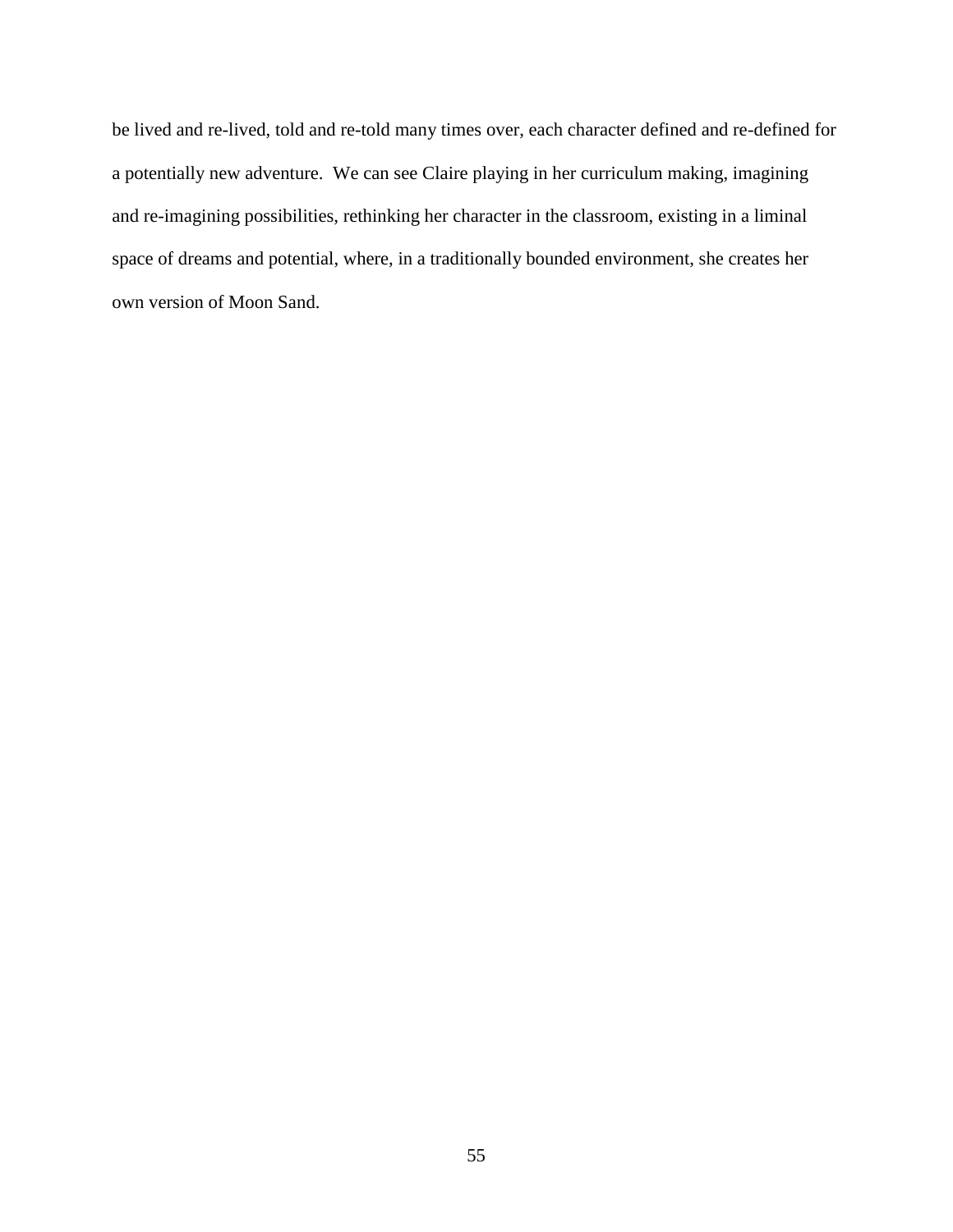be lived and re-lived, told and re-told many times over, each character defined and re-defined for a potentially new adventure. We can see Claire playing in her curriculum making, imagining and re-imagining possibilities, rethinking her character in the classroom, existing in a liminal space of dreams and potential, where, in a traditionally bounded environment, she creates her own version of Moon Sand.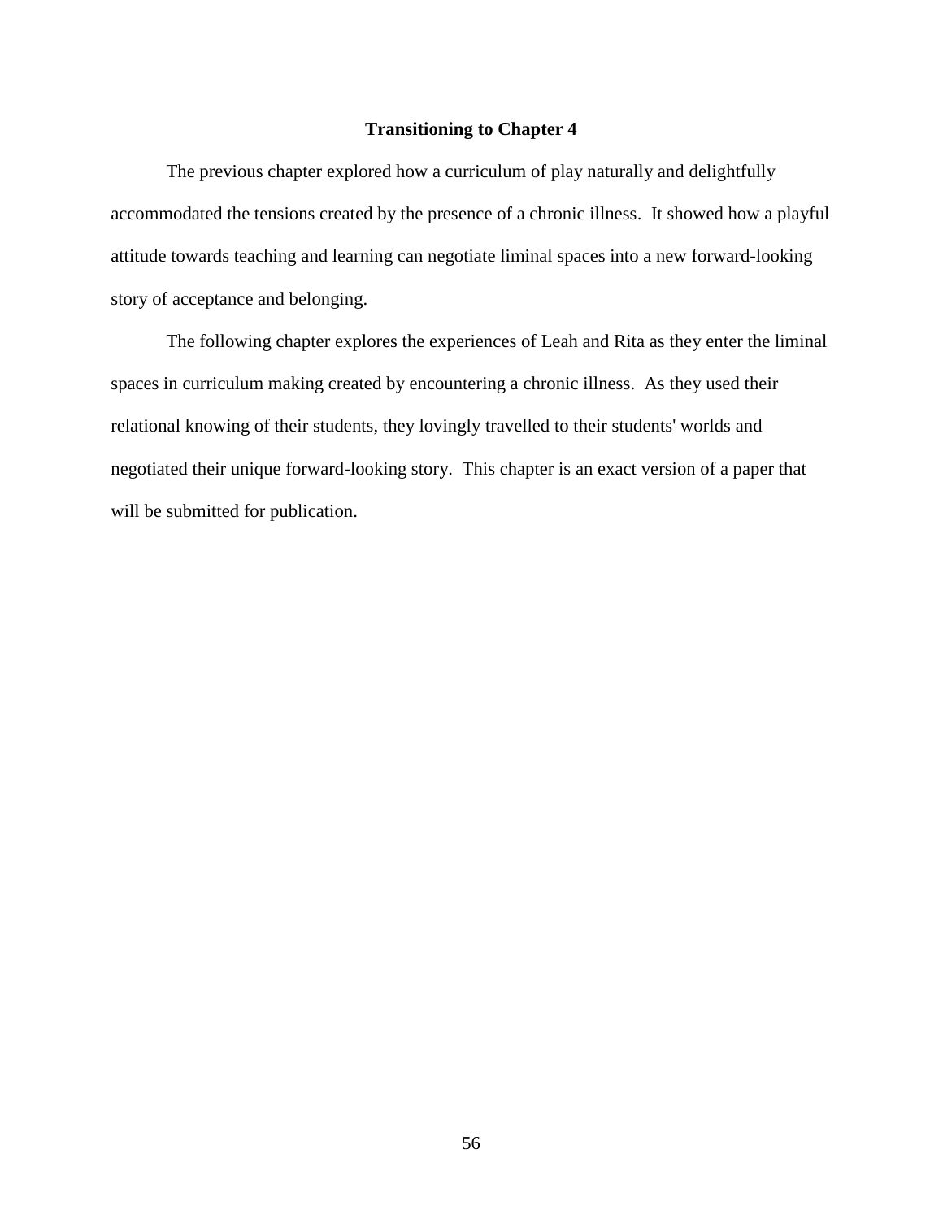## Transitioning to Chapter 4

The previous chapter explored how a curriculum of play naturally and delightfully accommodated the tensions created by the presence of a chronic illness. It showed how a playful attitude towards teaching and learning can negotiate liminal spaces into a new forward-looking story of acceptance and belonging.

The following chapter explores the experiences of Leah and Rita as they enter the liminal spaces in curriculum making created by encountering a chronic illness. As they used their relational knowing of their students, they lovingly travelled to their students' worlds and negotiated their unique forward-looking story. This chapter is an exact version of a paper that will be submitted for publication.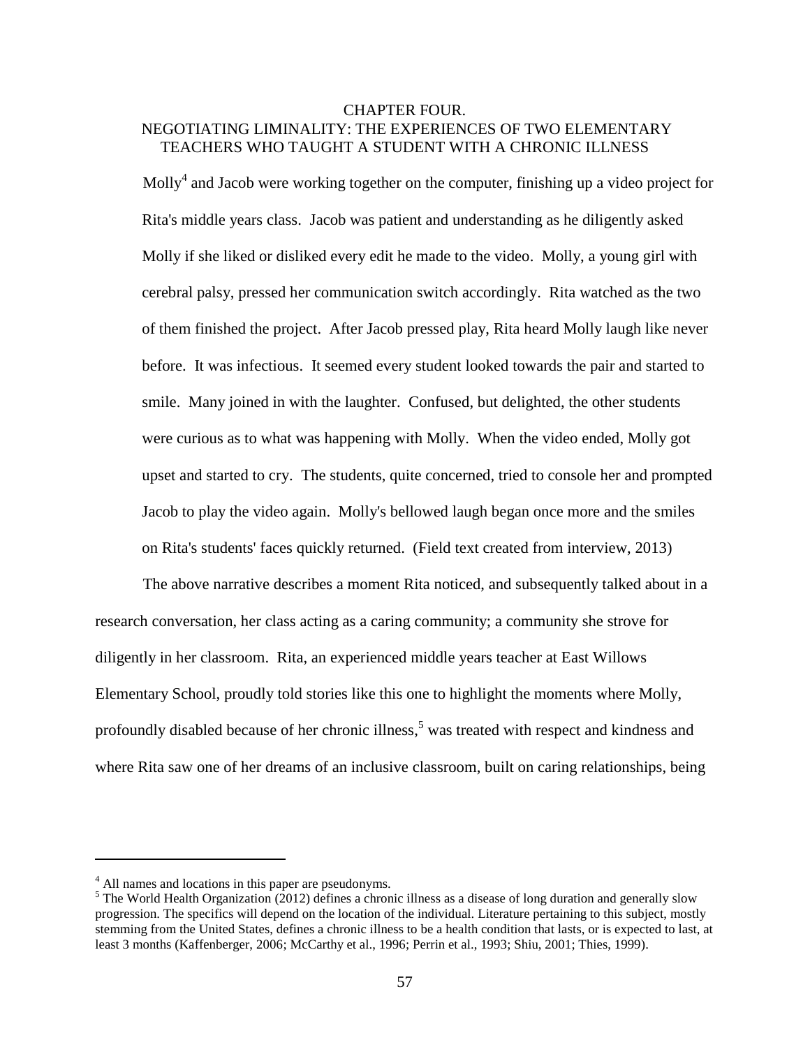# CHAPTER FOUR.

## NEGOTIATING LIMINALITY: THE EXPERIENCES OF TWO ELEMENTARY TEACHERS WHO TAUGHT A STUDENT WITH A CHRONIC ILLNESS

> Molly[4] and Jacob were working together on the computer, finishing up a video project for Rita's middle years class. Jacob was patient and understanding as he diligently asked Molly if she liked or disliked every edit he made to the video. Molly, a young girl with cerebral palsy, pressed her communication switch accordingly. Rita watched as the two of them finished the project. After Jacob pressed play, Rita heard Molly laugh like never before. It was infectious. It seemed every student looked towards the pair and started to smile. Many joined in with the laughter. Confused, but delighted, the other students were curious as to what was happening with Molly. When the video ended, Molly got upset and started to cry. The students, quite concerned, tried to console her and prompted Jacob to play the video again. Molly's bellowed laugh began once more and the smiles on Rita's students' faces quickly returned. (Field text created from interview, 2013)

The above narrative describes a moment Rita noticed, and subsequently talked about in a research conversation, her class acting as a caring community; a community she strove for diligently in her classroom. Rita, an experienced middle years teacher at East Willows Elementary School, proudly told stories like this one to highlight the moments where Molly, profoundly disabled because of her chronic illness,[5] was treated with respect and kindness and where Rita saw one of her dreams of an inclusive classroom, built on caring relationships, being

---

[4] All names and locations in this paper are pseudonyms.

[5] The World Health Organization (2012) defines a chronic illness as a disease of long duration and generally slow progression. The specifics will depend on the location of the individual. Literature pertaining to this subject, mostly stemming from the United States, defines a chronic illness to be a health condition that lasts, or is expected to last, at least 3 months (Kaffenberger, 2006; McCarthy et al., 1996; Perrin et al., 1993; Shiu, 2001; Thies, 1999).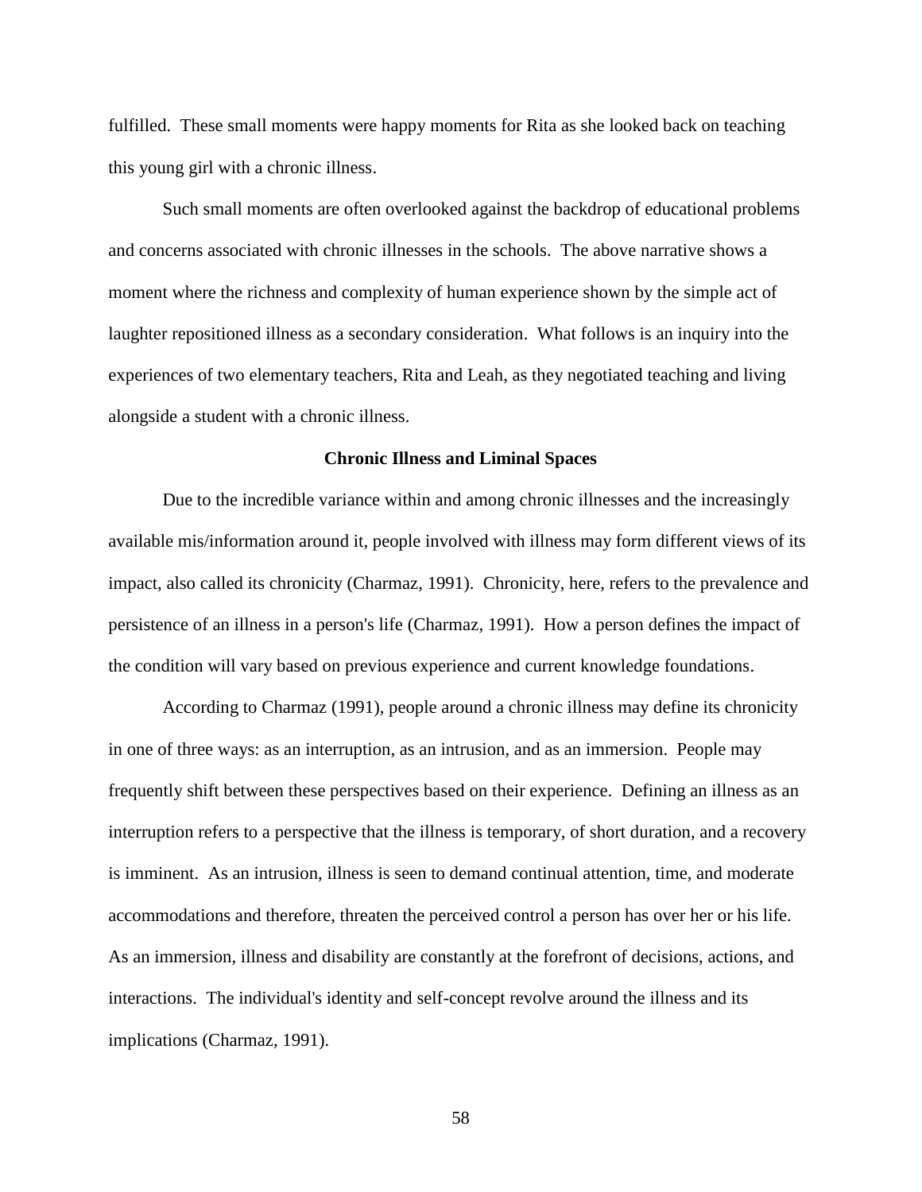fulfilled. These small moments were happy moments for Rita as she looked back on teaching this young girl with a chronic illness.

Such small moments are often overlooked against the backdrop of educational problems and concerns associated with chronic illnesses in the schools. The above narrative shows a moment where the richness and complexity of human experience shown by the simple act of laughter repositioned illness as a secondary consideration. What follows is an inquiry into the experiences of two elementary teachers, Rita and Leah, as they negotiated teaching and living alongside a student with a chronic illness.

## Chronic Illness and Liminal Spaces

Due to the incredible variance within and among chronic illnesses and the increasingly available mis/information around it, people involved with illness may form different views of its impact, also called its chronicity (Charmaz, 1991). Chronicity, here, refers to the prevalence and persistence of an illness in a person's life (Charmaz, 1991). How a person defines the impact of the condition will vary based on previous experience and current knowledge foundations.

According to Charmaz (1991), people around a chronic illness may define its chronicity in one of three ways: as an interruption, as an intrusion, and as an immersion. People may frequently shift between these perspectives based on their experience. Defining an illness as an interruption refers to a perspective that the illness is temporary, of short duration, and a recovery is imminent. As an intrusion, illness is seen to demand continual attention, time, and moderate accommodations and therefore, threaten the perceived control a person has over her or his life. As an immersion, illness and disability are constantly at the forefront of decisions, actions, and interactions. The individual's identity and self-concept revolve around the illness and its implications (Charmaz, 1991).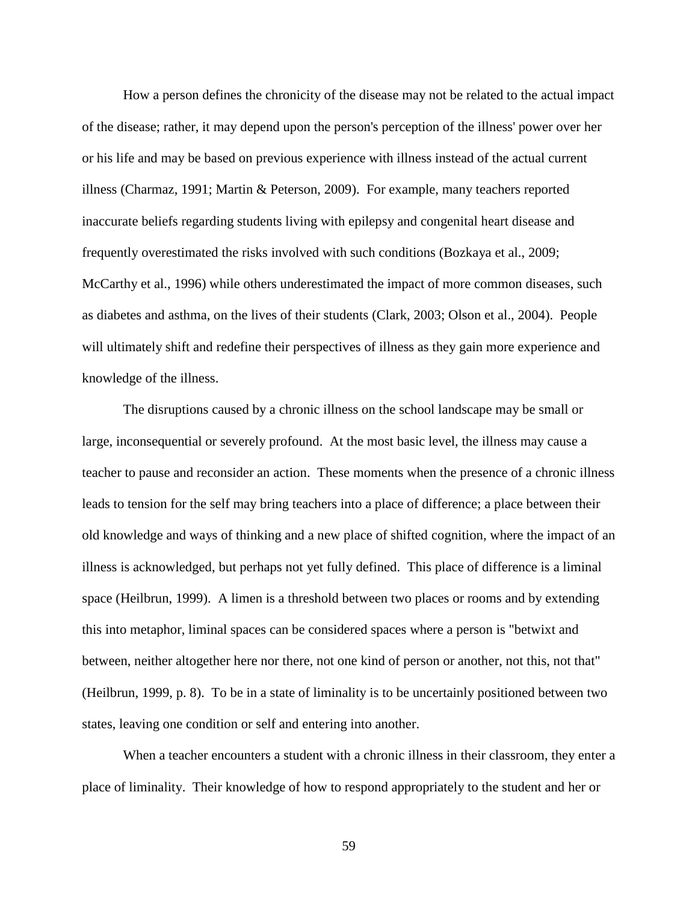How a person defines the chronicity of the disease may not be related to the actual impact of the disease; rather, it may depend upon the person's perception of the illness' power over her or his life and may be based on previous experience with illness instead of the actual current illness (Charmaz, 1991; Martin & Peterson, 2009). For example, many teachers reported inaccurate beliefs regarding students living with epilepsy and congenital heart disease and frequently overestimated the risks involved with such conditions (Bozkaya et al., 2009; McCarthy et al., 1996) while others underestimated the impact of more common diseases, such as diabetes and asthma, on the lives of their students (Clark, 2003; Olson et al., 2004). People will ultimately shift and redefine their perspectives of illness as they gain more experience and knowledge of the illness.

The disruptions caused by a chronic illness on the school landscape may be small or large, inconsequential or severely profound. At the most basic level, the illness may cause a teacher to pause and reconsider an action. These moments when the presence of a chronic illness leads to tension for the self may bring teachers into a place of difference; a place between their old knowledge and ways of thinking and a new place of shifted cognition, where the impact of an illness is acknowledged, but perhaps not yet fully defined. This place of difference is a liminal space (Heilbrun, 1999). A limen is a threshold between two places or rooms and by extending this into metaphor, liminal spaces can be considered spaces where a person is "betwixt and between, neither altogether here nor there, not one kind of person or another, not this, not that" (Heilbrun, 1999, p. 8). To be in a state of liminality is to be uncertainly positioned between two states, leaving one condition or self and entering into another.

When a teacher encounters a student with a chronic illness in their classroom, they enter a place of liminality. Their knowledge of how to respond appropriately to the student and her or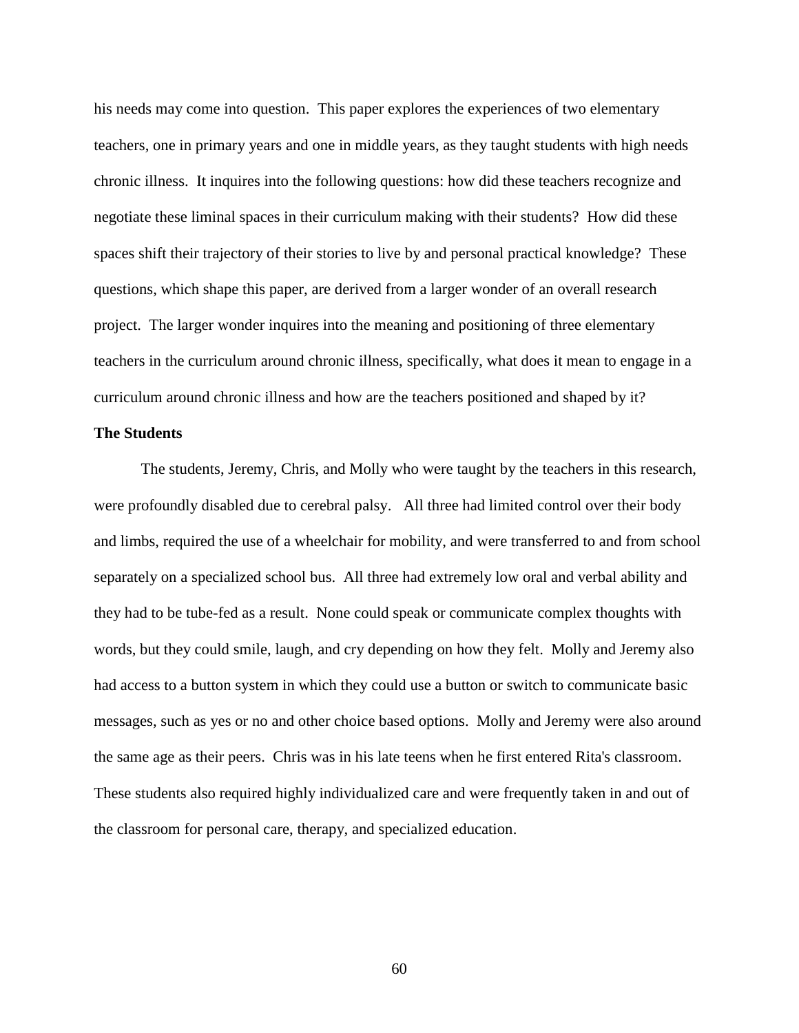his needs may come into question. This paper explores the experiences of two elementary teachers, one in primary years and one in middle years, as they taught students with high needs chronic illness. It inquires into the following questions: how did these teachers recognize and negotiate these liminal spaces in their curriculum making with their students? How did these spaces shift their trajectory of their stories to live by and personal practical knowledge? These questions, which shape this paper, are derived from a larger wonder of an overall research project. The larger wonder inquires into the meaning and positioning of three elementary teachers in the curriculum around chronic illness, specifically, what does it mean to engage in a curriculum around chronic illness and how are the teachers positioned and shaped by it?

**The Students**

The students, Jeremy, Chris, and Molly who were taught by the teachers in this research, were profoundly disabled due to cerebral palsy. All three had limited control over their body and limbs, required the use of a wheelchair for mobility, and were transferred to and from school separately on a specialized school bus. All three had extremely low oral and verbal ability and they had to be tube-fed as a result. None could speak or communicate complex thoughts with words, but they could smile, laugh, and cry depending on how they felt. Molly and Jeremy also had access to a button system in which they could use a button or switch to communicate basic messages, such as yes or no and other choice based options. Molly and Jeremy were also around the same age as their peers. Chris was in his late teens when he first entered Rita's classroom. These students also required highly individualized care and were frequently taken in and out of the classroom for personal care, therapy, and specialized education.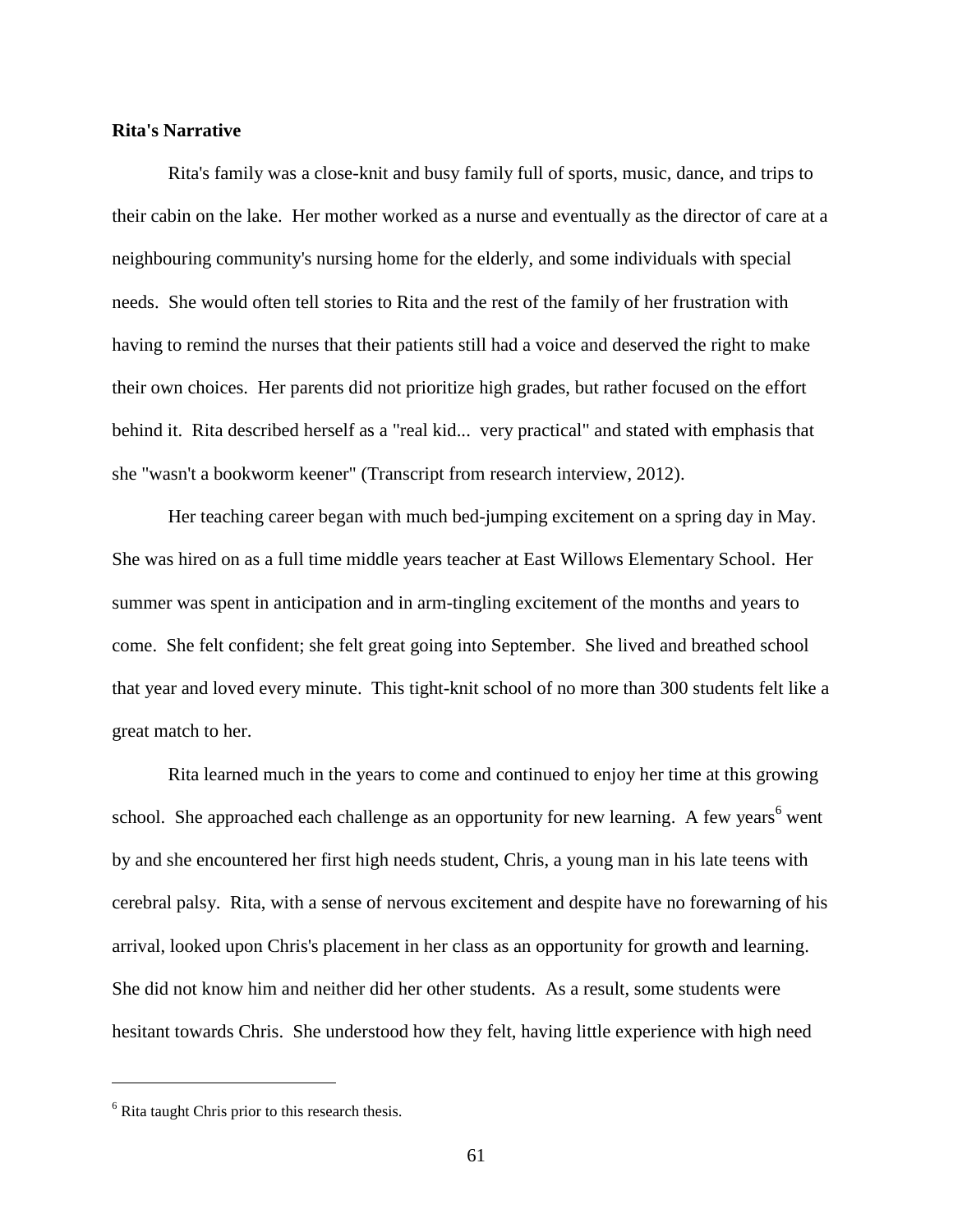**Rita's Narrative**

Rita's family was a close-knit and busy family full of sports, music, dance, and trips to their cabin on the lake. Her mother worked as a nurse and eventually as the director of care at a neighbouring community's nursing home for the elderly, and some individuals with special needs. She would often tell stories to Rita and the rest of the family of her frustration with having to remind the nurses that their patients still had a voice and deserved the right to make their own choices. Her parents did not prioritize high grades, but rather focused on the effort behind it. Rita described herself as a "real kid... very practical" and stated with emphasis that she "wasn't a bookworm keener" (Transcript from research interview, 2012).

Her teaching career began with much bed-jumping excitement on a spring day in May. She was hired on as a full time middle years teacher at East Willows Elementary School. Her summer was spent in anticipation and in arm-tingling excitement of the months and years to come. She felt confident; she felt great going into September. She lived and breathed school that year and loved every minute. This tight-knit school of no more than 300 students felt like a great match to her.

Rita learned much in the years to come and continued to enjoy her time at this growing school. She approached each challenge as an opportunity for new learning. A few years[6] went by and she encountered her first high needs student, Chris, a young man in his late teens with cerebral palsy. Rita, with a sense of nervous excitement and despite have no forewarning of his arrival, looked upon Chris's placement in her class as an opportunity for growth and learning. She did not know him and neither did her other students. As a result, some students were hesitant towards Chris. She understood how they felt, having little experience with high need

---

[6] Rita taught Chris prior to this research thesis.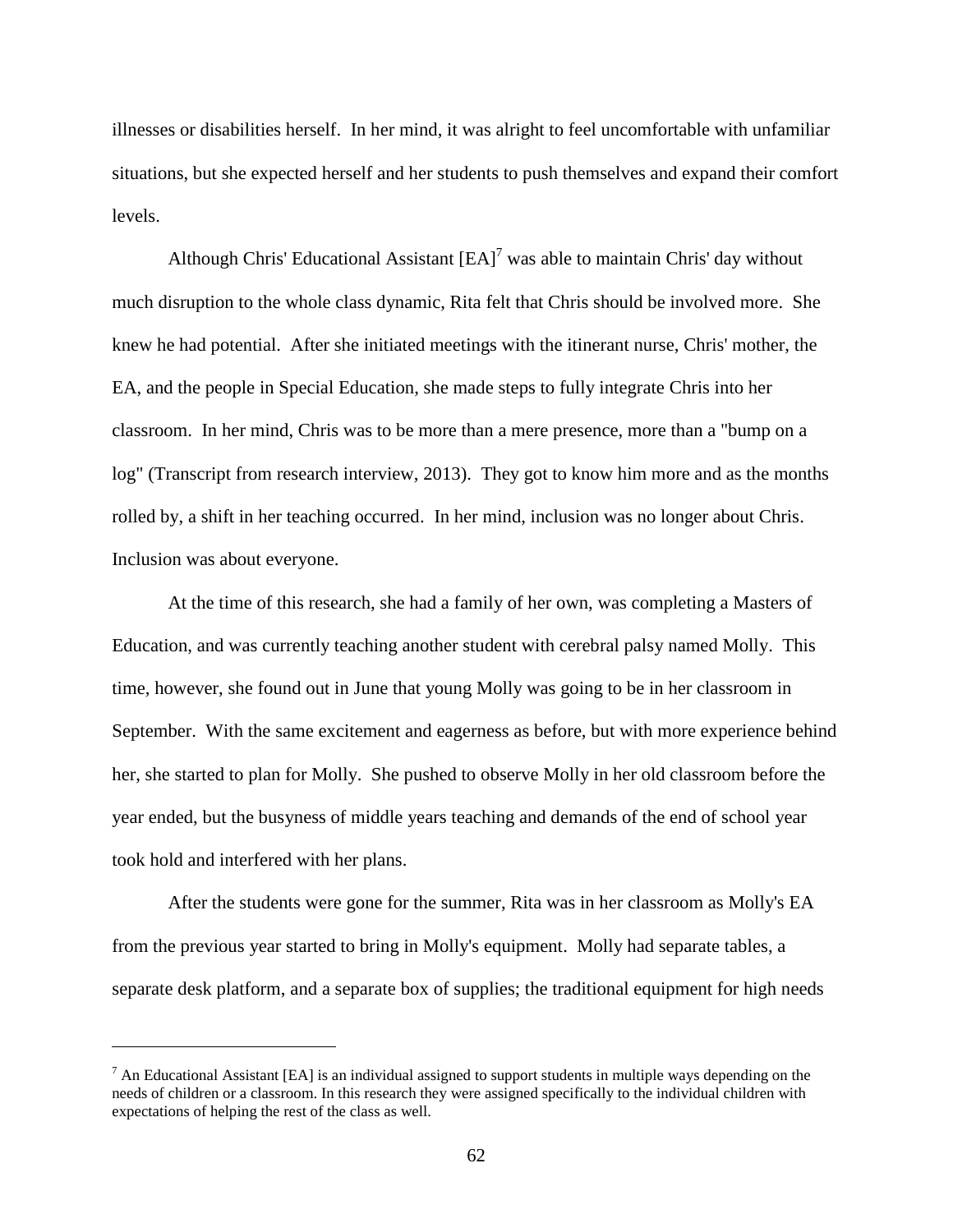illnesses or disabilities herself. In her mind, it was alright to feel uncomfortable with unfamiliar situations, but she expected herself and her students to push themselves and expand their comfort levels.

Although Chris' Educational Assistant [EA][7] was able to maintain Chris' day without much disruption to the whole class dynamic, Rita felt that Chris should be involved more. She knew he had potential. After she initiated meetings with the itinerant nurse, Chris' mother, the EA, and the people in Special Education, she made steps to fully integrate Chris into her classroom. In her mind, Chris was to be more than a mere presence, more than a "bump on a log" (Transcript from research interview, 2013). They got to know him more and as the months rolled by, a shift in her teaching occurred. In her mind, inclusion was no longer about Chris. Inclusion was about everyone.

At the time of this research, she had a family of her own, was completing a Masters of Education, and was currently teaching another student with cerebral palsy named Molly. This time, however, she found out in June that young Molly was going to be in her classroom in September. With the same excitement and eagerness as before, but with more experience behind her, she started to plan for Molly. She pushed to observe Molly in her old classroom before the year ended, but the busyness of middle years teaching and demands of the end of school year took hold and interfered with her plans.

After the students were gone for the summer, Rita was in her classroom as Molly's EA from the previous year started to bring in Molly's equipment. Molly had separate tables, a separate desk platform, and a separate box of supplies; the traditional equipment for high needs

[7] An Educational Assistant [EA] is an individual assigned to support students in multiple ways depending on the needs of children or a classroom. In this research they were assigned specifically to the individual children with expectations of helping the rest of the class as well.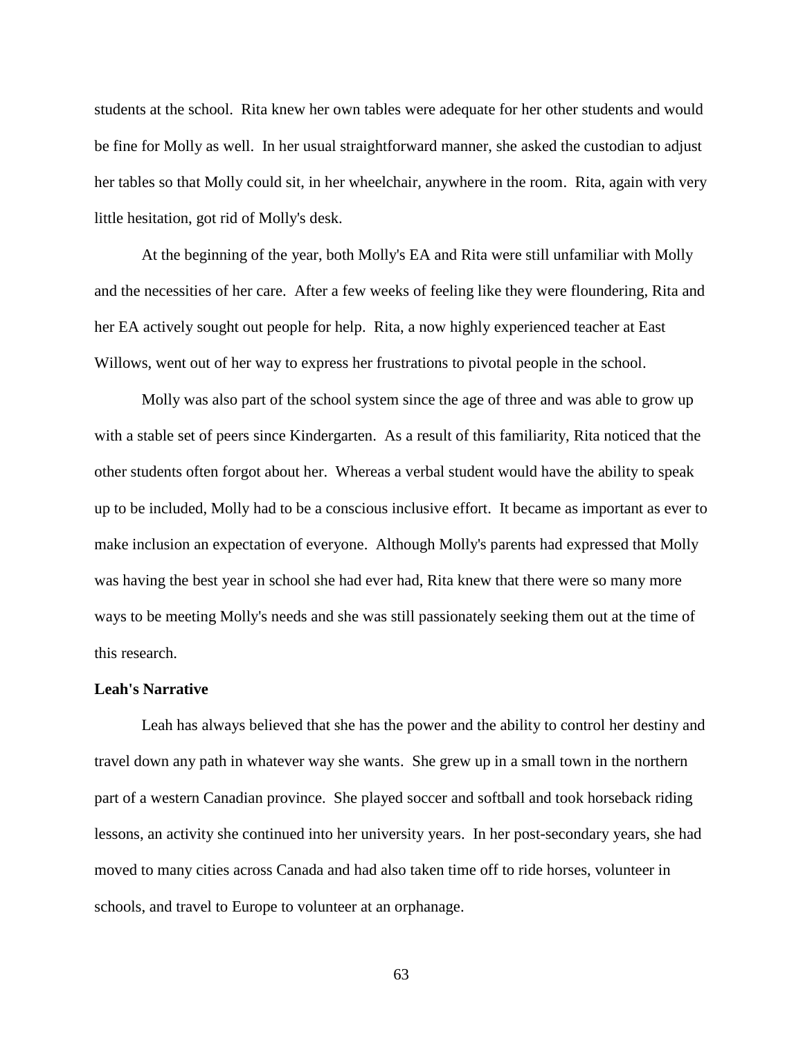students at the school. Rita knew her own tables were adequate for her other students and would be fine for Molly as well. In her usual straightforward manner, she asked the custodian to adjust her tables so that Molly could sit, in her wheelchair, anywhere in the room. Rita, again with very little hesitation, got rid of Molly's desk.

At the beginning of the year, both Molly's EA and Rita were still unfamiliar with Molly and the necessities of her care. After a few weeks of feeling like they were floundering, Rita and her EA actively sought out people for help. Rita, a now highly experienced teacher at East Willows, went out of her way to express her frustrations to pivotal people in the school.

Molly was also part of the school system since the age of three and was able to grow up with a stable set of peers since Kindergarten. As a result of this familiarity, Rita noticed that the other students often forgot about her. Whereas a verbal student would have the ability to speak up to be included, Molly had to be a conscious inclusive effort. It became as important as ever to make inclusion an expectation of everyone. Although Molly's parents had expressed that Molly was having the best year in school she had ever had, Rita knew that there were so many more ways to be meeting Molly's needs and she was still passionately seeking them out at the time of this research.

**Leah's Narrative**

Leah has always believed that she has the power and the ability to control her destiny and travel down any path in whatever way she wants. She grew up in a small town in the northern part of a western Canadian province. She played soccer and softball and took horseback riding lessons, an activity she continued into her university years. In her post-secondary years, she had moved to many cities across Canada and had also taken time off to ride horses, volunteer in schools, and travel to Europe to volunteer at an orphanage.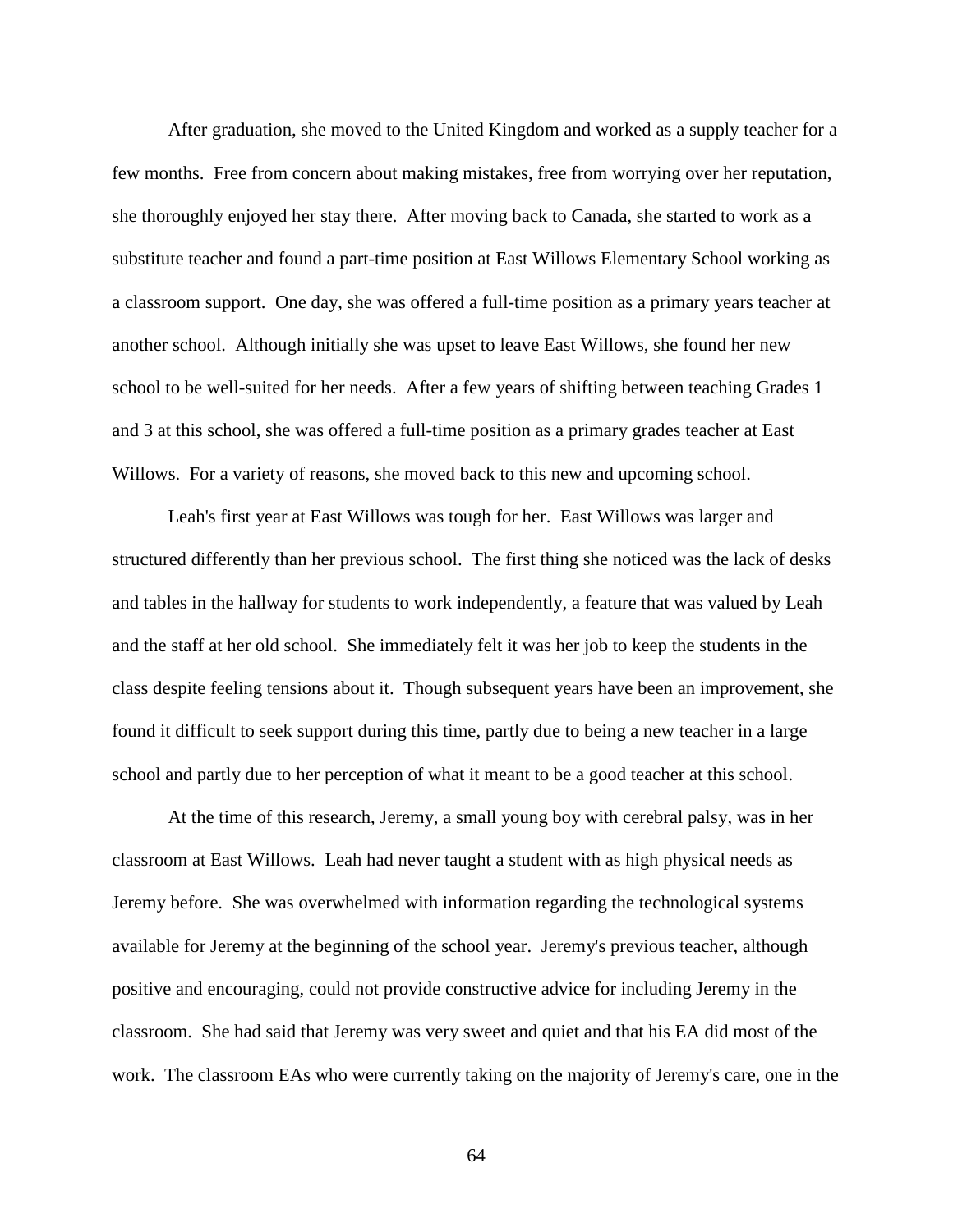After graduation, she moved to the United Kingdom and worked as a supply teacher for a few months. Free from concern about making mistakes, free from worrying over her reputation, she thoroughly enjoyed her stay there. After moving back to Canada, she started to work as a substitute teacher and found a part-time position at East Willows Elementary School working as a classroom support. One day, she was offered a full-time position as a primary years teacher at another school. Although initially she was upset to leave East Willows, she found her new school to be well-suited for her needs. After a few years of shifting between teaching Grades 1 and 3 at this school, she was offered a full-time position as a primary grades teacher at East Willows. For a variety of reasons, she moved back to this new and upcoming school.

Leah's first year at East Willows was tough for her. East Willows was larger and structured differently than her previous school. The first thing she noticed was the lack of desks and tables in the hallway for students to work independently, a feature that was valued by Leah and the staff at her old school. She immediately felt it was her job to keep the students in the class despite feeling tensions about it. Though subsequent years have been an improvement, she found it difficult to seek support during this time, partly due to being a new teacher in a large school and partly due to her perception of what it meant to be a good teacher at this school.

At the time of this research, Jeremy, a small young boy with cerebral palsy, was in her classroom at East Willows. Leah had never taught a student with as high physical needs as Jeremy before. She was overwhelmed with information regarding the technological systems available for Jeremy at the beginning of the school year. Jeremy's previous teacher, although positive and encouraging, could not provide constructive advice for including Jeremy in the classroom. She had said that Jeremy was very sweet and quiet and that his EA did most of the work. The classroom EAs who were currently taking on the majority of Jeremy's care, one in the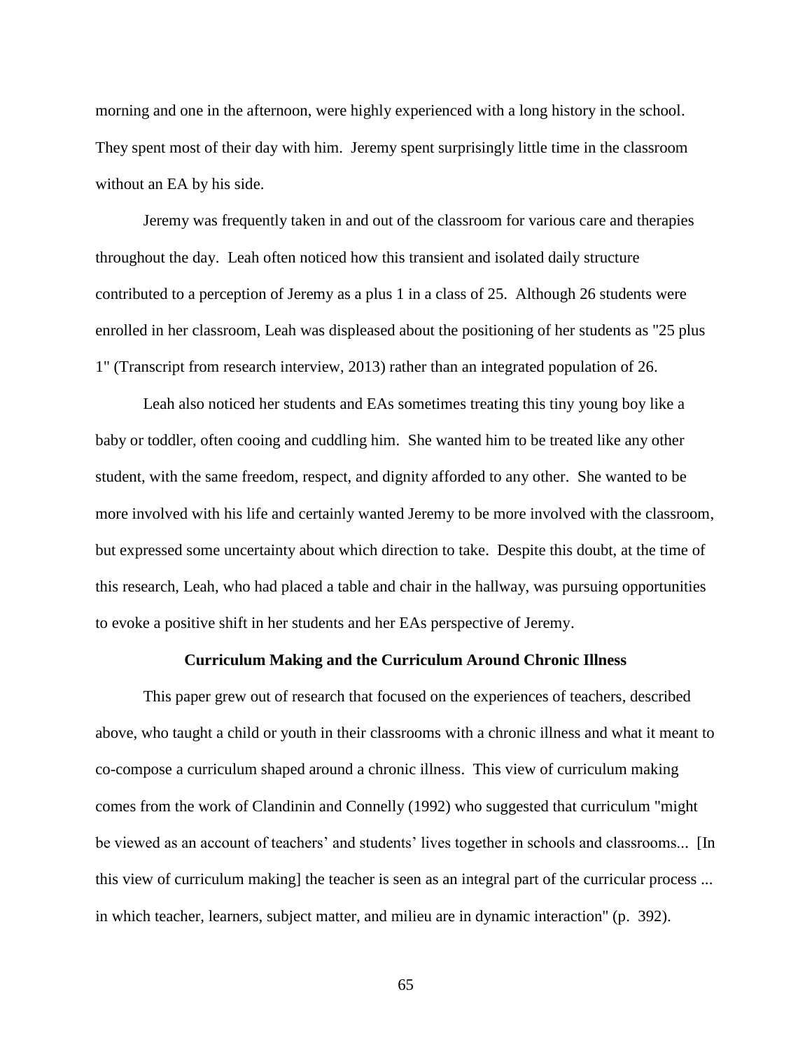morning and one in the afternoon, were highly experienced with a long history in the school. They spent most of their day with him. Jeremy spent surprisingly little time in the classroom without an EA by his side.

Jeremy was frequently taken in and out of the classroom for various care and therapies throughout the day. Leah often noticed how this transient and isolated daily structure contributed to a perception of Jeremy as a plus 1 in a class of 25. Although 26 students were enrolled in her classroom, Leah was displeased about the positioning of her students as "25 plus 1" (Transcript from research interview, 2013) rather than an integrated population of 26.

Leah also noticed her students and EAs sometimes treating this tiny young boy like a baby or toddler, often cooing and cuddling him. She wanted him to be treated like any other student, with the same freedom, respect, and dignity afforded to any other. She wanted to be more involved with his life and certainly wanted Jeremy to be more involved with the classroom, but expressed some uncertainty about which direction to take. Despite this doubt, at the time of this research, Leah, who had placed a table and chair in the hallway, was pursuing opportunities to evoke a positive shift in her students and her EAs perspective of Jeremy.

## Curriculum Making and the Curriculum Around Chronic Illness

This paper grew out of research that focused on the experiences of teachers, described above, who taught a child or youth in their classrooms with a chronic illness and what it meant to co-compose a curriculum shaped around a chronic illness. This view of curriculum making comes from the work of Clandinin and Connelly (1992) who suggested that curriculum "might be viewed as an account of teachers' and students' lives together in schools and classrooms... [In this view of curriculum making] the teacher is seen as an integral part of the curricular process ... in which teacher, learners, subject matter, and milieu are in dynamic interaction" (p. 392).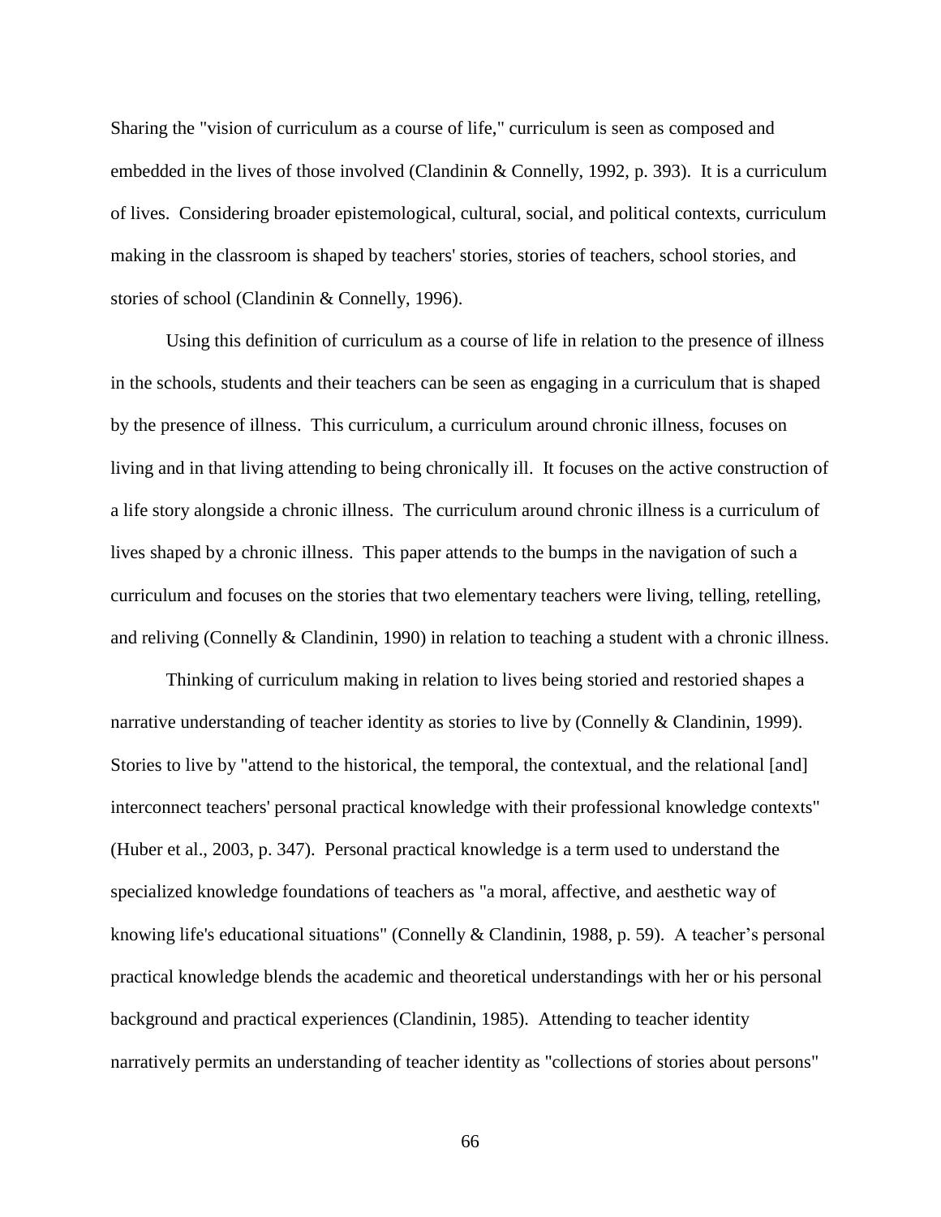Sharing the "vision of curriculum as a course of life," curriculum is seen as composed and embedded in the lives of those involved (Clandinin & Connelly, 1992, p. 393). It is a curriculum of lives. Considering broader epistemological, cultural, social, and political contexts, curriculum making in the classroom is shaped by teachers' stories, stories of teachers, school stories, and stories of school (Clandinin & Connelly, 1996).

Using this definition of curriculum as a course of life in relation to the presence of illness in the schools, students and their teachers can be seen as engaging in a curriculum that is shaped by the presence of illness. This curriculum, a curriculum around chronic illness, focuses on living and in that living attending to being chronically ill. It focuses on the active construction of a life story alongside a chronic illness. The curriculum around chronic illness is a curriculum of lives shaped by a chronic illness. This paper attends to the bumps in the navigation of such a curriculum and focuses on the stories that two elementary teachers were living, telling, retelling, and reliving (Connelly & Clandinin, 1990) in relation to teaching a student with a chronic illness.

Thinking of curriculum making in relation to lives being storied and restoried shapes a narrative understanding of teacher identity as stories to live by (Connelly & Clandinin, 1999). Stories to live by "attend to the historical, the temporal, the contextual, and the relational [and] interconnect teachers' personal practical knowledge with their professional knowledge contexts" (Huber et al., 2003, p. 347). Personal practical knowledge is a term used to understand the specialized knowledge foundations of teachers as "a moral, affective, and aesthetic way of knowing life's educational situations" (Connelly & Clandinin, 1988, p. 59). A teacher's personal practical knowledge blends the academic and theoretical understandings with her or his personal background and practical experiences (Clandinin, 1985). Attending to teacher identity narratively permits an understanding of teacher identity as "collections of stories about persons"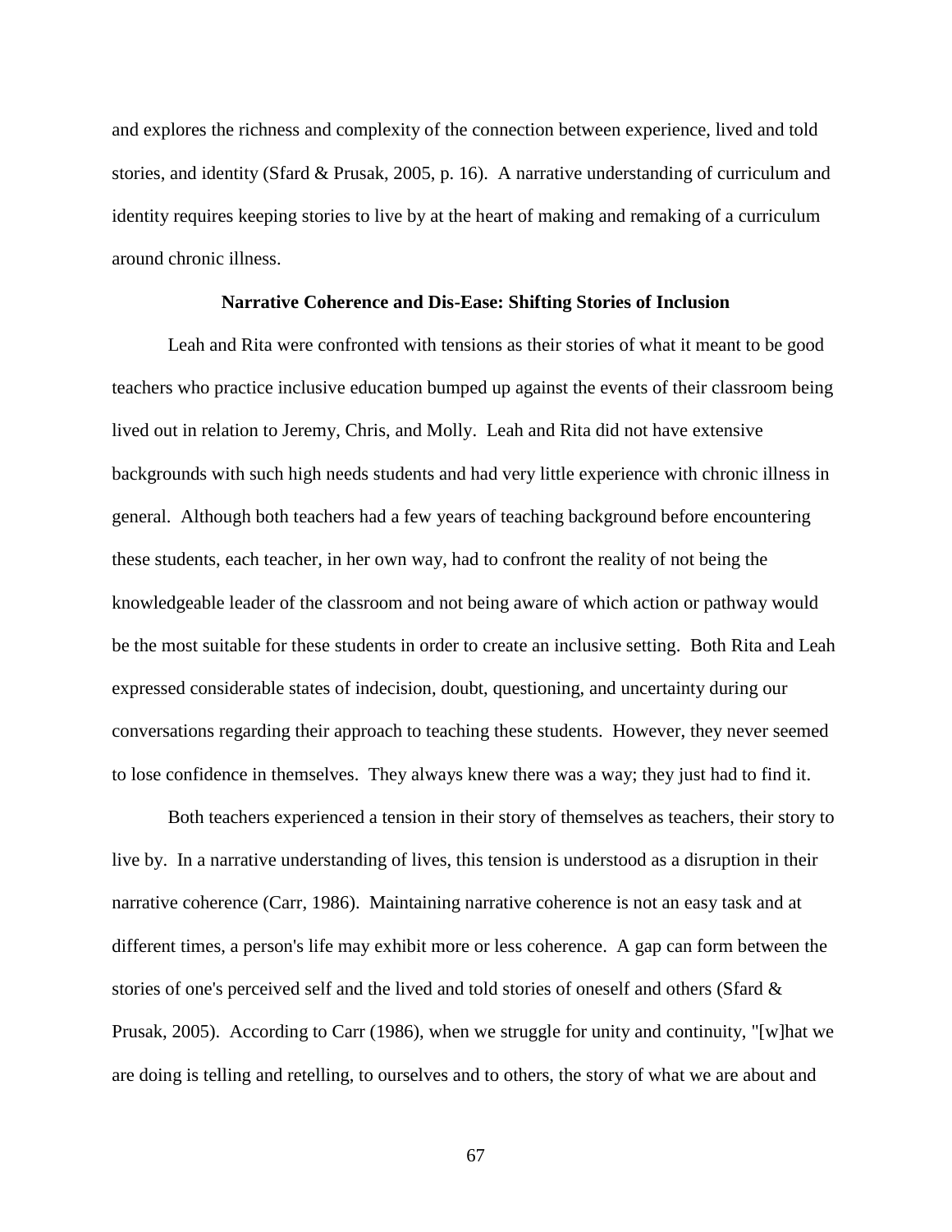and explores the richness and complexity of the connection between experience, lived and told stories, and identity (Sfard & Prusak, 2005, p. 16). A narrative understanding of curriculum and identity requires keeping stories to live by at the heart of making and remaking of a curriculum around chronic illness.

## Narrative Coherence and Dis-Ease: Shifting Stories of Inclusion

Leah and Rita were confronted with tensions as their stories of what it meant to be good teachers who practice inclusive education bumped up against the events of their classroom being lived out in relation to Jeremy, Chris, and Molly. Leah and Rita did not have extensive backgrounds with such high needs students and had very little experience with chronic illness in general. Although both teachers had a few years of teaching background before encountering these students, each teacher, in her own way, had to confront the reality of not being the knowledgeable leader of the classroom and not being aware of which action or pathway would be the most suitable for these students in order to create an inclusive setting. Both Rita and Leah expressed considerable states of indecision, doubt, questioning, and uncertainty during our conversations regarding their approach to teaching these students. However, they never seemed to lose confidence in themselves. They always knew there was a way; they just had to find it.

Both teachers experienced a tension in their story of themselves as teachers, their story to live by. In a narrative understanding of lives, this tension is understood as a disruption in their narrative coherence (Carr, 1986). Maintaining narrative coherence is not an easy task and at different times, a person's life may exhibit more or less coherence. A gap can form between the stories of one's perceived self and the lived and told stories of oneself and others (Sfard & Prusak, 2005). According to Carr (1986), when we struggle for unity and continuity, "[w]hat we are doing is telling and retelling, to ourselves and to others, the story of what we are about and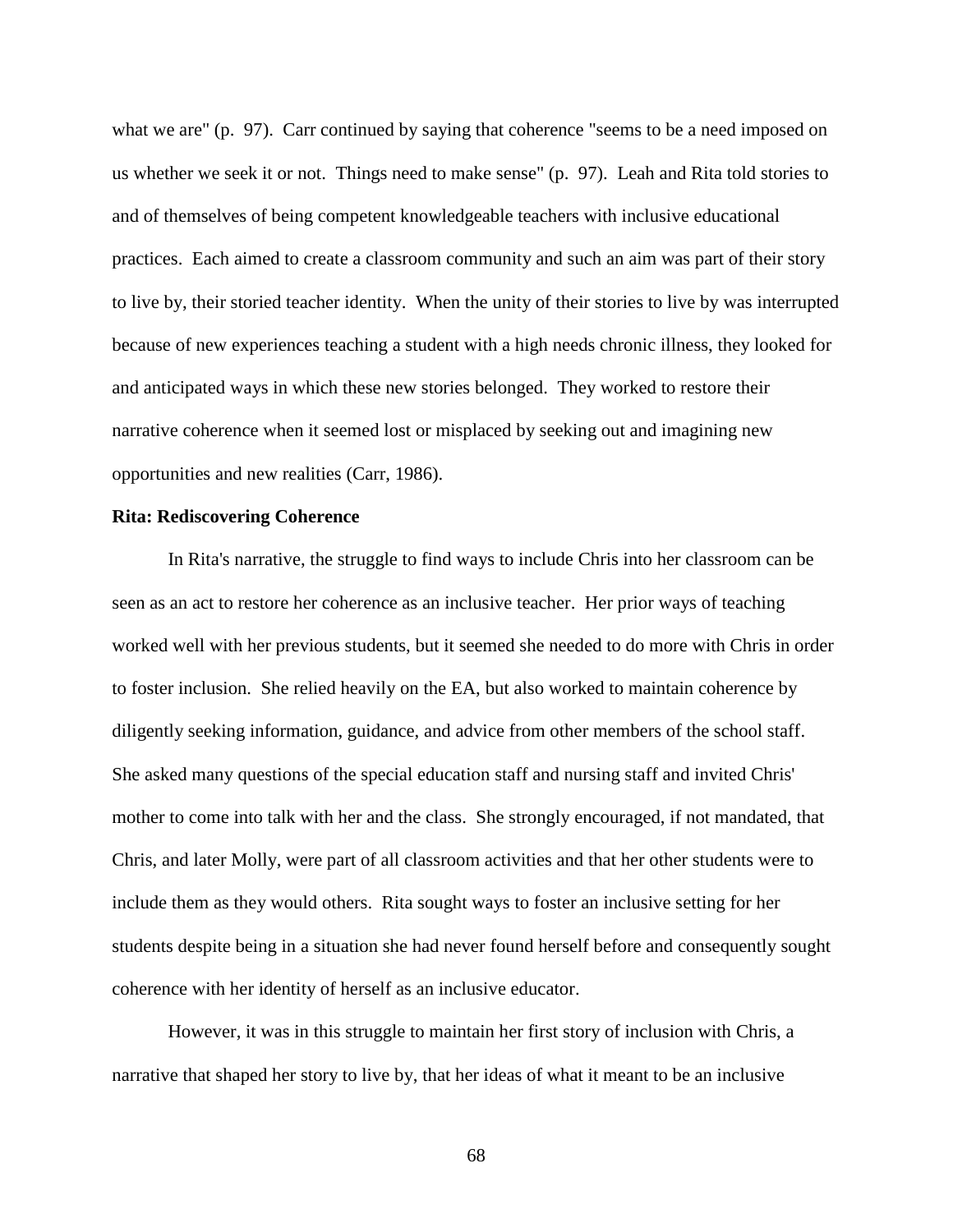what we are" (p. 97). Carr continued by saying that coherence "seems to be a need imposed on us whether we seek it or not. Things need to make sense" (p. 97). Leah and Rita told stories to and of themselves of being competent knowledgeable teachers with inclusive educational practices. Each aimed to create a classroom community and such an aim was part of their story to live by, their storied teacher identity. When the unity of their stories to live by was interrupted because of new experiences teaching a student with a high needs chronic illness, they looked for and anticipated ways in which these new stories belonged. They worked to restore their narrative coherence when it seemed lost or misplaced by seeking out and imagining new opportunities and new realities (Carr, 1986).

**Rita: Rediscovering Coherence**

In Rita's narrative, the struggle to find ways to include Chris into her classroom can be seen as an act to restore her coherence as an inclusive teacher. Her prior ways of teaching worked well with her previous students, but it seemed she needed to do more with Chris in order to foster inclusion. She relied heavily on the EA, but also worked to maintain coherence by diligently seeking information, guidance, and advice from other members of the school staff. She asked many questions of the special education staff and nursing staff and invited Chris' mother to come into talk with her and the class. She strongly encouraged, if not mandated, that Chris, and later Molly, were part of all classroom activities and that her other students were to include them as they would others. Rita sought ways to foster an inclusive setting for her students despite being in a situation she had never found herself before and consequently sought coherence with her identity of herself as an inclusive educator.

However, it was in this struggle to maintain her first story of inclusion with Chris, a narrative that shaped her story to live by, that her ideas of what it meant to be an inclusive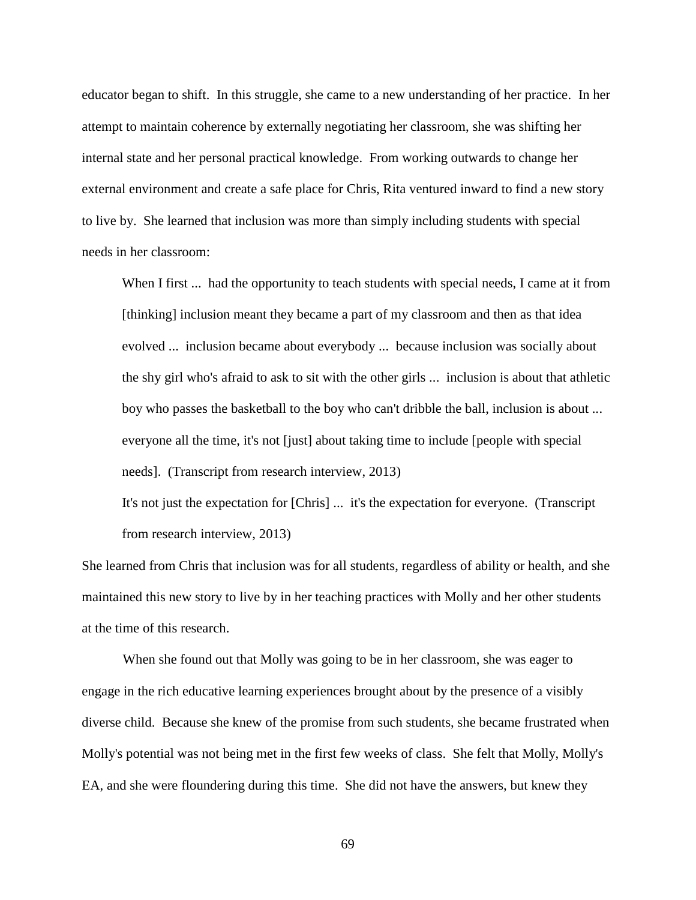educator began to shift. In this struggle, she came to a new understanding of her practice. In her attempt to maintain coherence by externally negotiating her classroom, she was shifting her internal state and her personal practical knowledge. From working outwards to change her external environment and create a safe place for Chris, Rita ventured inward to find a new story to live by. She learned that inclusion was more than simply including students with special needs in her classroom:

> When I first ... had the opportunity to teach students with special needs, I came at it from [thinking] inclusion meant they became a part of my classroom and then as that idea evolved ... inclusion became about everybody ... because inclusion was socially about the shy girl who's afraid to ask to sit with the other girls ... inclusion is about that athletic boy who passes the basketball to the boy who can't dribble the ball, inclusion is about ... everyone all the time, it's not [just] about taking time to include [people with special needs]. (Transcript from research interview, 2013)
>
> It's not just the expectation for [Chris] ... it's the expectation for everyone. (Transcript from research interview, 2013)

She learned from Chris that inclusion was for all students, regardless of ability or health, and she maintained this new story to live by in her teaching practices with Molly and her other students at the time of this research.

When she found out that Molly was going to be in her classroom, she was eager to engage in the rich educative learning experiences brought about by the presence of a visibly diverse child. Because she knew of the promise from such students, she became frustrated when Molly's potential was not being met in the first few weeks of class. She felt that Molly, Molly's EA, and she were floundering during this time. She did not have the answers, but knew they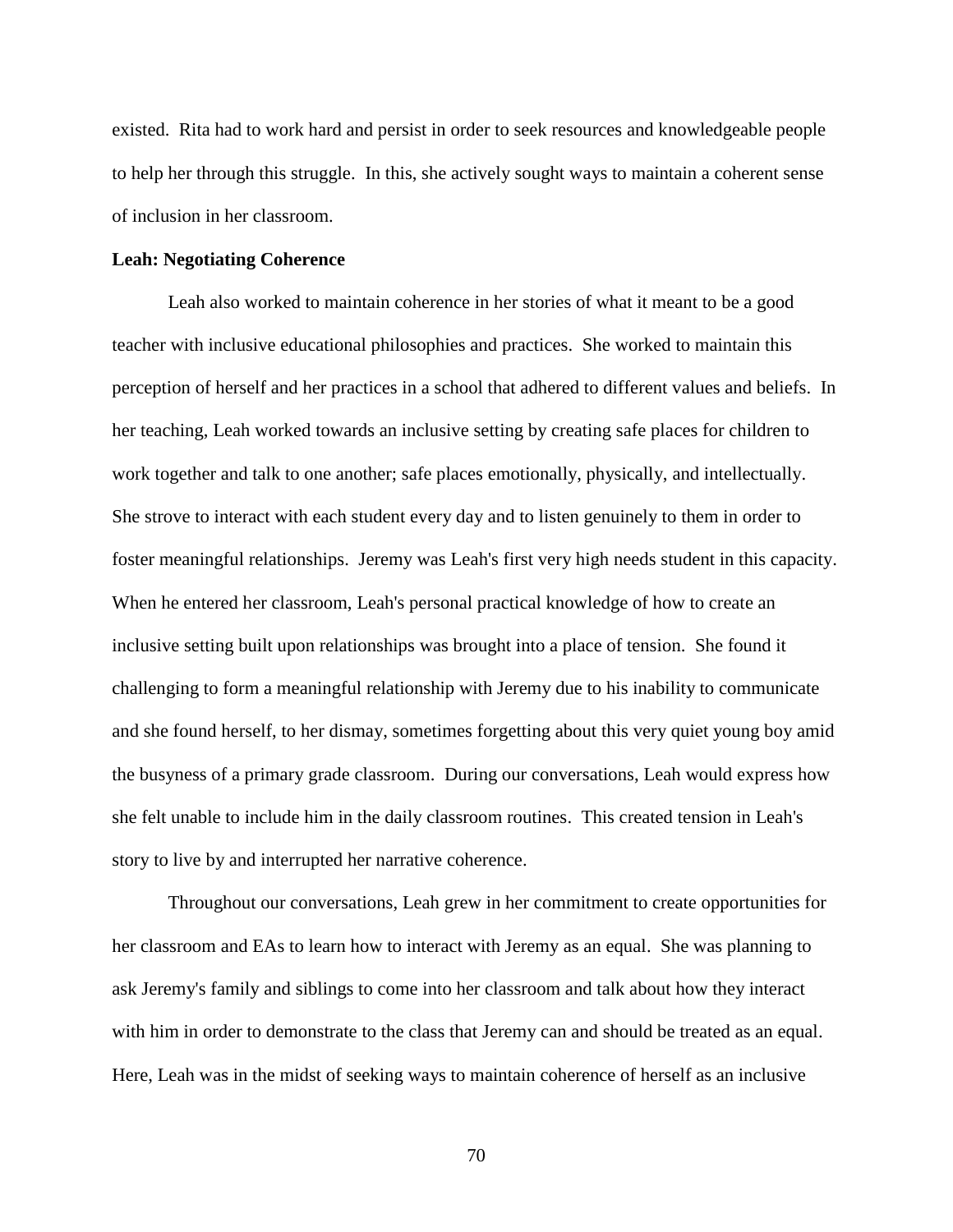existed. Rita had to work hard and persist in order to seek resources and knowledgeable people to help her through this struggle. In this, she actively sought ways to maintain a coherent sense of inclusion in her classroom.

**Leah: Negotiating Coherence**

Leah also worked to maintain coherence in her stories of what it meant to be a good teacher with inclusive educational philosophies and practices. She worked to maintain this perception of herself and her practices in a school that adhered to different values and beliefs. In her teaching, Leah worked towards an inclusive setting by creating safe places for children to work together and talk to one another; safe places emotionally, physically, and intellectually. She strove to interact with each student every day and to listen genuinely to them in order to foster meaningful relationships. Jeremy was Leah's first very high needs student in this capacity. When he entered her classroom, Leah's personal practical knowledge of how to create an inclusive setting built upon relationships was brought into a place of tension. She found it challenging to form a meaningful relationship with Jeremy due to his inability to communicate and she found herself, to her dismay, sometimes forgetting about this very quiet young boy amid the busyness of a primary grade classroom. During our conversations, Leah would express how she felt unable to include him in the daily classroom routines. This created tension in Leah's story to live by and interrupted her narrative coherence.

Throughout our conversations, Leah grew in her commitment to create opportunities for her classroom and EAs to learn how to interact with Jeremy as an equal. She was planning to ask Jeremy's family and siblings to come into her classroom and talk about how they interact with him in order to demonstrate to the class that Jeremy can and should be treated as an equal. Here, Leah was in the midst of seeking ways to maintain coherence of herself as an inclusive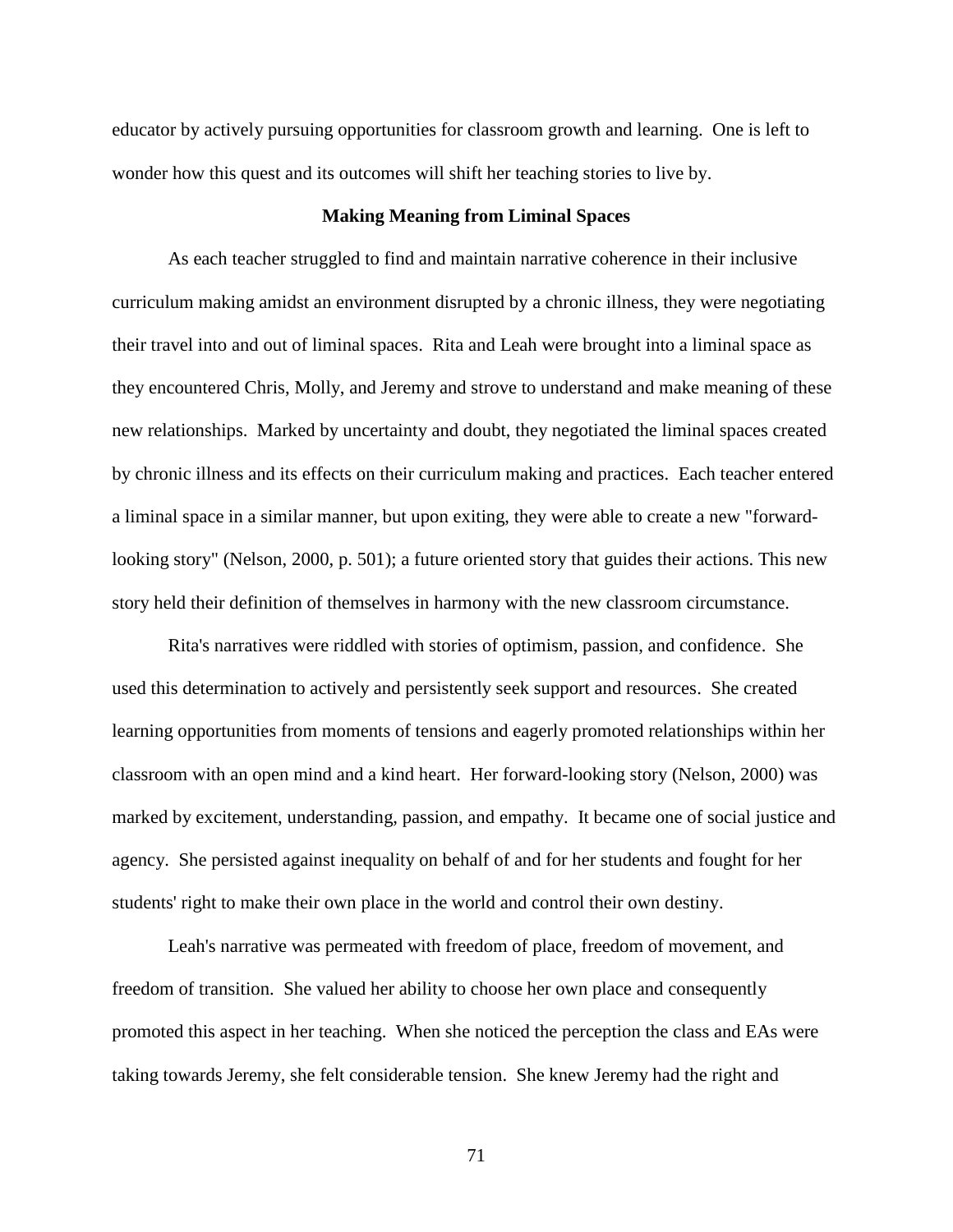educator by actively pursuing opportunities for classroom growth and learning. One is left to wonder how this quest and its outcomes will shift her teaching stories to live by.

## Making Meaning from Liminal Spaces

As each teacher struggled to find and maintain narrative coherence in their inclusive curriculum making amidst an environment disrupted by a chronic illness, they were negotiating their travel into and out of liminal spaces. Rita and Leah were brought into a liminal space as they encountered Chris, Molly, and Jeremy and strove to understand and make meaning of these new relationships. Marked by uncertainty and doubt, they negotiated the liminal spaces created by chronic illness and its effects on their curriculum making and practices. Each teacher entered a liminal space in a similar manner, but upon exiting, they were able to create a new "forward-looking story" (Nelson, 2000, p. 501); a future oriented story that guides their actions. This new story held their definition of themselves in harmony with the new classroom circumstance.

Rita's narratives were riddled with stories of optimism, passion, and confidence. She used this determination to actively and persistently seek support and resources. She created learning opportunities from moments of tensions and eagerly promoted relationships within her classroom with an open mind and a kind heart. Her forward-looking story (Nelson, 2000) was marked by excitement, understanding, passion, and empathy. It became one of social justice and agency. She persisted against inequality on behalf of and for her students and fought for her students' right to make their own place in the world and control their own destiny.

Leah's narrative was permeated with freedom of place, freedom of movement, and freedom of transition. She valued her ability to choose her own place and consequently promoted this aspect in her teaching. When she noticed the perception the class and EAs were taking towards Jeremy, she felt considerable tension. She knew Jeremy had the right and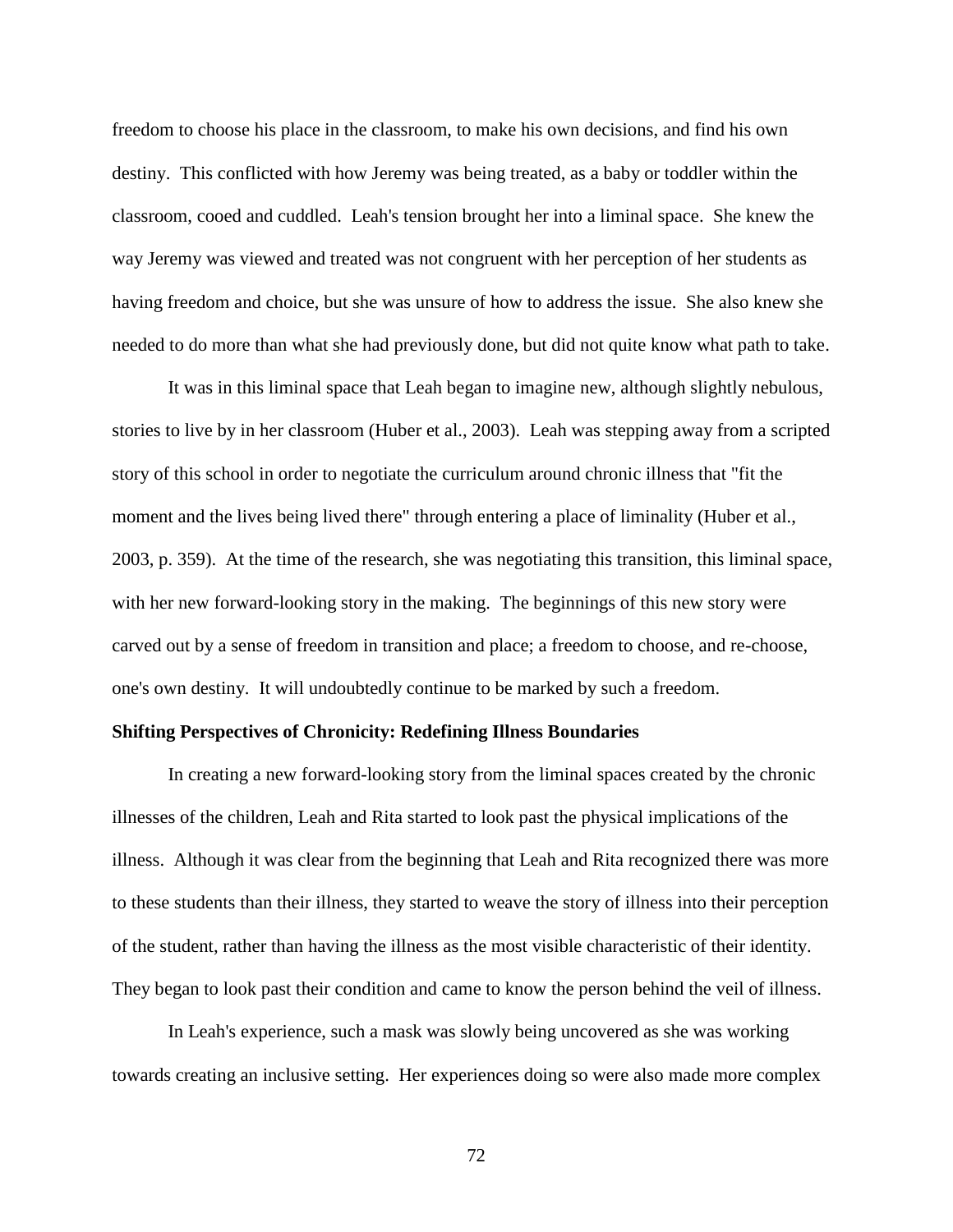freedom to choose his place in the classroom, to make his own decisions, and find his own destiny. This conflicted with how Jeremy was being treated, as a baby or toddler within the classroom, cooed and cuddled. Leah's tension brought her into a liminal space. She knew the way Jeremy was viewed and treated was not congruent with her perception of her students as having freedom and choice, but she was unsure of how to address the issue. She also knew she needed to do more than what she had previously done, but did not quite know what path to take.

It was in this liminal space that Leah began to imagine new, although slightly nebulous, stories to live by in her classroom (Huber et al., 2003). Leah was stepping away from a scripted story of this school in order to negotiate the curriculum around chronic illness that "fit the moment and the lives being lived there" through entering a place of liminality (Huber et al., 2003, p. 359). At the time of the research, she was negotiating this transition, this liminal space, with her new forward-looking story in the making. The beginnings of this new story were carved out by a sense of freedom in transition and place; a freedom to choose, and re-choose, one's own destiny. It will undoubtedly continue to be marked by such a freedom.

**Shifting Perspectives of Chronicity: Redefining Illness Boundaries**

In creating a new forward-looking story from the liminal spaces created by the chronic illnesses of the children, Leah and Rita started to look past the physical implications of the illness. Although it was clear from the beginning that Leah and Rita recognized there was more to these students than their illness, they started to weave the story of illness into their perception of the student, rather than having the illness as the most visible characteristic of their identity. They began to look past their condition and came to know the person behind the veil of illness.

In Leah's experience, such a mask was slowly being uncovered as she was working towards creating an inclusive setting. Her experiences doing so were also made more complex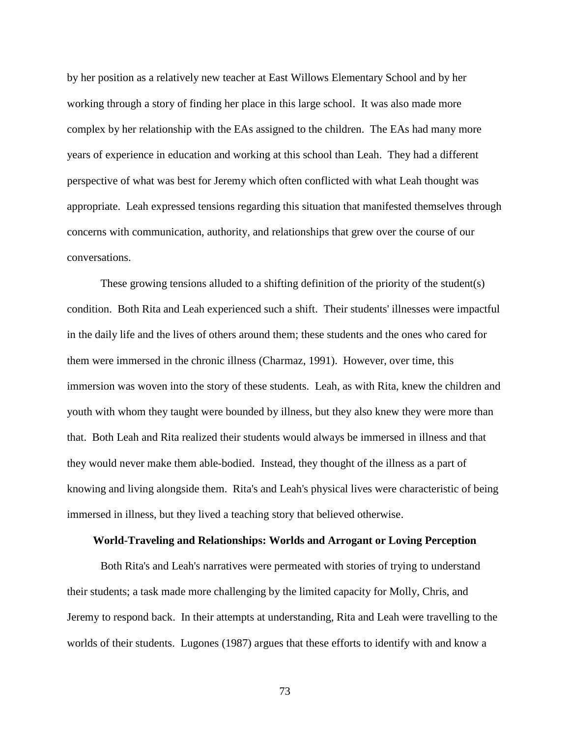by her position as a relatively new teacher at East Willows Elementary School and by her working through a story of finding her place in this large school. It was also made more complex by her relationship with the EAs assigned to the children. The EAs had many more years of experience in education and working at this school than Leah. They had a different perspective of what was best for Jeremy which often conflicted with what Leah thought was appropriate. Leah expressed tensions regarding this situation that manifested themselves through concerns with communication, authority, and relationships that grew over the course of our conversations.

These growing tensions alluded to a shifting definition of the priority of the student(s) condition. Both Rita and Leah experienced such a shift. Their students' illnesses were impactful in the daily life and the lives of others around them; these students and the ones who cared for them were immersed in the chronic illness (Charmaz, 1991). However, over time, this immersion was woven into the story of these students. Leah, as with Rita, knew the children and youth with whom they taught were bounded by illness, but they also knew they were more than that. Both Leah and Rita realized their students would always be immersed in illness and that they would never make them able-bodied. Instead, they thought of the illness as a part of knowing and living alongside them. Rita's and Leah's physical lives were characteristic of being immersed in illness, but they lived a teaching story that believed otherwise.

**World-Traveling and Relationships: Worlds and Arrogant or Loving Perception**

Both Rita's and Leah's narratives were permeated with stories of trying to understand their students; a task made more challenging by the limited capacity for Molly, Chris, and Jeremy to respond back. In their attempts at understanding, Rita and Leah were travelling to the worlds of their students. Lugones (1987) argues that these efforts to identify with and know a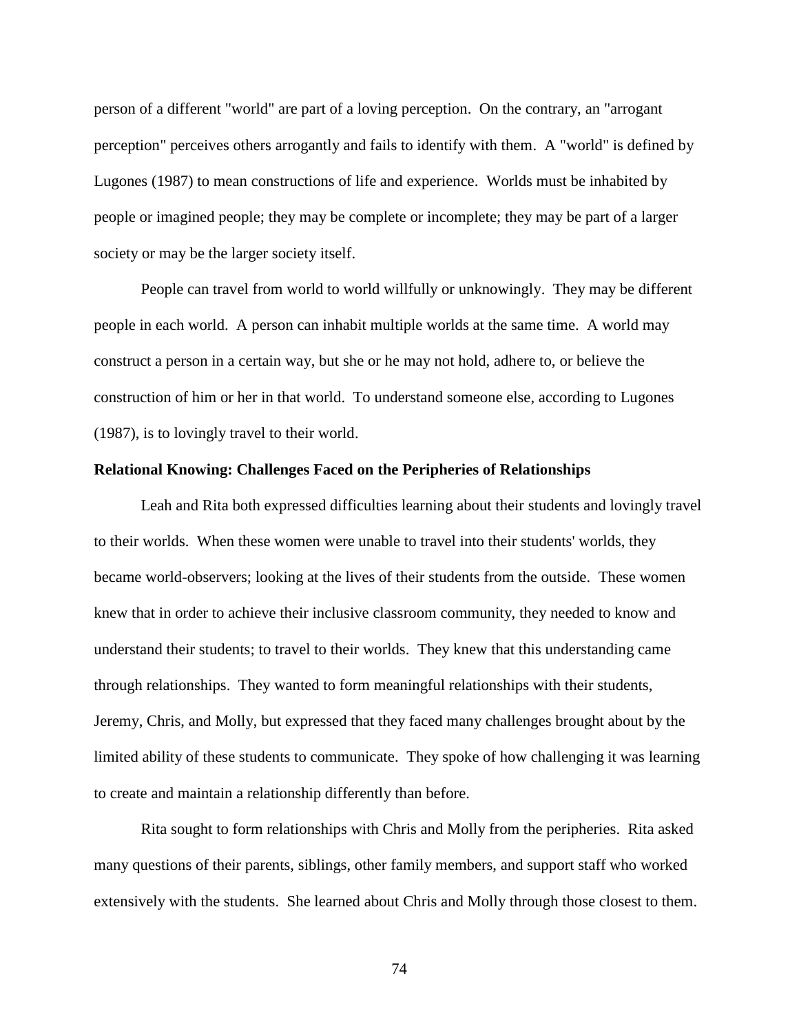person of a different "world" are part of a loving perception. On the contrary, an "arrogant perception" perceives others arrogantly and fails to identify with them. A "world" is defined by Lugones (1987) to mean constructions of life and experience. Worlds must be inhabited by people or imagined people; they may be complete or incomplete; they may be part of a larger society or may be the larger society itself.

People can travel from world to world willfully or unknowingly. They may be different people in each world. A person can inhabit multiple worlds at the same time. A world may construct a person in a certain way, but she or he may not hold, adhere to, or believe the construction of him or her in that world. To understand someone else, according to Lugones (1987), is to lovingly travel to their world.

**Relational Knowing: Challenges Faced on the Peripheries of Relationships**

Leah and Rita both expressed difficulties learning about their students and lovingly travel to their worlds. When these women were unable to travel into their students' worlds, they became world-observers; looking at the lives of their students from the outside. These women knew that in order to achieve their inclusive classroom community, they needed to know and understand their students; to travel to their worlds. They knew that this understanding came through relationships. They wanted to form meaningful relationships with their students, Jeremy, Chris, and Molly, but expressed that they faced many challenges brought about by the limited ability of these students to communicate. They spoke of how challenging it was learning to create and maintain a relationship differently than before.

Rita sought to form relationships with Chris and Molly from the peripheries. Rita asked many questions of their parents, siblings, other family members, and support staff who worked extensively with the students. She learned about Chris and Molly through those closest to them.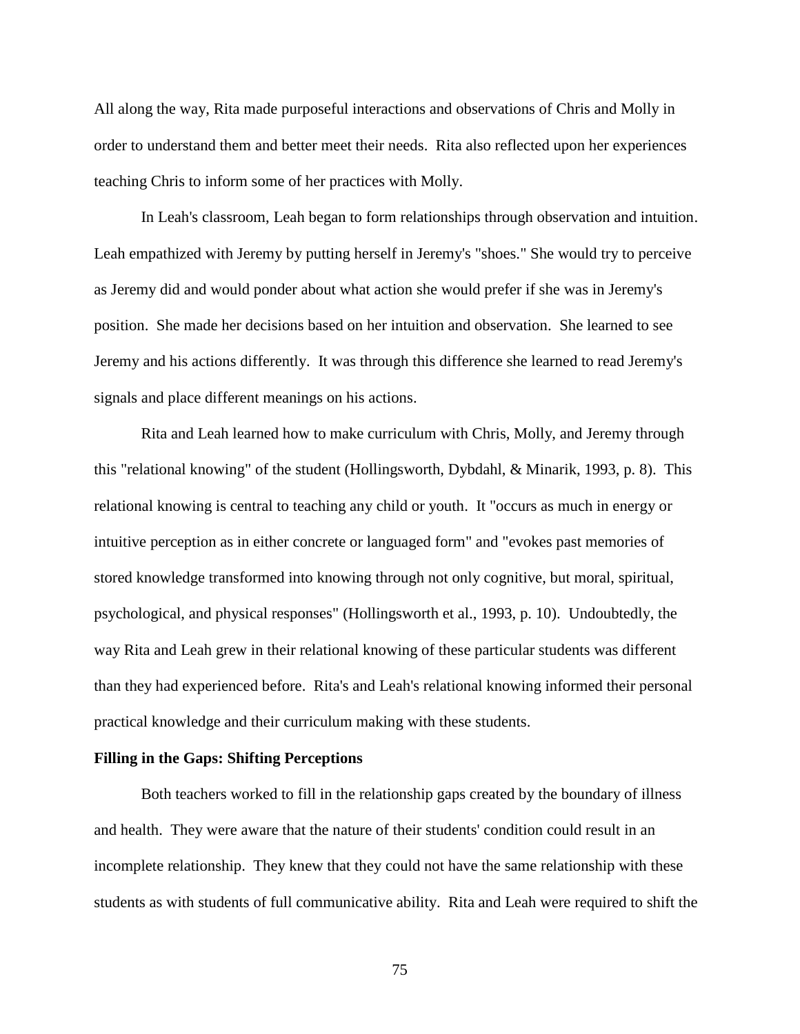All along the way, Rita made purposeful interactions and observations of Chris and Molly in order to understand them and better meet their needs. Rita also reflected upon her experiences teaching Chris to inform some of her practices with Molly.

In Leah's classroom, Leah began to form relationships through observation and intuition. Leah empathized with Jeremy by putting herself in Jeremy's "shoes." She would try to perceive as Jeremy did and would ponder about what action she would prefer if she was in Jeremy's position. She made her decisions based on her intuition and observation. She learned to see Jeremy and his actions differently. It was through this difference she learned to read Jeremy's signals and place different meanings on his actions.

Rita and Leah learned how to make curriculum with Chris, Molly, and Jeremy through this "relational knowing" of the student (Hollingsworth, Dybdahl, & Minarik, 1993, p. 8). This relational knowing is central to teaching any child or youth. It "occurs as much in energy or intuitive perception as in either concrete or languaged form" and "evokes past memories of stored knowledge transformed into knowing through not only cognitive, but moral, spiritual, psychological, and physical responses" (Hollingsworth et al., 1993, p. 10). Undoubtedly, the way Rita and Leah grew in their relational knowing of these particular students was different than they had experienced before. Rita's and Leah's relational knowing informed their personal practical knowledge and their curriculum making with these students.

**Filling in the Gaps: Shifting Perceptions**

Both teachers worked to fill in the relationship gaps created by the boundary of illness and health. They were aware that the nature of their students' condition could result in an incomplete relationship. They knew that they could not have the same relationship with these students as with students of full communicative ability. Rita and Leah were required to shift the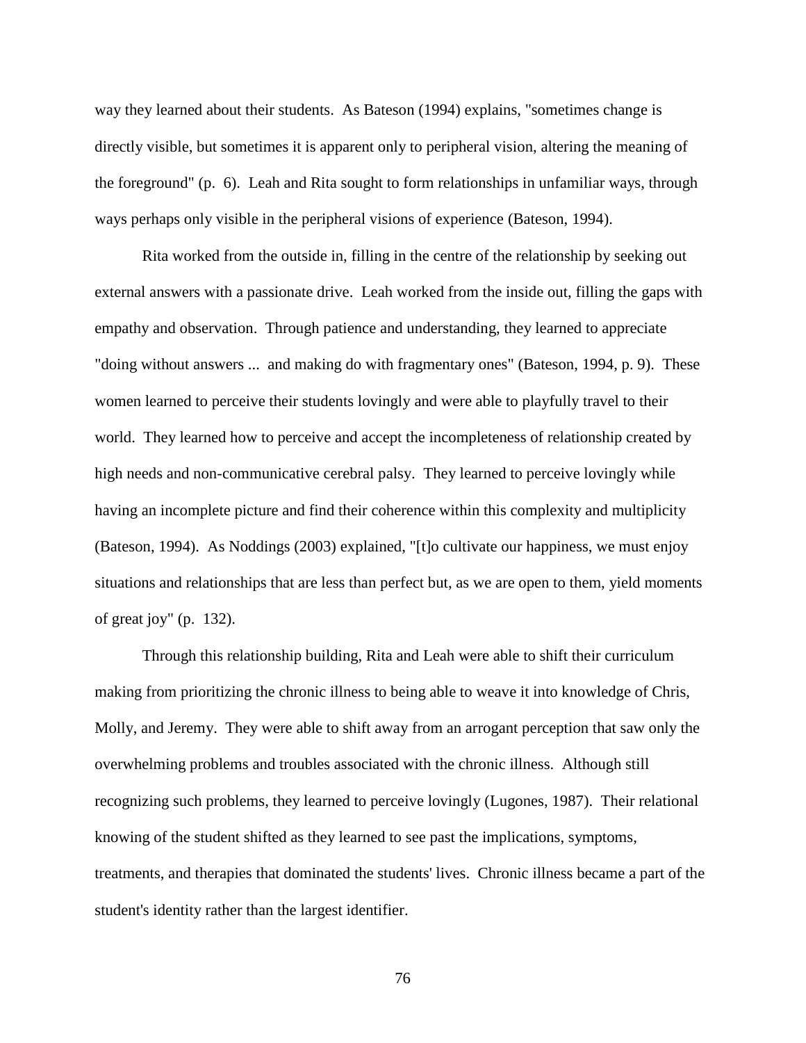way they learned about their students. As Bateson (1994) explains, "sometimes change is directly visible, but sometimes it is apparent only to peripheral vision, altering the meaning of the foreground" (p. 6). Leah and Rita sought to form relationships in unfamiliar ways, through ways perhaps only visible in the peripheral visions of experience (Bateson, 1994).

Rita worked from the outside in, filling in the centre of the relationship by seeking out external answers with a passionate drive. Leah worked from the inside out, filling the gaps with empathy and observation. Through patience and understanding, they learned to appreciate "doing without answers ... and making do with fragmentary ones" (Bateson, 1994, p. 9). These women learned to perceive their students lovingly and were able to playfully travel to their world. They learned how to perceive and accept the incompleteness of relationship created by high needs and non-communicative cerebral palsy. They learned to perceive lovingly while having an incomplete picture and find their coherence within this complexity and multiplicity (Bateson, 1994). As Noddings (2003) explained, "[t]o cultivate our happiness, we must enjoy situations and relationships that are less than perfect but, as we are open to them, yield moments of great joy" (p. 132).

Through this relationship building, Rita and Leah were able to shift their curriculum making from prioritizing the chronic illness to being able to weave it into knowledge of Chris, Molly, and Jeremy. They were able to shift away from an arrogant perception that saw only the overwhelming problems and troubles associated with the chronic illness. Although still recognizing such problems, they learned to perceive lovingly (Lugones, 1987). Their relational knowing of the student shifted as they learned to see past the implications, symptoms, treatments, and therapies that dominated the students' lives. Chronic illness became a part of the student's identity rather than the largest identifier.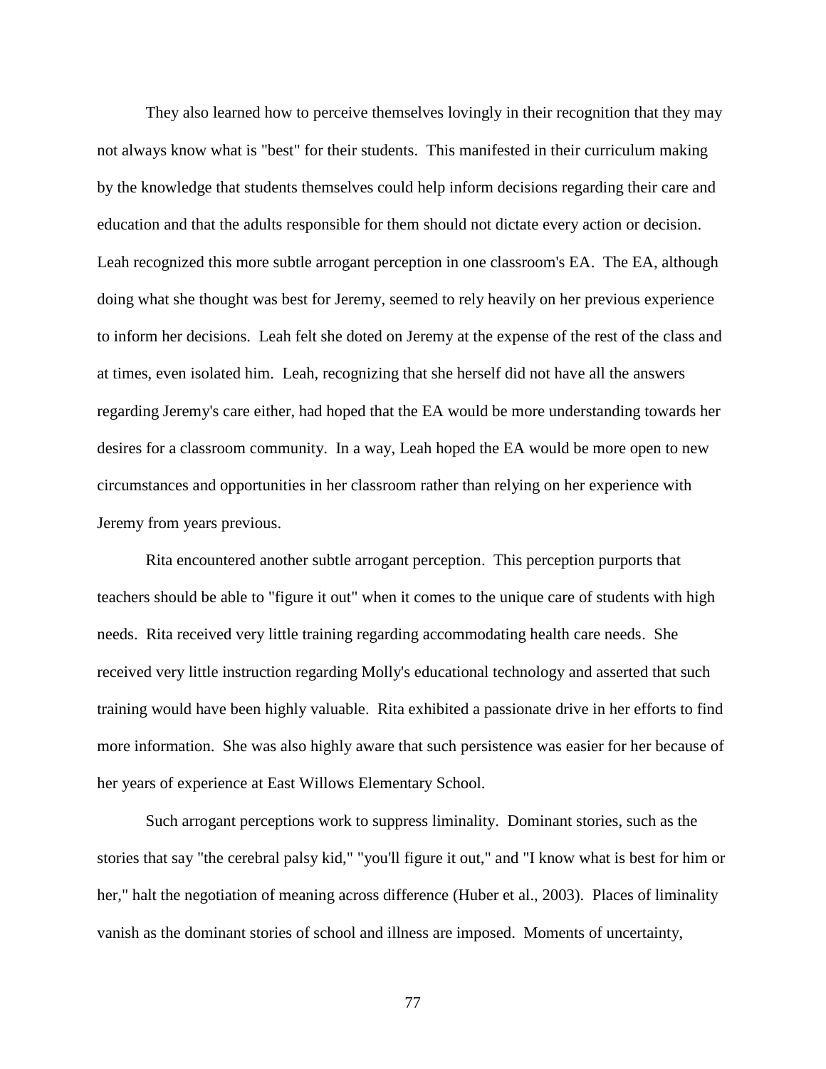They also learned how to perceive themselves lovingly in their recognition that they may not always know what is "best" for their students. This manifested in their curriculum making by the knowledge that students themselves could help inform decisions regarding their care and education and that the adults responsible for them should not dictate every action or decision. Leah recognized this more subtle arrogant perception in one classroom's EA. The EA, although doing what she thought was best for Jeremy, seemed to rely heavily on her previous experience to inform her decisions. Leah felt she doted on Jeremy at the expense of the rest of the class and at times, even isolated him. Leah, recognizing that she herself did not have all the answers regarding Jeremy's care either, had hoped that the EA would be more understanding towards her desires for a classroom community. In a way, Leah hoped the EA would be more open to new circumstances and opportunities in her classroom rather than relying on her experience with Jeremy from years previous.

Rita encountered another subtle arrogant perception. This perception purports that teachers should be able to "figure it out" when it comes to the unique care of students with high needs. Rita received very little training regarding accommodating health care needs. She received very little instruction regarding Molly's educational technology and asserted that such training would have been highly valuable. Rita exhibited a passionate drive in her efforts to find more information. She was also highly aware that such persistence was easier for her because of her years of experience at East Willows Elementary School.

Such arrogant perceptions work to suppress liminality. Dominant stories, such as the stories that say "the cerebral palsy kid," "you'll figure it out," and "I know what is best for him or her," halt the negotiation of meaning across difference (Huber et al., 2003). Places of liminality vanish as the dominant stories of school and illness are imposed. Moments of uncertainty,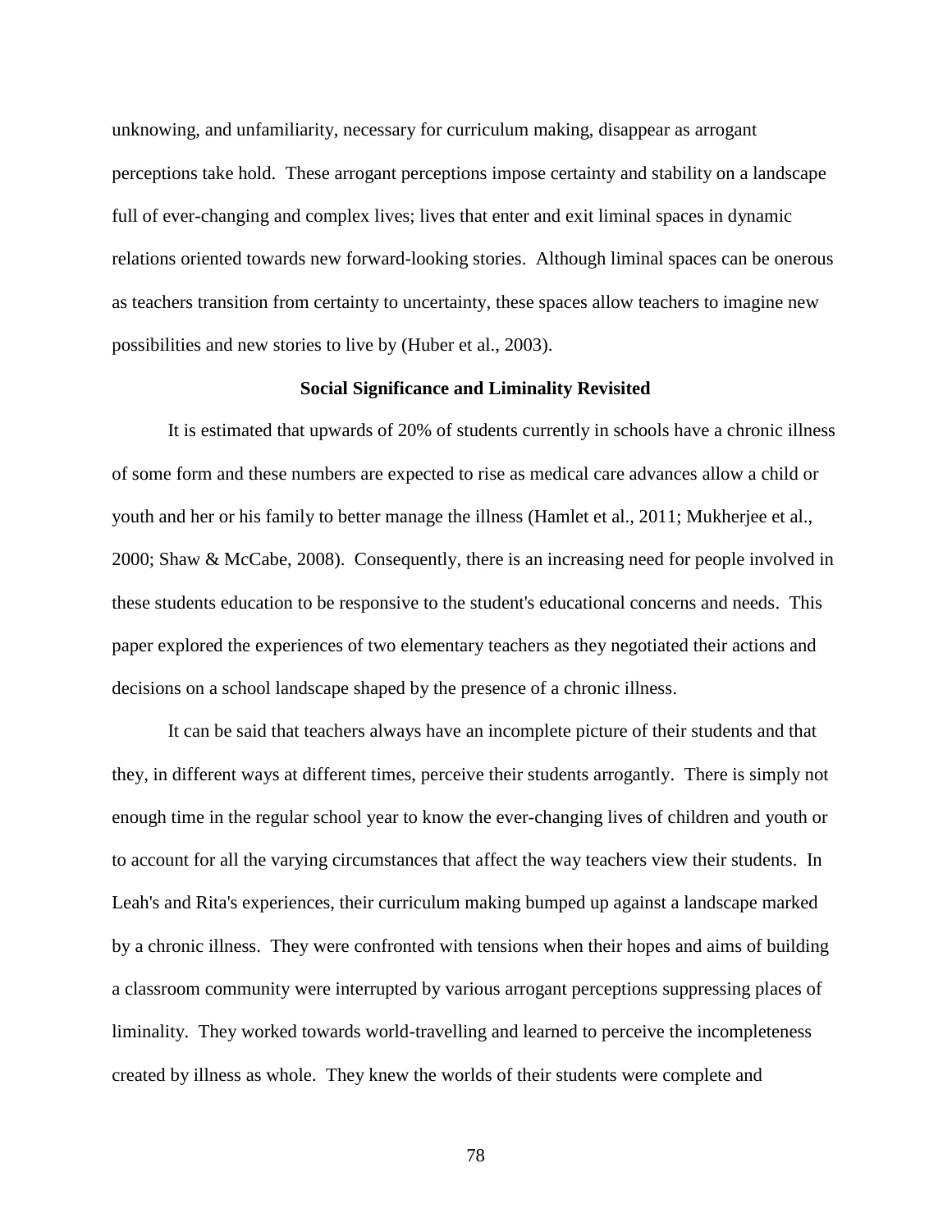unknowing, and unfamiliarity, necessary for curriculum making, disappear as arrogant perceptions take hold. These arrogant perceptions impose certainty and stability on a landscape full of ever-changing and complex lives; lives that enter and exit liminal spaces in dynamic relations oriented towards new forward-looking stories. Although liminal spaces can be onerous as teachers transition from certainty to uncertainty, these spaces allow teachers to imagine new possibilities and new stories to live by (Huber et al., 2003).

## Social Significance and Liminality Revisited

It is estimated that upwards of 20% of students currently in schools have a chronic illness of some form and these numbers are expected to rise as medical care advances allow a child or youth and her or his family to better manage the illness (Hamlet et al., 2011; Mukherjee et al., 2000; Shaw & McCabe, 2008). Consequently, there is an increasing need for people involved in these students education to be responsive to the student's educational concerns and needs. This paper explored the experiences of two elementary teachers as they negotiated their actions and decisions on a school landscape shaped by the presence of a chronic illness.

It can be said that teachers always have an incomplete picture of their students and that they, in different ways at different times, perceive their students arrogantly. There is simply not enough time in the regular school year to know the ever-changing lives of children and youth or to account for all the varying circumstances that affect the way teachers view their students. In Leah's and Rita's experiences, their curriculum making bumped up against a landscape marked by a chronic illness. They were confronted with tensions when their hopes and aims of building a classroom community were interrupted by various arrogant perceptions suppressing places of liminality. They worked towards world-travelling and learned to perceive the incompleteness created by illness as whole. They knew the worlds of their students were complete and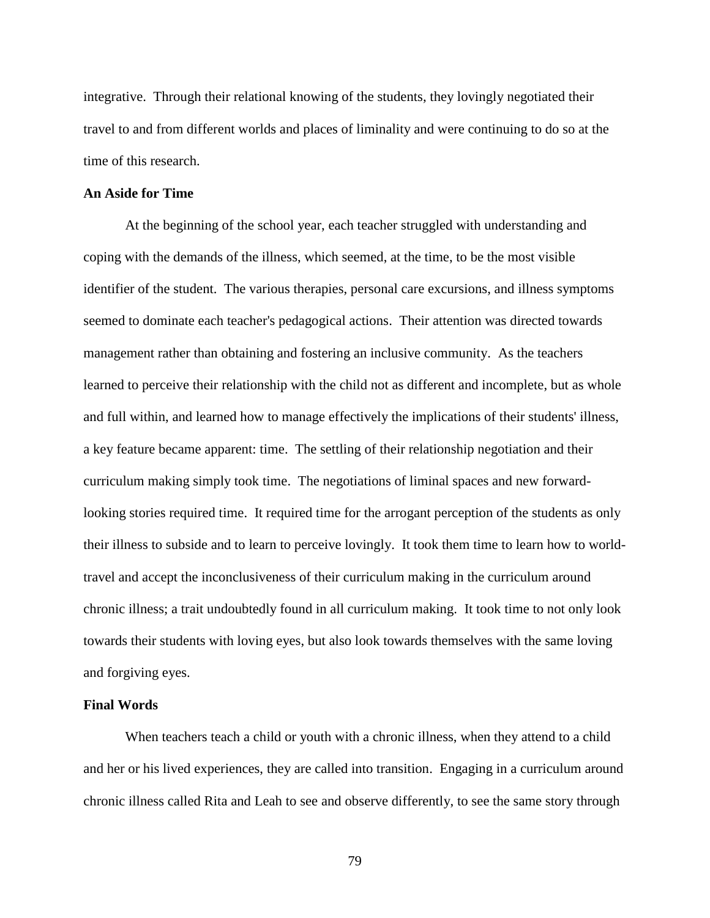integrative. Through their relational knowing of the students, they lovingly negotiated their travel to and from different worlds and places of liminality and were continuing to do so at the time of this research.

### An Aside for Time

At the beginning of the school year, each teacher struggled with understanding and coping with the demands of the illness, which seemed, at the time, to be the most visible identifier of the student. The various therapies, personal care excursions, and illness symptoms seemed to dominate each teacher's pedagogical actions. Their attention was directed towards management rather than obtaining and fostering an inclusive community. As the teachers learned to perceive their relationship with the child not as different and incomplete, but as whole and full within, and learned how to manage effectively the implications of their students' illness, a key feature became apparent: time. The settling of their relationship negotiation and their curriculum making simply took time. The negotiations of liminal spaces and new forward-looking stories required time. It required time for the arrogant perception of the students as only their illness to subside and to learn to perceive lovingly. It took them time to learn how to world-travel and accept the inconclusiveness of their curriculum making in the curriculum around chronic illness; a trait undoubtedly found in all curriculum making. It took time to not only look towards their students with loving eyes, but also look towards themselves with the same loving and forgiving eyes.

### Final Words

When teachers teach a child or youth with a chronic illness, when they attend to a child and her or his lived experiences, they are called into transition. Engaging in a curriculum around chronic illness called Rita and Leah to see and observe differently, to see the same story through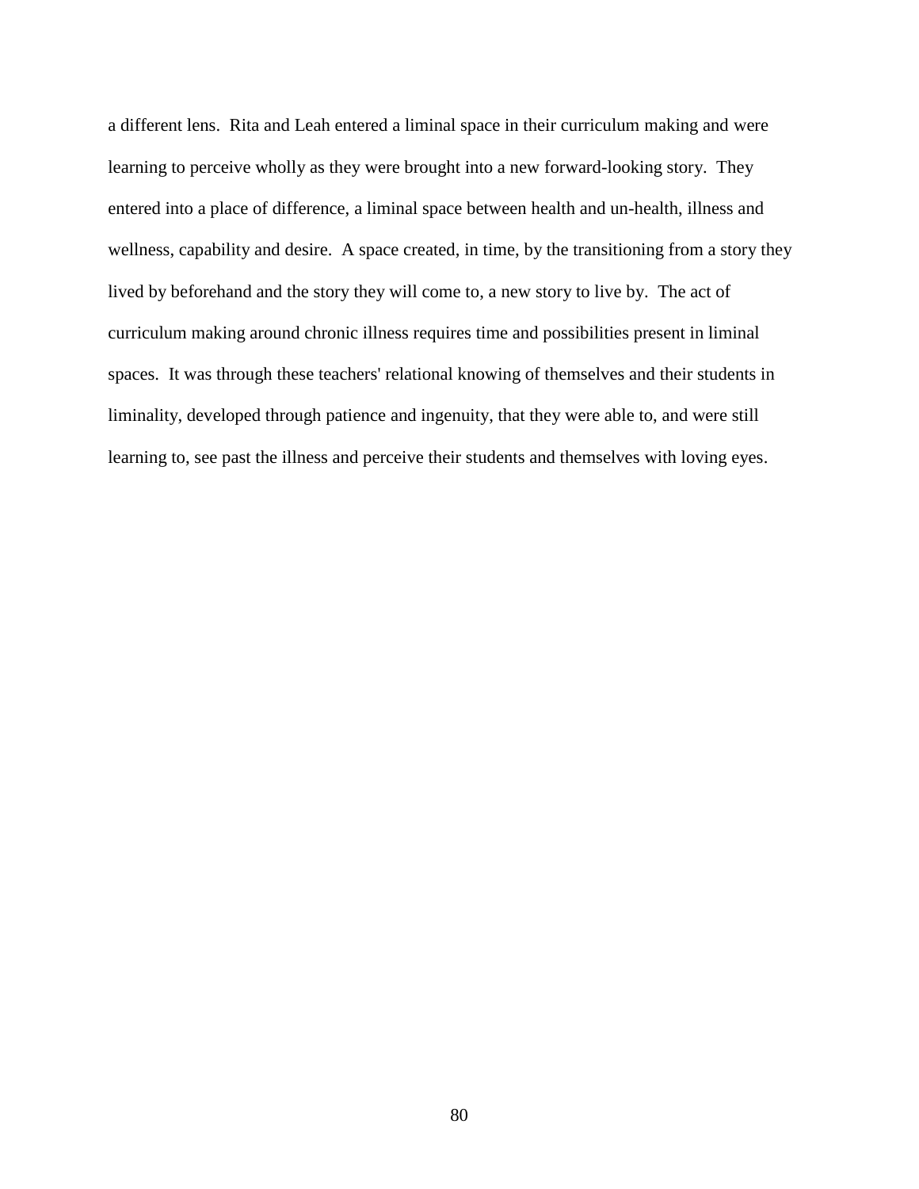a different lens.  Rita and Leah entered a liminal space in their curriculum making and were learning to perceive wholly as they were brought into a new forward-looking story.  They entered into a place of difference, a liminal space between health and un-health, illness and wellness, capability and desire.  A space created, in time, by the transitioning from a story they lived by beforehand and the story they will come to, a new story to live by.  The act of curriculum making around chronic illness requires time and possibilities present in liminal spaces.  It was through these teachers' relational knowing of themselves and their students in liminality, developed through patience and ingenuity, that they were able to, and were still learning to, see past the illness and perceive their students and themselves with loving eyes.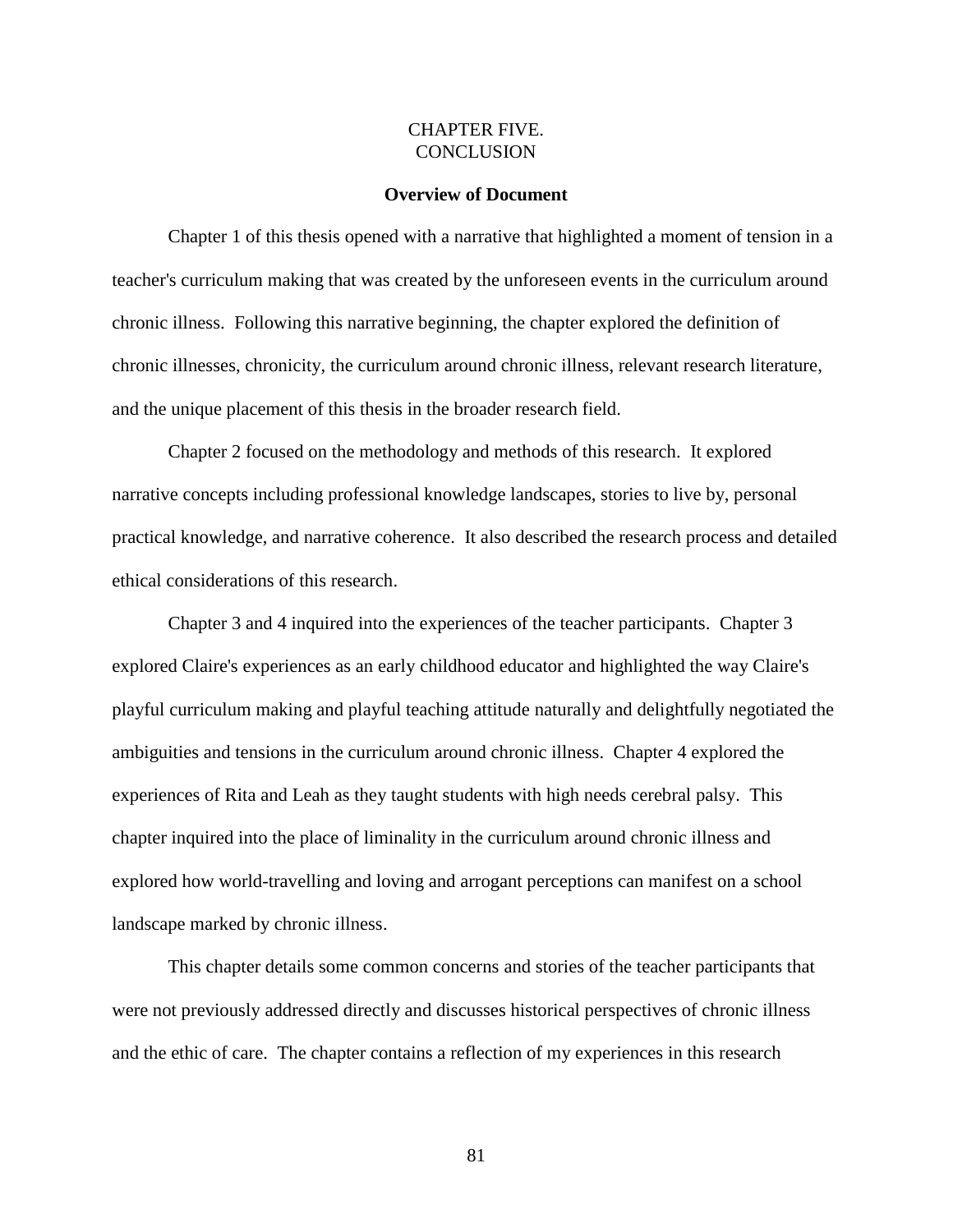# CHAPTER FIVE.
# CONCLUSION

### Overview of Document

Chapter 1 of this thesis opened with a narrative that highlighted a moment of tension in a teacher's curriculum making that was created by the unforeseen events in the curriculum around chronic illness. Following this narrative beginning, the chapter explored the definition of chronic illnesses, chronicity, the curriculum around chronic illness, relevant research literature, and the unique placement of this thesis in the broader research field.

Chapter 2 focused on the methodology and methods of this research. It explored narrative concepts including professional knowledge landscapes, stories to live by, personal practical knowledge, and narrative coherence. It also described the research process and detailed ethical considerations of this research.

Chapter 3 and 4 inquired into the experiences of the teacher participants. Chapter 3 explored Claire's experiences as an early childhood educator and highlighted the way Claire's playful curriculum making and playful teaching attitude naturally and delightfully negotiated the ambiguities and tensions in the curriculum around chronic illness. Chapter 4 explored the experiences of Rita and Leah as they taught students with high needs cerebral palsy. This chapter inquired into the place of liminality in the curriculum around chronic illness and explored how world-travelling and loving and arrogant perceptions can manifest on a school landscape marked by chronic illness.

This chapter details some common concerns and stories of the teacher participants that were not previously addressed directly and discusses historical perspectives of chronic illness and the ethic of care. The chapter contains a reflection of my experiences in this research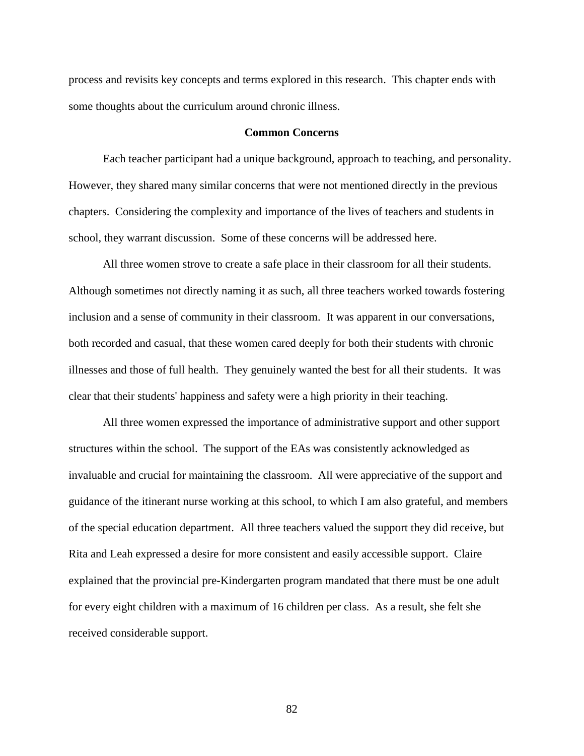process and revisits key concepts and terms explored in this research. This chapter ends with some thoughts about the curriculum around chronic illness.

## Common Concerns

Each teacher participant had a unique background, approach to teaching, and personality. However, they shared many similar concerns that were not mentioned directly in the previous chapters. Considering the complexity and importance of the lives of teachers and students in school, they warrant discussion. Some of these concerns will be addressed here.

All three women strove to create a safe place in their classroom for all their students. Although sometimes not directly naming it as such, all three teachers worked towards fostering inclusion and a sense of community in their classroom. It was apparent in our conversations, both recorded and casual, that these women cared deeply for both their students with chronic illnesses and those of full health. They genuinely wanted the best for all their students. It was clear that their students' happiness and safety were a high priority in their teaching.

All three women expressed the importance of administrative support and other support structures within the school. The support of the EAs was consistently acknowledged as invaluable and crucial for maintaining the classroom. All were appreciative of the support and guidance of the itinerant nurse working at this school, to which I am also grateful, and members of the special education department. All three teachers valued the support they did receive, but Rita and Leah expressed a desire for more consistent and easily accessible support. Claire explained that the provincial pre-Kindergarten program mandated that there must be one adult for every eight children with a maximum of 16 children per class. As a result, she felt she received considerable support.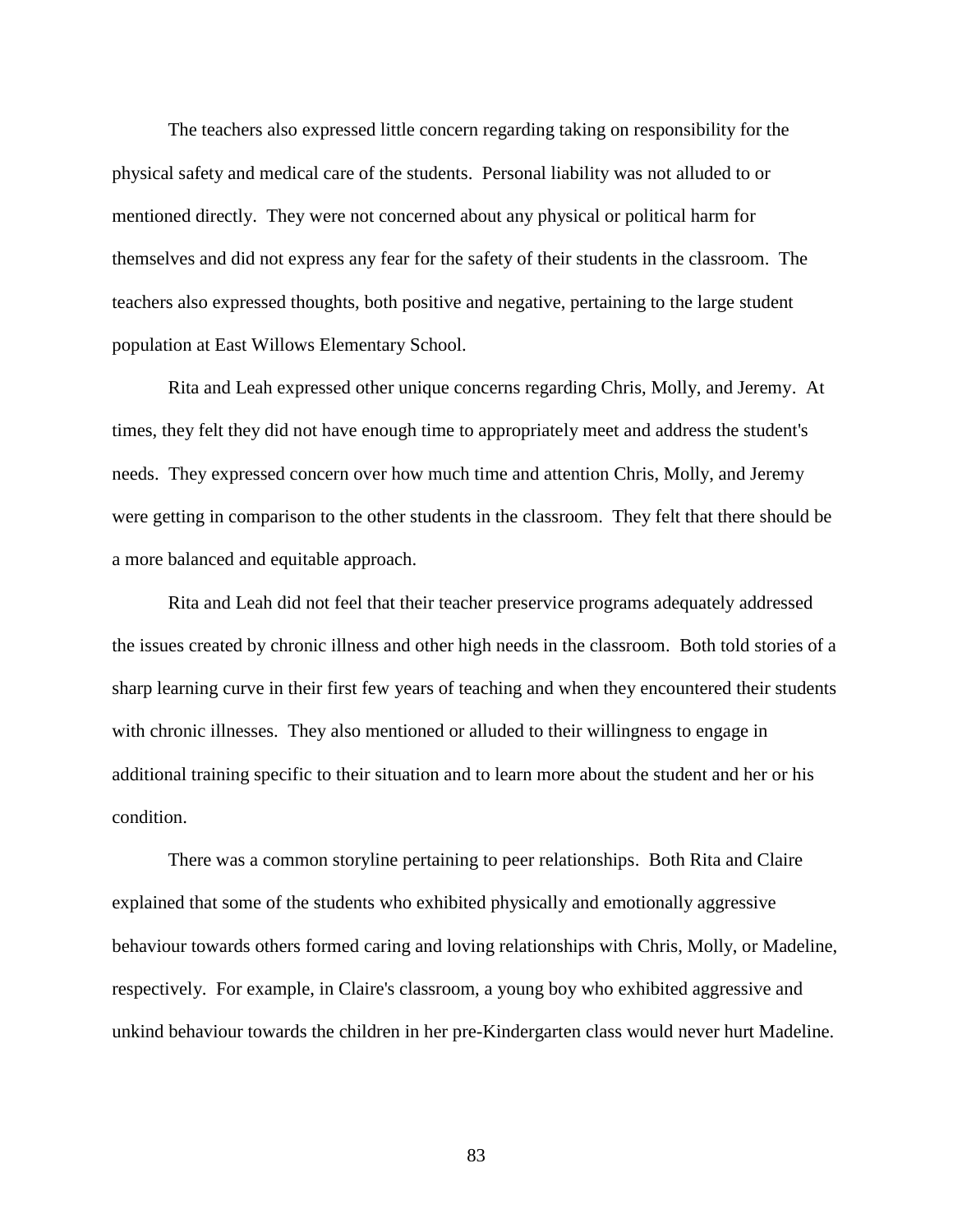The teachers also expressed little concern regarding taking on responsibility for the physical safety and medical care of the students. Personal liability was not alluded to or mentioned directly. They were not concerned about any physical or political harm for themselves and did not express any fear for the safety of their students in the classroom. The teachers also expressed thoughts, both positive and negative, pertaining to the large student population at East Willows Elementary School.

Rita and Leah expressed other unique concerns regarding Chris, Molly, and Jeremy. At times, they felt they did not have enough time to appropriately meet and address the student's needs. They expressed concern over how much time and attention Chris, Molly, and Jeremy were getting in comparison to the other students in the classroom. They felt that there should be a more balanced and equitable approach.

Rita and Leah did not feel that their teacher preservice programs adequately addressed the issues created by chronic illness and other high needs in the classroom. Both told stories of a sharp learning curve in their first few years of teaching and when they encountered their students with chronic illnesses. They also mentioned or alluded to their willingness to engage in additional training specific to their situation and to learn more about the student and her or his condition.

There was a common storyline pertaining to peer relationships. Both Rita and Claire explained that some of the students who exhibited physically and emotionally aggressive behaviour towards others formed caring and loving relationships with Chris, Molly, or Madeline, respectively. For example, in Claire's classroom, a young boy who exhibited aggressive and unkind behaviour towards the children in her pre-Kindergarten class would never hurt Madeline.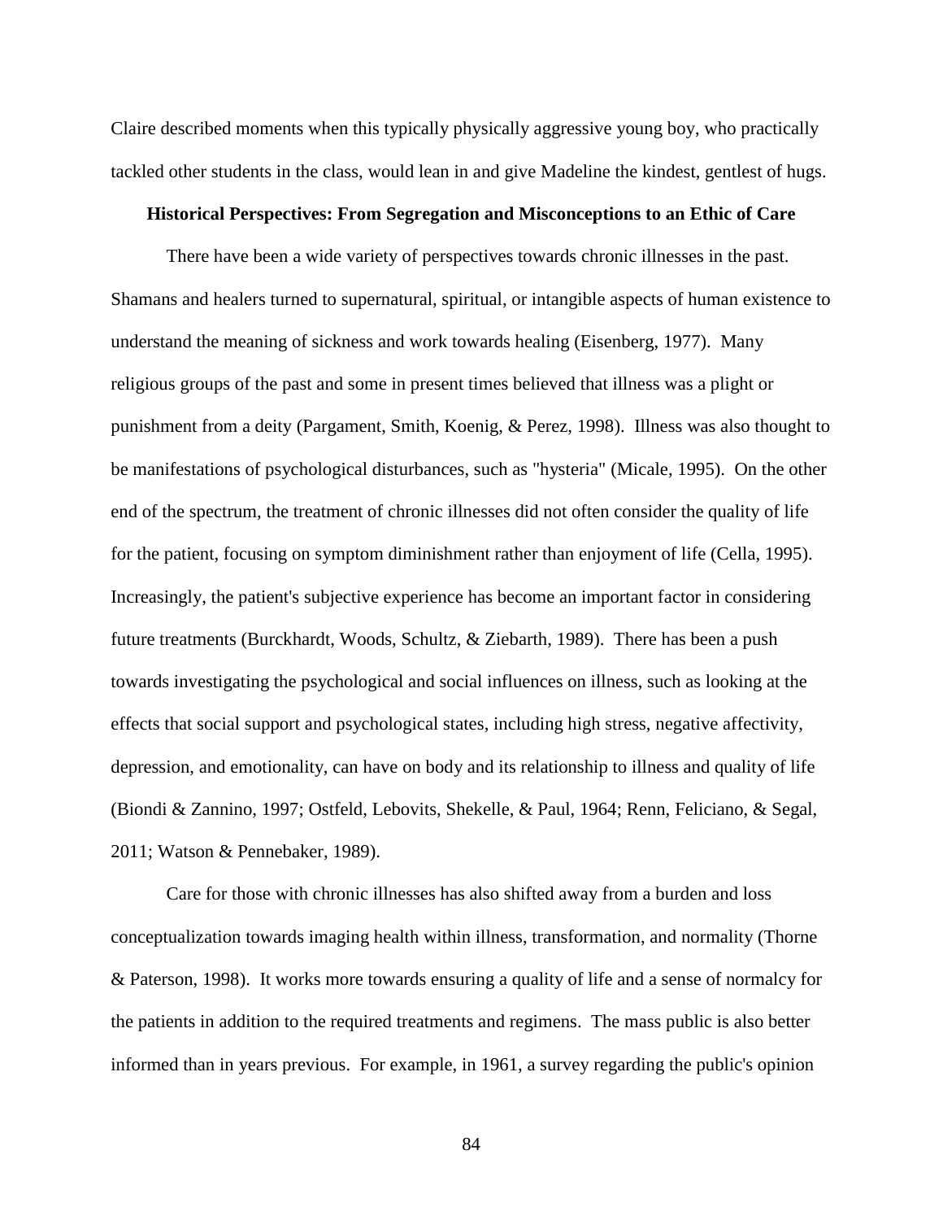Claire described moments when this typically physically aggressive young boy, who practically tackled other students in the class, would lean in and give Madeline the kindest, gentlest of hugs.

## Historical Perspectives: From Segregation and Misconceptions to an Ethic of Care

There have been a wide variety of perspectives towards chronic illnesses in the past. Shamans and healers turned to supernatural, spiritual, or intangible aspects of human existence to understand the meaning of sickness and work towards healing (Eisenberg, 1977). Many religious groups of the past and some in present times believed that illness was a plight or punishment from a deity (Pargament, Smith, Koenig, & Perez, 1998). Illness was also thought to be manifestations of psychological disturbances, such as "hysteria" (Micale, 1995). On the other end of the spectrum, the treatment of chronic illnesses did not often consider the quality of life for the patient, focusing on symptom diminishment rather than enjoyment of life (Cella, 1995). Increasingly, the patient's subjective experience has become an important factor in considering future treatments (Burckhardt, Woods, Schultz, & Ziebarth, 1989). There has been a push towards investigating the psychological and social influences on illness, such as looking at the effects that social support and psychological states, including high stress, negative affectivity, depression, and emotionality, can have on body and its relationship to illness and quality of life (Biondi & Zannino, 1997; Ostfeld, Lebovits, Shekelle, & Paul, 1964; Renn, Feliciano, & Segal, 2011; Watson & Pennebaker, 1989).

Care for those with chronic illnesses has also shifted away from a burden and loss conceptualization towards imaging health within illness, transformation, and normality (Thorne & Paterson, 1998). It works more towards ensuring a quality of life and a sense of normalcy for the patients in addition to the required treatments and regimens. The mass public is also better informed than in years previous. For example, in 1961, a survey regarding the public's opinion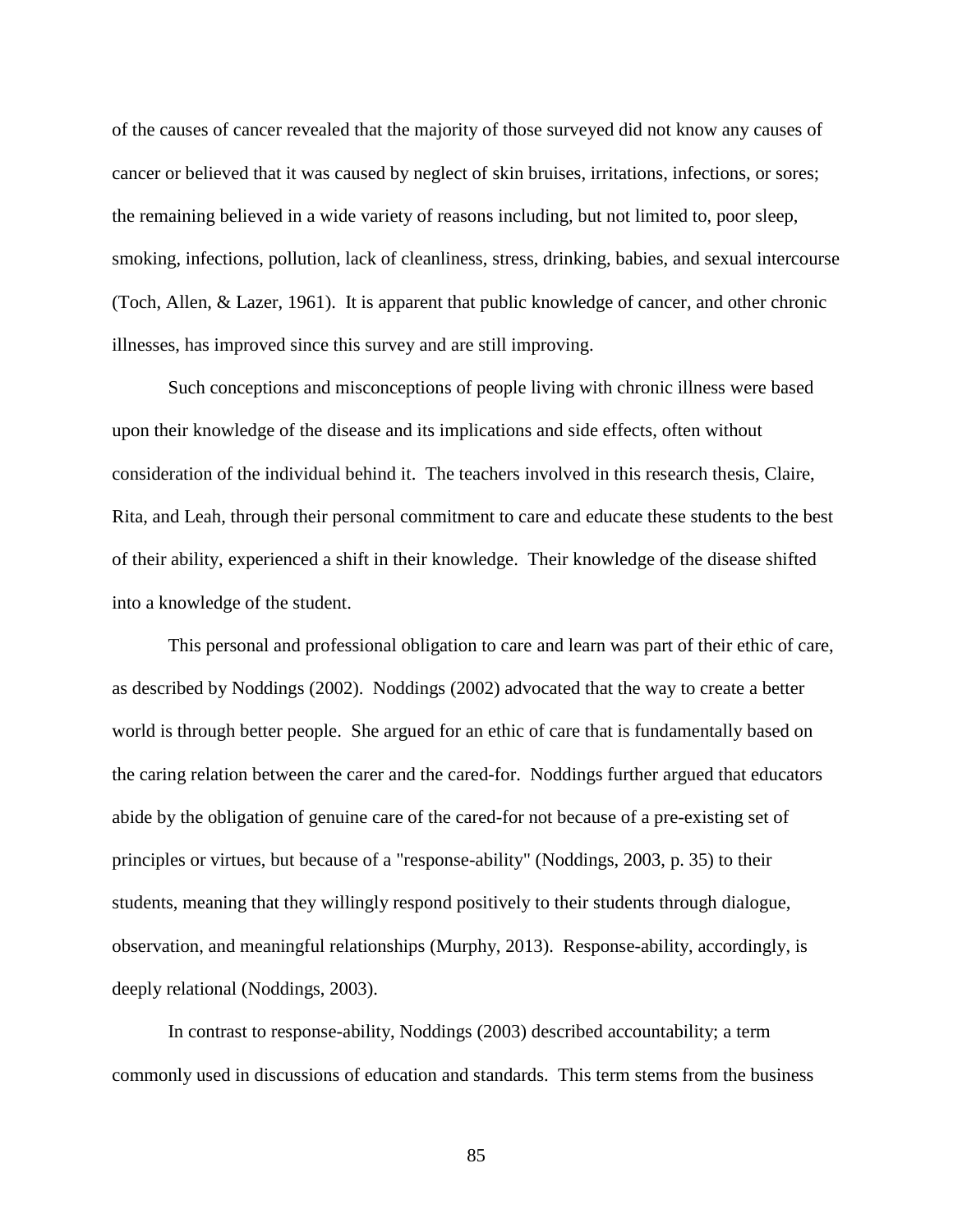of the causes of cancer revealed that the majority of those surveyed did not know any causes of cancer or believed that it was caused by neglect of skin bruises, irritations, infections, or sores; the remaining believed in a wide variety of reasons including, but not limited to, poor sleep, smoking, infections, pollution, lack of cleanliness, stress, drinking, babies, and sexual intercourse (Toch, Allen, & Lazer, 1961). It is apparent that public knowledge of cancer, and other chronic illnesses, has improved since this survey and are still improving.

Such conceptions and misconceptions of people living with chronic illness were based upon their knowledge of the disease and its implications and side effects, often without consideration of the individual behind it. The teachers involved in this research thesis, Claire, Rita, and Leah, through their personal commitment to care and educate these students to the best of their ability, experienced a shift in their knowledge. Their knowledge of the disease shifted into a knowledge of the student.

This personal and professional obligation to care and learn was part of their ethic of care, as described by Noddings (2002). Noddings (2002) advocated that the way to create a better world is through better people. She argued for an ethic of care that is fundamentally based on the caring relation between the carer and the cared-for. Noddings further argued that educators abide by the obligation of genuine care of the cared-for not because of a pre-existing set of principles or virtues, but because of a "response-ability" (Noddings, 2003, p. 35) to their students, meaning that they willingly respond positively to their students through dialogue, observation, and meaningful relationships (Murphy, 2013). Response-ability, accordingly, is deeply relational (Noddings, 2003).

In contrast to response-ability, Noddings (2003) described accountability; a term commonly used in discussions of education and standards. This term stems from the business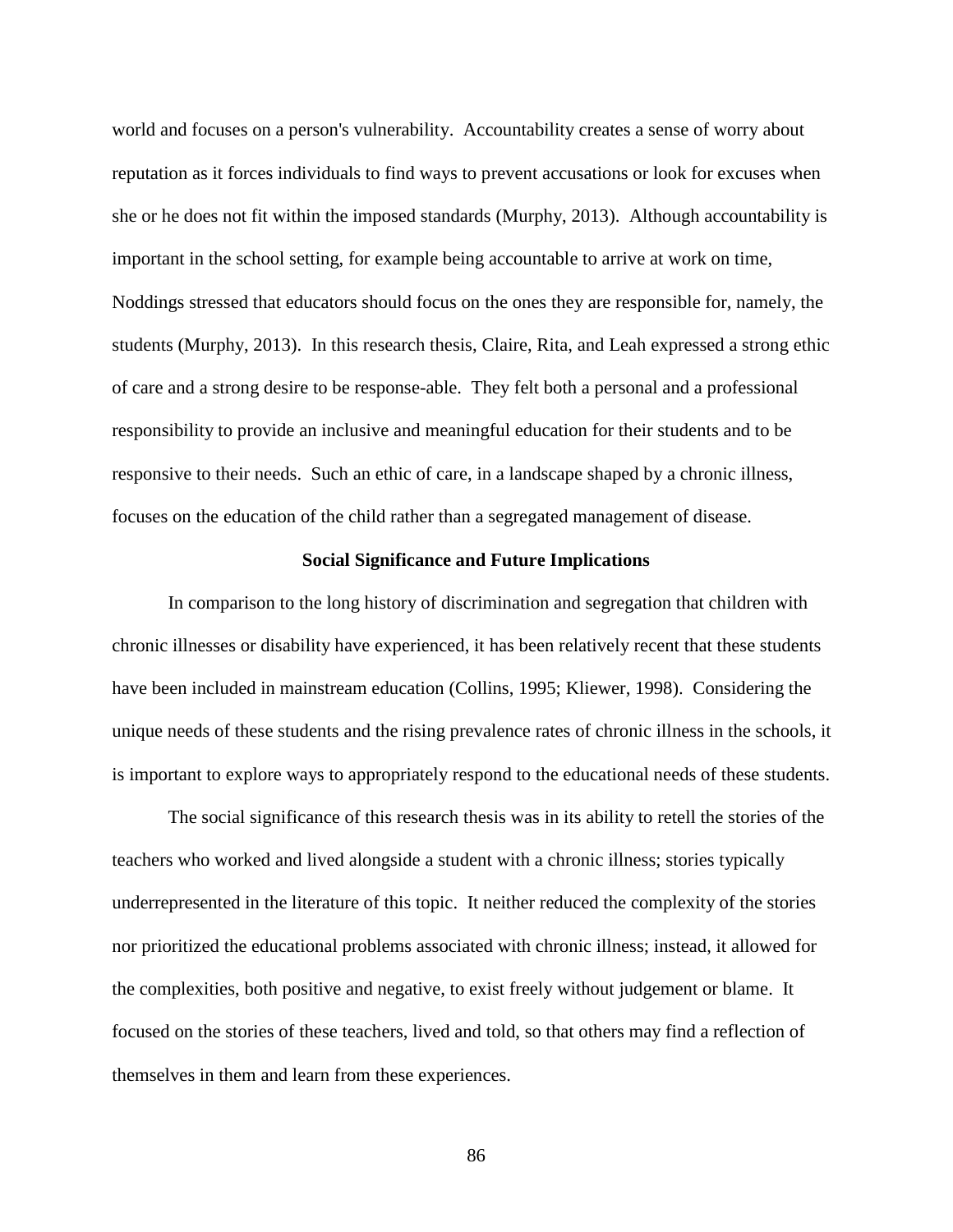world and focuses on a person's vulnerability. Accountability creates a sense of worry about reputation as it forces individuals to find ways to prevent accusations or look for excuses when she or he does not fit within the imposed standards (Murphy, 2013). Although accountability is important in the school setting, for example being accountable to arrive at work on time, Noddings stressed that educators should focus on the ones they are responsible for, namely, the students (Murphy, 2013). In this research thesis, Claire, Rita, and Leah expressed a strong ethic of care and a strong desire to be response-able. They felt both a personal and a professional responsibility to provide an inclusive and meaningful education for their students and to be responsive to their needs. Such an ethic of care, in a landscape shaped by a chronic illness, focuses on the education of the child rather than a segregated management of disease.

## Social Significance and Future Implications

In comparison to the long history of discrimination and segregation that children with chronic illnesses or disability have experienced, it has been relatively recent that these students have been included in mainstream education (Collins, 1995; Kliewer, 1998). Considering the unique needs of these students and the rising prevalence rates of chronic illness in the schools, it is important to explore ways to appropriately respond to the educational needs of these students.

The social significance of this research thesis was in its ability to retell the stories of the teachers who worked and lived alongside a student with a chronic illness; stories typically underrepresented in the literature of this topic. It neither reduced the complexity of the stories nor prioritized the educational problems associated with chronic illness; instead, it allowed for the complexities, both positive and negative, to exist freely without judgement or blame. It focused on the stories of these teachers, lived and told, so that others may find a reflection of themselves in them and learn from these experiences.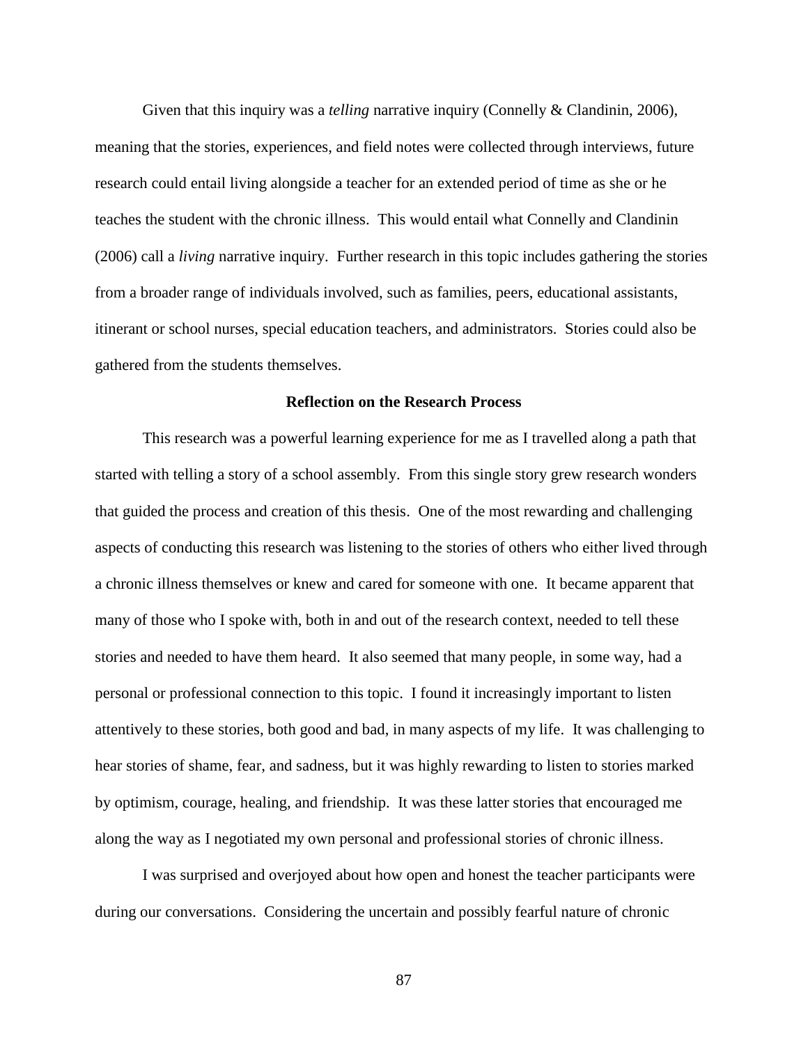Given that this inquiry was a *telling* narrative inquiry (Connelly & Clandinin, 2006), meaning that the stories, experiences, and field notes were collected through interviews, future research could entail living alongside a teacher for an extended period of time as she or he teaches the student with the chronic illness. This would entail what Connelly and Clandinin (2006) call a *living* narrative inquiry. Further research in this topic includes gathering the stories from a broader range of individuals involved, such as families, peers, educational assistants, itinerant or school nurses, special education teachers, and administrators. Stories could also be gathered from the students themselves.

## Reflection on the Research Process

This research was a powerful learning experience for me as I travelled along a path that started with telling a story of a school assembly. From this single story grew research wonders that guided the process and creation of this thesis. One of the most rewarding and challenging aspects of conducting this research was listening to the stories of others who either lived through a chronic illness themselves or knew and cared for someone with one. It became apparent that many of those who I spoke with, both in and out of the research context, needed to tell these stories and needed to have them heard. It also seemed that many people, in some way, had a personal or professional connection to this topic. I found it increasingly important to listen attentively to these stories, both good and bad, in many aspects of my life. It was challenging to hear stories of shame, fear, and sadness, but it was highly rewarding to listen to stories marked by optimism, courage, healing, and friendship. It was these latter stories that encouraged me along the way as I negotiated my own personal and professional stories of chronic illness.

I was surprised and overjoyed about how open and honest the teacher participants were during our conversations. Considering the uncertain and possibly fearful nature of chronic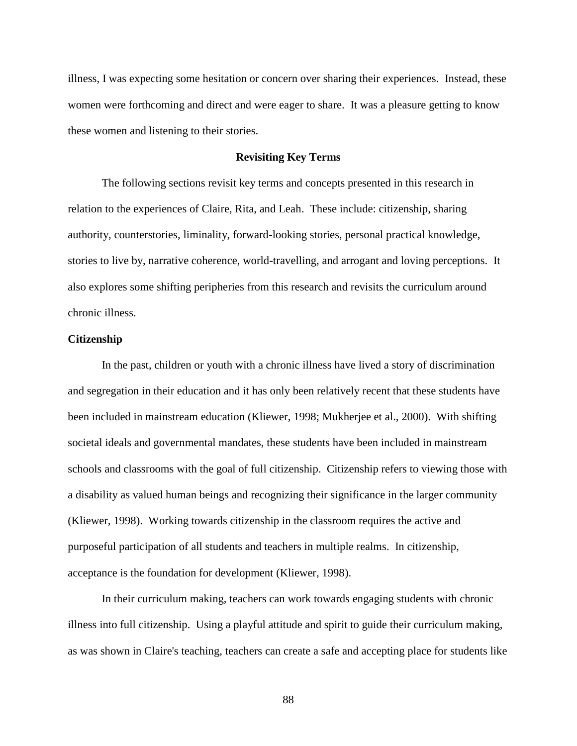illness, I was expecting some hesitation or concern over sharing their experiences. Instead, these women were forthcoming and direct and were eager to share. It was a pleasure getting to know these women and listening to their stories.

## Revisiting Key Terms

The following sections revisit key terms and concepts presented in this research in relation to the experiences of Claire, Rita, and Leah. These include: citizenship, sharing authority, counterstories, liminality, forward-looking stories, personal practical knowledge, stories to live by, narrative coherence, world-travelling, and arrogant and loving perceptions. It also explores some shifting peripheries from this research and revisits the curriculum around chronic illness.

### Citizenship

In the past, children or youth with a chronic illness have lived a story of discrimination and segregation in their education and it has only been relatively recent that these students have been included in mainstream education (Kliewer, 1998; Mukherjee et al., 2000). With shifting societal ideals and governmental mandates, these students have been included in mainstream schools and classrooms with the goal of full citizenship. Citizenship refers to viewing those with a disability as valued human beings and recognizing their significance in the larger community (Kliewer, 1998). Working towards citizenship in the classroom requires the active and purposeful participation of all students and teachers in multiple realms. In citizenship, acceptance is the foundation for development (Kliewer, 1998).

In their curriculum making, teachers can work towards engaging students with chronic illness into full citizenship. Using a playful attitude and spirit to guide their curriculum making, as was shown in Claire's teaching, teachers can create a safe and accepting place for students like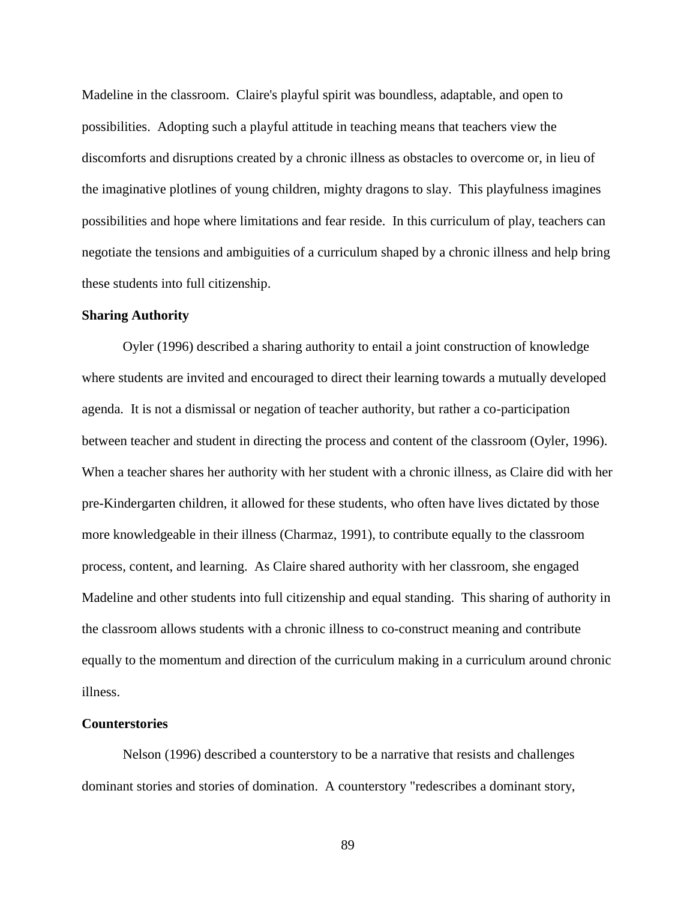Madeline in the classroom. Claire's playful spirit was boundless, adaptable, and open to possibilities. Adopting such a playful attitude in teaching means that teachers view the discomforts and disruptions created by a chronic illness as obstacles to overcome or, in lieu of the imaginative plotlines of young children, mighty dragons to slay. This playfulness imagines possibilities and hope where limitations and fear reside. In this curriculum of play, teachers can negotiate the tensions and ambiguities of a curriculum shaped by a chronic illness and help bring these students into full citizenship.

**Sharing Authority**

Oyler (1996) described a sharing authority to entail a joint construction of knowledge where students are invited and encouraged to direct their learning towards a mutually developed agenda. It is not a dismissal or negation of teacher authority, but rather a co-participation between teacher and student in directing the process and content of the classroom (Oyler, 1996). When a teacher shares her authority with her student with a chronic illness, as Claire did with her pre-Kindergarten children, it allowed for these students, who often have lives dictated by those more knowledgeable in their illness (Charmaz, 1991), to contribute equally to the classroom process, content, and learning. As Claire shared authority with her classroom, she engaged Madeline and other students into full citizenship and equal standing. This sharing of authority in the classroom allows students with a chronic illness to co-construct meaning and contribute equally to the momentum and direction of the curriculum making in a curriculum around chronic illness.

**Counterstories**

Nelson (1996) described a counterstory to be a narrative that resists and challenges dominant stories and stories of domination. A counterstory "redescribes a dominant story,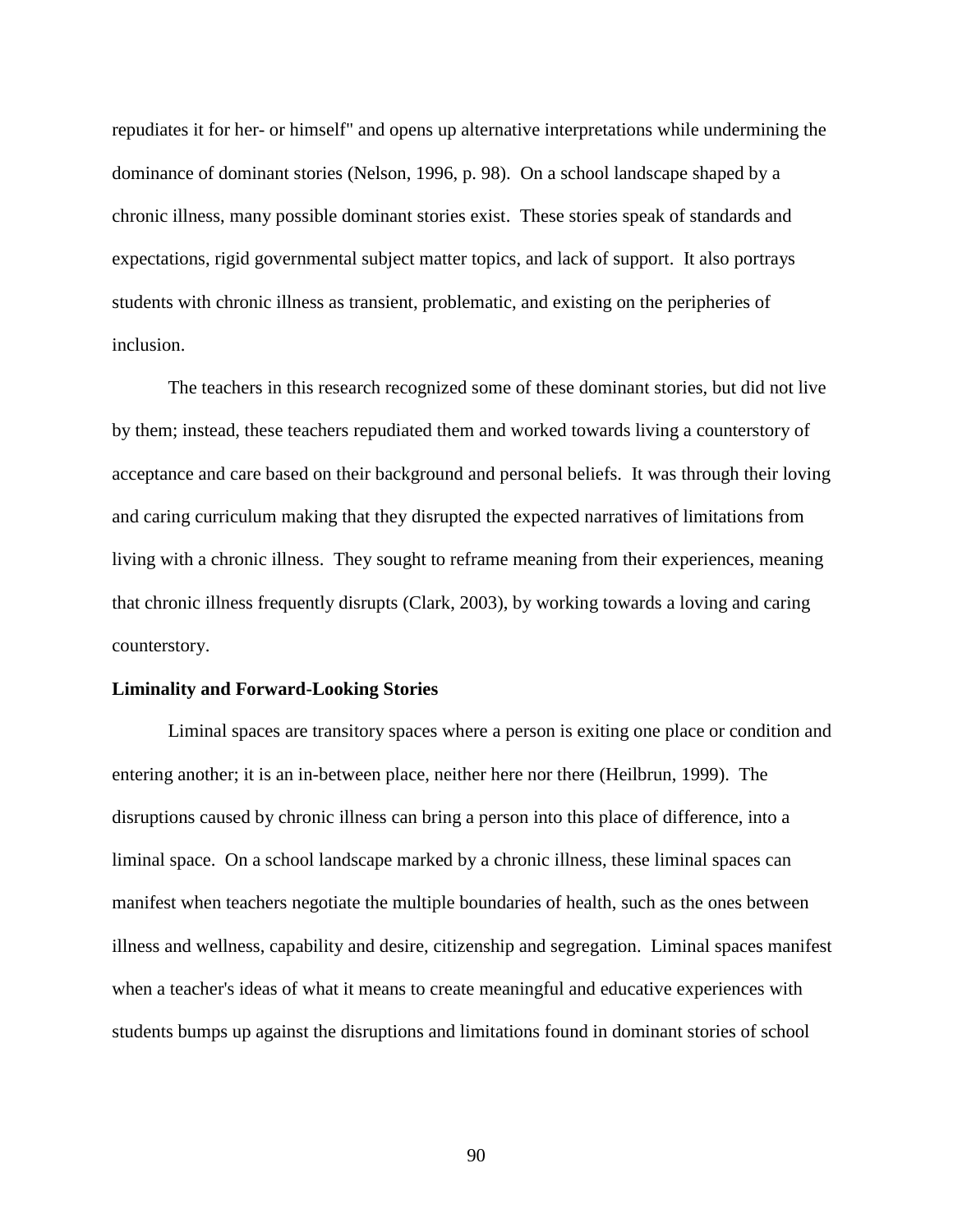repudiates it for her- or himself" and opens up alternative interpretations while undermining the dominance of dominant stories (Nelson, 1996, p. 98). On a school landscape shaped by a chronic illness, many possible dominant stories exist. These stories speak of standards and expectations, rigid governmental subject matter topics, and lack of support. It also portrays students with chronic illness as transient, problematic, and existing on the peripheries of inclusion.

The teachers in this research recognized some of these dominant stories, but did not live by them; instead, these teachers repudiated them and worked towards living a counterstory of acceptance and care based on their background and personal beliefs. It was through their loving and caring curriculum making that they disrupted the expected narratives of limitations from living with a chronic illness. They sought to reframe meaning from their experiences, meaning that chronic illness frequently disrupts (Clark, 2003), by working towards a loving and caring counterstory.

**Liminality and Forward-Looking Stories**

Liminal spaces are transitory spaces where a person is exiting one place or condition and entering another; it is an in-between place, neither here nor there (Heilbrun, 1999). The disruptions caused by chronic illness can bring a person into this place of difference, into a liminal space. On a school landscape marked by a chronic illness, these liminal spaces can manifest when teachers negotiate the multiple boundaries of health, such as the ones between illness and wellness, capability and desire, citizenship and segregation. Liminal spaces manifest when a teacher's ideas of what it means to create meaningful and educative experiences with students bumps up against the disruptions and limitations found in dominant stories of school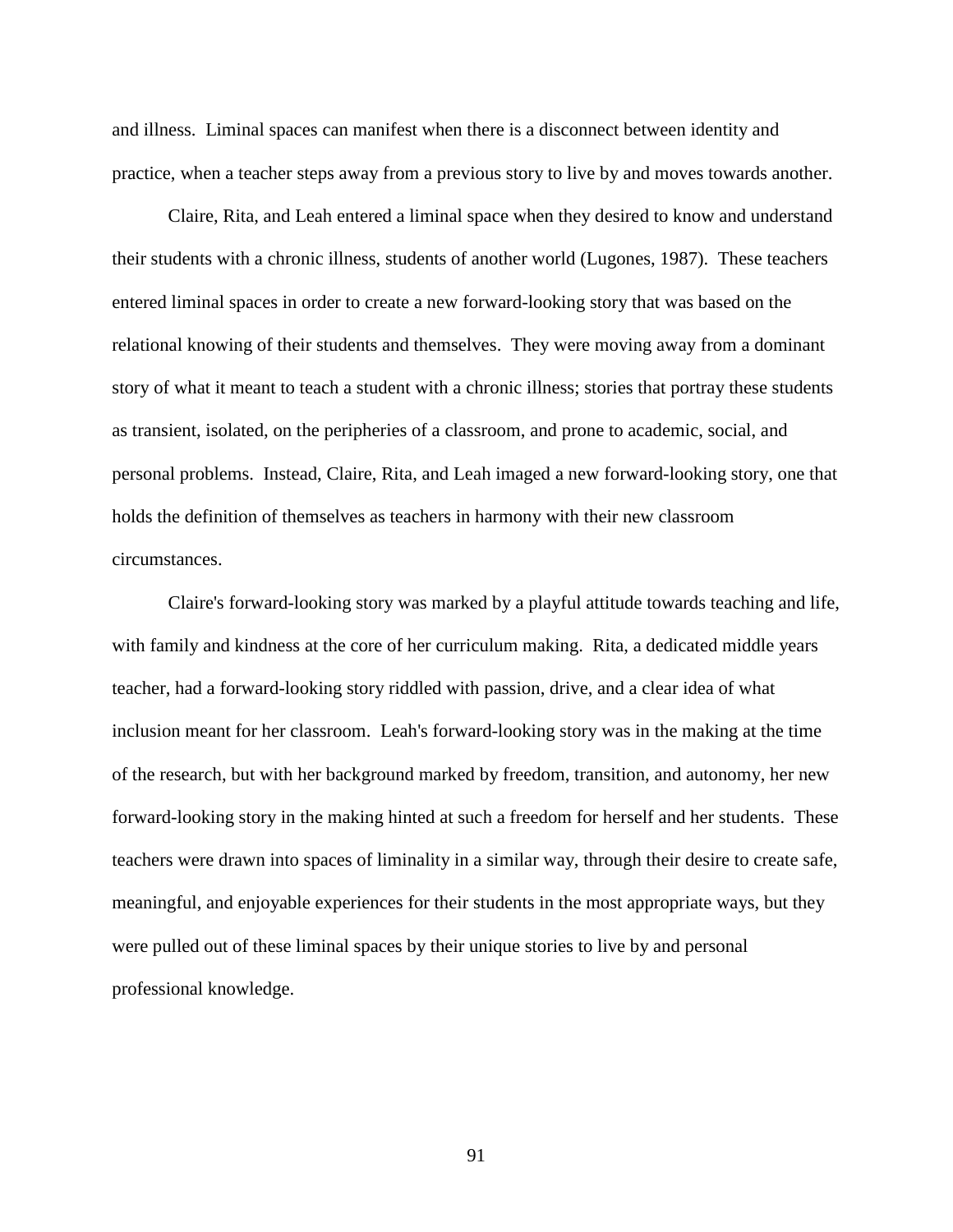and illness. Liminal spaces can manifest when there is a disconnect between identity and practice, when a teacher steps away from a previous story to live by and moves towards another.

Claire, Rita, and Leah entered a liminal space when they desired to know and understand their students with a chronic illness, students of another world (Lugones, 1987). These teachers entered liminal spaces in order to create a new forward-looking story that was based on the relational knowing of their students and themselves. They were moving away from a dominant story of what it meant to teach a student with a chronic illness; stories that portray these students as transient, isolated, on the peripheries of a classroom, and prone to academic, social, and personal problems. Instead, Claire, Rita, and Leah imaged a new forward-looking story, one that holds the definition of themselves as teachers in harmony with their new classroom circumstances.

Claire's forward-looking story was marked by a playful attitude towards teaching and life, with family and kindness at the core of her curriculum making. Rita, a dedicated middle years teacher, had a forward-looking story riddled with passion, drive, and a clear idea of what inclusion meant for her classroom. Leah's forward-looking story was in the making at the time of the research, but with her background marked by freedom, transition, and autonomy, her new forward-looking story in the making hinted at such a freedom for herself and her students. These teachers were drawn into spaces of liminality in a similar way, through their desire to create safe, meaningful, and enjoyable experiences for their students in the most appropriate ways, but they were pulled out of these liminal spaces by their unique stories to live by and personal professional knowledge.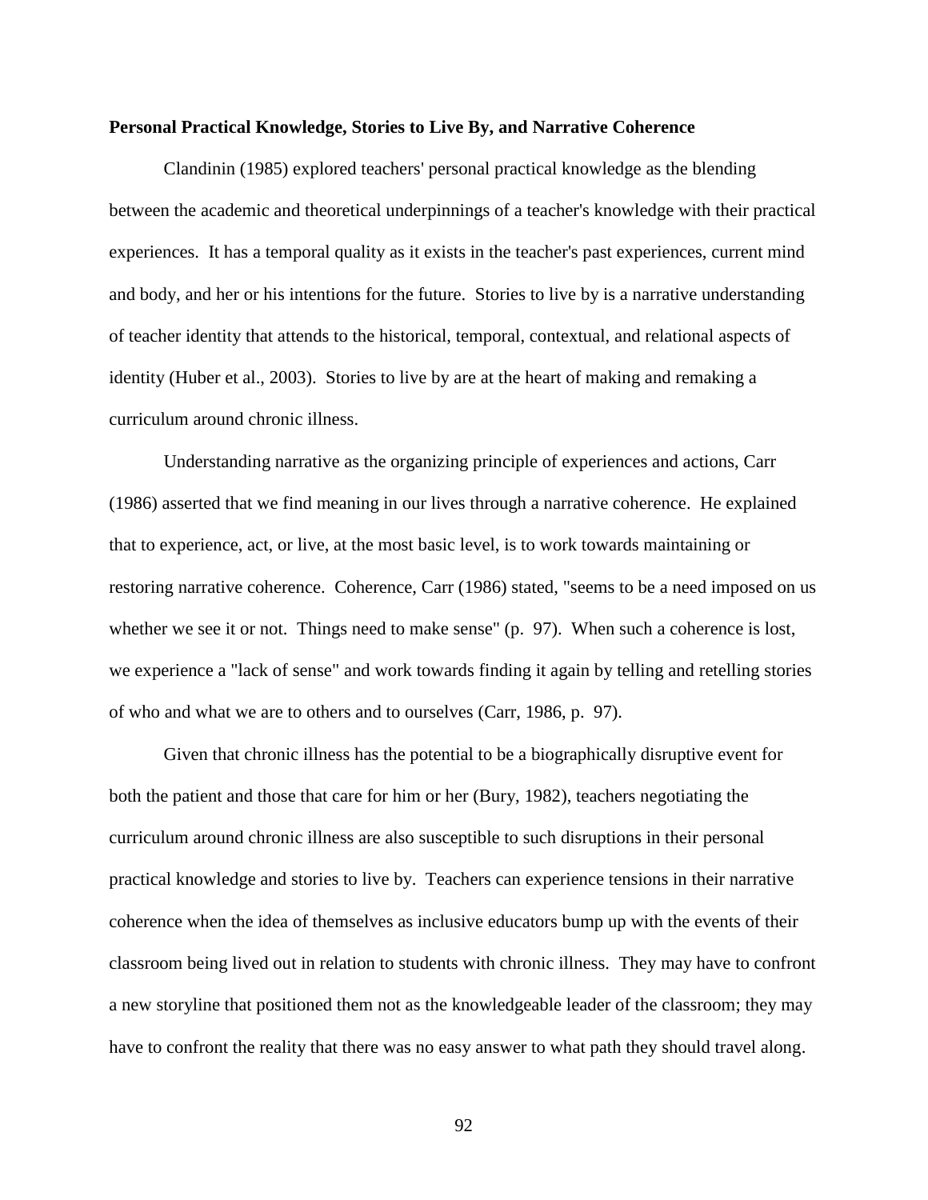**Personal Practical Knowledge, Stories to Live By, and Narrative Coherence**

Clandinin (1985) explored teachers' personal practical knowledge as the blending between the academic and theoretical underpinnings of a teacher's knowledge with their practical experiences. It has a temporal quality as it exists in the teacher's past experiences, current mind and body, and her or his intentions for the future. Stories to live by is a narrative understanding of teacher identity that attends to the historical, temporal, contextual, and relational aspects of identity (Huber et al., 2003). Stories to live by are at the heart of making and remaking a curriculum around chronic illness.

Understanding narrative as the organizing principle of experiences and actions, Carr (1986) asserted that we find meaning in our lives through a narrative coherence. He explained that to experience, act, or live, at the most basic level, is to work towards maintaining or restoring narrative coherence. Coherence, Carr (1986) stated, "seems to be a need imposed on us whether we see it or not. Things need to make sense" (p. 97). When such a coherence is lost, we experience a "lack of sense" and work towards finding it again by telling and retelling stories of who and what we are to others and to ourselves (Carr, 1986, p. 97).

Given that chronic illness has the potential to be a biographically disruptive event for both the patient and those that care for him or her (Bury, 1982), teachers negotiating the curriculum around chronic illness are also susceptible to such disruptions in their personal practical knowledge and stories to live by. Teachers can experience tensions in their narrative coherence when the idea of themselves as inclusive educators bump up with the events of their classroom being lived out in relation to students with chronic illness. They may have to confront a new storyline that positioned them not as the knowledgeable leader of the classroom; they may have to confront the reality that there was no easy answer to what path they should travel along.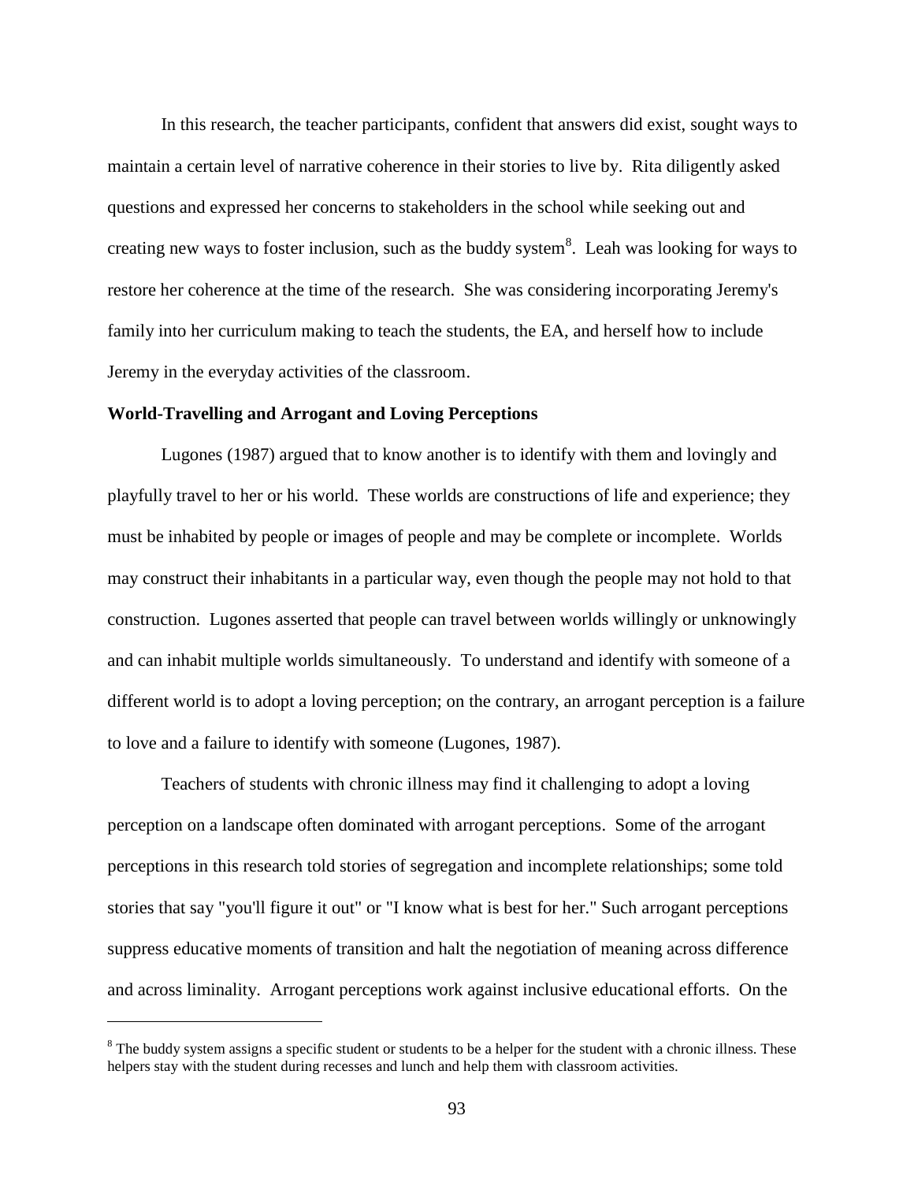In this research, the teacher participants, confident that answers did exist, sought ways to maintain a certain level of narrative coherence in their stories to live by. Rita diligently asked questions and expressed her concerns to stakeholders in the school while seeking out and creating new ways to foster inclusion, such as the buddy system[8]. Leah was looking for ways to restore her coherence at the time of the research. She was considering incorporating Jeremy's family into her curriculum making to teach the students, the EA, and herself how to include Jeremy in the everyday activities of the classroom.

**World-Travelling and Arrogant and Loving Perceptions**

Lugones (1987) argued that to know another is to identify with them and lovingly and playfully travel to her or his world. These worlds are constructions of life and experience; they must be inhabited by people or images of people and may be complete or incomplete. Worlds may construct their inhabitants in a particular way, even though the people may not hold to that construction. Lugones asserted that people can travel between worlds willingly or unknowingly and can inhabit multiple worlds simultaneously. To understand and identify with someone of a different world is to adopt a loving perception; on the contrary, an arrogant perception is a failure to love and a failure to identify with someone (Lugones, 1987).

Teachers of students with chronic illness may find it challenging to adopt a loving perception on a landscape often dominated with arrogant perceptions. Some of the arrogant perceptions in this research told stories of segregation and incomplete relationships; some told stories that say "you'll figure it out" or "I know what is best for her." Such arrogant perceptions suppress educative moments of transition and halt the negotiation of meaning across difference and across liminality. Arrogant perceptions work against inclusive educational efforts. On the

[8] The buddy system assigns a specific student or students to be a helper for the student with a chronic illness. These helpers stay with the student during recesses and lunch and help them with classroom activities.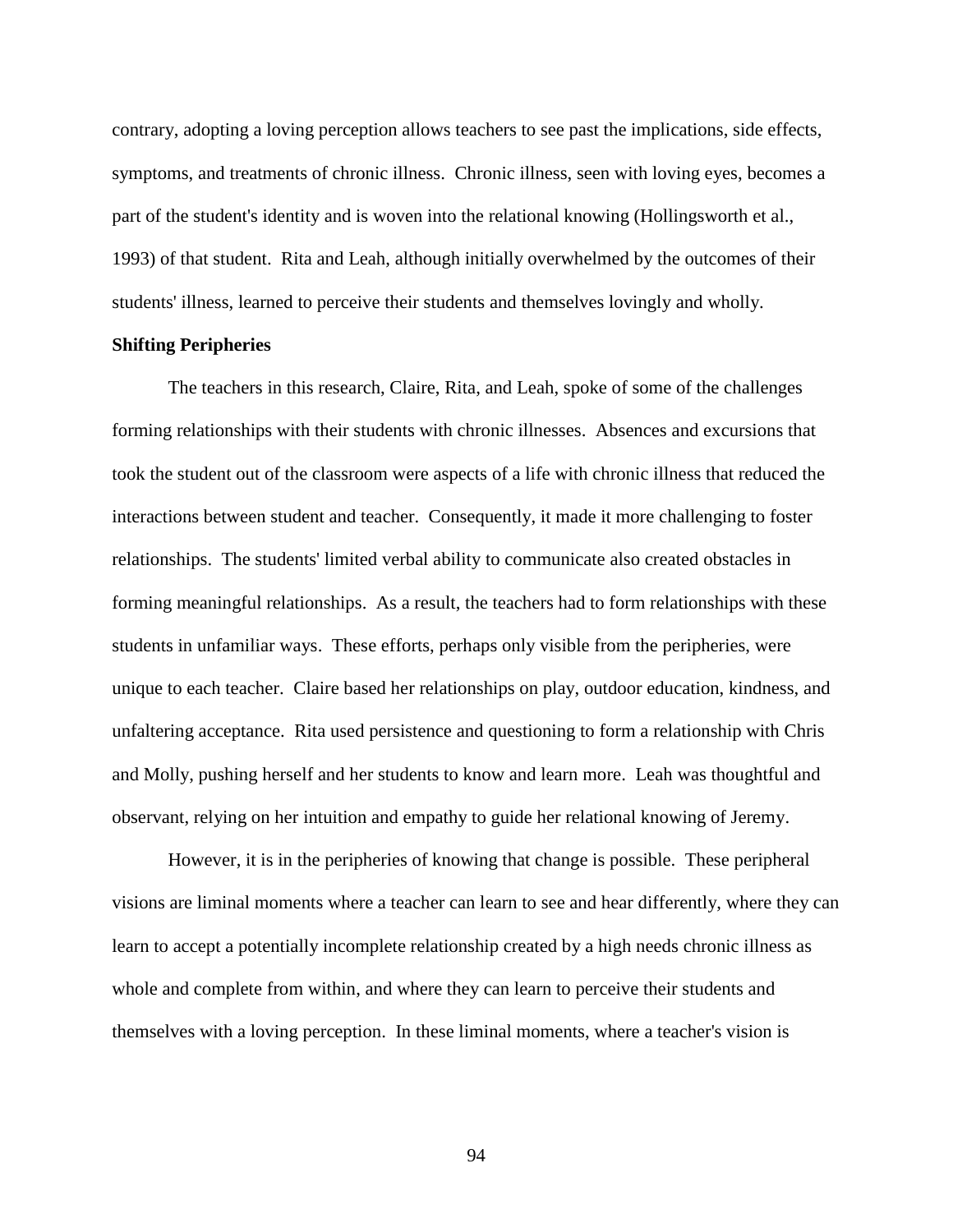contrary, adopting a loving perception allows teachers to see past the implications, side effects, symptoms, and treatments of chronic illness. Chronic illness, seen with loving eyes, becomes a part of the student's identity and is woven into the relational knowing (Hollingsworth et al., 1993) of that student. Rita and Leah, although initially overwhelmed by the outcomes of their students' illness, learned to perceive their students and themselves lovingly and wholly.

**Shifting Peripheries**

The teachers in this research, Claire, Rita, and Leah, spoke of some of the challenges forming relationships with their students with chronic illnesses. Absences and excursions that took the student out of the classroom were aspects of a life with chronic illness that reduced the interactions between student and teacher. Consequently, it made it more challenging to foster relationships. The students' limited verbal ability to communicate also created obstacles in forming meaningful relationships. As a result, the teachers had to form relationships with these students in unfamiliar ways. These efforts, perhaps only visible from the peripheries, were unique to each teacher. Claire based her relationships on play, outdoor education, kindness, and unfaltering acceptance. Rita used persistence and questioning to form a relationship with Chris and Molly, pushing herself and her students to know and learn more. Leah was thoughtful and observant, relying on her intuition and empathy to guide her relational knowing of Jeremy.

However, it is in the peripheries of knowing that change is possible. These peripheral visions are liminal moments where a teacher can learn to see and hear differently, where they can learn to accept a potentially incomplete relationship created by a high needs chronic illness as whole and complete from within, and where they can learn to perceive their students and themselves with a loving perception. In these liminal moments, where a teacher's vision is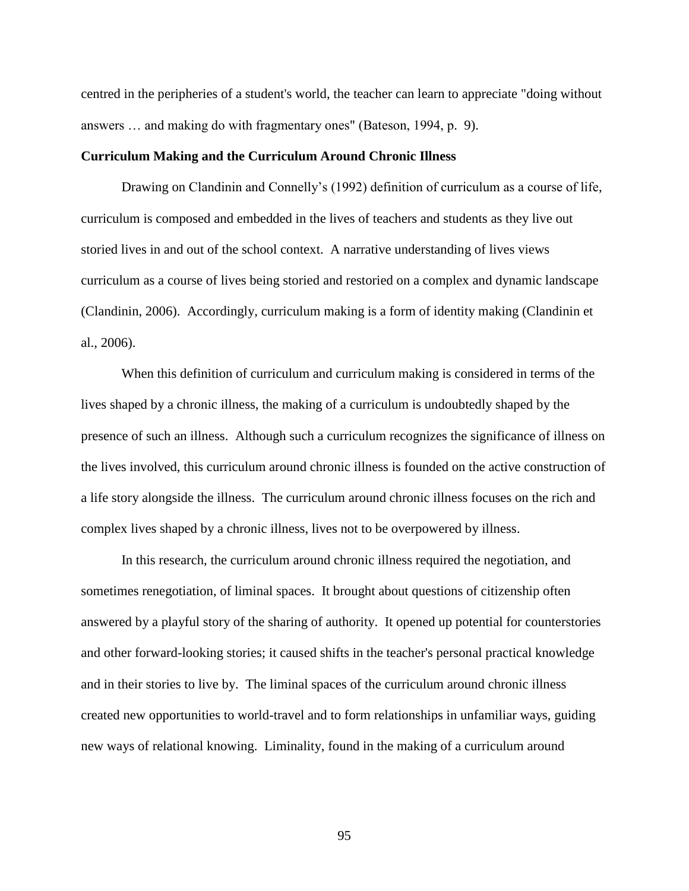centred in the peripheries of a student's world, the teacher can learn to appreciate "doing without answers … and making do with fragmentary ones" (Bateson, 1994, p. 9).

**Curriculum Making and the Curriculum Around Chronic Illness**

Drawing on Clandinin and Connelly's (1992) definition of curriculum as a course of life, curriculum is composed and embedded in the lives of teachers and students as they live out storied lives in and out of the school context. A narrative understanding of lives views curriculum as a course of lives being storied and restoried on a complex and dynamic landscape (Clandinin, 2006). Accordingly, curriculum making is a form of identity making (Clandinin et al., 2006).

When this definition of curriculum and curriculum making is considered in terms of the lives shaped by a chronic illness, the making of a curriculum is undoubtedly shaped by the presence of such an illness. Although such a curriculum recognizes the significance of illness on the lives involved, this curriculum around chronic illness is founded on the active construction of a life story alongside the illness. The curriculum around chronic illness focuses on the rich and complex lives shaped by a chronic illness, lives not to be overpowered by illness.

In this research, the curriculum around chronic illness required the negotiation, and sometimes renegotiation, of liminal spaces. It brought about questions of citizenship often answered by a playful story of the sharing of authority. It opened up potential for counterstories and other forward-looking stories; it caused shifts in the teacher's personal practical knowledge and in their stories to live by. The liminal spaces of the curriculum around chronic illness created new opportunities to world-travel and to form relationships in unfamiliar ways, guiding new ways of relational knowing. Liminality, found in the making of a curriculum around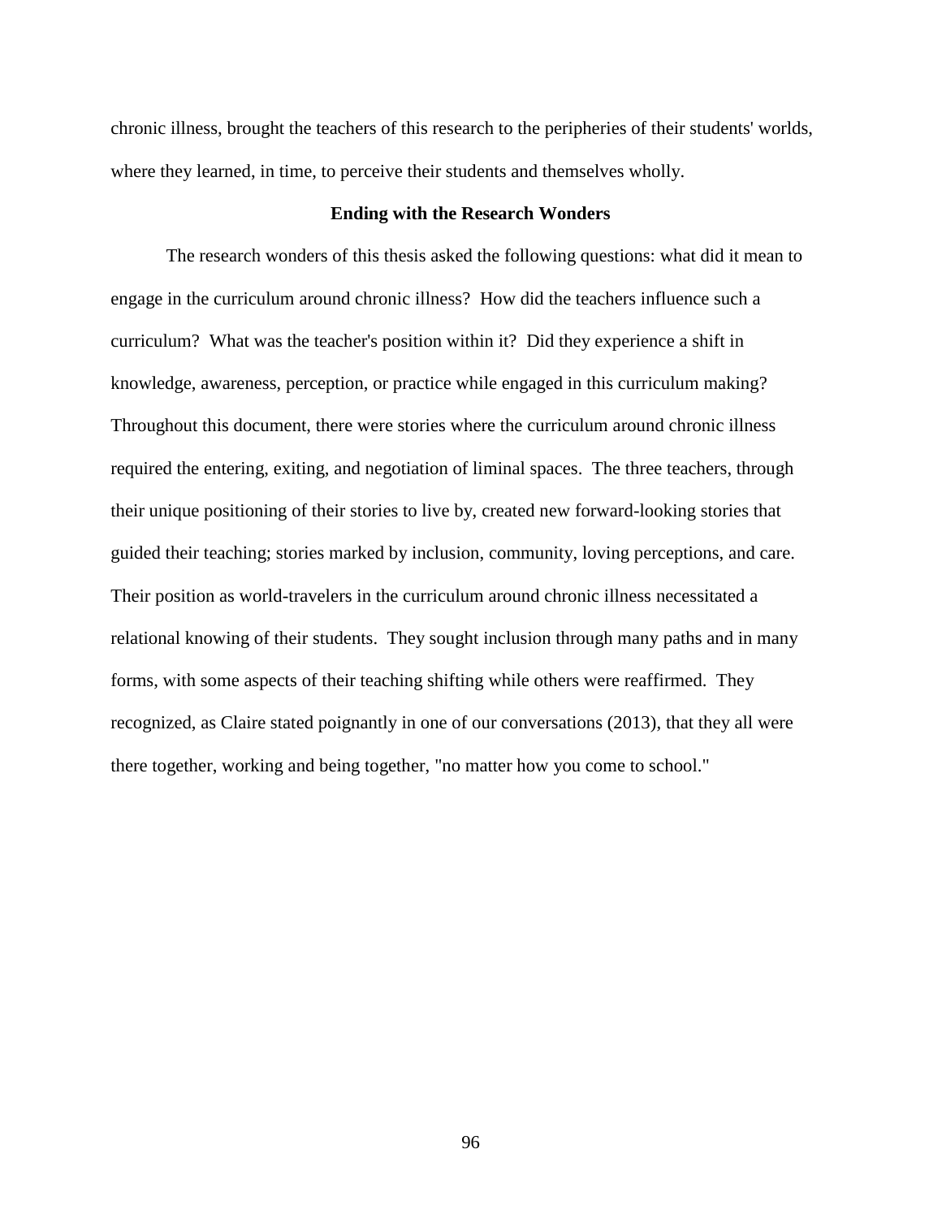chronic illness, brought the teachers of this research to the peripheries of their students' worlds, where they learned, in time, to perceive their students and themselves wholly.

## Ending with the Research Wonders

The research wonders of this thesis asked the following questions: what did it mean to engage in the curriculum around chronic illness? How did the teachers influence such a curriculum? What was the teacher's position within it? Did they experience a shift in knowledge, awareness, perception, or practice while engaged in this curriculum making? Throughout this document, there were stories where the curriculum around chronic illness required the entering, exiting, and negotiation of liminal spaces. The three teachers, through their unique positioning of their stories to live by, created new forward-looking stories that guided their teaching; stories marked by inclusion, community, loving perceptions, and care. Their position as world-travelers in the curriculum around chronic illness necessitated a relational knowing of their students. They sought inclusion through many paths and in many forms, with some aspects of their teaching shifting while others were reaffirmed. They recognized, as Claire stated poignantly in one of our conversations (2013), that they all were there together, working and being together, "no matter how you come to school."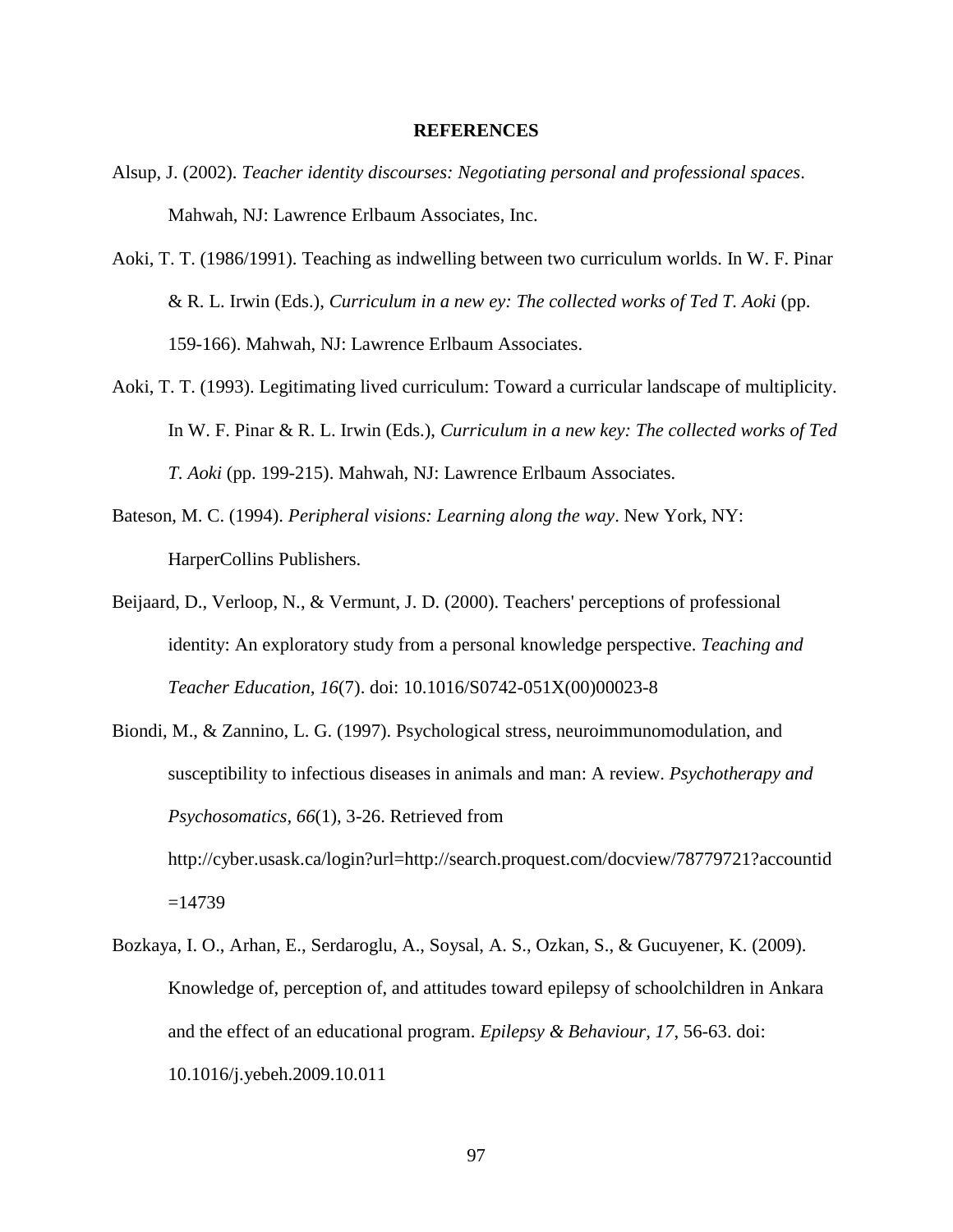# REFERENCES

Alsup, J. (2002). *Teacher identity discourses: Negotiating personal and professional spaces*. Mahwah, NJ: Lawrence Erlbaum Associates, Inc.

Aoki, T. T. (1986/1991). Teaching as indwelling between two curriculum worlds. In W. F. Pinar & R. L. Irwin (Eds.), *Curriculum in a new ey: The collected works of Ted T. Aoki* (pp. 159-166). Mahwah, NJ: Lawrence Erlbaum Associates.

Aoki, T. T. (1993). Legitimating lived curriculum: Toward a curricular landscape of multiplicity. In W. F. Pinar & R. L. Irwin (Eds.), *Curriculum in a new key: The collected works of Ted T. Aoki* (pp. 199-215). Mahwah, NJ: Lawrence Erlbaum Associates.

Bateson, M. C. (1994). *Peripheral visions: Learning along the way*. New York, NY: HarperCollins Publishers.

Beijaard, D., Verloop, N., & Vermunt, J. D. (2000). Teachers' perceptions of professional identity: An exploratory study from a personal knowledge perspective. *Teaching and Teacher Education, 16*(7). doi: 10.1016/S0742-051X(00)00023-8

Biondi, M., & Zannino, L. G. (1997). Psychological stress, neuroimmunomodulation, and susceptibility to infectious diseases in animals and man: A review. *Psychotherapy and Psychosomatics, 66*(1), 3-26. Retrieved from http://cyber.usask.ca/login?url=http://search.proquest.com/docview/78779721?accountid=14739

Bozkaya, I. O., Arhan, E., Serdaroglu, A., Soysal, A. S., Ozkan, S., & Gucuyener, K. (2009). Knowledge of, perception of, and attitudes toward epilepsy of schoolchildren in Ankara and the effect of an educational program. *Epilepsy & Behaviour, 17*, 56-63. doi: 10.1016/j.yebeh.2009.10.011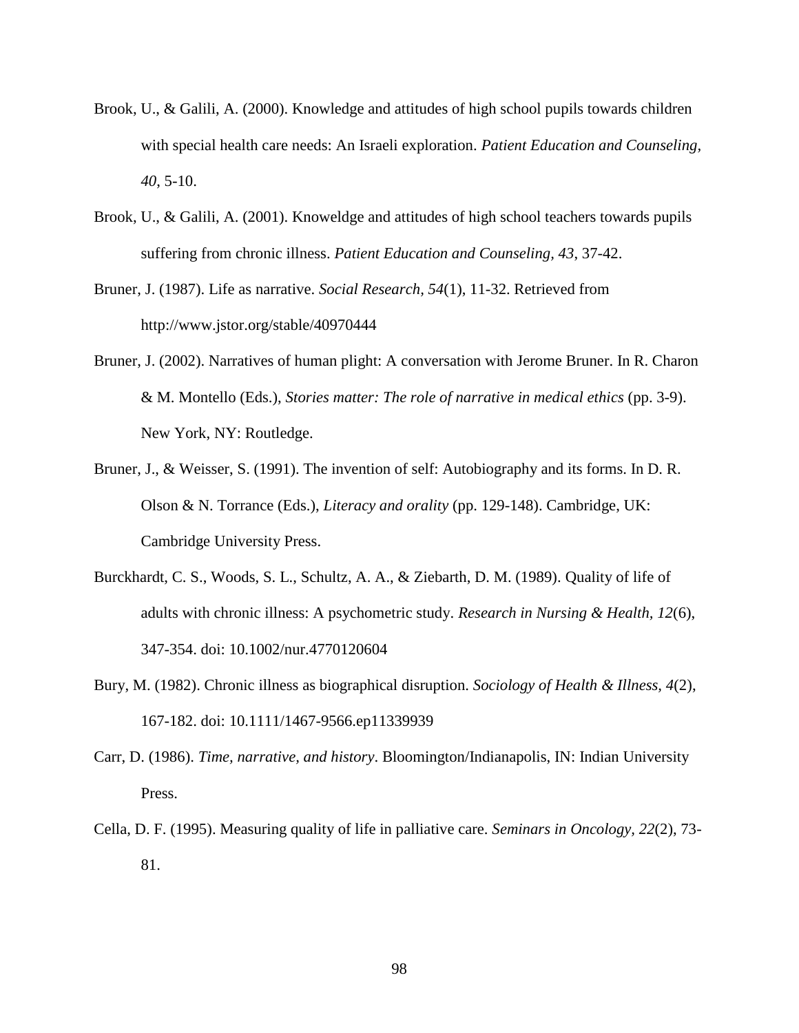Brook, U., & Galili, A. (2000). Knowledge and attitudes of high school pupils towards children with special health care needs: An Israeli exploration. *Patient Education and Counseling*, *40*, 5-10.

Brook, U., & Galili, A. (2001). Knoweldge and attitudes of high school teachers towards pupils suffering from chronic illness. *Patient Education and Counseling*, *43*, 37-42.

Bruner, J. (1987). Life as narrative. *Social Research, 54*(1), 11-32. Retrieved from http://www.jstor.org/stable/40970444

Bruner, J. (2002). Narratives of human plight: A conversation with Jerome Bruner. In R. Charon & M. Montello (Eds.), *Stories matter: The role of narrative in medical ethics* (pp. 3-9). New York, NY: Routledge.

Bruner, J., & Weisser, S. (1991). The invention of self: Autobiography and its forms. In D. R. Olson & N. Torrance (Eds.), *Literacy and orality* (pp. 129-148). Cambridge, UK: Cambridge University Press.

Burckhardt, C. S., Woods, S. L., Schultz, A. A., & Ziebarth, D. M. (1989). Quality of life of adults with chronic illness: A psychometric study. *Research in Nursing & Health*, *12*(6), 347-354. doi: 10.1002/nur.4770120604

Bury, M. (1982). Chronic illness as biographical disruption. *Sociology of Health & Illness*, *4*(2), 167-182. doi: 10.1111/1467-9566.ep11339939

Carr, D. (1986). *Time, narrative, and history*. Bloomington/Indianapolis, IN: Indian University Press.

Cella, D. F. (1995). Measuring quality of life in palliative care. *Seminars in Oncology*, *22*(2), 73-81.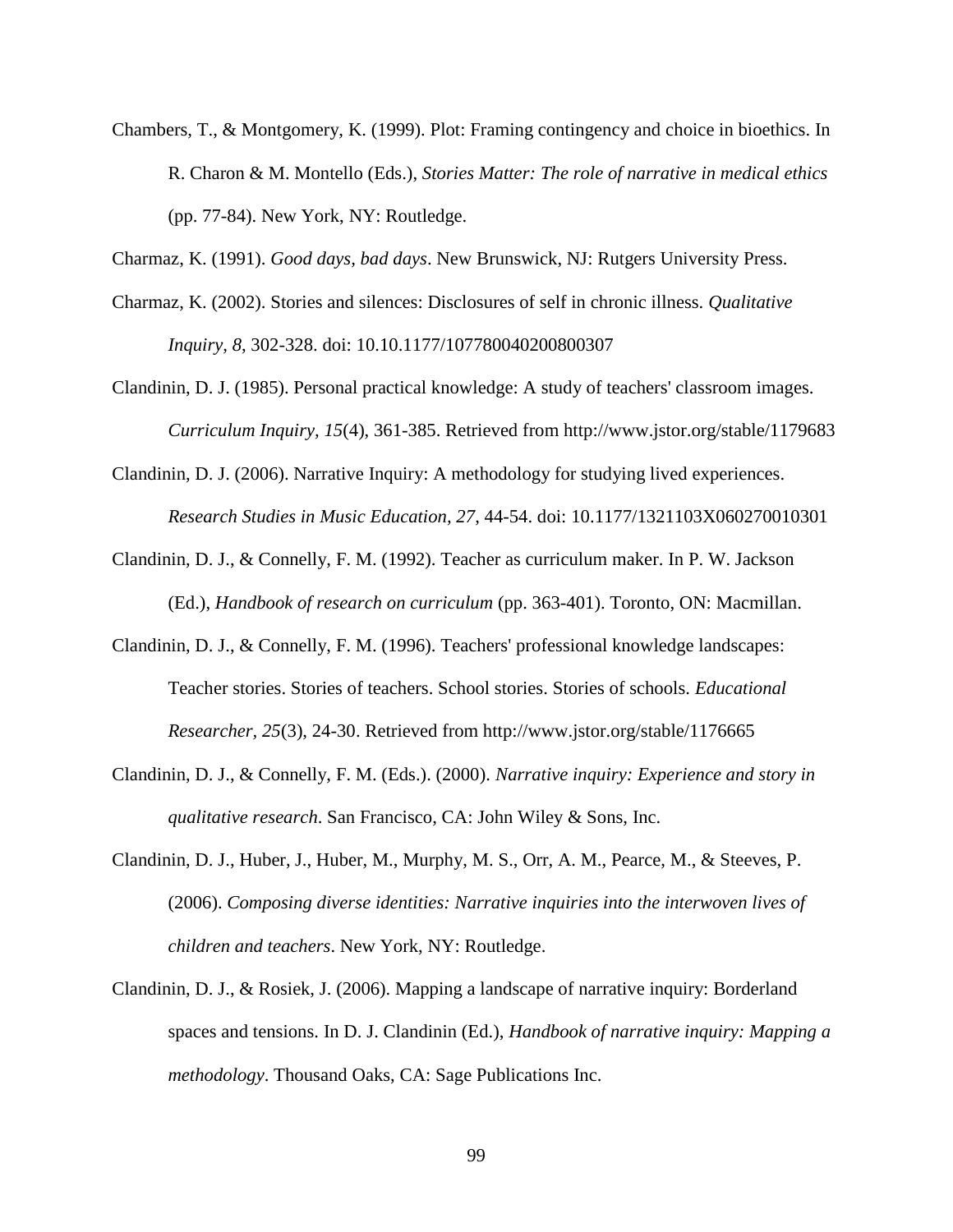Chambers, T., & Montgomery, K. (1999). Plot: Framing contingency and choice in bioethics. In R. Charon & M. Montello (Eds.), *Stories Matter: The role of narrative in medical ethics* (pp. 77-84). New York, NY: Routledge.

Charmaz, K. (1991). *Good days, bad days*. New Brunswick, NJ: Rutgers University Press.

Charmaz, K. (2002). Stories and silences: Disclosures of self in chronic illness. *Qualitative Inquiry*, *8*, 302-328. doi: 10.10.1177/107780040200800307

Clandinin, D. J. (1985). Personal practical knowledge: A study of teachers' classroom images. *Curriculum Inquiry, 15*(4), 361-385. Retrieved from http://www.jstor.org/stable/1179683

Clandinin, D. J. (2006). Narrative Inquiry: A methodology for studying lived experiences. *Research Studies in Music Education, 27*, 44-54. doi: 10.1177/1321103X060270010301

Clandinin, D. J., & Connelly, F. M. (1992). Teacher as curriculum maker. In P. W. Jackson (Ed.), *Handbook of research on curriculum* (pp. 363-401). Toronto, ON: Macmillan.

Clandinin, D. J., & Connelly, F. M. (1996). Teachers' professional knowledge landscapes: Teacher stories. Stories of teachers. School stories. Stories of schools. *Educational Researcher, 25*(3), 24-30. Retrieved from http://www.jstor.org/stable/1176665

Clandinin, D. J., & Connelly, F. M. (Eds.). (2000). *Narrative inquiry: Experience and story in qualitative research*. San Francisco, CA: John Wiley & Sons, Inc.

Clandinin, D. J., Huber, J., Huber, M., Murphy, M. S., Orr, A. M., Pearce, M., & Steeves, P. (2006). *Composing diverse identities: Narrative inquiries into the interwoven lives of children and teachers*. New York, NY: Routledge.

Clandinin, D. J., & Rosiek, J. (2006). Mapping a landscape of narrative inquiry: Borderland spaces and tensions. In D. J. Clandinin (Ed.), *Handbook of narrative inquiry: Mapping a methodology*. Thousand Oaks, CA: Sage Publications Inc.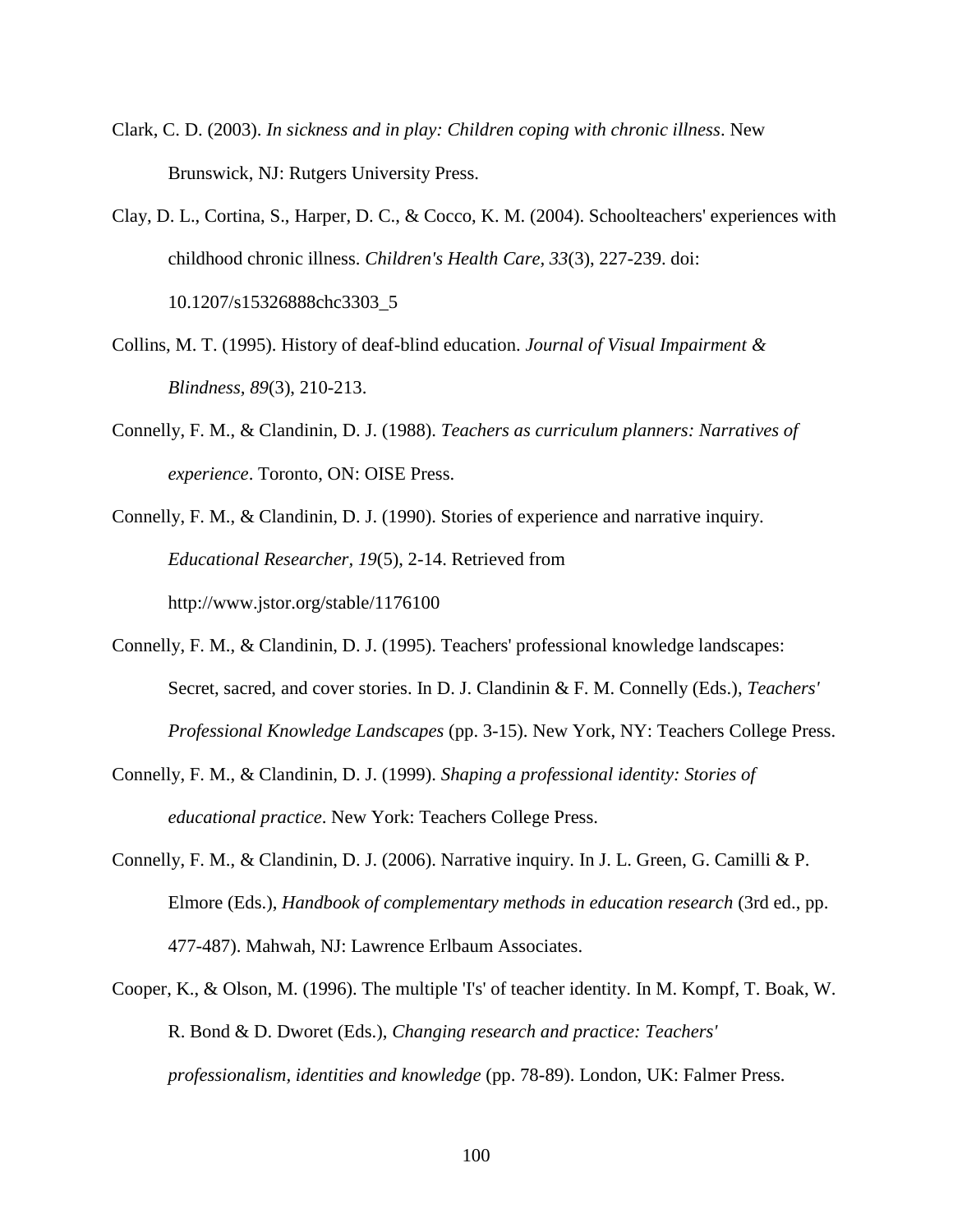Clark, C. D. (2003). *In sickness and in play: Children coping with chronic illness*. New Brunswick, NJ: Rutgers University Press.

Clay, D. L., Cortina, S., Harper, D. C., & Cocco, K. M. (2004). Schoolteachers' experiences with childhood chronic illness. *Children's Health Care, 33*(3), 227-239. doi: 10.1207/s15326888chc3303_5

Collins, M. T. (1995). History of deaf-blind education. *Journal of Visual Impairment & Blindness, 89*(3), 210-213.

Connelly, F. M., & Clandinin, D. J. (1988). *Teachers as curriculum planners: Narratives of experience*. Toronto, ON: OISE Press.

Connelly, F. M., & Clandinin, D. J. (1990). Stories of experience and narrative inquiry. *Educational Researcher, 19*(5), 2-14. Retrieved from http://www.jstor.org/stable/1176100

Connelly, F. M., & Clandinin, D. J. (1995). Teachers' professional knowledge landscapes: Secret, sacred, and cover stories. In D. J. Clandinin & F. M. Connelly (Eds.), *Teachers' Professional Knowledge Landscapes* (pp. 3-15). New York, NY: Teachers College Press.

Connelly, F. M., & Clandinin, D. J. (1999). *Shaping a professional identity: Stories of educational practice*. New York: Teachers College Press.

Connelly, F. M., & Clandinin, D. J. (2006). Narrative inquiry. In J. L. Green, G. Camilli & P. Elmore (Eds.), *Handbook of complementary methods in education research* (3rd ed., pp. 477-487). Mahwah, NJ: Lawrence Erlbaum Associates.

Cooper, K., & Olson, M. (1996). The multiple 'I's' of teacher identity. In M. Kompf, T. Boak, W. R. Bond & D. Dworet (Eds.), *Changing research and practice: Teachers' professionalism, identities and knowledge* (pp. 78-89). London, UK: Falmer Press.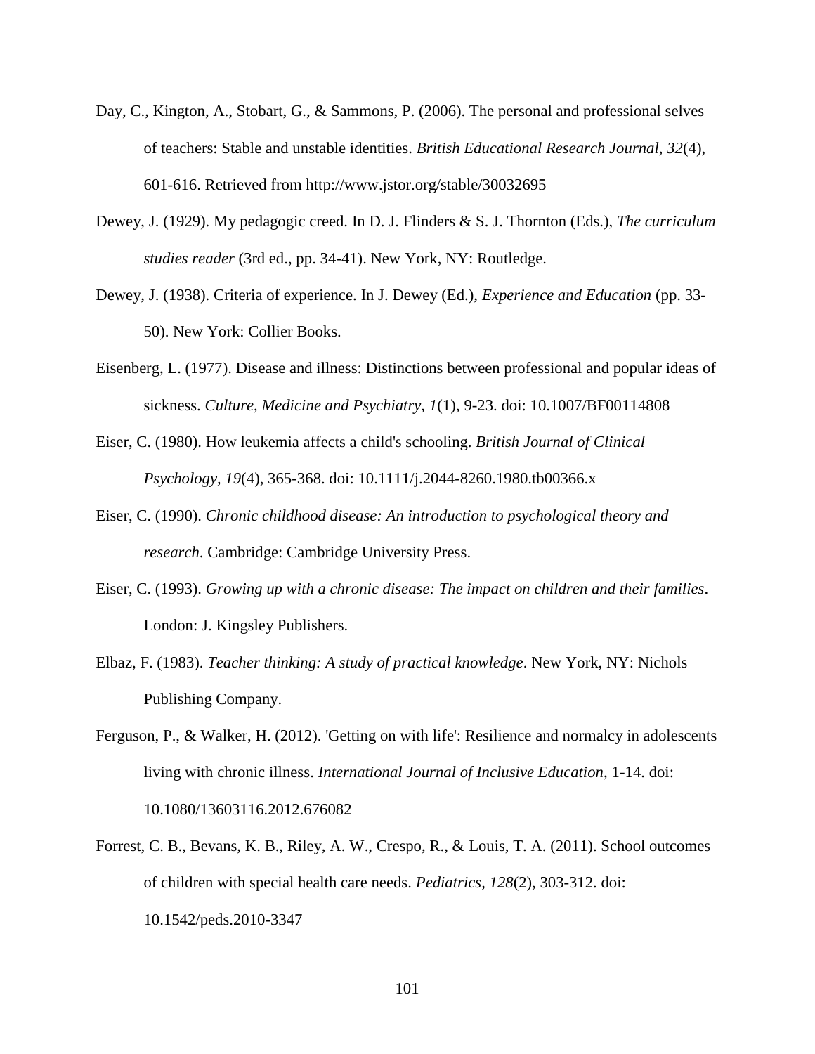Day, C., Kington, A., Stobart, G., & Sammons, P. (2006). The personal and professional selves of teachers: Stable and unstable identities. *British Educational Research Journal, 32*(4), 601-616. Retrieved from http://www.jstor.org/stable/30032695

Dewey, J. (1929). My pedagogic creed. In D. J. Flinders & S. J. Thornton (Eds.), *The curriculum studies reader* (3rd ed., pp. 34-41). New York, NY: Routledge.

Dewey, J. (1938). Criteria of experience. In J. Dewey (Ed.), *Experience and Education* (pp. 33-50). New York: Collier Books.

Eisenberg, L. (1977). Disease and illness: Distinctions between professional and popular ideas of sickness. *Culture, Medicine and Psychiatry, 1*(1), 9-23. doi: 10.1007/BF00114808

Eiser, C. (1980). How leukemia affects a child's schooling. *British Journal of Clinical Psychology, 19*(4), 365-368. doi: 10.1111/j.2044-8260.1980.tb00366.x

Eiser, C. (1990). *Chronic childhood disease: An introduction to psychological theory and research*. Cambridge: Cambridge University Press.

Eiser, C. (1993). *Growing up with a chronic disease: The impact on children and their families*. London: J. Kingsley Publishers.

Elbaz, F. (1983). *Teacher thinking: A study of practical knowledge*. New York, NY: Nichols Publishing Company.

Ferguson, P., & Walker, H. (2012). 'Getting on with life': Resilience and normalcy in adolescents living with chronic illness. *International Journal of Inclusive Education*, 1-14. doi: 10.1080/13603116.2012.676082

Forrest, C. B., Bevans, K. B., Riley, A. W., Crespo, R., & Louis, T. A. (2011). School outcomes of children with special health care needs. *Pediatrics, 128*(2), 303-312. doi: 10.1542/peds.2010-3347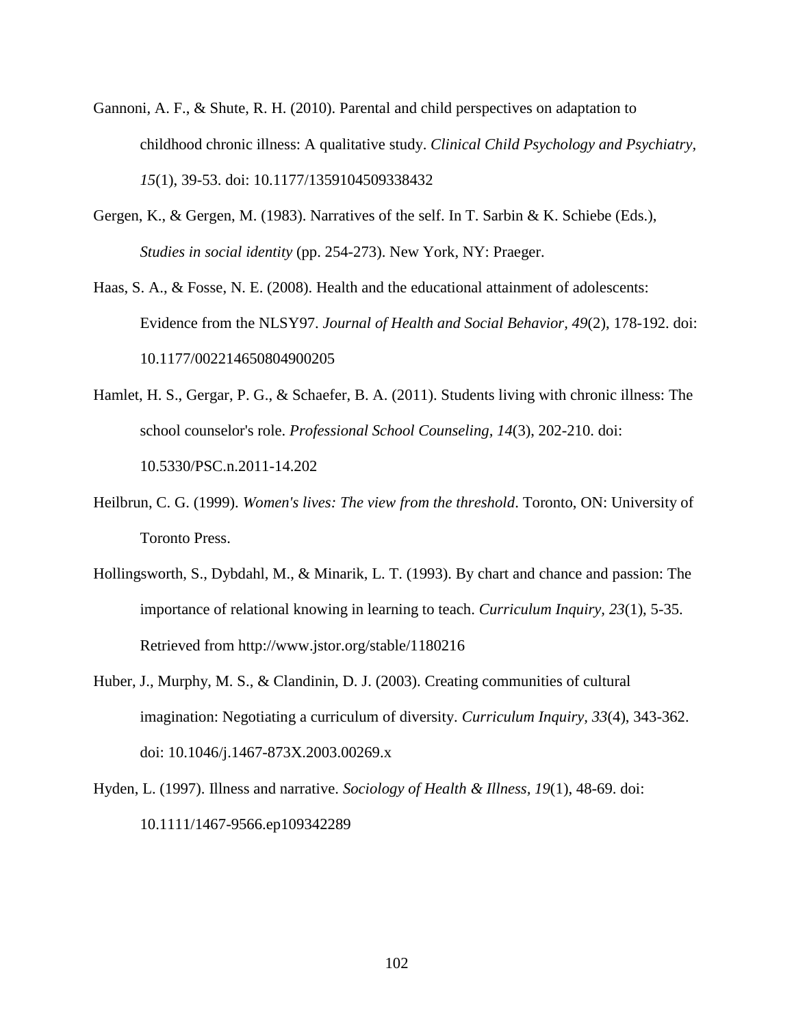Gannoni, A. F., & Shute, R. H. (2010). Parental and child perspectives on adaptation to childhood chronic illness: A qualitative study. *Clinical Child Psychology and Psychiatry, 15*(1), 39-53. doi: 10.1177/1359104509338432

Gergen, K., & Gergen, M. (1983). Narratives of the self. In T. Sarbin & K. Schiebe (Eds.), *Studies in social identity* (pp. 254-273). New York, NY: Praeger.

Haas, S. A., & Fosse, N. E. (2008). Health and the educational attainment of adolescents: Evidence from the NLSY97. *Journal of Health and Social Behavior, 49*(2), 178-192. doi: 10.1177/002214650804900205

Hamlet, H. S., Gergar, P. G., & Schaefer, B. A. (2011). Students living with chronic illness: The school counselor's role. *Professional School Counseling, 14*(3), 202-210. doi: 10.5330/PSC.n.2011-14.202

Heilbrun, C. G. (1999). *Women's lives: The view from the threshold*. Toronto, ON: University of Toronto Press.

Hollingsworth, S., Dybdahl, M., & Minarik, L. T. (1993). By chart and chance and passion: The importance of relational knowing in learning to teach. *Curriculum Inquiry, 23*(1), 5-35. Retrieved from http://www.jstor.org/stable/1180216

Huber, J., Murphy, M. S., & Clandinin, D. J. (2003). Creating communities of cultural imagination: Negotiating a curriculum of diversity. *Curriculum Inquiry, 33*(4), 343-362. doi: 10.1046/j.1467-873X.2003.00269.x

Hyden, L. (1997). Illness and narrative. *Sociology of Health & Illness, 19*(1), 48-69. doi: 10.1111/1467-9566.ep109342289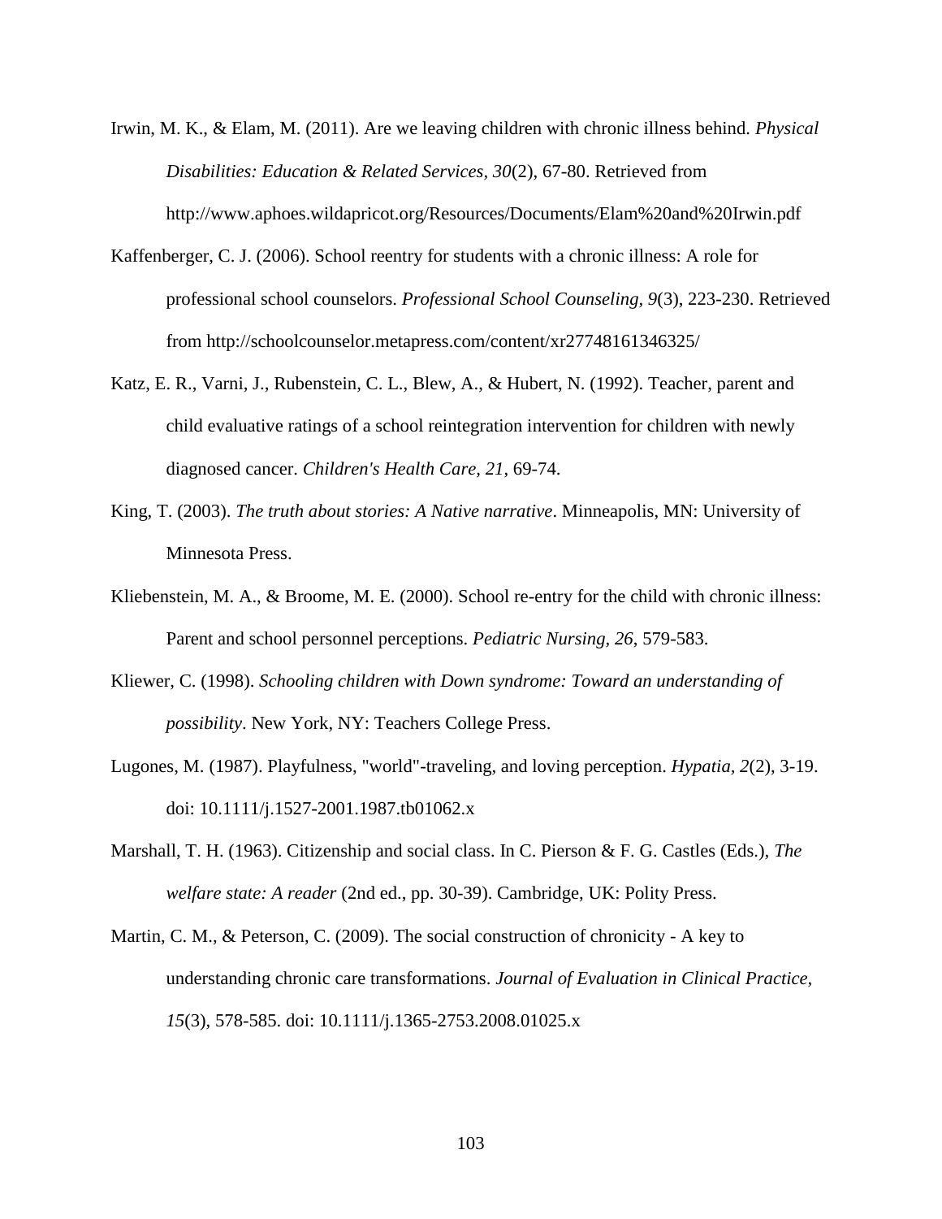Irwin, M. K., & Elam, M. (2011). Are we leaving children with chronic illness behind. *Physical Disabilities: Education & Related Services, 30*(2), 67-80. Retrieved from http://www.aphoes.wildapricot.org/Resources/Documents/Elam%20and%20Irwin.pdf

Kaffenberger, C. J. (2006). School reentry for students with a chronic illness: A role for professional school counselors. *Professional School Counseling, 9*(3), 223-230. Retrieved from http://schoolcounselor.metapress.com/content/xr27748161346325/

Katz, E. R., Varni, J., Rubenstein, C. L., Blew, A., & Hubert, N. (1992). Teacher, parent and child evaluative ratings of a school reintegration intervention for children with newly diagnosed cancer. *Children's Health Care, 21*, 69-74.

King, T. (2003). *The truth about stories: A Native narrative*. Minneapolis, MN: University of Minnesota Press.

Kliebenstein, M. A., & Broome, M. E. (2000). School re-entry for the child with chronic illness: Parent and school personnel perceptions. *Pediatric Nursing, 26*, 579-583.

Kliewer, C. (1998). *Schooling children with Down syndrome: Toward an understanding of possibility*. New York, NY: Teachers College Press.

Lugones, M. (1987). Playfulness, "world"-traveling, and loving perception. *Hypatia, 2*(2), 3-19. doi: 10.1111/j.1527-2001.1987.tb01062.x

Marshall, T. H. (1963). Citizenship and social class. In C. Pierson & F. G. Castles (Eds.), *The welfare state: A reader* (2nd ed., pp. 30-39). Cambridge, UK: Polity Press.

Martin, C. M., & Peterson, C. (2009). The social construction of chronicity - A key to understanding chronic care transformations. *Journal of Evaluation in Clinical Practice, 15*(3), 578-585. doi: 10.1111/j.1365-2753.2008.01025.x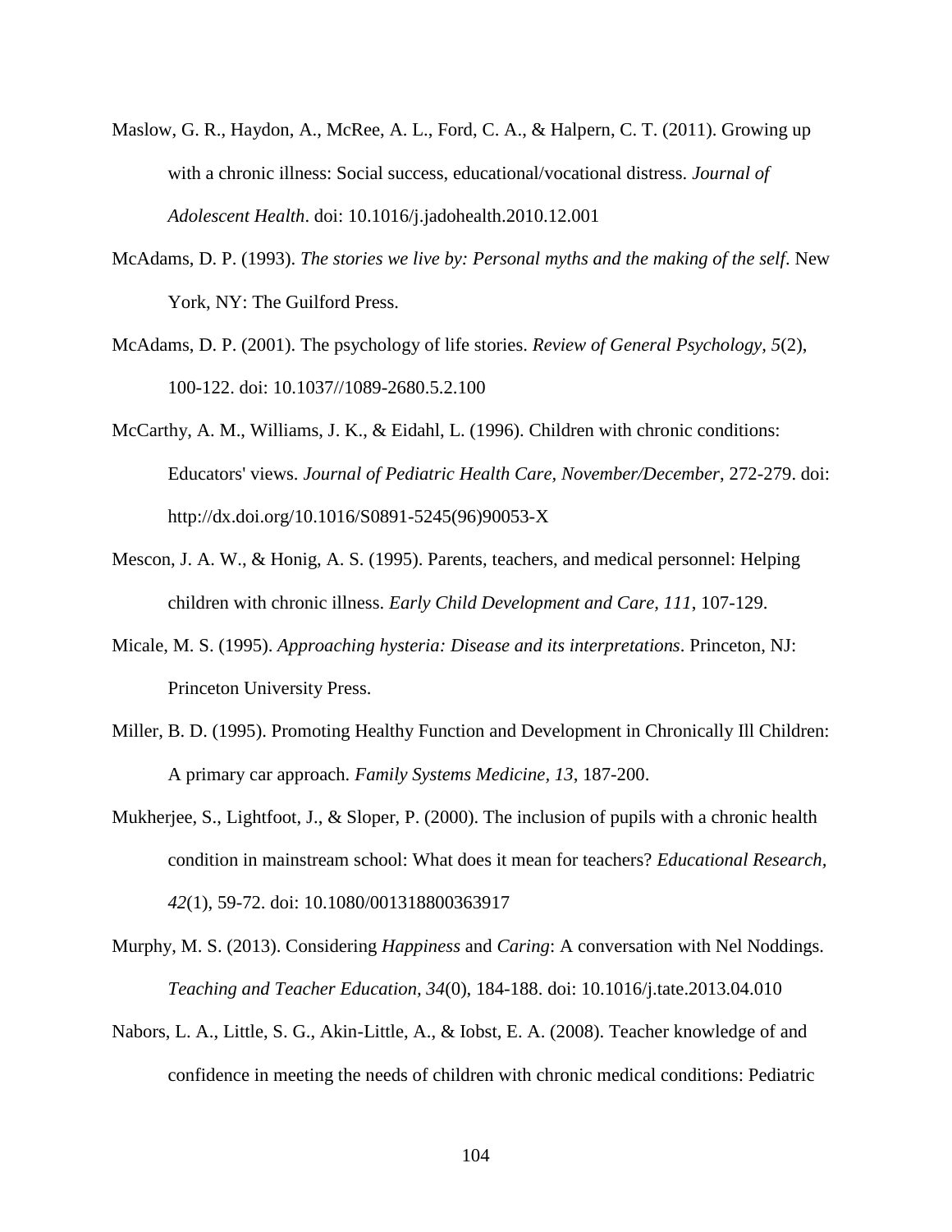Maslow, G. R., Haydon, A., McRee, A. L., Ford, C. A., & Halpern, C. T. (2011). Growing up with a chronic illness: Social success, educational/vocational distress. *Journal of Adolescent Health*. doi: 10.1016/j.jadohealth.2010.12.001

McAdams, D. P. (1993). *The stories we live by: Personal myths and the making of the self*. New York, NY: The Guilford Press.

McAdams, D. P. (2001). The psychology of life stories. *Review of General Psychology, 5*(2), 100-122. doi: 10.1037//1089-2680.5.2.100

McCarthy, A. M., Williams, J. K., & Eidahl, L. (1996). Children with chronic conditions: Educators' views. *Journal of Pediatric Health Care, November/December*, 272-279. doi: http://dx.doi.org/10.1016/S0891-5245(96)90053-X

Mescon, J. A. W., & Honig, A. S. (1995). Parents, teachers, and medical personnel: Helping children with chronic illness. *Early Child Development and Care, 111*, 107-129.

Micale, M. S. (1995). *Approaching hysteria: Disease and its interpretations*. Princeton, NJ: Princeton University Press.

Miller, B. D. (1995). Promoting Healthy Function and Development in Chronically Ill Children: A primary car approach. *Family Systems Medicine, 13*, 187-200.

Mukherjee, S., Lightfoot, J., & Sloper, P. (2000). The inclusion of pupils with a chronic health condition in mainstream school: What does it mean for teachers? *Educational Research, 42*(1), 59-72. doi: 10.1080/001318800363917

Murphy, M. S. (2013). Considering *Happiness* and *Caring*: A conversation with Nel Noddings. *Teaching and Teacher Education, 34*(0), 184-188. doi: 10.1016/j.tate.2013.04.010

Nabors, L. A., Little, S. G., Akin-Little, A., & Iobst, E. A. (2008). Teacher knowledge of and confidence in meeting the needs of children with chronic medical conditions: Pediatric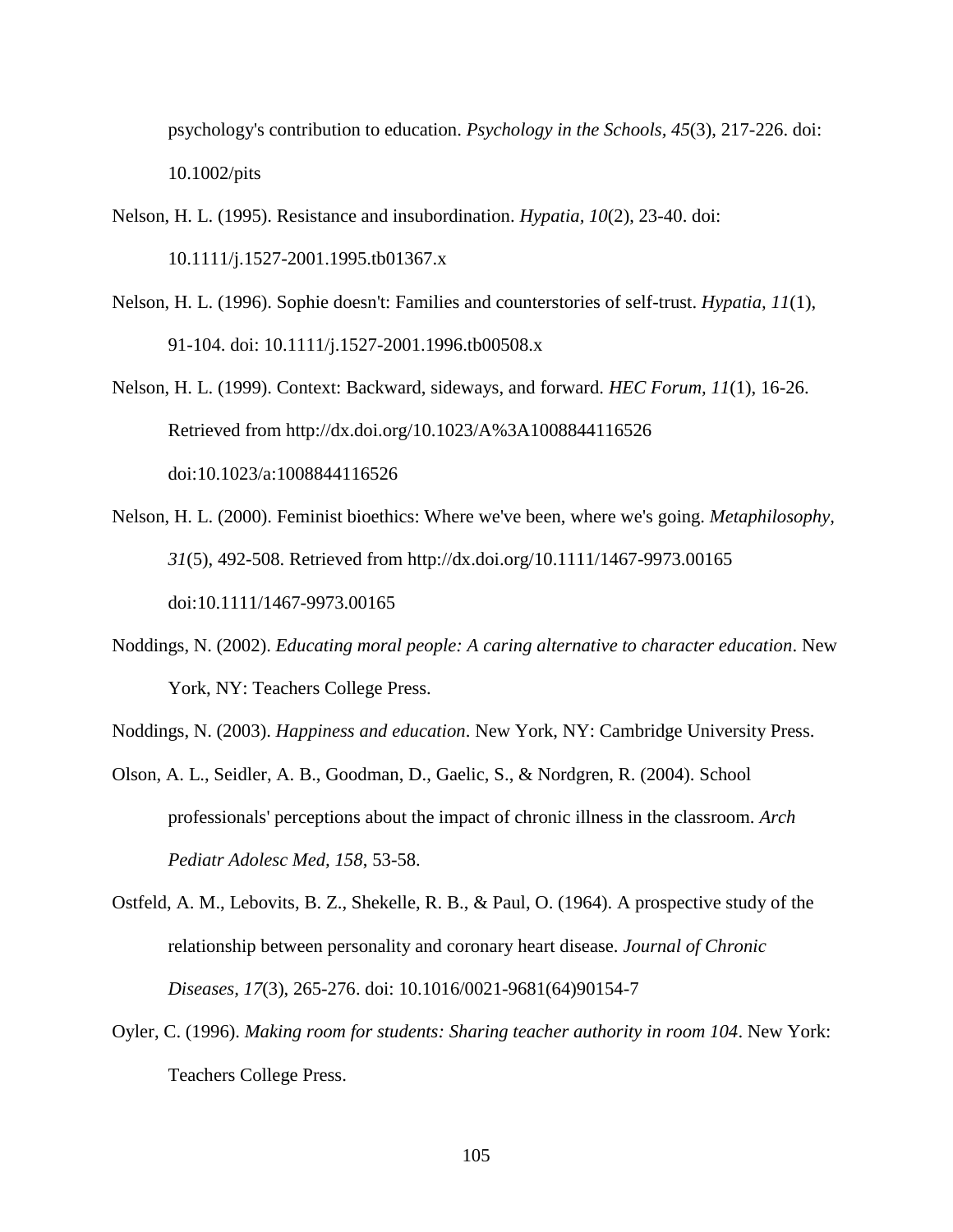psychology's contribution to education. *Psychology in the Schools, 45*(3), 217-226. doi: 10.1002/pits

Nelson, H. L. (1995). Resistance and insubordination. *Hypatia, 10*(2), 23-40. doi: 10.1111/j.1527-2001.1995.tb01367.x

Nelson, H. L. (1996). Sophie doesn't: Families and counterstories of self-trust. *Hypatia, 11*(1), 91-104. doi: 10.1111/j.1527-2001.1996.tb00508.x

Nelson, H. L. (1999). Context: Backward, sideways, and forward. *HEC Forum, 11*(1), 16-26. Retrieved from http://dx.doi.org/10.1023/A%3A1008844116526 doi:10.1023/a:1008844116526

Nelson, H. L. (2000). Feminist bioethics: Where we've been, where we's going. *Metaphilosophy, 31*(5), 492-508. Retrieved from http://dx.doi.org/10.1111/1467-9973.00165 doi:10.1111/1467-9973.00165

Noddings, N. (2002). *Educating moral people: A caring alternative to character education*. New York, NY: Teachers College Press.

Noddings, N. (2003). *Happiness and education*. New York, NY: Cambridge University Press.

Olson, A. L., Seidler, A. B., Goodman, D., Gaelic, S., & Nordgren, R. (2004). School professionals' perceptions about the impact of chronic illness in the classroom. *Arch Pediatr Adolesc Med, 158*, 53-58.

Ostfeld, A. M., Lebovits, B. Z., Shekelle, R. B., & Paul, O. (1964). A prospective study of the relationship between personality and coronary heart disease. *Journal of Chronic Diseases, 17*(3), 265-276. doi: 10.1016/0021-9681(64)90154-7

Oyler, C. (1996). *Making room for students: Sharing teacher authority in room 104*. New York: Teachers College Press.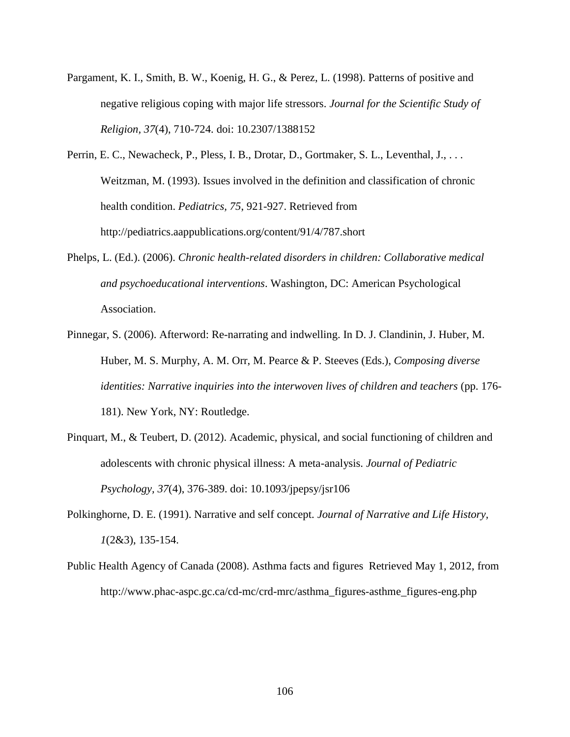Pargament, K. I., Smith, B. W., Koenig, H. G., & Perez, L. (1998). Patterns of positive and negative religious coping with major life stressors. *Journal for the Scientific Study of Religion, 37*(4), 710-724. doi: 10.2307/1388152

Perrin, E. C., Newacheck, P., Pless, I. B., Drotar, D., Gortmaker, S. L., Leventhal, J., . . . Weitzman, M. (1993). Issues involved in the definition and classification of chronic health condition. *Pediatrics, 75*, 921-927. Retrieved from http://pediatrics.aappublications.org/content/91/4/787.short

Phelps, L. (Ed.). (2006). *Chronic health-related disorders in children: Collaborative medical and psychoeducational interventions*. Washington, DC: American Psychological Association.

Pinnegar, S. (2006). Afterword: Re-narrating and indwelling. In D. J. Clandinin, J. Huber, M. Huber, M. S. Murphy, A. M. Orr, M. Pearce & P. Steeves (Eds.), *Composing diverse identities: Narrative inquiries into the interwoven lives of children and teachers* (pp. 176-181). New York, NY: Routledge.

Pinquart, M., & Teubert, D. (2012). Academic, physical, and social functioning of children and adolescents with chronic physical illness: A meta-analysis. *Journal of Pediatric Psychology, 37*(4), 376-389. doi: 10.1093/jpepsy/jsr106

Polkinghorne, D. E. (1991). Narrative and self concept. *Journal of Narrative and Life History, 1*(2&3), 135-154.

Public Health Agency of Canada (2008). Asthma facts and figures Retrieved May 1, 2012, from http://www.phac-aspc.gc.ca/cd-mc/crd-mrc/asthma_figures-asthme_figures-eng.php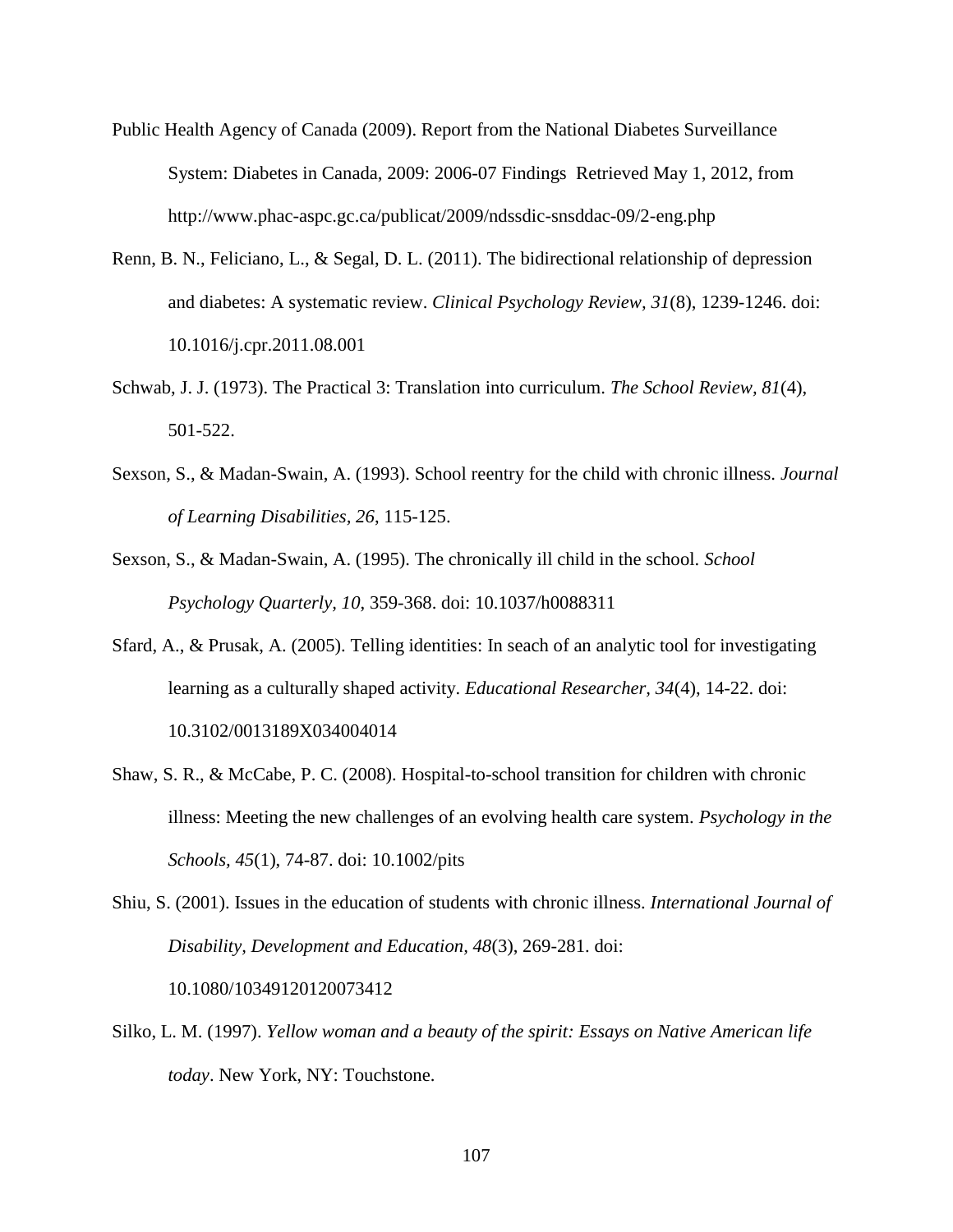Public Health Agency of Canada (2009). Report from the National Diabetes Surveillance System: Diabetes in Canada, 2009: 2006-07 Findings Retrieved May 1, 2012, from http://www.phac-aspc.gc.ca/publicat/2009/ndssdic-snsddac-09/2-eng.php

Renn, B. N., Feliciano, L., & Segal, D. L. (2011). The bidirectional relationship of depression and diabetes: A systematic review. *Clinical Psychology Review, 31*(8), 1239-1246. doi: 10.1016/j.cpr.2011.08.001

Schwab, J. J. (1973). The Practical 3: Translation into curriculum. *The School Review, 81*(4), 501-522.

Sexson, S., & Madan-Swain, A. (1993). School reentry for the child with chronic illness. *Journal of Learning Disabilities, 26*, 115-125.

Sexson, S., & Madan-Swain, A. (1995). The chronically ill child in the school. *School Psychology Quarterly, 10*, 359-368. doi: 10.1037/h0088311

Sfard, A., & Prusak, A. (2005). Telling identities: In seach of an analytic tool for investigating learning as a culturally shaped activity. *Educational Researcher, 34*(4), 14-22. doi: 10.3102/0013189X034004014

Shaw, S. R., & McCabe, P. C. (2008). Hospital-to-school transition for children with chronic illness: Meeting the new challenges of an evolving health care system. *Psychology in the Schools, 45*(1), 74-87. doi: 10.1002/pits

Shiu, S. (2001). Issues in the education of students with chronic illness. *International Journal of Disability, Development and Education, 48*(3), 269-281. doi: 10.1080/10349120120073412

Silko, L. M. (1997). *Yellow woman and a beauty of the spirit: Essays on Native American life today*. New York, NY: Touchstone.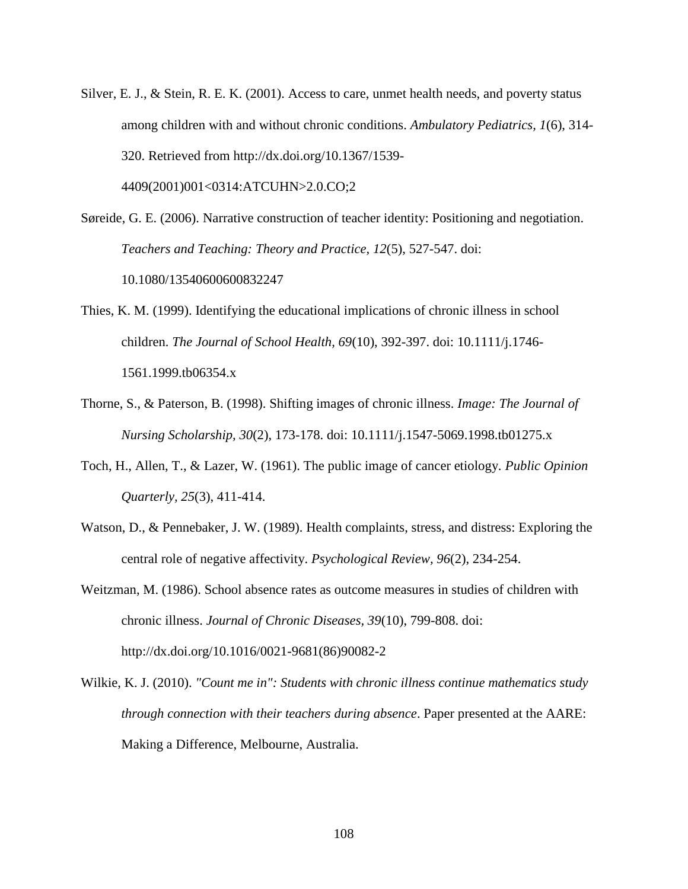Silver, E. J., & Stein, R. E. K. (2001). Access to care, unmet health needs, and poverty status among children with and without chronic conditions. *Ambulatory Pediatrics, 1*(6), 314-320. Retrieved from http://dx.doi.org/10.1367/1539-4409(2001)001<0314:ATCUHN>2.0.CO;2

Søreide, G. E. (2006). Narrative construction of teacher identity: Positioning and negotiation. *Teachers and Teaching: Theory and Practice, 12*(5), 527-547. doi: 10.1080/13540600600832247

Thies, K. M. (1999). Identifying the educational implications of chronic illness in school children. *The Journal of School Health, 69*(10), 392-397. doi: 10.1111/j.1746-1561.1999.tb06354.x

Thorne, S., & Paterson, B. (1998). Shifting images of chronic illness. *Image: The Journal of Nursing Scholarship, 30*(2), 173-178. doi: 10.1111/j.1547-5069.1998.tb01275.x

Toch, H., Allen, T., & Lazer, W. (1961). The public image of cancer etiology. *Public Opinion Quarterly, 25*(3), 411-414.

Watson, D., & Pennebaker, J. W. (1989). Health complaints, stress, and distress: Exploring the central role of negative affectivity. *Psychological Review, 96*(2), 234-254.

Weitzman, M. (1986). School absence rates as outcome measures in studies of children with chronic illness. *Journal of Chronic Diseases, 39*(10), 799-808. doi: http://dx.doi.org/10.1016/0021-9681(86)90082-2

Wilkie, K. J. (2010). *"Count me in": Students with chronic illness continue mathematics study through connection with their teachers during absence*. Paper presented at the AARE: Making a Difference, Melbourne, Australia.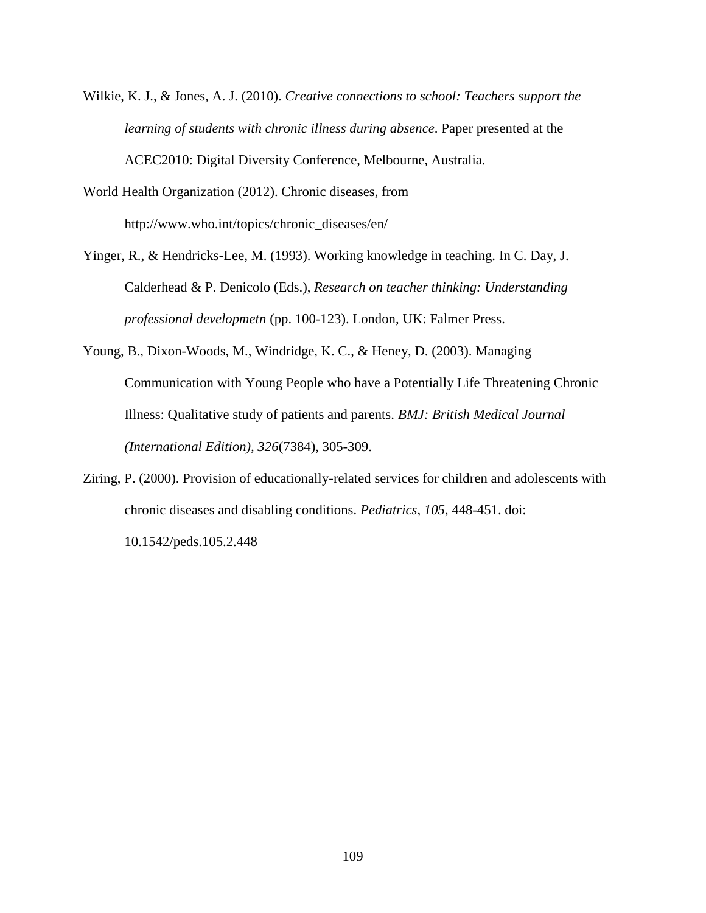Wilkie, K. J., & Jones, A. J. (2010). *Creative connections to school: Teachers support the learning of students with chronic illness during absence*. Paper presented at the ACEC2010: Digital Diversity Conference, Melbourne, Australia.

World Health Organization (2012). Chronic diseases, from http://www.who.int/topics/chronic_diseases/en/

Yinger, R., & Hendricks-Lee, M. (1993). Working knowledge in teaching. In C. Day, J. Calderhead & P. Denicolo (Eds.), *Research on teacher thinking: Understanding professional developmetn* (pp. 100-123). London, UK: Falmer Press.

Young, B., Dixon-Woods, M., Windridge, K. C., & Heney, D. (2003). Managing Communication with Young People who have a Potentially Life Threatening Chronic Illness: Qualitative study of patients and parents. *BMJ: British Medical Journal (International Edition), 326*(7384), 305-309.

Ziring, P. (2000). Provision of educationally-related services for children and adolescents with chronic diseases and disabling conditions. *Pediatrics, 105*, 448-451. doi: 10.1542/peds.105.2.448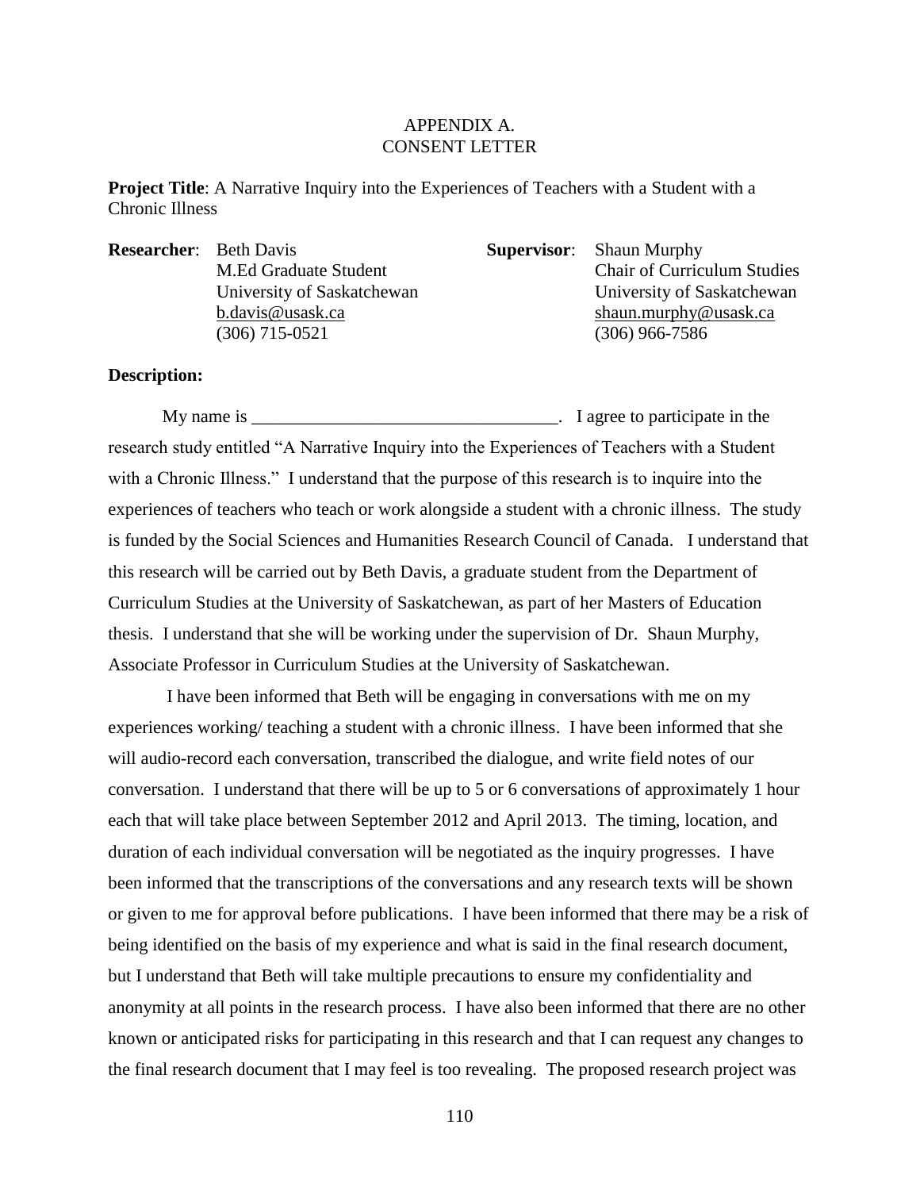# APPENDIX A.
# CONSENT LETTER

**Project Title**: A Narrative Inquiry into the Experiences of Teachers with a Student with a Chronic Illness

**Researcher**: Beth Davis
M.Ed Graduate Student
University of Saskatchewan
b.davis@usask.ca
(306) 715-0521

**Supervisor**: Shaun Murphy
Chair of Curriculum Studies
University of Saskatchewan
shaun.murphy@usask.ca
(306) 966-7586

**Description:**

My name is ___________________________________. I agree to participate in the research study entitled "A Narrative Inquiry into the Experiences of Teachers with a Student with a Chronic Illness." I understand that the purpose of this research is to inquire into the experiences of teachers who teach or work alongside a student with a chronic illness. The study is funded by the Social Sciences and Humanities Research Council of Canada. I understand that this research will be carried out by Beth Davis, a graduate student from the Department of Curriculum Studies at the University of Saskatchewan, as part of her Masters of Education thesis. I understand that she will be working under the supervision of Dr. Shaun Murphy, Associate Professor in Curriculum Studies at the University of Saskatchewan.

I have been informed that Beth will be engaging in conversations with me on my experiences working/ teaching a student with a chronic illness. I have been informed that she will audio-record each conversation, transcribed the dialogue, and write field notes of our conversation. I understand that there will be up to 5 or 6 conversations of approximately 1 hour each that will take place between September 2012 and April 2013. The timing, location, and duration of each individual conversation will be negotiated as the inquiry progresses. I have been informed that the transcriptions of the conversations and any research texts will be shown or given to me for approval before publications. I have been informed that there may be a risk of being identified on the basis of my experience and what is said in the final research document, but I understand that Beth will take multiple precautions to ensure my confidentiality and anonymity at all points in the research process. I have also been informed that there are no other known or anticipated risks for participating in this research and that I can request any changes to the final research document that I may feel is too revealing. The proposed research project was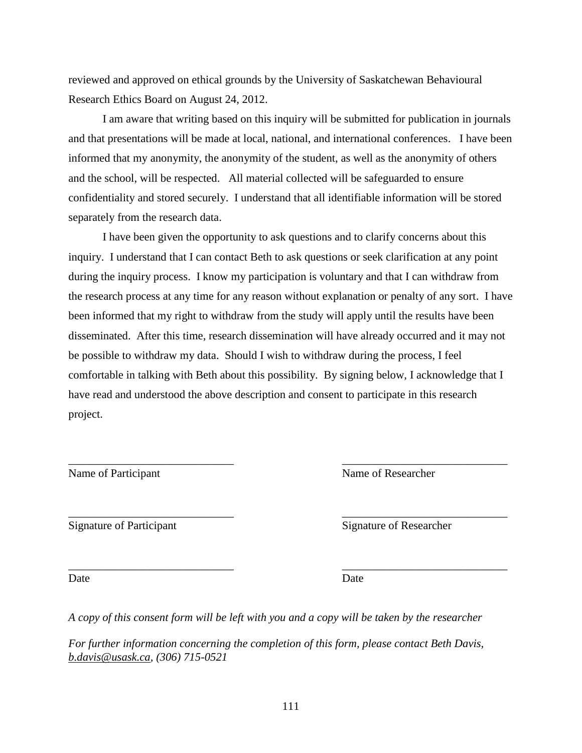reviewed and approved on ethical grounds by the University of Saskatchewan Behavioural Research Ethics Board on August 24, 2012.

I am aware that writing based on this inquiry will be submitted for publication in journals and that presentations will be made at local, national, and international conferences. I have been informed that my anonymity, the anonymity of the student, as well as the anonymity of others and the school, will be respected. All material collected will be safeguarded to ensure confidentiality and stored securely. I understand that all identifiable information will be stored separately from the research data.

I have been given the opportunity to ask questions and to clarify concerns about this inquiry. I understand that I can contact Beth to ask questions or seek clarification at any point during the inquiry process. I know my participation is voluntary and that I can withdraw from the research process at any time for any reason without explanation or penalty of any sort. I have been informed that my right to withdraw from the study will apply until the results have been disseminated. After this time, research dissemination will have already occurred and it may not be possible to withdraw my data. Should I wish to withdraw during the process, I feel comfortable in talking with Beth about this possibility. By signing below, I acknowledge that I have read and understood the above description and consent to participate in this research project.

| | |
|---|---|
| _____________________________ | _____________________________ |
| Name of Participant | Name of Researcher |
| _____________________________ | _____________________________ |
| Signature of Participant | Signature of Researcher |
| _____________________________ | _____________________________ |
| Date | Date |

*A copy of this consent form will be left with you and a copy will be taken by the researcher*

*For further information concerning the completion of this form, please contact Beth Davis, b.davis@usask.ca, (306) 715-0521*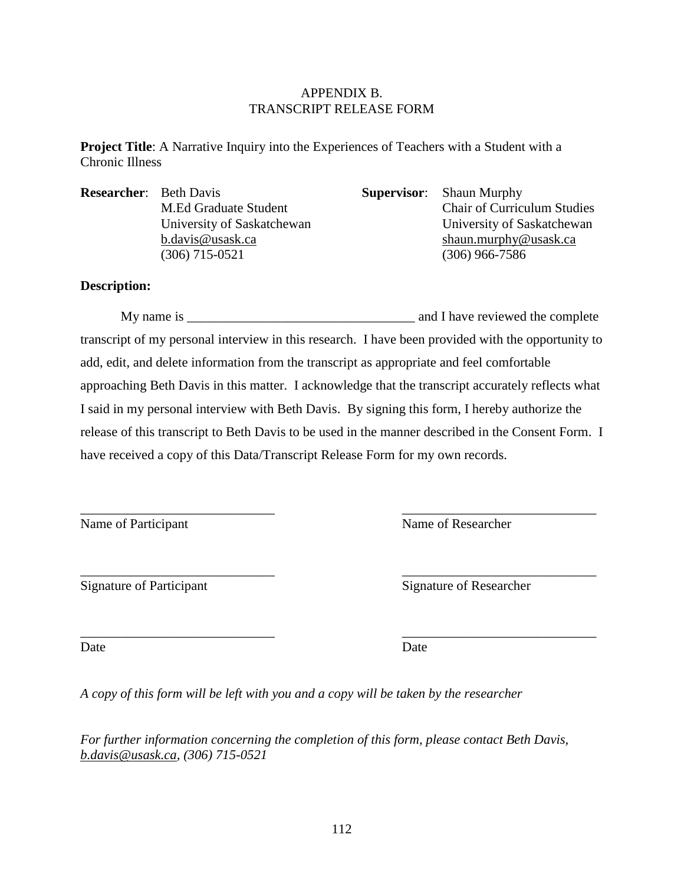# APPENDIX B.
# TRANSCRIPT RELEASE FORM

**Project Title**: A Narrative Inquiry into the Experiences of Teachers with a Student with a Chronic Illness

| | | | |
|---|---|---|---|
| **Researcher**: | Beth Davis<br>M.Ed Graduate Student<br>University of Saskatchewan<br>b.davis@usask.ca<br>(306) 715-0521 | **Supervisor**: | Shaun Murphy<br>Chair of Curriculum Studies<br>University of Saskatchewan<br>shaun.murphy@usask.ca<br>(306) 966-7586 |

**Description:**

My name is __________________________________ and I have reviewed the complete transcript of my personal interview in this research. I have been provided with the opportunity to add, edit, and delete information from the transcript as appropriate and feel comfortable approaching Beth Davis in this matter. I acknowledge that the transcript accurately reflects what I said in my personal interview with Beth Davis. By signing this form, I hereby authorize the release of this transcript to Beth Davis to be used in the manner described in the Consent Form. I have received a copy of this Data/Transcript Release Form for my own records.

_____________________________ Name of Participant

_____________________________ Name of Researcher

_____________________________ Signature of Participant

_____________________________ Signature of Researcher

_____________________________ Date

_____________________________ Date

*A copy of this form will be left with you and a copy will be taken by the researcher*

*For further information concerning the completion of this form, please contact Beth Davis, b.davis@usask.ca, (306) 715-0521*